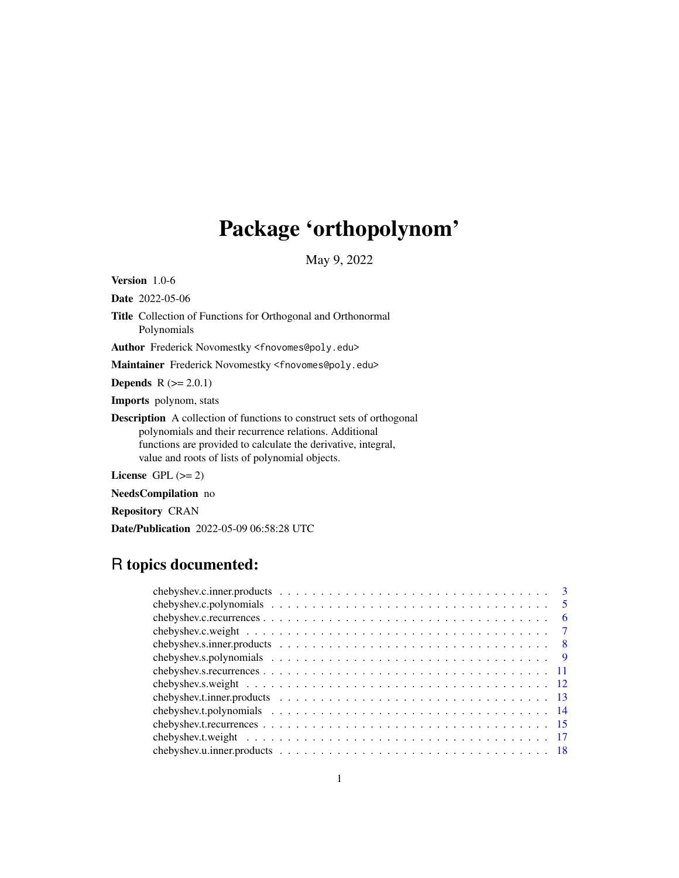# Package 'orthopolynom'

May 9, 2022

**Version** 1.0-6

**Date** 2022-05-06

**Title** Collection of Functions for Orthogonal and Orthonormal Polynomials

**Author** Frederick Novomestky <fnovomes@poly.edu>

**Maintainer** Frederick Novomestky <fnovomes@poly.edu>

**Depends** R (>= 2.0.1)

**Imports** polynom, stats

**Description** A collection of functions to construct sets of orthogonal polynomials and their recurrence relations. Additional functions are provided to calculate the derivative, integral, value and roots of lists of polynomial objects.

**License** GPL (>= 2)

**NeedsCompilation** no

**Repository** CRAN

**Date/Publication** 2022-05-09 06:58:28 UTC

## R topics documented:

chebyshev.c.inner.products . . . . . . . . . . . . . . . . . . . . . . . . . . . . . . . . . . 3
chebyshev.c.polynomials . . . . . . . . . . . . . . . . . . . . . . . . . . . . . . . . . . . 5
chebyshev.c.recurrences . . . . . . . . . . . . . . . . . . . . . . . . . . . . . . . . . . . 6
chebyshev.c.weight . . . . . . . . . . . . . . . . . . . . . . . . . . . . . . . . . . . . . 7
chebyshev.s.inner.products . . . . . . . . . . . . . . . . . . . . . . . . . . . . . . . . . . 8
chebyshev.s.polynomials . . . . . . . . . . . . . . . . . . . . . . . . . . . . . . . . . . . 9
chebyshev.s.recurrences . . . . . . . . . . . . . . . . . . . . . . . . . . . . . . . . . . . 11
chebyshev.s.weight . . . . . . . . . . . . . . . . . . . . . . . . . . . . . . . . . . . . . 12
chebyshev.t.inner.products . . . . . . . . . . . . . . . . . . . . . . . . . . . . . . . . . . 13
chebyshev.t.polynomials . . . . . . . . . . . . . . . . . . . . . . . . . . . . . . . . . . . 14
chebyshev.t.recurrences . . . . . . . . . . . . . . . . . . . . . . . . . . . . . . . . . . . 15
chebyshev.t.weight . . . . . . . . . . . . . . . . . . . . . . . . . . . . . . . . . . . . . 17
chebyshev.u.inner.products . . . . . . . . . . . . . . . . . . . . . . . . . . . . . . . . . . 18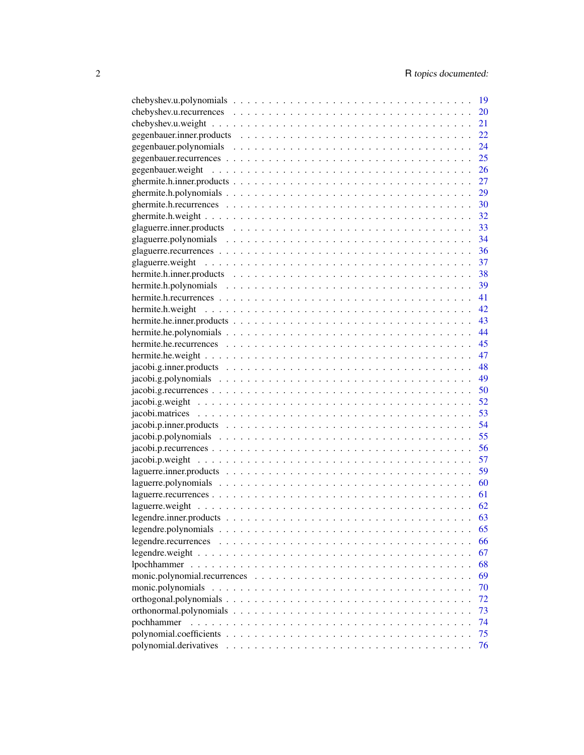chebyshev.u.polynomials . . . . . . . . . . . . . . . . . . . . . . . . . . . . . . . . . 19
chebyshev.u.recurrences . . . . . . . . . . . . . . . . . . . . . . . . . . . . . . . . . 20
chebyshev.u.weight . . . . . . . . . . . . . . . . . . . . . . . . . . . . . . . . . . . . 21
gegenbauer.inner.products . . . . . . . . . . . . . . . . . . . . . . . . . . . . . . . . 22
gegenbauer.polynomials . . . . . . . . . . . . . . . . . . . . . . . . . . . . . . . . . 24
gegenbauer.recurrences . . . . . . . . . . . . . . . . . . . . . . . . . . . . . . . . . 25
gegenbauer.weight . . . . . . . . . . . . . . . . . . . . . . . . . . . . . . . . . . . . 26
ghermite.h.inner.products . . . . . . . . . . . . . . . . . . . . . . . . . . . . . . . . 27
ghermite.h.polynomials . . . . . . . . . . . . . . . . . . . . . . . . . . . . . . . . . . 29
ghermite.h.recurrences . . . . . . . . . . . . . . . . . . . . . . . . . . . . . . . . . . 30
ghermite.h.weight . . . . . . . . . . . . . . . . . . . . . . . . . . . . . . . . . . . . . 32
glaguerre.inner.products . . . . . . . . . . . . . . . . . . . . . . . . . . . . . . . . . 33
glaguerre.polynomials . . . . . . . . . . . . . . . . . . . . . . . . . . . . . . . . . . . 34
glaguerre.recurrences . . . . . . . . . . . . . . . . . . . . . . . . . . . . . . . . . . . 36
glaguerre.weight . . . . . . . . . . . . . . . . . . . . . . . . . . . . . . . . . . . . . . 37
hermite.h.inner.products . . . . . . . . . . . . . . . . . . . . . . . . . . . . . . . . . 38
hermite.h.polynomials . . . . . . . . . . . . . . . . . . . . . . . . . . . . . . . . . . . 39
hermite.h.recurrences . . . . . . . . . . . . . . . . . . . . . . . . . . . . . . . . . . . 41
hermite.h.weight . . . . . . . . . . . . . . . . . . . . . . . . . . . . . . . . . . . . . . 42
hermite.he.inner.products . . . . . . . . . . . . . . . . . . . . . . . . . . . . . . . . 43
hermite.he.polynomials . . . . . . . . . . . . . . . . . . . . . . . . . . . . . . . . . . 44
hermite.he.recurrences . . . . . . . . . . . . . . . . . . . . . . . . . . . . . . . . . . 45
hermite.he.weight . . . . . . . . . . . . . . . . . . . . . . . . . . . . . . . . . . . . . 47
jacobi.g.inner.products . . . . . . . . . . . . . . . . . . . . . . . . . . . . . . . . . . 48
jacobi.g.polynomials . . . . . . . . . . . . . . . . . . . . . . . . . . . . . . . . . . . . 49
jacobi.g.recurrences . . . . . . . . . . . . . . . . . . . . . . . . . . . . . . . . . . . . 50
jacobi.g.weight . . . . . . . . . . . . . . . . . . . . . . . . . . . . . . . . . . . . . . . 52
jacobi.matrices . . . . . . . . . . . . . . . . . . . . . . . . . . . . . . . . . . . . . . . 53
jacobi.p.inner.products . . . . . . . . . . . . . . . . . . . . . . . . . . . . . . . . . . 54
jacobi.p.polynomials . . . . . . . . . . . . . . . . . . . . . . . . . . . . . . . . . . . . 55
jacobi.p.recurrences . . . . . . . . . . . . . . . . . . . . . . . . . . . . . . . . . . . . 56
jacobi.p.weight . . . . . . . . . . . . . . . . . . . . . . . . . . . . . . . . . . . . . . . 57
laguerre.inner.products . . . . . . . . . . . . . . . . . . . . . . . . . . . . . . . . . . 59
laguerre.polynomials . . . . . . . . . . . . . . . . . . . . . . . . . . . . . . . . . . . . 60
laguerre.recurrences . . . . . . . . . . . . . . . . . . . . . . . . . . . . . . . . . . . . 61
laguerre.weight . . . . . . . . . . . . . . . . . . . . . . . . . . . . . . . . . . . . . . . 62
legendre.inner.products . . . . . . . . . . . . . . . . . . . . . . . . . . . . . . . . . . 63
legendre.polynomials . . . . . . . . . . . . . . . . . . . . . . . . . . . . . . . . . . . . 65
legendre.recurrences . . . . . . . . . . . . . . . . . . . . . . . . . . . . . . . . . . . . 66
legendre.weight . . . . . . . . . . . . . . . . . . . . . . . . . . . . . . . . . . . . . . . 67
lpochhammer . . . . . . . . . . . . . . . . . . . . . . . . . . . . . . . . . . . . . . . . 68
monic.polynomial.recurrences . . . . . . . . . . . . . . . . . . . . . . . . . . . . . . . 69
monic.polynomials . . . . . . . . . . . . . . . . . . . . . . . . . . . . . . . . . . . . . 70
orthogonal.polynomials . . . . . . . . . . . . . . . . . . . . . . . . . . . . . . . . . . 72
orthonormal.polynomials . . . . . . . . . . . . . . . . . . . . . . . . . . . . . . . . . 73
pochhammer . . . . . . . . . . . . . . . . . . . . . . . . . . . . . . . . . . . . . . . . 74
polynomial.coefficients . . . . . . . . . . . . . . . . . . . . . . . . . . . . . . . . . . 75
polynomial.derivatives . . . . . . . . . . . . . . . . . . . . . . . . . . . . . . . . . . . 76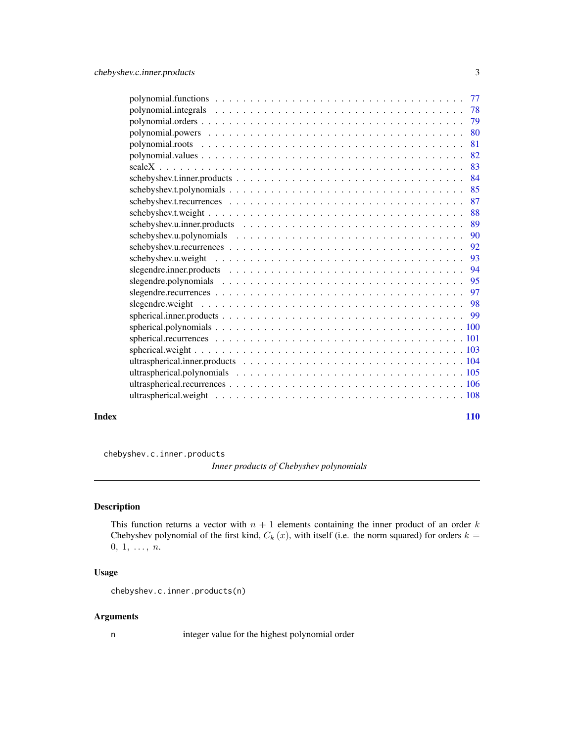polynomial.functions . . . . . . . . . . . . . . . . . . . . . . . . . . . . . . . . . . 77
polynomial.integrals . . . . . . . . . . . . . . . . . . . . . . . . . . . . . . . . . . 78
polynomial.orders . . . . . . . . . . . . . . . . . . . . . . . . . . . . . . . . . . . 79
polynomial.powers . . . . . . . . . . . . . . . . . . . . . . . . . . . . . . . . . . . 80
polynomial.roots . . . . . . . . . . . . . . . . . . . . . . . . . . . . . . . . . . . 81
polynomial.values . . . . . . . . . . . . . . . . . . . . . . . . . . . . . . . . . . . 82
scaleX . . . . . . . . . . . . . . . . . . . . . . . . . . . . . . . . . . . . . . . . 83
schebyshev.t.inner.products . . . . . . . . . . . . . . . . . . . . . . . . . . . . . . 84
schebyshev.t.polynomials . . . . . . . . . . . . . . . . . . . . . . . . . . . . . . . 85
schebyshev.t.recurrences . . . . . . . . . . . . . . . . . . . . . . . . . . . . . . . 87
schebyshev.t.weight . . . . . . . . . . . . . . . . . . . . . . . . . . . . . . . . . . 88
schebyshev.u.inner.products . . . . . . . . . . . . . . . . . . . . . . . . . . . . . . 89
schebyshev.u.polynomials . . . . . . . . . . . . . . . . . . . . . . . . . . . . . . . 90
schebyshev.u.recurrences . . . . . . . . . . . . . . . . . . . . . . . . . . . . . . . 92
schebyshev.u.weight . . . . . . . . . . . . . . . . . . . . . . . . . . . . . . . . . . 93
slegendre.inner.products . . . . . . . . . . . . . . . . . . . . . . . . . . . . . . . 94
slegendre.polynomials . . . . . . . . . . . . . . . . . . . . . . . . . . . . . . . . 95
slegendre.recurrences . . . . . . . . . . . . . . . . . . . . . . . . . . . . . . . . . 97
slegendre.weight . . . . . . . . . . . . . . . . . . . . . . . . . . . . . . . . . . . 98
spherical.inner.products . . . . . . . . . . . . . . . . . . . . . . . . . . . . . . . 99
spherical.polynomials . . . . . . . . . . . . . . . . . . . . . . . . . . . . . . . . . 100
spherical.recurrences . . . . . . . . . . . . . . . . . . . . . . . . . . . . . . . . . 101
spherical.weight . . . . . . . . . . . . . . . . . . . . . . . . . . . . . . . . . . . . 103
ultraspherical.inner.products . . . . . . . . . . . . . . . . . . . . . . . . . . . . . 104
ultraspherical.polynomials . . . . . . . . . . . . . . . . . . . . . . . . . . . . . . . 105
ultraspherical.recurrences . . . . . . . . . . . . . . . . . . . . . . . . . . . . . . . 106
ultraspherical.weight . . . . . . . . . . . . . . . . . . . . . . . . . . . . . . . . . . 108

**Index** **110**

---

`chebyshev.c.inner.products` *Inner products of Chebyshev polynomials*

---

## Description

This function returns a vector with $n + 1$ elements containing the inner product of an order $k$ Chebyshev polynomial of the first kind, $C_k(x)$, with itself (i.e. the norm squared) for orders $k = 0, 1, \ldots, n$.

## Usage

```
chebyshev.c.inner.products(n)
```

## Arguments

n integer value for the highest polynomial order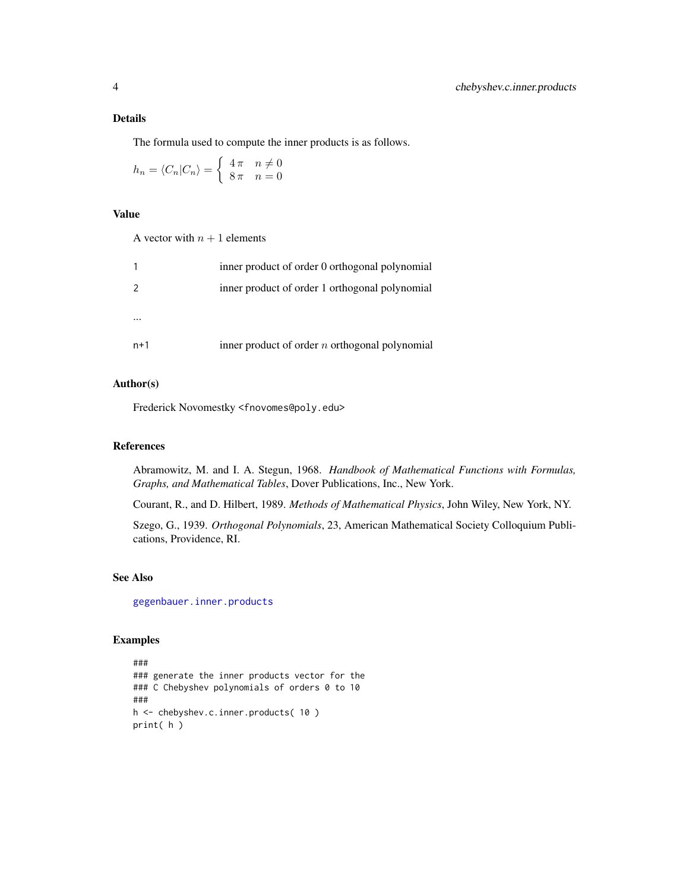## Details

The formula used to compute the inner products is as follows.

$$h_n = \langle C_n | C_n \rangle = \begin{cases} 4\,\pi & n \neq 0 \\ 8\,\pi & n = 0 \end{cases}$$

## Value

A vector with $n + 1$ elements

| | |
|---|---|
| 1 | inner product of order 0 orthogonal polynomial |
| 2 | inner product of order 1 orthogonal polynomial |
| ... | |
| n+1 | inner product of order $n$ orthogonal polynomial |

## Author(s)

Frederick Novomestky <fnovomes@poly.edu>

## References

Abramowitz, M. and I. A. Stegun, 1968. *Handbook of Mathematical Functions with Formulas, Graphs, and Mathematical Tables*, Dover Publications, Inc., New York.

Courant, R., and D. Hilbert, 1989. *Methods of Mathematical Physics*, John Wiley, New York, NY.

Szego, G., 1939. *Orthogonal Polynomials*, 23, American Mathematical Society Colloquium Publications, Providence, RI.

## See Also

gegenbauer.inner.products

## Examples

```
###
### generate the inner products vector for the
### C Chebyshev polynomials of orders 0 to 10
###
h <- chebyshev.c.inner.products( 10 )
print( h )
```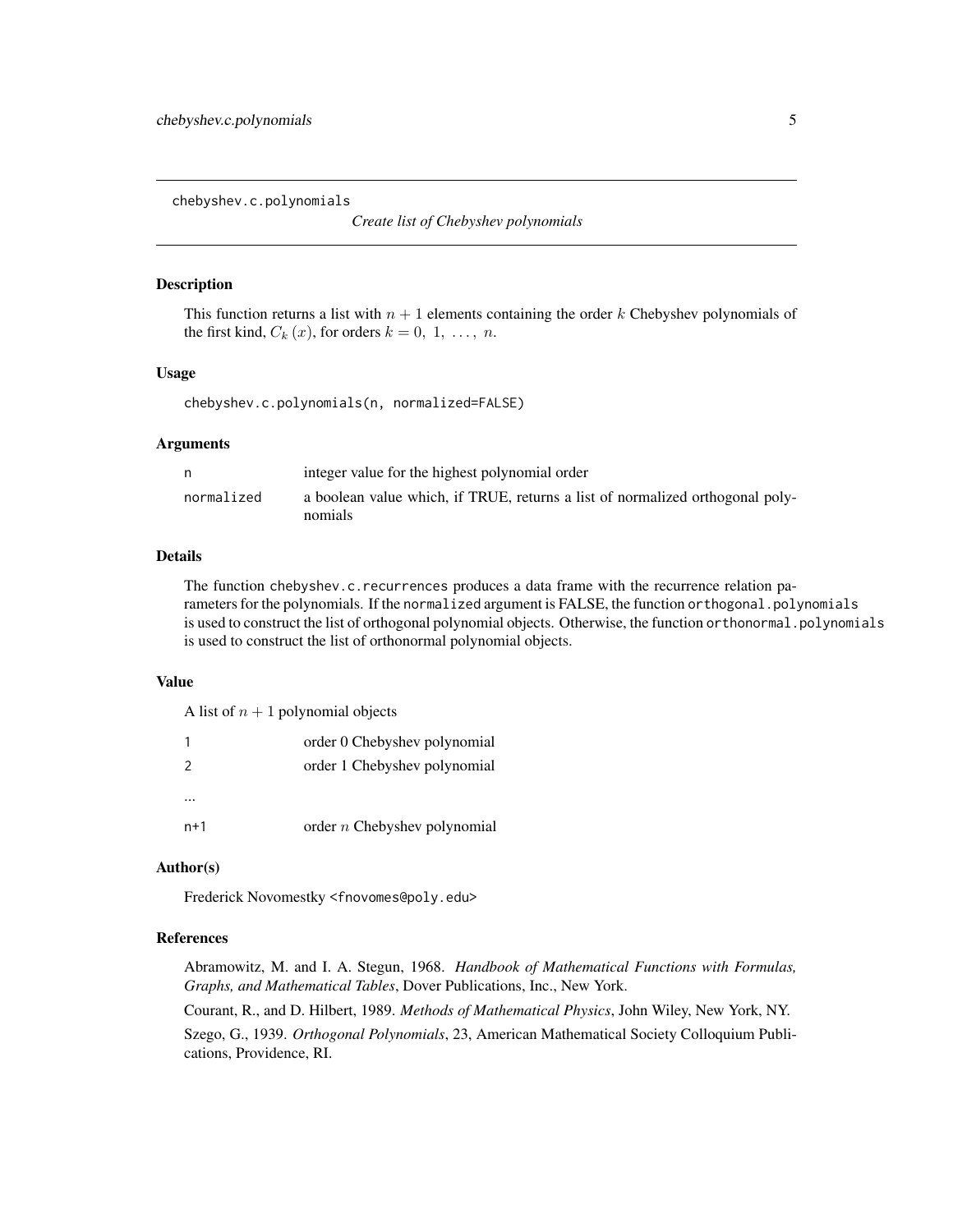chebyshev.c.polynomials

*Create list of Chebyshev polynomials*

## Description

This function returns a list with $n+1$ elements containing the order $k$ Chebyshev polynomials of the first kind, $C_k(x)$, for orders $k = 0, 1, \ldots, n$.

## Usage

```
chebyshev.c.polynomials(n, normalized=FALSE)
```

## Arguments

| | |
|---|---|
| n | integer value for the highest polynomial order |
| normalized | a boolean value which, if TRUE, returns a list of normalized orthogonal polynomials |

## Details

The function `chebyshev.c.recurrences` produces a data frame with the recurrence relation parameters for the polynomials. If the `normalized` argument is FALSE, the function `orthogonal.polynomials` is used to construct the list of orthogonal polynomial objects. Otherwise, the function `orthonormal.polynomials` is used to construct the list of orthonormal polynomial objects.

## Value

A list of $n+1$ polynomial objects

| | |
|---|---|
| 1 | order 0 Chebyshev polynomial |
| 2 | order 1 Chebyshev polynomial |
| ... | |
| n+1 | order $n$ Chebyshev polynomial |

## Author(s)

Frederick Novomestky <fnovomes@poly.edu>

## References

Abramowitz, M. and I. A. Stegun, 1968. *Handbook of Mathematical Functions with Formulas, Graphs, and Mathematical Tables*, Dover Publications, Inc., New York.

Courant, R., and D. Hilbert, 1989. *Methods of Mathematical Physics*, John Wiley, New York, NY.

Szego, G., 1939. *Orthogonal Polynomials*, 23, American Mathematical Society Colloquium Publications, Providence, RI.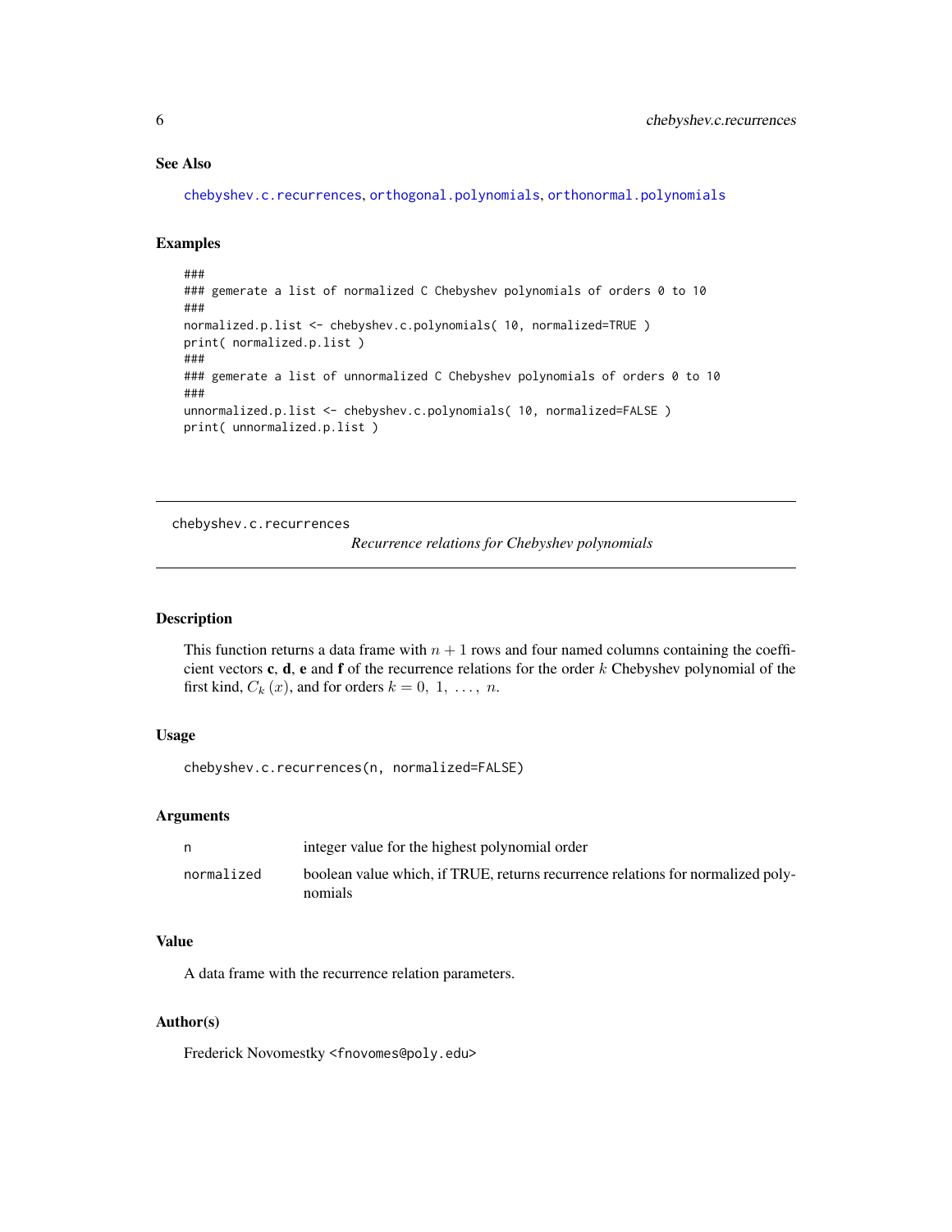## See Also

chebyshev.c.recurrences, orthogonal.polynomials, orthonormal.polynomials

## Examples

```
###
### gemerate a list of normalized C Chebyshev polynomials of orders 0 to 10
###
normalized.p.list <- chebyshev.c.polynomials( 10, normalized=TRUE )
print( normalized.p.list )
###
### gemerate a list of unnormalized C Chebyshev polynomials of orders 0 to 10
###
unnormalized.p.list <- chebyshev.c.polynomials( 10, normalized=FALSE )
print( unnormalized.p.list )
```

---

chebyshev.c.recurrences *Recurrence relations for Chebyshev polynomials*

---

## Description

This function returns a data frame with $n + 1$ rows and four named columns containing the coefficient vectors **c**, **d**, **e** and **f** of the recurrence relations for the order $k$ Chebyshev polynomial of the first kind, $C_k(x)$, and for orders $k = 0, 1, \ldots, n$.

## Usage

```
chebyshev.c.recurrences(n, normalized=FALSE)
```

## Arguments

| | |
|---|---|
| n | integer value for the highest polynomial order |
| normalized | boolean value which, if TRUE, returns recurrence relations for normalized polynomials |

## Value

A data frame with the recurrence relation parameters.

## Author(s)

Frederick Novomestky <fnovomes@poly.edu>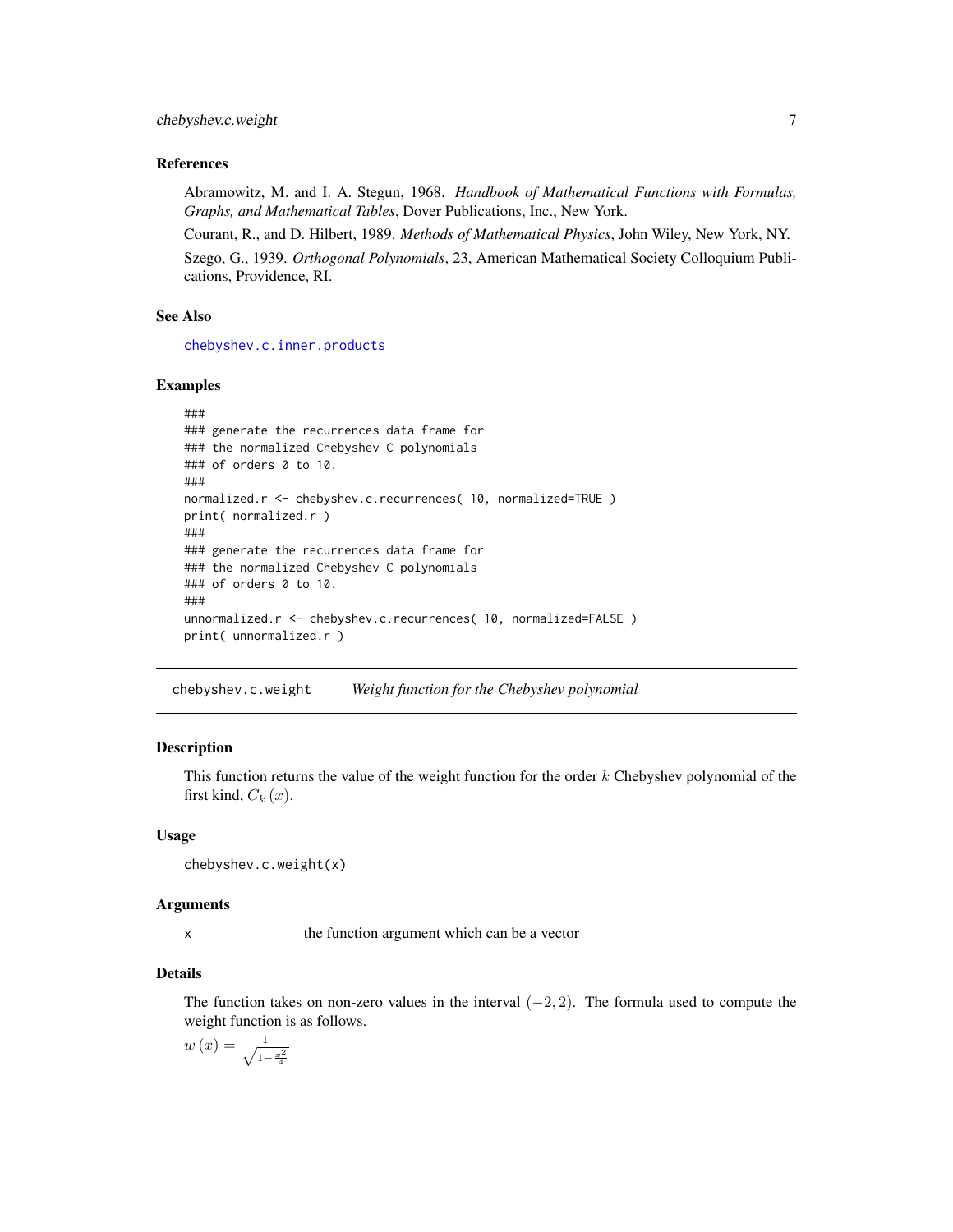### References

Abramowitz, M. and I. A. Stegun, 1968. *Handbook of Mathematical Functions with Formulas, Graphs, and Mathematical Tables*, Dover Publications, Inc., New York.

Courant, R., and D. Hilbert, 1989. *Methods of Mathematical Physics*, John Wiley, New York, NY.

Szego, G., 1939. *Orthogonal Polynomials*, 23, American Mathematical Society Colloquium Publications, Providence, RI.

### See Also

chebyshev.c.inner.products

### Examples

```
###
### generate the recurrences data frame for
### the normalized Chebyshev C polynomials
### of orders 0 to 10.
###
normalized.r <- chebyshev.c.recurrences( 10, normalized=TRUE )
print( normalized.r )
###
### generate the recurrences data frame for
### the normalized Chebyshev C polynomials
### of orders 0 to 10.
###
unnormalized.r <- chebyshev.c.recurrences( 10, normalized=FALSE )
print( unnormalized.r )
```

---

## chebyshev.c.weight — *Weight function for the Chebyshev polynomial*

### Description

This function returns the value of the weight function for the order $k$ Chebyshev polynomial of the first kind, $C_k\left(x\right)$.

### Usage

```
chebyshev.c.weight(x)
```

### Arguments

| | |
|---|---|
| x | the function argument which can be a vector |

### Details

The function takes on non-zero values in the interval $(-2, 2)$. The formula used to compute the weight function is as follows.

$$w\left(x\right) = \frac{1}{\sqrt{1 - \frac{x^2}{4}}}$$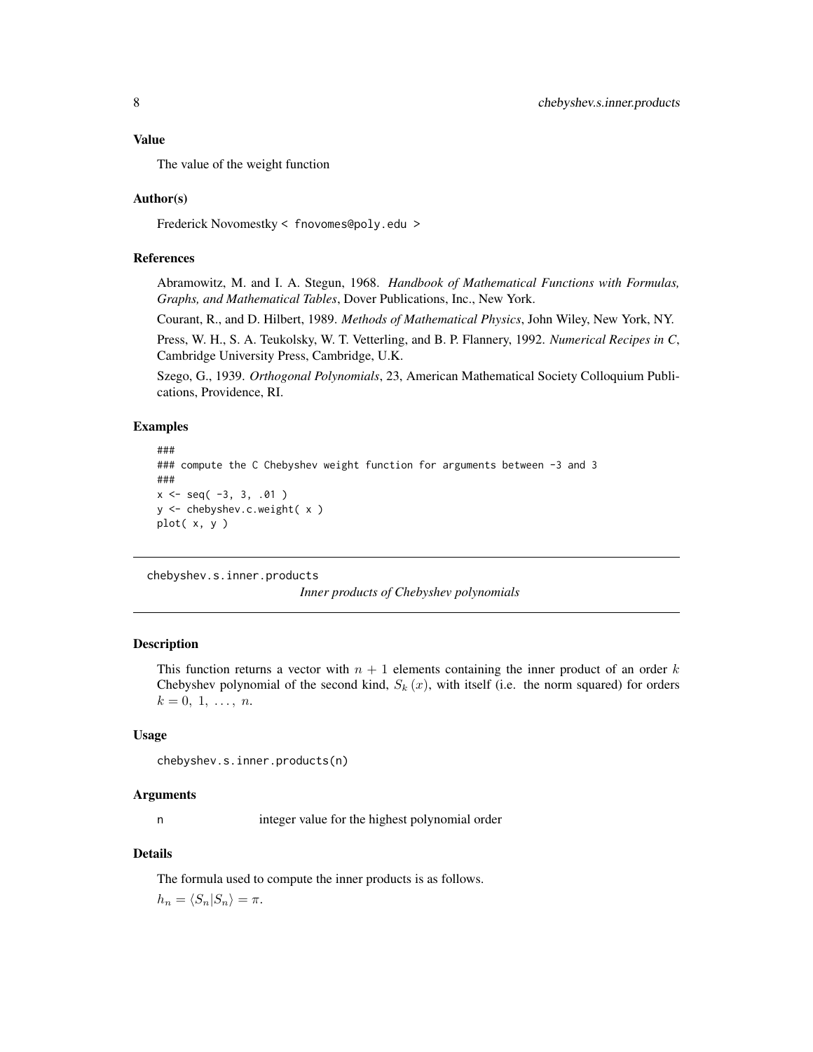### Value

The value of the weight function

### Author(s)

Frederick Novomestky < fnovomes@poly.edu >

### References

Abramowitz, M. and I. A. Stegun, 1968. *Handbook of Mathematical Functions with Formulas, Graphs, and Mathematical Tables*, Dover Publications, Inc., New York.

Courant, R., and D. Hilbert, 1989. *Methods of Mathematical Physics*, John Wiley, New York, NY.

Press, W. H., S. A. Teukolsky, W. T. Vetterling, and B. P. Flannery, 1992. *Numerical Recipes in C*, Cambridge University Press, Cambridge, U.K.

Szego, G., 1939. *Orthogonal Polynomials*, 23, American Mathematical Society Colloquium Publications, Providence, RI.

### Examples

```
###
### compute the C Chebyshev weight function for arguments between -3 and 3
###
x <- seq( -3, 3, .01 )
y <- chebyshev.c.weight( x )
plot( x, y )
```

---

## chebyshev.s.inner.products — *Inner products of Chebyshev polynomials*

### Description

This function returns a vector with $n + 1$ elements containing the inner product of an order $k$ Chebyshev polynomial of the second kind, $S_k(x)$, with itself (i.e. the norm squared) for orders $k = 0, 1, \ldots, n$.

### Usage

```
chebyshev.s.inner.products(n)
```

### Arguments

n — integer value for the highest polynomial order

### Details

The formula used to compute the inner products is as follows.

$h_n = \langle S_n | S_n \rangle = \pi$.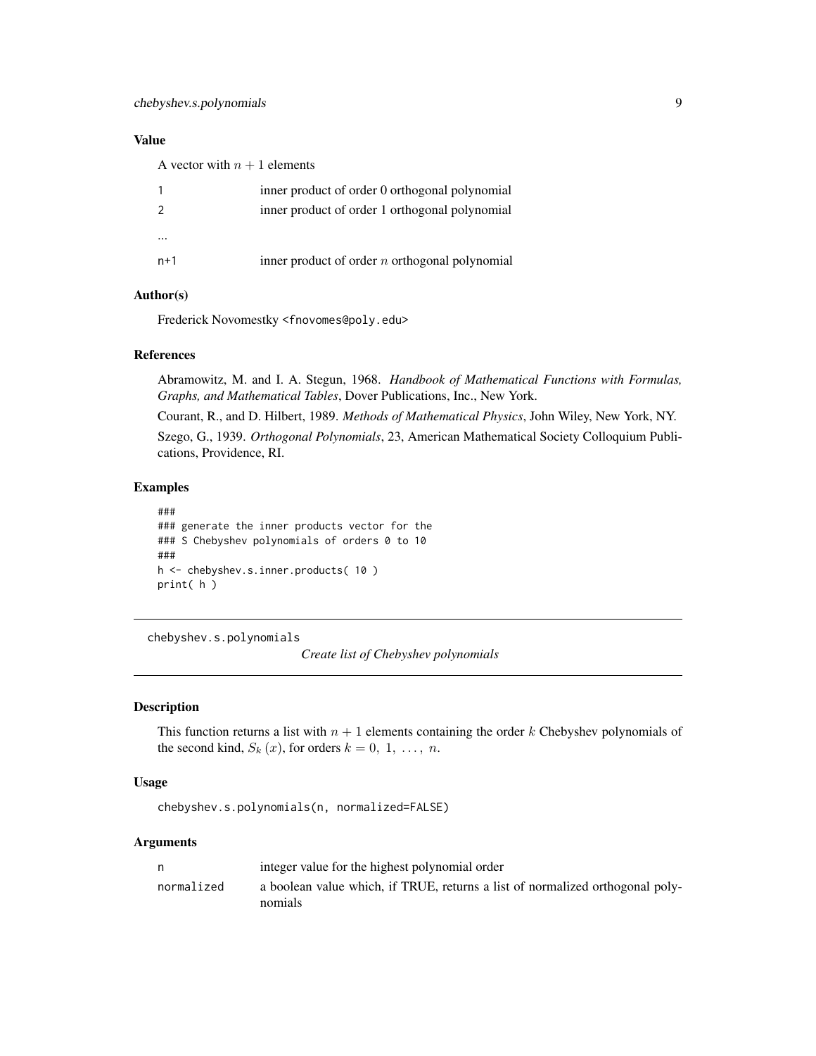### Value

A vector with $n + 1$ elements

| | |
|---|---|
| 1 | inner product of order 0 orthogonal polynomial |
| 2 | inner product of order 1 orthogonal polynomial |
| ... | |
| n+1 | inner product of order $n$ orthogonal polynomial |

### Author(s)

Frederick Novomestky <fnovomes@poly.edu>

### References

Abramowitz, M. and I. A. Stegun, 1968. *Handbook of Mathematical Functions with Formulas, Graphs, and Mathematical Tables*, Dover Publications, Inc., New York.

Courant, R., and D. Hilbert, 1989. *Methods of Mathematical Physics*, John Wiley, New York, NY.

Szego, G., 1939. *Orthogonal Polynomials*, 23, American Mathematical Society Colloquium Publications, Providence, RI.

### Examples

```
###
### generate the inner products vector for the
### S Chebyshev polynomials of orders 0 to 10
###
h <- chebyshev.s.inner.products( 10 )
print( h )
```

---

## chebyshev.s.polynomials

*Create list of Chebyshev polynomials*

---

### Description

This function returns a list with $n + 1$ elements containing the order $k$ Chebyshev polynomials of the second kind, $S_k(x)$, for orders $k = 0, 1, \ldots, n$.

### Usage

```
chebyshev.s.polynomials(n, normalized=FALSE)
```

### Arguments

| | |
|---|---|
| n | integer value for the highest polynomial order |
| normalized | a boolean value which, if TRUE, returns a list of normalized orthogonal polynomials |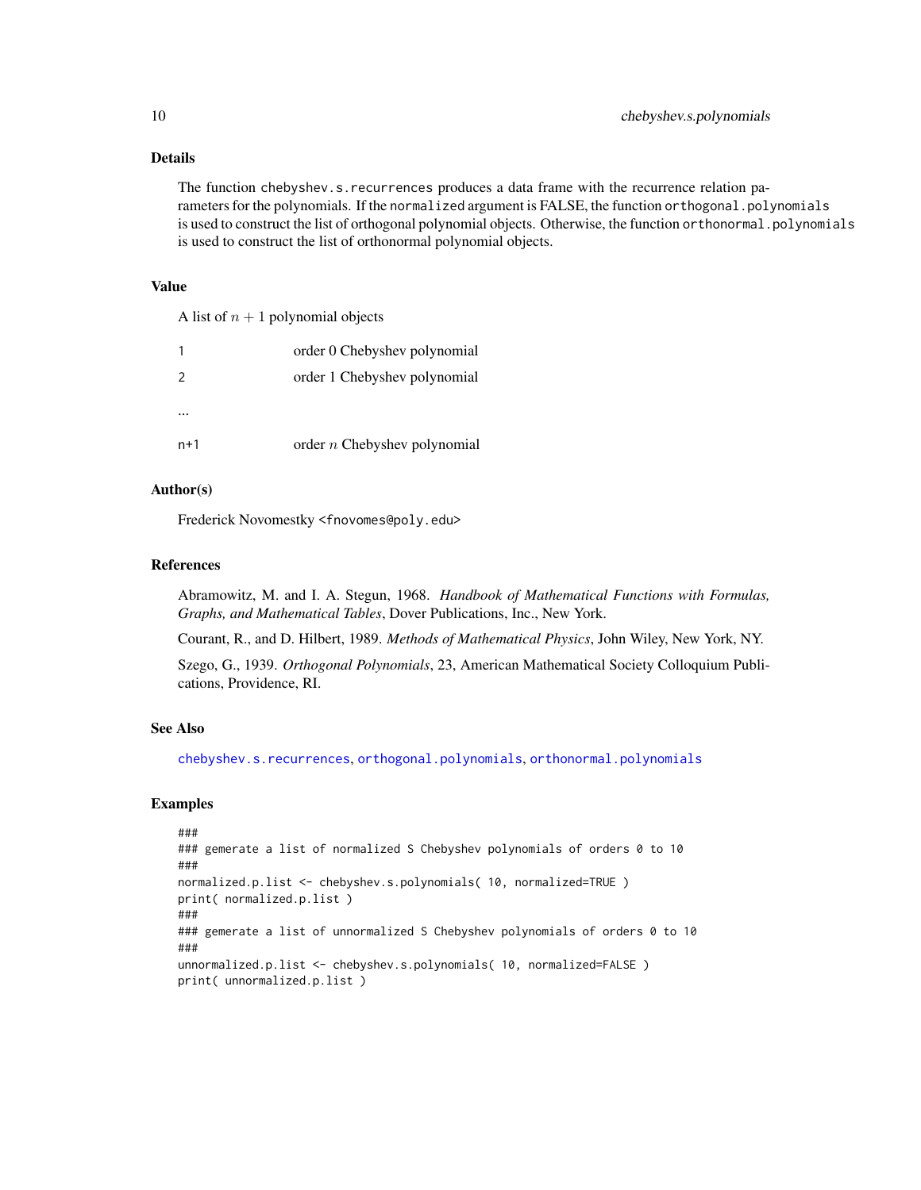## Details

The function `chebyshev.s.recurrences` produces a data frame with the recurrence relation parameters for the polynomials. If the `normalized` argument is FALSE, the function `orthogonal.polynomials` is used to construct the list of orthogonal polynomial objects. Otherwise, the function `orthonormal.polynomials` is used to construct the list of orthonormal polynomial objects.

## Value

A list of $n + 1$ polynomial objects

| | |
|---|---|
| 1 | order 0 Chebyshev polynomial |
| 2 | order 1 Chebyshev polynomial |
| ... | |
| n+1 | order $n$ Chebyshev polynomial |

## Author(s)

Frederick Novomestky <fnovomes@poly.edu>

## References

Abramowitz, M. and I. A. Stegun, 1968. *Handbook of Mathematical Functions with Formulas, Graphs, and Mathematical Tables*, Dover Publications, Inc., New York.

Courant, R., and D. Hilbert, 1989. *Methods of Mathematical Physics*, John Wiley, New York, NY.

Szego, G., 1939. *Orthogonal Polynomials*, 23, American Mathematical Society Colloquium Publications, Providence, RI.

## See Also

`chebyshev.s.recurrences`, `orthogonal.polynomials`, `orthonormal.polynomials`

## Examples

```
###
### gemerate a list of normalized S Chebyshev polynomials of orders 0 to 10
###
normalized.p.list <- chebyshev.s.polynomials( 10, normalized=TRUE )
print( normalized.p.list )
###
### gemerate a list of unnormalized S Chebyshev polynomials of orders 0 to 10
###
unnormalized.p.list <- chebyshev.s.polynomials( 10, normalized=FALSE )
print( unnormalized.p.list )
```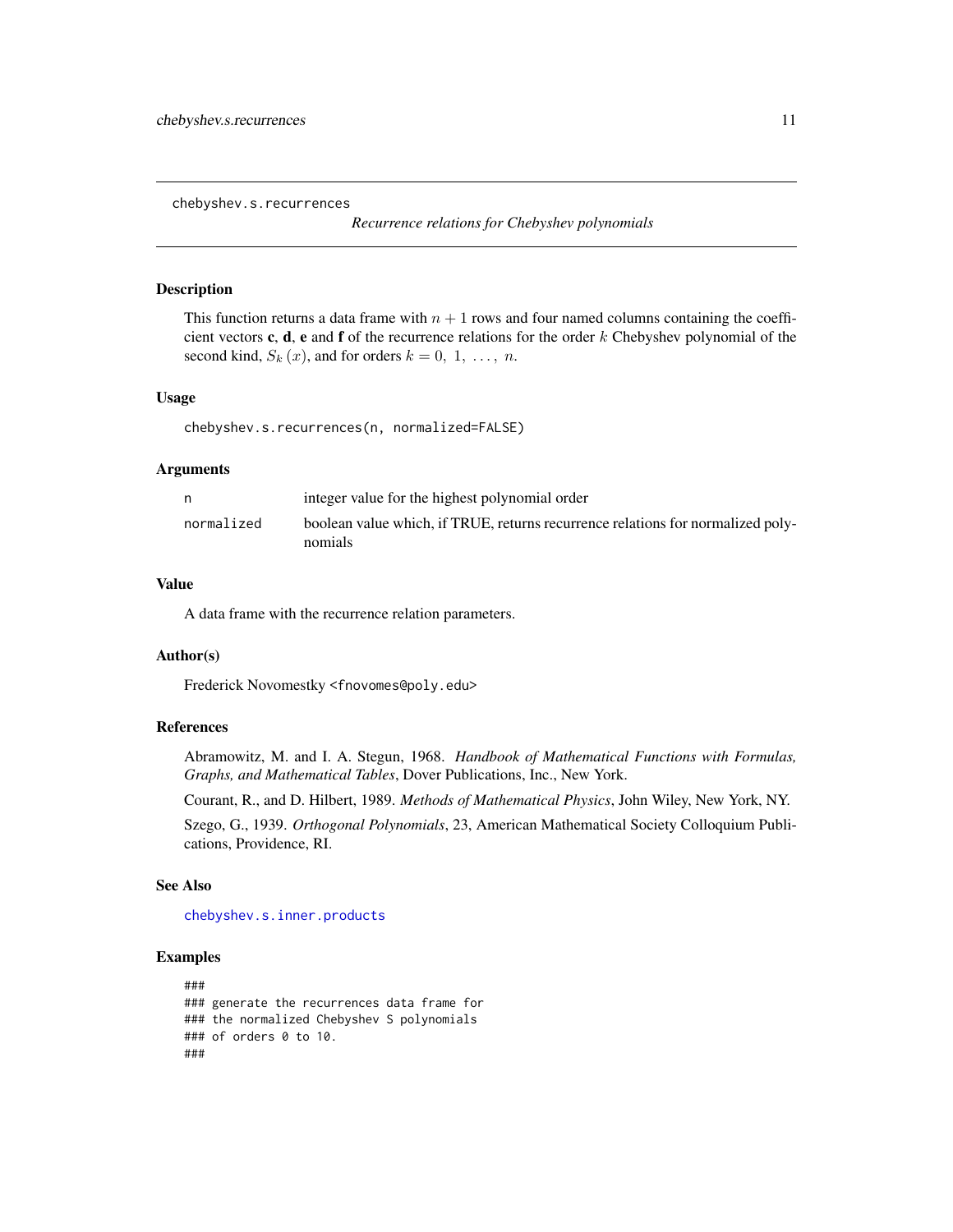chebyshev.s.recurrences

*Recurrence relations for Chebyshev polynomials*

## Description

This function returns a data frame with $n + 1$ rows and four named columns containing the coefficient vectors **c**, **d**, **e** and **f** of the recurrence relations for the order $k$ Chebyshev polynomial of the second kind, $S_k(x)$, and for orders $k = 0,\ 1,\ \ldots,\ n$.

## Usage

```
chebyshev.s.recurrences(n, normalized=FALSE)
```

## Arguments

| | |
|---|---|
| n | integer value for the highest polynomial order |
| normalized | boolean value which, if TRUE, returns recurrence relations for normalized polynomials |

## Value

A data frame with the recurrence relation parameters.

## Author(s)

Frederick Novomestky <fnovomes@poly.edu>

## References

Abramowitz, M. and I. A. Stegun, 1968. *Handbook of Mathematical Functions with Formulas, Graphs, and Mathematical Tables*, Dover Publications, Inc., New York.

Courant, R., and D. Hilbert, 1989. *Methods of Mathematical Physics*, John Wiley, New York, NY.

Szego, G., 1939. *Orthogonal Polynomials*, 23, American Mathematical Society Colloquium Publications, Providence, RI.

## See Also

chebyshev.s.inner.products

## Examples

```
###
### generate the recurrences data frame for
### the normalized Chebyshev S polynomials
### of orders 0 to 10.
###
```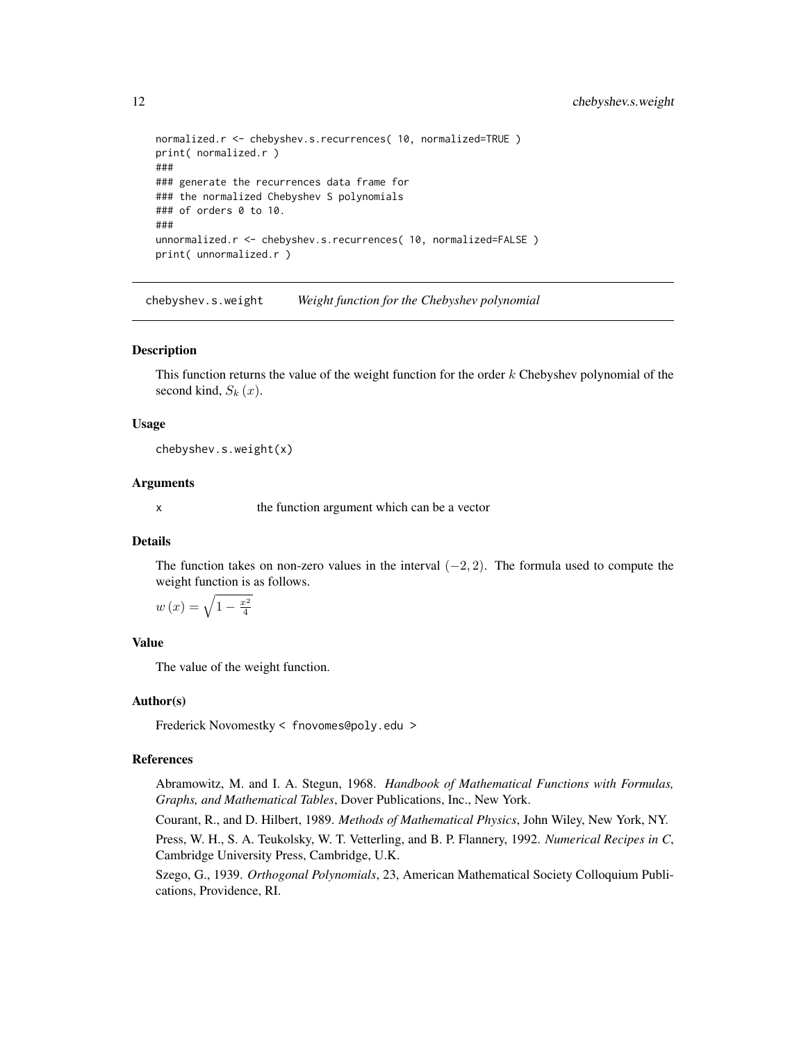```
normalized.r <- chebyshev.s.recurrences( 10, normalized=TRUE )
print( normalized.r )
###
### generate the recurrences data frame for
### the normalized Chebyshev S polynomials
### of orders 0 to 10.
###
unnormalized.r <- chebyshev.s.recurrences( 10, normalized=FALSE )
print( unnormalized.r )
```

## chebyshev.s.weight — *Weight function for the Chebyshev polynomial*

### Description

This function returns the value of the weight function for the order $k$ Chebyshev polynomial of the second kind, $S_k(x)$.

### Usage

```
chebyshev.s.weight(x)
```

### Arguments

`x` the function argument which can be a vector

### Details

The function takes on non-zero values in the interval $(-2, 2)$. The formula used to compute the weight function is as follows.

$w(x) = \sqrt{1 - \frac{x^2}{4}}$

### Value

The value of the weight function.

### Author(s)

Frederick Novomestky < fnovomes@poly.edu >

### References

Abramowitz, M. and I. A. Stegun, 1968. *Handbook of Mathematical Functions with Formulas, Graphs, and Mathematical Tables*, Dover Publications, Inc., New York.

Courant, R., and D. Hilbert, 1989. *Methods of Mathematical Physics*, John Wiley, New York, NY.

Press, W. H., S. A. Teukolsky, W. T. Vetterling, and B. P. Flannery, 1992. *Numerical Recipes in C*, Cambridge University Press, Cambridge, U.K.

Szego, G., 1939. *Orthogonal Polynomials*, 23, American Mathematical Society Colloquium Publications, Providence, RI.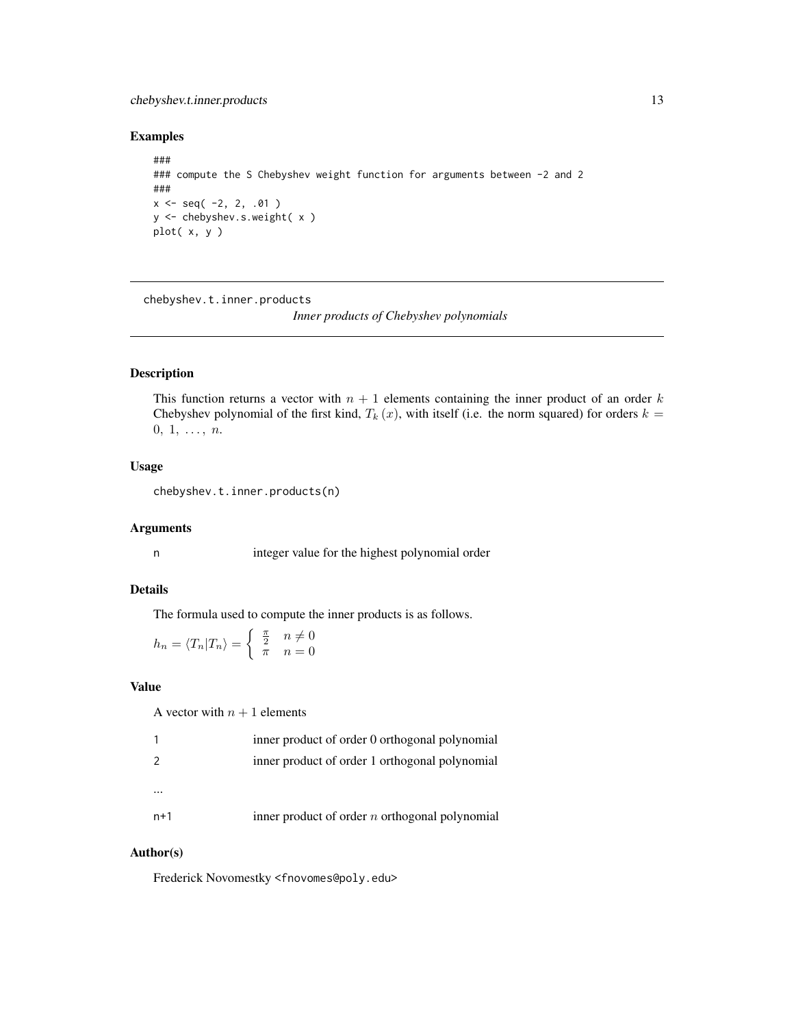## Examples

```
###
### compute the S Chebyshev weight function for arguments between -2 and 2
###
x <- seq( -2, 2, .01 )
y <- chebyshev.s.weight( x )
plot( x, y )
```

---

chebyshev.t.inner.products *Inner products of Chebyshev polynomials*

---

## Description

This function returns a vector with $n + 1$ elements containing the inner product of an order $k$ Chebyshev polynomial of the first kind, $T_k(x)$, with itself (i.e. the norm squared) for orders $k = 0, 1, \ldots, n$.

## Usage

```
chebyshev.t.inner.products(n)
```

## Arguments

| | |
|---|---|
| n | integer value for the highest polynomial order |

## Details

The formula used to compute the inner products is as follows.

$$h_n = \langle T_n | T_n \rangle = \begin{cases} \frac{\pi}{2} & n \neq 0 \\ \pi & n = 0 \end{cases}$$

## Value

A vector with $n + 1$ elements

| | |
|---|---|
| 1 | inner product of order 0 orthogonal polynomial |
| 2 | inner product of order 1 orthogonal polynomial |
| ... | |
| n+1 | inner product of order $n$ orthogonal polynomial |

## Author(s)

Frederick Novomestky <fnovomes@poly.edu>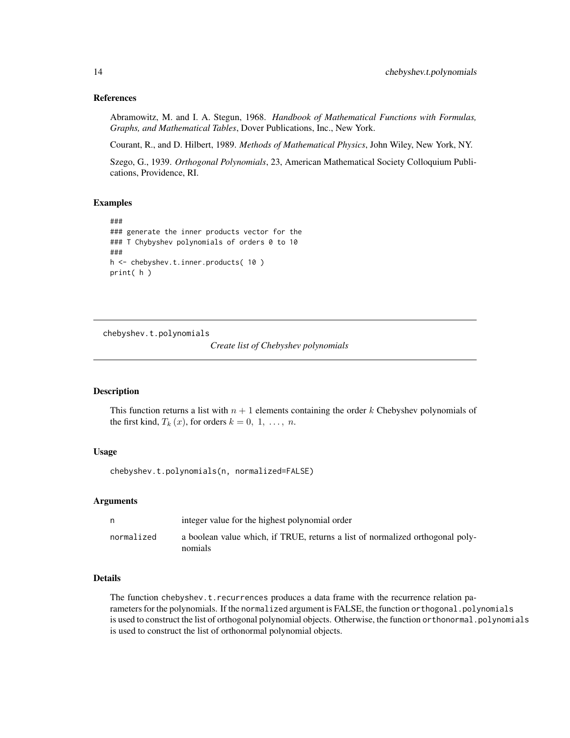### References

Abramowitz, M. and I. A. Stegun, 1968. *Handbook of Mathematical Functions with Formulas, Graphs, and Mathematical Tables*, Dover Publications, Inc., New York.

Courant, R., and D. Hilbert, 1989. *Methods of Mathematical Physics*, John Wiley, New York, NY.

Szego, G., 1939. *Orthogonal Polynomials*, 23, American Mathematical Society Colloquium Publications, Providence, RI.

### Examples

```
###
### generate the inner products vector for the
### T Chybyshev polynomials of orders 0 to 10
###
h <- chebyshev.t.inner.products( 10 )
print( h )
```

---

## chebyshev.t.polynomials

*Create list of Chebyshev polynomials*

---

### Description

This function returns a list with $n + 1$ elements containing the order $k$ Chebyshev polynomials of the first kind, $T_k(x)$, for orders $k = 0, 1, \ldots, n$.

### Usage

```
chebyshev.t.polynomials(n, normalized=FALSE)
```

### Arguments

| | |
|---|---|
| n | integer value for the highest polynomial order |
| normalized | a boolean value which, if TRUE, returns a list of normalized orthogonal polynomials |

### Details

The function `chebyshev.t.recurrences` produces a data frame with the recurrence relation parameters for the polynomials. If the `normalized` argument is FALSE, the function `orthogonal.polynomials` is used to construct the list of orthogonal polynomial objects. Otherwise, the function `orthonormal.polynomials` is used to construct the list of orthonormal polynomial objects.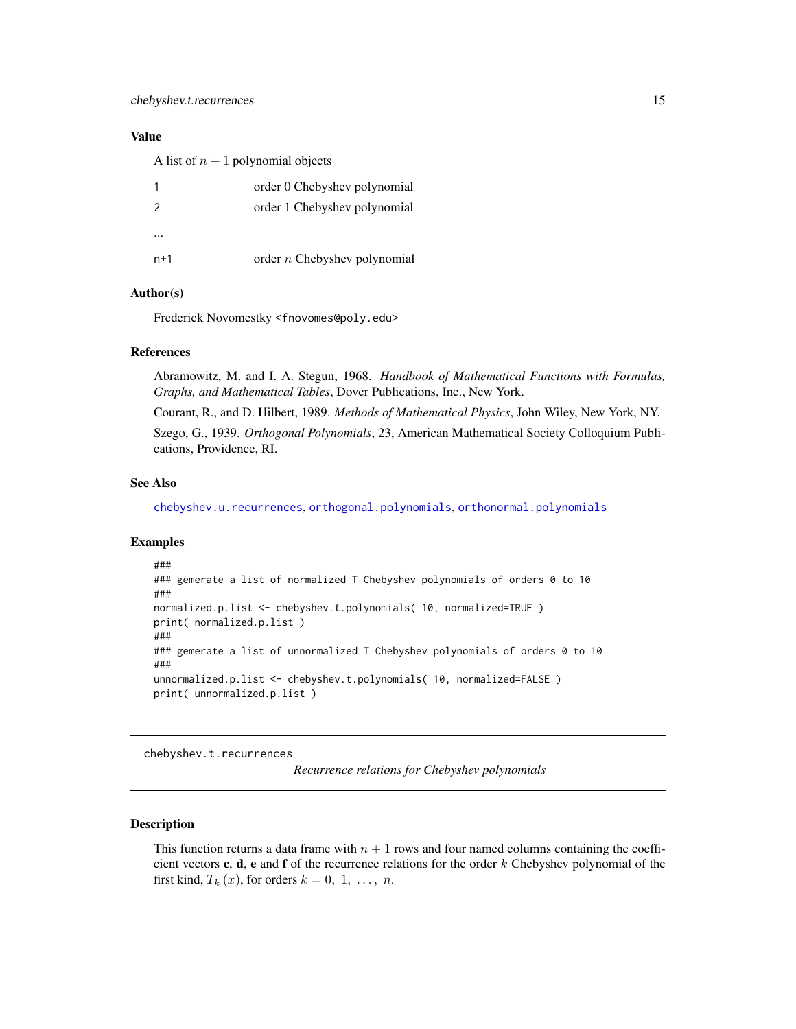### Value

A list of $n + 1$ polynomial objects

| | |
|---|---|
| 1 | order 0 Chebyshev polynomial |
| 2 | order 1 Chebyshev polynomial |
| ... | |
| n+1 | order $n$ Chebyshev polynomial |

### Author(s)

Frederick Novomestky <fnovomes@poly.edu>

### References

Abramowitz, M. and I. A. Stegun, 1968. *Handbook of Mathematical Functions with Formulas, Graphs, and Mathematical Tables*, Dover Publications, Inc., New York.

Courant, R., and D. Hilbert, 1989. *Methods of Mathematical Physics*, John Wiley, New York, NY.

Szego, G., 1939. *Orthogonal Polynomials*, 23, American Mathematical Society Colloquium Publications, Providence, RI.

### See Also

chebyshev.u.recurrences, orthogonal.polynomials, orthonormal.polynomials

### Examples

```
###
### gemerate a list of normalized T Chebyshev polynomials of orders 0 to 10
###
normalized.p.list <- chebyshev.t.polynomials( 10, normalized=TRUE )
print( normalized.p.list )
###
### gemerate a list of unnormalized T Chebyshev polynomials of orders 0 to 10
###
unnormalized.p.list <- chebyshev.t.polynomials( 10, normalized=FALSE )
print( unnormalized.p.list )
```

---

## chebyshev.t.recurrences

*Recurrence relations for Chebyshev polynomials*

---

### Description

This function returns a data frame with $n + 1$ rows and four named columns containing the coefficient vectors **c**, **d**, **e** and **f** of the recurrence relations for the order $k$ Chebyshev polynomial of the first kind, $T_k(x)$, for orders $k = 0, 1, \ldots, n$.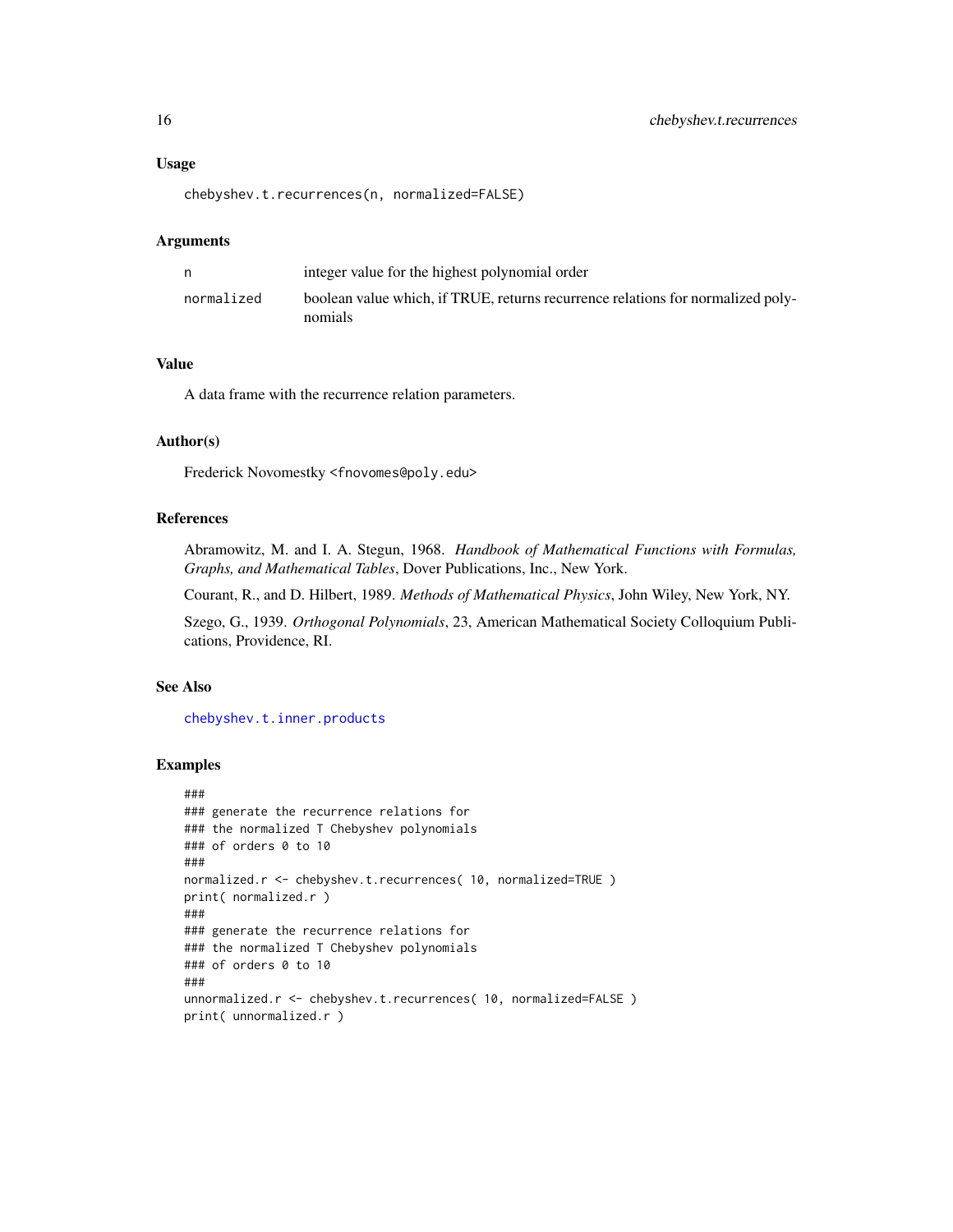### Usage

```
chebyshev.t.recurrences(n, normalized=FALSE)
```

### Arguments

| | |
|---|---|
| n | integer value for the highest polynomial order |
| normalized | boolean value which, if TRUE, returns recurrence relations for normalized polynomials |

### Value

A data frame with the recurrence relation parameters.

### Author(s)

Frederick Novomestky <fnovomes@poly.edu>

### References

Abramowitz, M. and I. A. Stegun, 1968. *Handbook of Mathematical Functions with Formulas, Graphs, and Mathematical Tables*, Dover Publications, Inc., New York.

Courant, R., and D. Hilbert, 1989. *Methods of Mathematical Physics*, John Wiley, New York, NY.

Szego, G., 1939. *Orthogonal Polynomials*, 23, American Mathematical Society Colloquium Publications, Providence, RI.

### See Also

chebyshev.t.inner.products

### Examples

```
###
### generate the recurrence relations for
### the normalized T Chebyshev polynomials
### of orders 0 to 10
###
normalized.r <- chebyshev.t.recurrences( 10, normalized=TRUE )
print( normalized.r )
###
### generate the recurrence relations for
### the normalized T Chebyshev polynomials
### of orders 0 to 10
###
unnormalized.r <- chebyshev.t.recurrences( 10, normalized=FALSE )
print( unnormalized.r )
```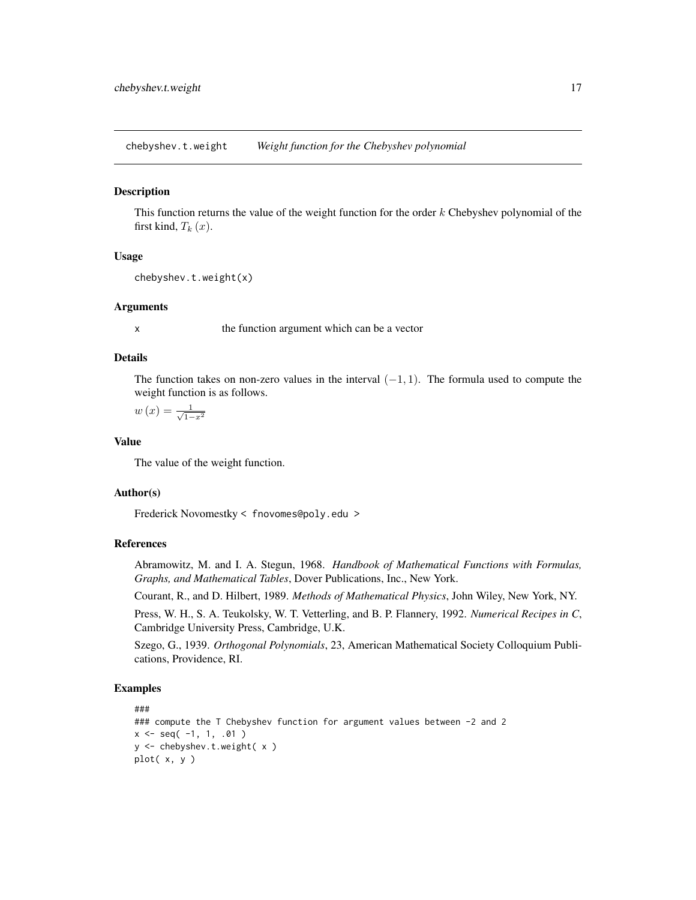chebyshev.t.weight *Weight function for the Chebyshev polynomial*

## Description

This function returns the value of the weight function for the order $k$ Chebyshev polynomial of the first kind, $T_k(x)$.

## Usage

```
chebyshev.t.weight(x)
```

## Arguments

x the function argument which can be a vector

## Details

The function takes on non-zero values in the interval $(-1, 1)$. The formula used to compute the weight function is as follows.

$w(x) = \frac{1}{\sqrt{1-x^2}}$

## Value

The value of the weight function.

## Author(s)

Frederick Novomestky < fnovomes@poly.edu >

## References

Abramowitz, M. and I. A. Stegun, 1968. *Handbook of Mathematical Functions with Formulas, Graphs, and Mathematical Tables*, Dover Publications, Inc., New York.

Courant, R., and D. Hilbert, 1989. *Methods of Mathematical Physics*, John Wiley, New York, NY.

Press, W. H., S. A. Teukolsky, W. T. Vetterling, and B. P. Flannery, 1992. *Numerical Recipes in C*, Cambridge University Press, Cambridge, U.K.

Szego, G., 1939. *Orthogonal Polynomials*, 23, American Mathematical Society Colloquium Publications, Providence, RI.

## Examples

```
###
### compute the T Chebyshev function for argument values between -2 and 2
x <- seq( -1, 1, .01 )
y <- chebyshev.t.weight( x )
plot( x, y )
```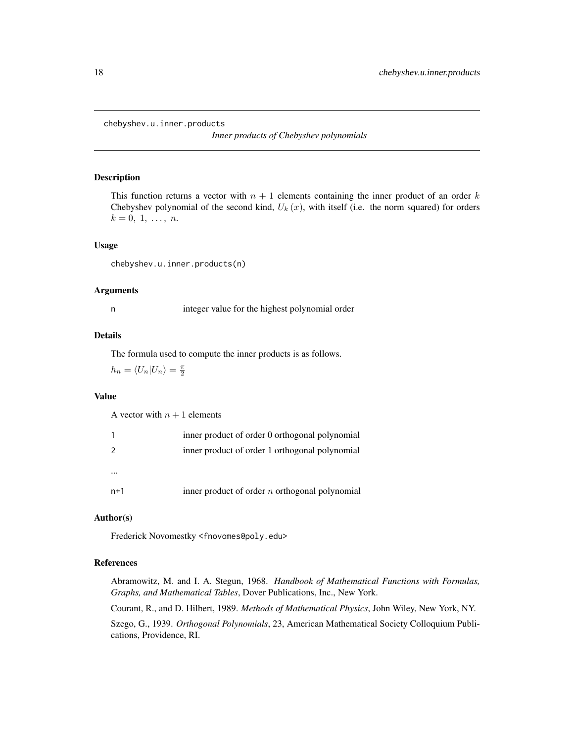chebyshev.u.inner.products *Inner products of Chebyshev polynomials*

## Description

This function returns a vector with $n + 1$ elements containing the inner product of an order $k$ Chebyshev polynomial of the second kind, $U_k(x)$, with itself (i.e. the norm squared) for orders $k = 0, 1, \ldots, n$.

## Usage

```
chebyshev.u.inner.products(n)
```

## Arguments

| | |
|---|---|
| n | integer value for the highest polynomial order |

## Details

The formula used to compute the inner products is as follows.

$h_n = \langle U_n | U_n \rangle = \frac{\pi}{2}$

## Value

A vector with $n + 1$ elements

| | |
|---|---|
| 1 | inner product of order 0 orthogonal polynomial |
| 2 | inner product of order 1 orthogonal polynomial |
| ... | |
| n+1 | inner product of order $n$ orthogonal polynomial |

## Author(s)

Frederick Novomestky <fnovomes@poly.edu>

## References

Abramowitz, M. and I. A. Stegun, 1968. *Handbook of Mathematical Functions with Formulas, Graphs, and Mathematical Tables*, Dover Publications, Inc., New York.

Courant, R., and D. Hilbert, 1989. *Methods of Mathematical Physics*, John Wiley, New York, NY.

Szego, G., 1939. *Orthogonal Polynomials*, 23, American Mathematical Society Colloquium Publications, Providence, RI.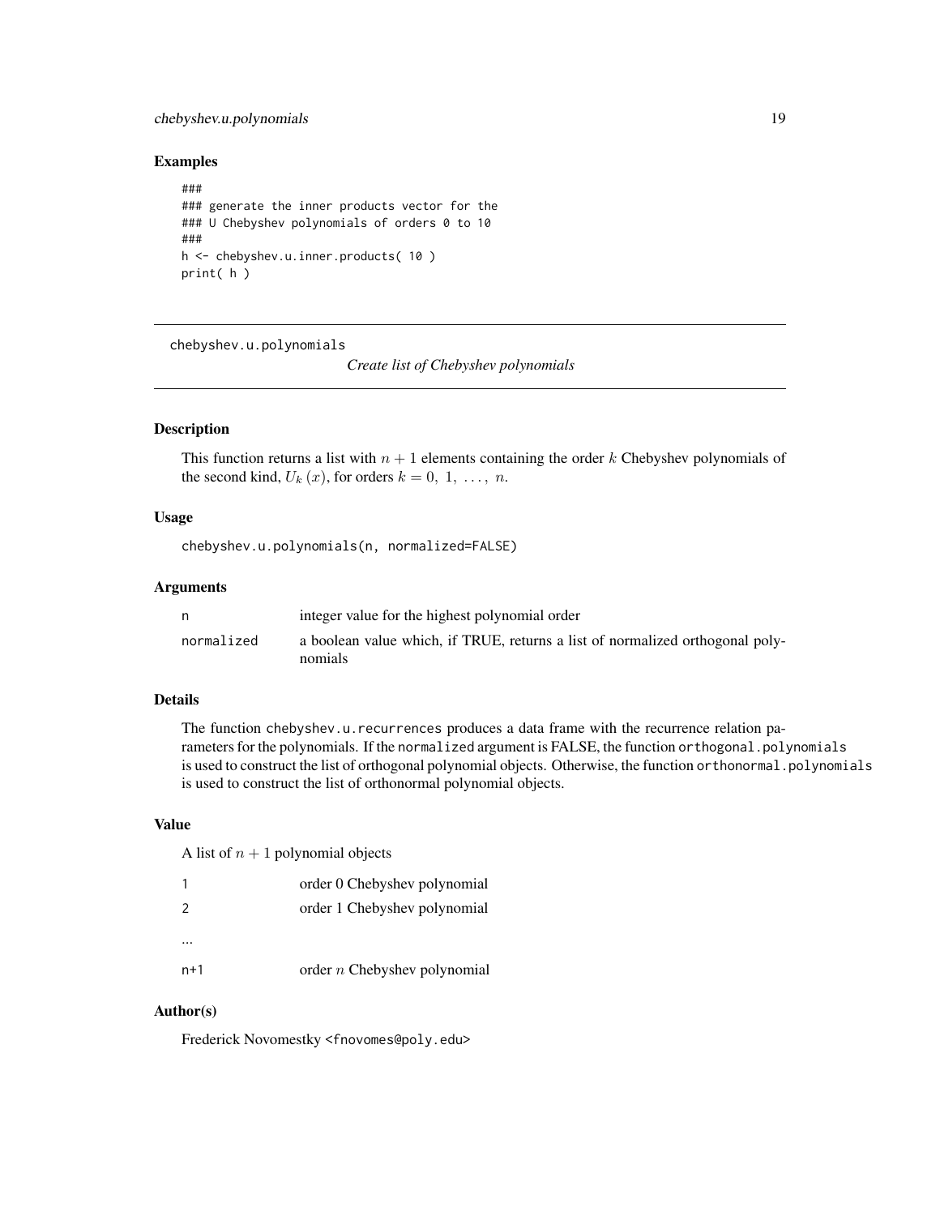## Examples

```
###
### generate the inner products vector for the
### U Chebyshev polynomials of orders 0 to 10
###
h <- chebyshev.u.inner.products( 10 )
print( h )
```

---

chebyshev.u.polynomials    *Create list of Chebyshev polynomials*

---

## Description

This function returns a list with $n + 1$ elements containing the order $k$ Chebyshev polynomials of the second kind, $U_k(x)$, for orders $k = 0, 1, \ldots, n$.

## Usage

```
chebyshev.u.polynomials(n, normalized=FALSE)
```

## Arguments

| | |
|---|---|
| n | integer value for the highest polynomial order |
| normalized | a boolean value which, if TRUE, returns a list of normalized orthogonal polynomials |

## Details

The function `chebyshev.u.recurrences` produces a data frame with the recurrence relation parameters for the polynomials. If the `normalized` argument is FALSE, the function `orthogonal.polynomials` is used to construct the list of orthogonal polynomial objects. Otherwise, the function `orthonormal.polynomials` is used to construct the list of orthonormal polynomial objects.

## Value

A list of $n + 1$ polynomial objects

| | |
|---|---|
| 1 | order 0 Chebyshev polynomial |
| 2 | order 1 Chebyshev polynomial |
| ... | |
| n+1 | order $n$ Chebyshev polynomial |

## Author(s)

Frederick Novomestky <fnovomes@poly.edu>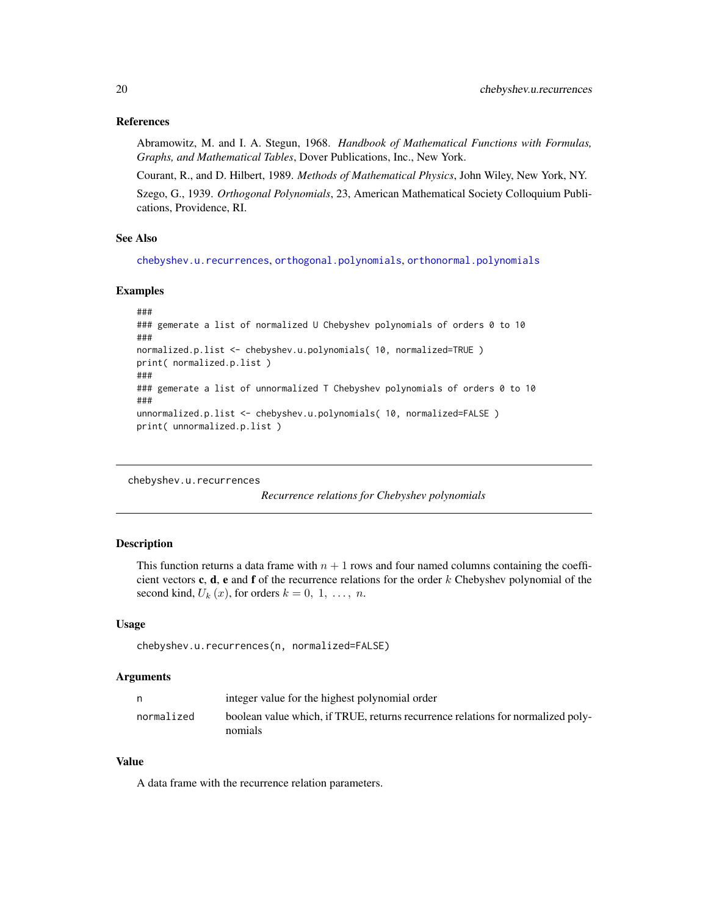## References

Abramowitz, M. and I. A. Stegun, 1968. *Handbook of Mathematical Functions with Formulas, Graphs, and Mathematical Tables*, Dover Publications, Inc., New York.

Courant, R., and D. Hilbert, 1989. *Methods of Mathematical Physics*, John Wiley, New York, NY.

Szego, G., 1939. *Orthogonal Polynomials*, 23, American Mathematical Society Colloquium Publications, Providence, RI.

## See Also

chebyshev.u.recurrences, orthogonal.polynomials, orthonormal.polynomials

## Examples

```
###
### gemerate a list of normalized U Chebyshev polynomials of orders 0 to 10
###
normalized.p.list <- chebyshev.u.polynomials( 10, normalized=TRUE )
print( normalized.p.list )
###
### gemerate a list of unnormalized T Chebyshev polynomials of orders 0 to 10
###
unnormalized.p.list <- chebyshev.u.polynomials( 10, normalized=FALSE )
print( unnormalized.p.list )
```

---

# chebyshev.u.recurrences

*Recurrence relations for Chebyshev polynomials*

## Description

This function returns a data frame with $n+1$ rows and four named columns containing the coefficient vectors **c**, **d**, **e** and **f** of the recurrence relations for the order $k$ Chebyshev polynomial of the second kind, $U_k(x)$, for orders $k = 0, 1, \ldots, n$.

## Usage

```
chebyshev.u.recurrences(n, normalized=FALSE)
```

## Arguments

| | |
|---|---|
| n | integer value for the highest polynomial order |
| normalized | boolean value which, if TRUE, returns recurrence relations for normalized polynomials |

## Value

A data frame with the recurrence relation parameters.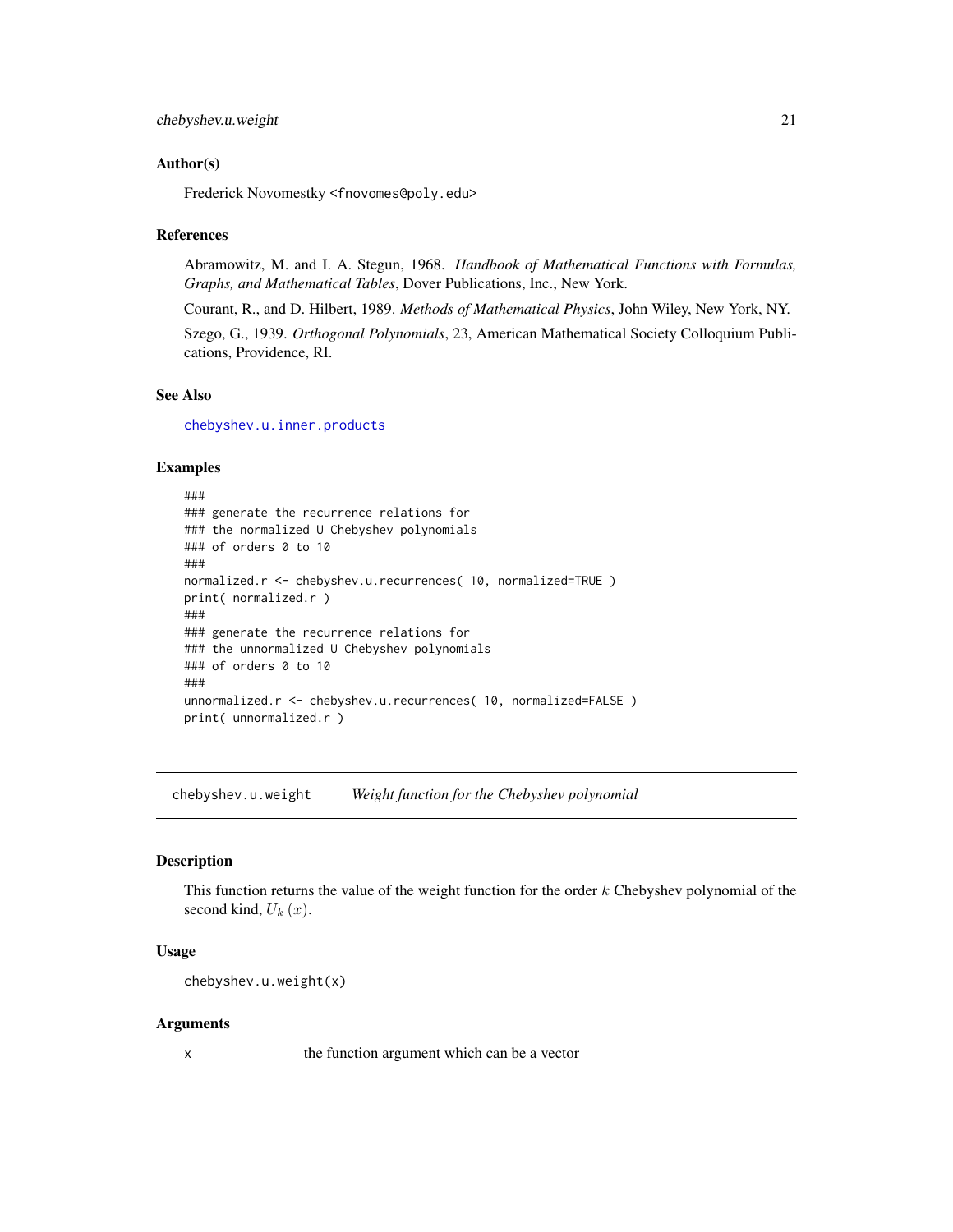## Author(s)

Frederick Novomestky <fnovomes@poly.edu>

## References

Abramowitz, M. and I. A. Stegun, 1968. *Handbook of Mathematical Functions with Formulas, Graphs, and Mathematical Tables*, Dover Publications, Inc., New York.

Courant, R., and D. Hilbert, 1989. *Methods of Mathematical Physics*, John Wiley, New York, NY.

Szego, G., 1939. *Orthogonal Polynomials*, 23, American Mathematical Society Colloquium Publications, Providence, RI.

## See Also

chebyshev.u.inner.products

## Examples

```
###
### generate the recurrence relations for
### the normalized U Chebyshev polynomials
### of orders 0 to 10
###
normalized.r <- chebyshev.u.recurrences( 10, normalized=TRUE )
print( normalized.r )
###
### generate the recurrence relations for
### the unnormalized U Chebyshev polynomials
### of orders 0 to 10
###
unnormalized.r <- chebyshev.u.recurrences( 10, normalized=FALSE )
print( unnormalized.r )
```

---

# chebyshev.u.weight — *Weight function for the Chebyshev polynomial*

## Description

This function returns the value of the weight function for the order $k$ Chebyshev polynomial of the second kind, $U_k(x)$.

## Usage

```
chebyshev.u.weight(x)
```

## Arguments

| | |
|---|---|
| x | the function argument which can be a vector |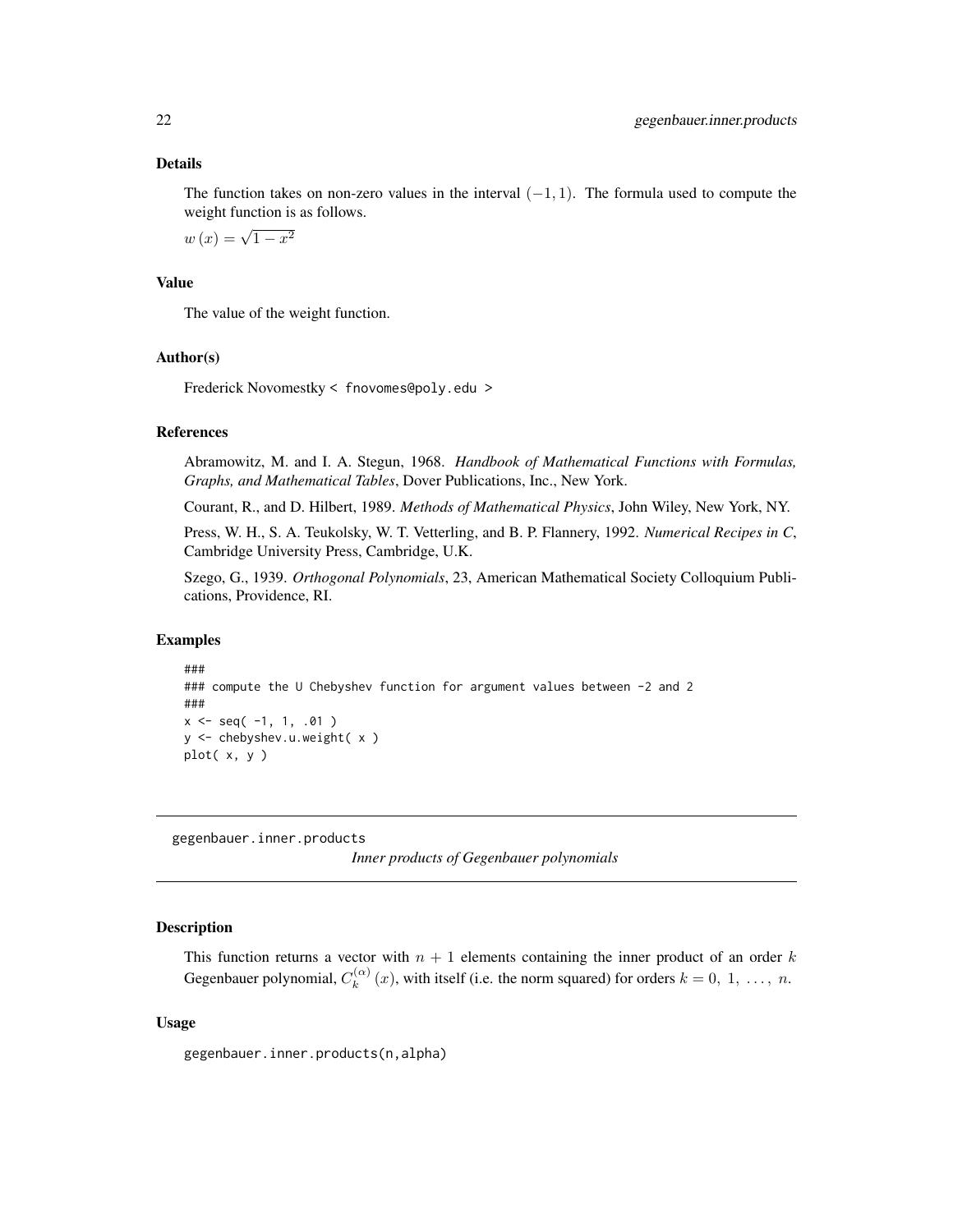## Details

The function takes on non-zero values in the interval $(-1, 1)$. The formula used to compute the weight function is as follows.

$w(x) = \sqrt{1 - x^2}$

## Value

The value of the weight function.

## Author(s)

Frederick Novomestky < fnovomes@poly.edu >

## References

Abramowitz, M. and I. A. Stegun, 1968. *Handbook of Mathematical Functions with Formulas, Graphs, and Mathematical Tables*, Dover Publications, Inc., New York.

Courant, R., and D. Hilbert, 1989. *Methods of Mathematical Physics*, John Wiley, New York, NY.

Press, W. H., S. A. Teukolsky, W. T. Vetterling, and B. P. Flannery, 1992. *Numerical Recipes in C*, Cambridge University Press, Cambridge, U.K.

Szego, G., 1939. *Orthogonal Polynomials*, 23, American Mathematical Society Colloquium Publications, Providence, RI.

## Examples

```
###
### compute the U Chebyshev function for argument values between -2 and 2
###
x <- seq( -1, 1, .01 )
y <- chebyshev.u.weight( x )
plot( x, y )
```

---

# gegenbauer.inner.products *Inner products of Gegenbauer polynomials*

---

## Description

This function returns a vector with $n + 1$ elements containing the inner product of an order $k$ Gegenbauer polynomial, $C_k^{(\alpha)}(x)$, with itself (i.e. the norm squared) for orders $k = 0, 1, \ldots, n$.

## Usage

```
gegenbauer.inner.products(n,alpha)
```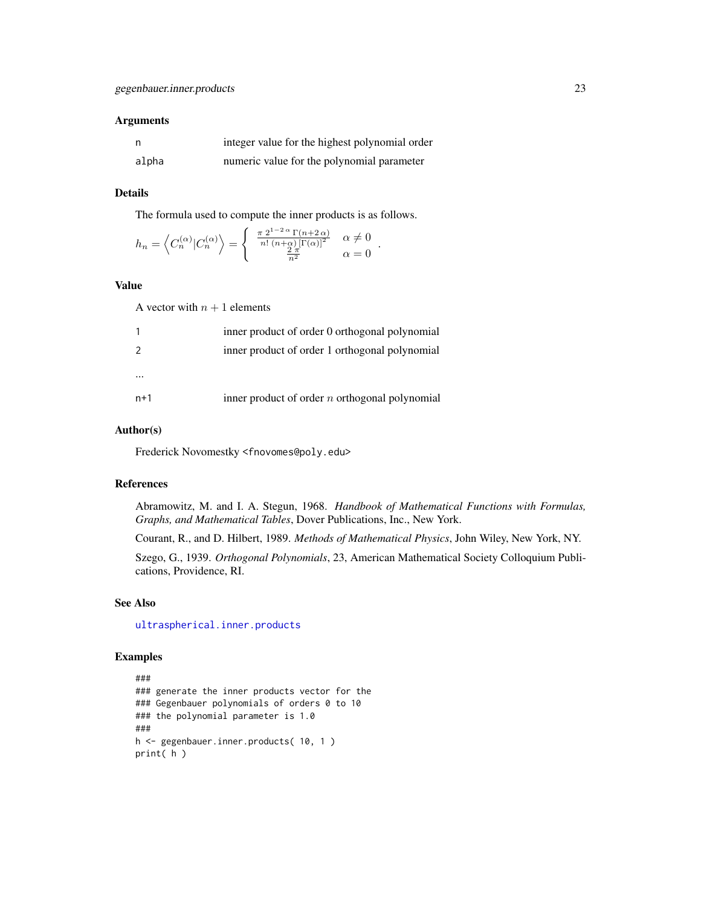## Arguments

| | |
|---|---|
| n | integer value for the highest polynomial order |
| alpha | numeric value for the polynomial parameter |

## Details

The formula used to compute the inner products is as follows.

$$h_n = \left\langle C_n^{(\alpha)} | C_n^{(\alpha)} \right\rangle = \begin{cases} \frac{\pi \, 2^{1-2\,\alpha} \, \Gamma(n+2\,\alpha)}{n! \, (n+\alpha) \, [\Gamma(\alpha)]^2} & \alpha \neq 0 \\ \frac{2\,\pi}{n^2} & \alpha = 0 \end{cases} .$$

## Value

A vector with $n+1$ elements

| | |
|---|---|
| 1 | inner product of order 0 orthogonal polynomial |
| 2 | inner product of order 1 orthogonal polynomial |
| ... | |
| n+1 | inner product of order $n$ orthogonal polynomial |

## Author(s)

Frederick Novomestky <fnovomes@poly.edu>

## References

Abramowitz, M. and I. A. Stegun, 1968. *Handbook of Mathematical Functions with Formulas, Graphs, and Mathematical Tables*, Dover Publications, Inc., New York.

Courant, R., and D. Hilbert, 1989. *Methods of Mathematical Physics*, John Wiley, New York, NY.

Szego, G., 1939. *Orthogonal Polynomials*, 23, American Mathematical Society Colloquium Publications, Providence, RI.

## See Also

ultraspherical.inner.products

## Examples

```
###
### generate the inner products vector for the
### Gegenbauer polynomials of orders 0 to 10
### the polynomial parameter is 1.0
###
h <- gegenbauer.inner.products( 10, 1 )
print( h )
```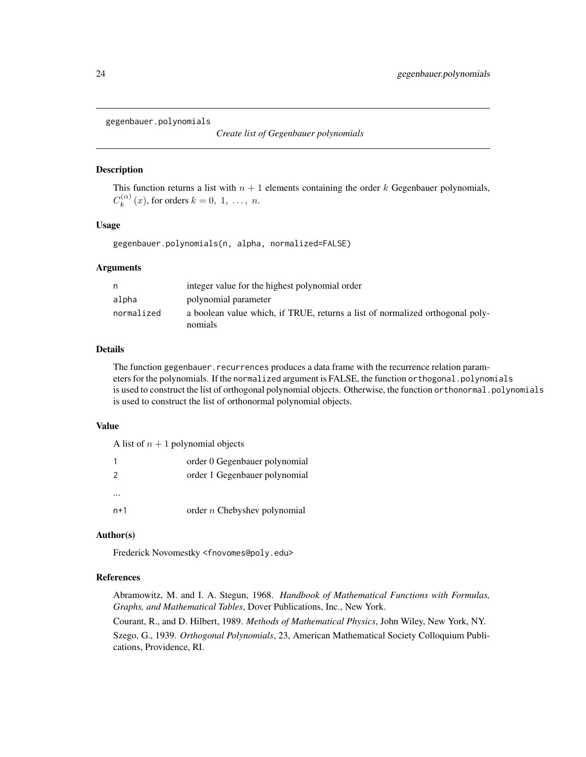gegenbauer.polynomials *Create list of Gegenbauer polynomials*

## Description

This function returns a list with $n+1$ elements containing the order $k$ Gegenbauer polynomials, $C_k^{(\alpha)}(x)$, for orders $k = 0, 1, \ldots, n$.

## Usage

```
gegenbauer.polynomials(n, alpha, normalized=FALSE)
```

## Arguments

| | |
|---|---|
| n | integer value for the highest polynomial order |
| alpha | polynomial parameter |
| normalized | a boolean value which, if TRUE, returns a list of normalized orthogonal polynomials |

## Details

The function `gegenbauer.recurrences` produces a data frame with the recurrence relation parameters for the polynomials. If the `normalized` argument is FALSE, the function `orthogonal.polynomials` is used to construct the list of orthogonal polynomial objects. Otherwise, the function `orthonormal.polynomials` is used to construct the list of orthonormal polynomial objects.

## Value

A list of $n+1$ polynomial objects

| | |
|---|---|
| 1 | order 0 Gegenbauer polynomial |
| 2 | order 1 Gegenbauer polynomial |
| ... | |
| n+1 | order $n$ Chebyshev polynomial |

## Author(s)

Frederick Novomestky <fnovomes@poly.edu>

## References

Abramowitz, M. and I. A. Stegun, 1968. *Handbook of Mathematical Functions with Formulas, Graphs, and Mathematical Tables*, Dover Publications, Inc., New York.

Courant, R., and D. Hilbert, 1989. *Methods of Mathematical Physics*, John Wiley, New York, NY.

Szego, G., 1939. *Orthogonal Polynomials*, 23, American Mathematical Society Colloquium Publications, Providence, RI.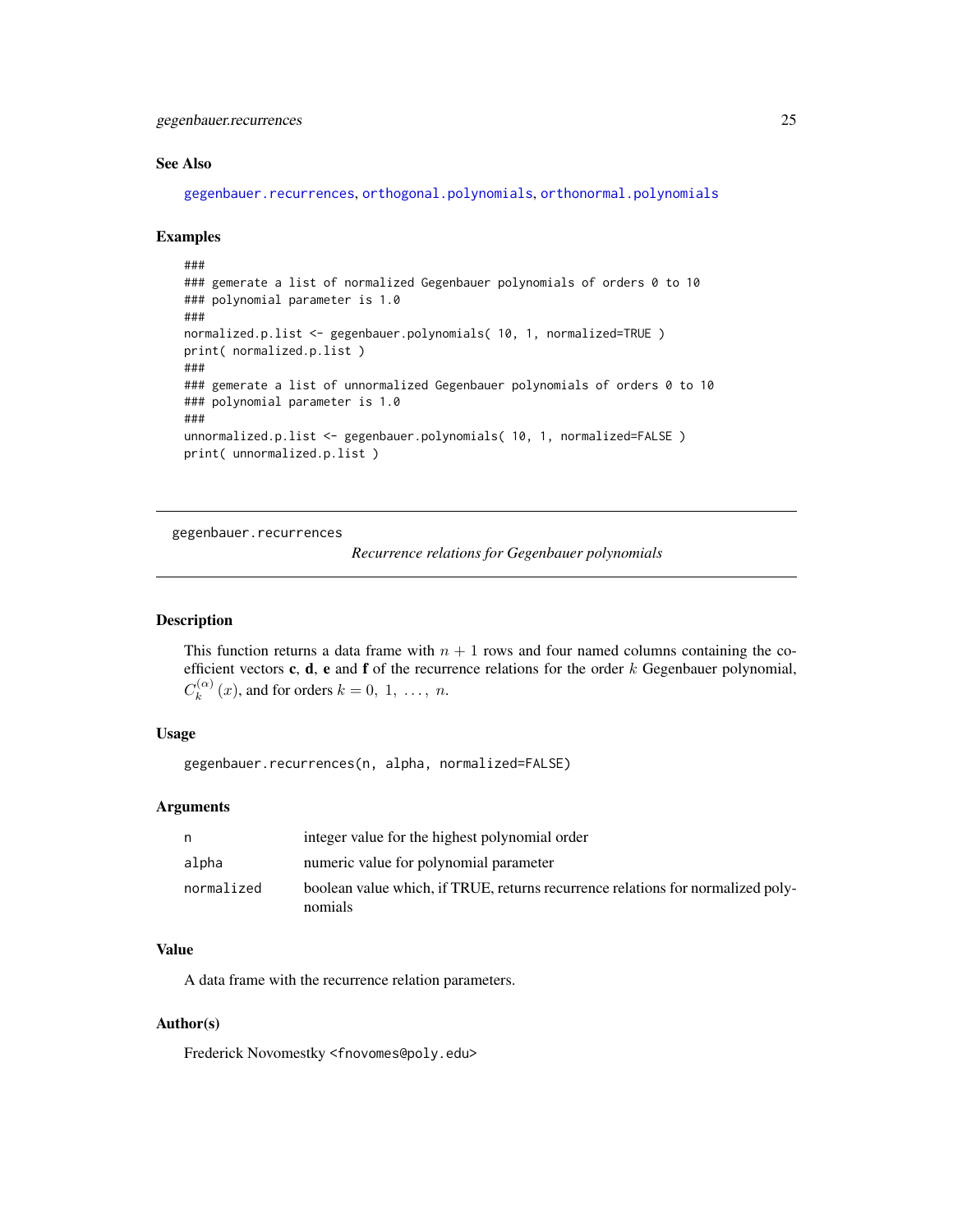### See Also

gegenbauer.recurrences, orthogonal.polynomials, orthonormal.polynomials

### Examples

```
###
### gemerate a list of normalized Gegenbauer polynomials of orders 0 to 10
### polynomial parameter is 1.0
###
normalized.p.list <- gegenbauer.polynomials( 10, 1, normalized=TRUE )
print( normalized.p.list )
###
### gemerate a list of unnormalized Gegenbauer polynomials of orders 0 to 10
### polynomial parameter is 1.0
###
unnormalized.p.list <- gegenbauer.polynomials( 10, 1, normalized=FALSE )
print( unnormalized.p.list )
```

---

## gegenbauer.recurrences — *Recurrence relations for Gegenbauer polynomials*

### Description

This function returns a data frame with $n + 1$ rows and four named columns containing the coefficient vectors **c**, **d**, **e** and **f** of the recurrence relations for the order $k$ Gegenbauer polynomial, $C_k^{(\alpha)}(x)$, and for orders $k = 0, 1, \ldots, n$.

### Usage

```
gegenbauer.recurrences(n, alpha, normalized=FALSE)
```

### Arguments

| | |
|---|---|
| n | integer value for the highest polynomial order |
| alpha | numeric value for polynomial parameter |
| normalized | boolean value which, if TRUE, returns recurrence relations for normalized polynomials |

### Value

A data frame with the recurrence relation parameters.

### Author(s)

Frederick Novomestky <fnovomes@poly.edu>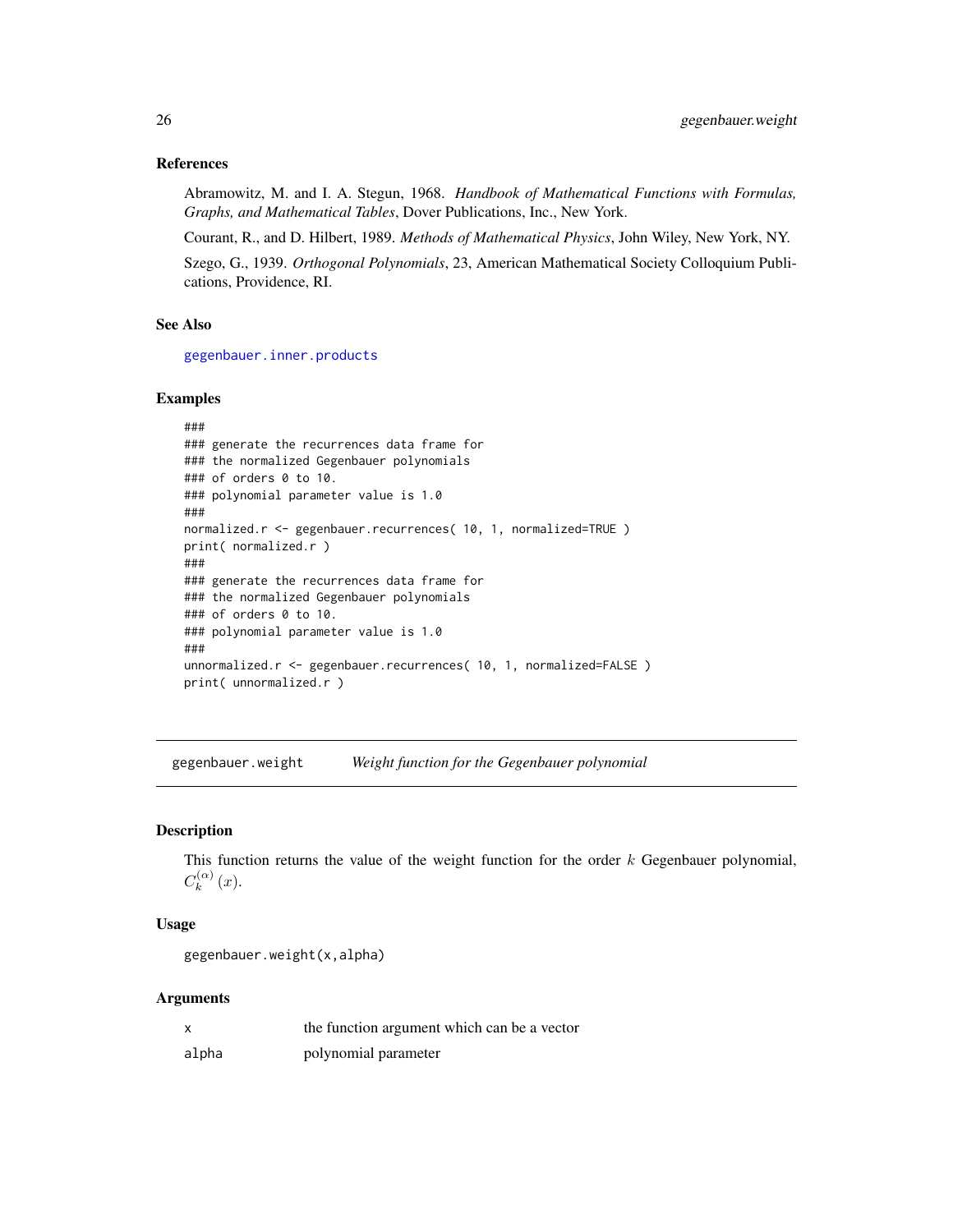### References

Abramowitz, M. and I. A. Stegun, 1968. *Handbook of Mathematical Functions with Formulas, Graphs, and Mathematical Tables*, Dover Publications, Inc., New York.

Courant, R., and D. Hilbert, 1989. *Methods of Mathematical Physics*, John Wiley, New York, NY.

Szego, G., 1939. *Orthogonal Polynomials*, 23, American Mathematical Society Colloquium Publications, Providence, RI.

### See Also

`gegenbauer.inner.products`

### Examples

```
###
### generate the recurrences data frame for
### the normalized Gegenbauer polynomials
### of orders 0 to 10.
### polynomial parameter value is 1.0
###
normalized.r <- gegenbauer.recurrences( 10, 1, normalized=TRUE )
print( normalized.r )
###
### generate the recurrences data frame for
### the normalized Gegenbauer polynomials
### of orders 0 to 10.
### polynomial parameter value is 1.0
###
unnormalized.r <- gegenbauer.recurrences( 10, 1, normalized=FALSE )
print( unnormalized.r )
```

---

## gegenbauer.weight *Weight function for the Gegenbauer polynomial*

### Description

This function returns the value of the weight function for the order $k$ Gegenbauer polynomial, $C_k^{(\alpha)}(x)$.

### Usage

```
gegenbauer.weight(x,alpha)
```

### Arguments

| | |
|---|---|
| x | the function argument which can be a vector |
| alpha | polynomial parameter |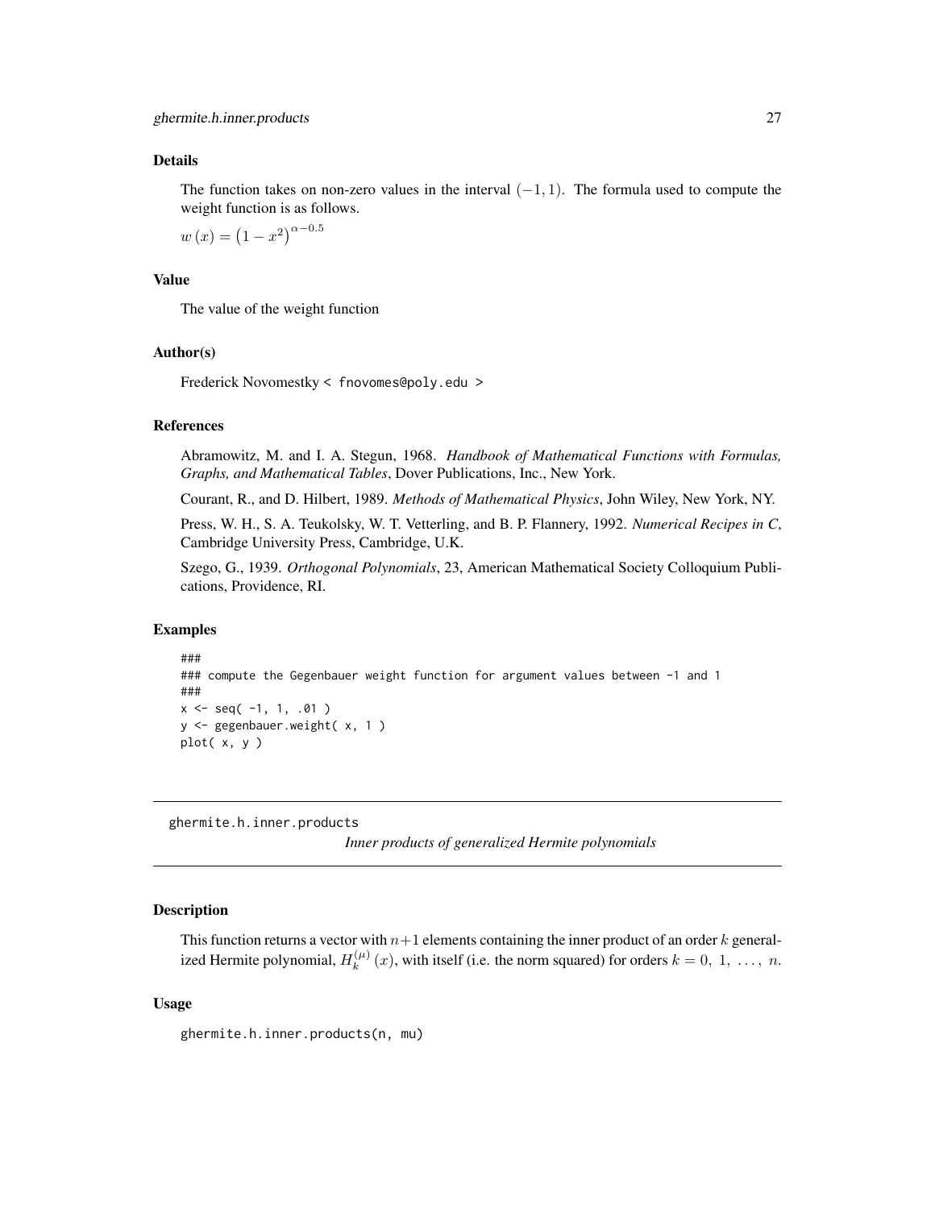### Details

The function takes on non-zero values in the interval $(-1, 1)$. The formula used to compute the weight function is as follows.

$w(x) = \left(1 - x^2\right)^{\alpha - 0.5}$

### Value

The value of the weight function

### Author(s)

Frederick Novomestky < fnovomes@poly.edu >

### References

Abramowitz, M. and I. A. Stegun, 1968. *Handbook of Mathematical Functions with Formulas, Graphs, and Mathematical Tables*, Dover Publications, Inc., New York.

Courant, R., and D. Hilbert, 1989. *Methods of Mathematical Physics*, John Wiley, New York, NY.

Press, W. H., S. A. Teukolsky, W. T. Vetterling, and B. P. Flannery, 1992. *Numerical Recipes in C*, Cambridge University Press, Cambridge, U.K.

Szego, G., 1939. *Orthogonal Polynomials*, 23, American Mathematical Society Colloquium Publications, Providence, RI.

### Examples

```
###
### compute the Gegenbauer weight function for argument values between -1 and 1
###
x <- seq( -1, 1, .01 )
y <- gegenbauer.weight( x, 1 )
plot( x, y )
```

---

## ghermite.h.inner.products — *Inner products of generalized Hermite polynomials*

---

### Description

This function returns a vector with $n+1$ elements containing the inner product of an order $k$ generalized Hermite polynomial, $H_k^{(\mu)}(x)$, with itself (i.e. the norm squared) for orders $k = 0, 1, \ldots, n$.

### Usage

```
ghermite.h.inner.products(n, mu)
```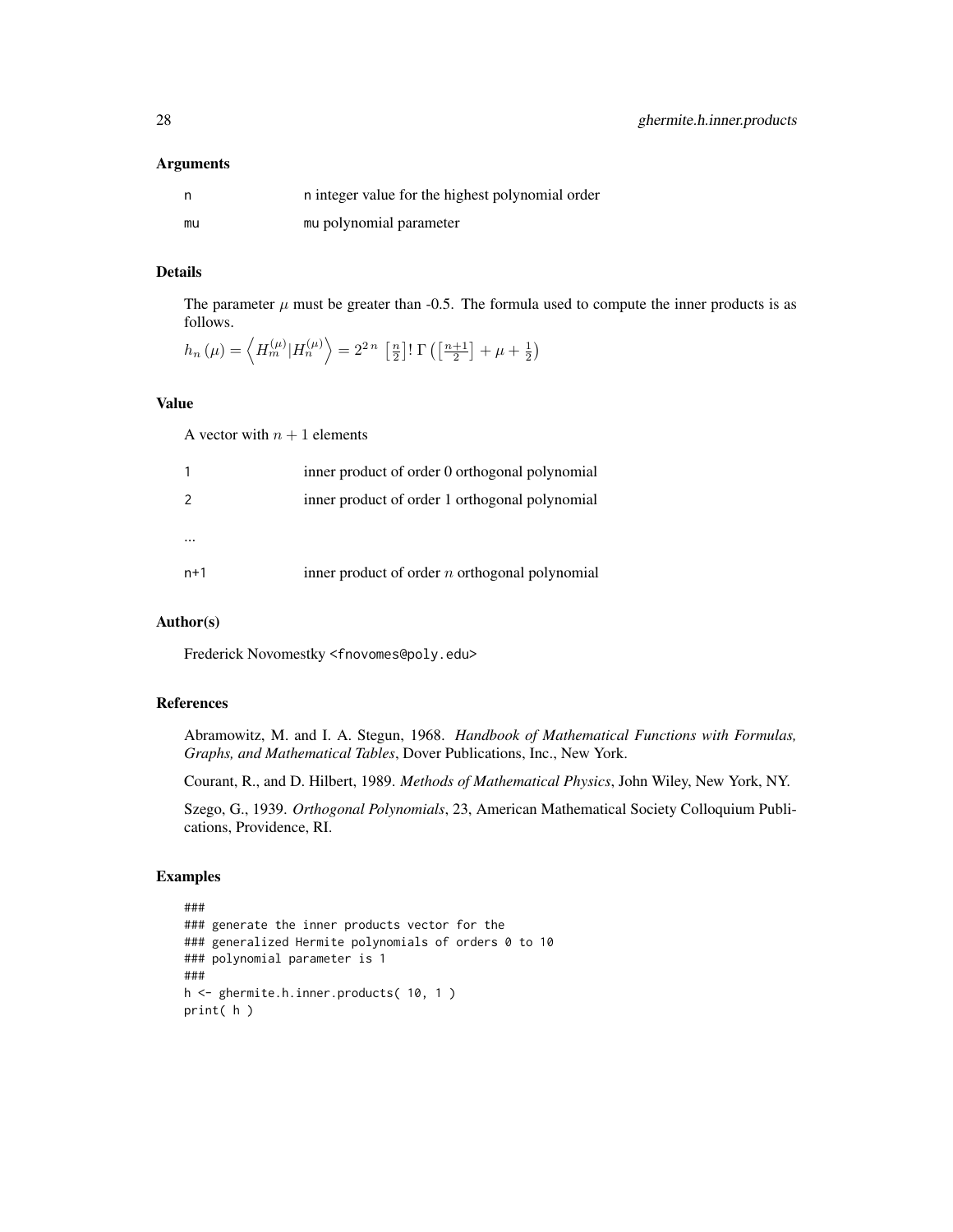## Arguments

| | |
|---|---|
| n | n integer value for the highest polynomial order |
| mu | mu polynomial parameter |

## Details

The parameter $\mu$ must be greater than -0.5. The formula used to compute the inner products is as follows.

$$h_n(\mu) = \left\langle H_m^{(\mu)} | H_n^{(\mu)} \right\rangle = 2^{2\,n}\,\left[\frac{n}{2}\right]!\,\Gamma\left(\left[\frac{n+1}{2}\right] + \mu + \frac{1}{2}\right)$$

## Value

A vector with $n + 1$ elements

| | |
|---|---|
| 1 | inner product of order 0 orthogonal polynomial |
| 2 | inner product of order 1 orthogonal polynomial |
| ... | |
| n+1 | inner product of order $n$ orthogonal polynomial |

## Author(s)

Frederick Novomestky <fnovomes@poly.edu>

## References

Abramowitz, M. and I. A. Stegun, 1968. *Handbook of Mathematical Functions with Formulas, Graphs, and Mathematical Tables*, Dover Publications, Inc., New York.

Courant, R., and D. Hilbert, 1989. *Methods of Mathematical Physics*, John Wiley, New York, NY.

Szego, G., 1939. *Orthogonal Polynomials*, 23, American Mathematical Society Colloquium Publications, Providence, RI.

## Examples

```
###
### generate the inner products vector for the
### generalized Hermite polynomials of orders 0 to 10
### polynomial parameter is 1
###
h <- ghermite.h.inner.products( 10, 1 )
print( h )
```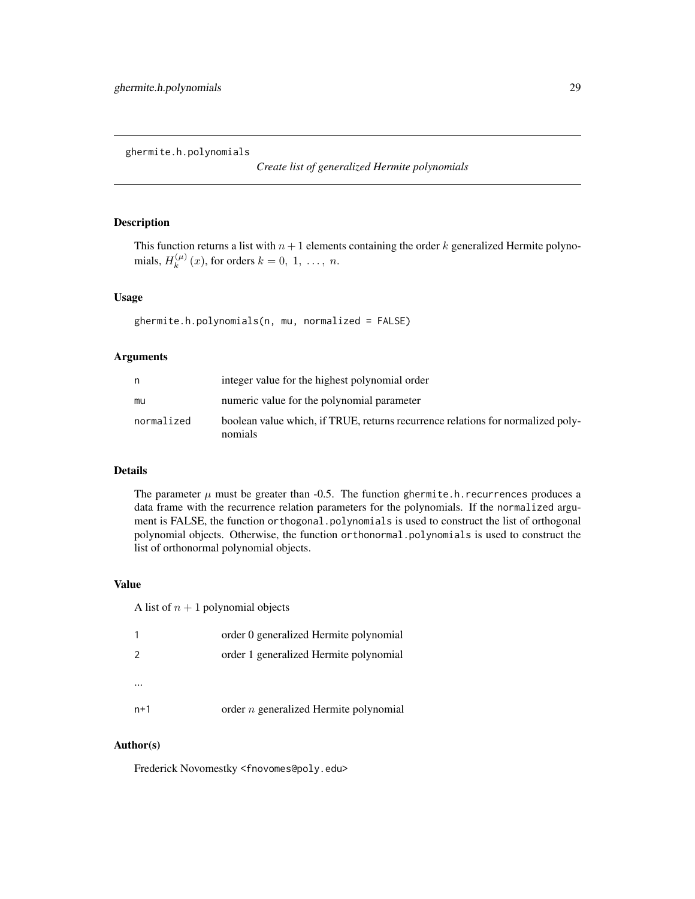ghermite.h.polynomials

*Create list of generalized Hermite polynomials*

## Description

This function returns a list with $n+1$ elements containing the order $k$ generalized Hermite polynomials, $H_k^{(\mu)}(x)$, for orders $k = 0,\ 1,\ \ldots,\ n$.

## Usage

```
ghermite.h.polynomials(n, mu, normalized = FALSE)
```

## Arguments

| | |
|---|---|
| n | integer value for the highest polynomial order |
| mu | numeric value for the polynomial parameter |
| normalized | boolean value which, if TRUE, returns recurrence relations for normalized polynomials |

## Details

The parameter $\mu$ must be greater than -0.5. The function `ghermite.h.recurrences` produces a data frame with the recurrence relation parameters for the polynomials. If the `normalized` argument is FALSE, the function `orthogonal.polynomials` is used to construct the list of orthogonal polynomial objects. Otherwise, the function `orthonormal.polynomials` is used to construct the list of orthonormal polynomial objects.

## Value

A list of $n+1$ polynomial objects

| | |
|---|---|
| 1 | order 0 generalized Hermite polynomial |
| 2 | order 1 generalized Hermite polynomial |
| ... | |
| n+1 | order $n$ generalized Hermite polynomial |

## Author(s)

Frederick Novomestky <fnovomes@poly.edu>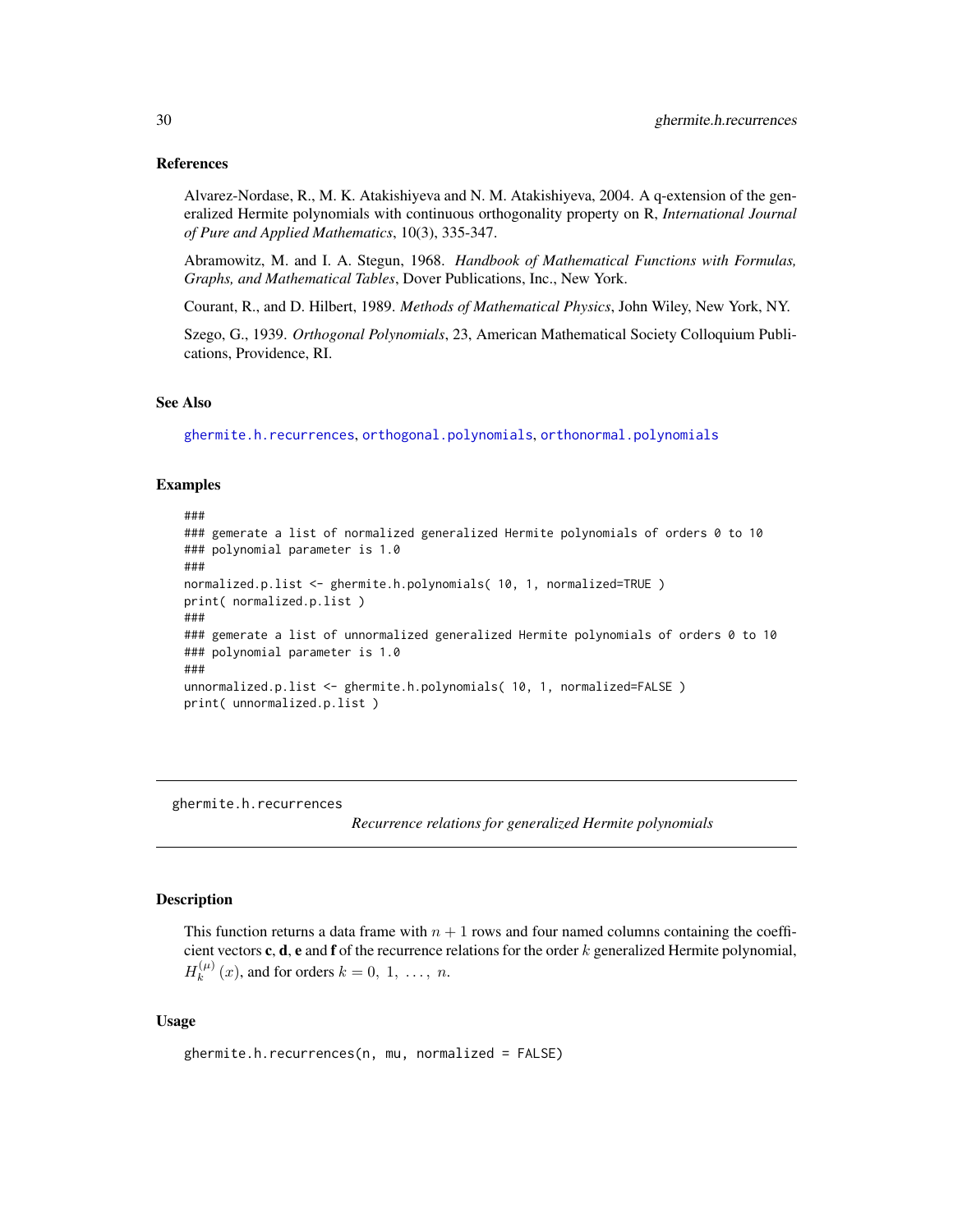### References

Alvarez-Nordase, R., M. K. Atakishiyeva and N. M. Atakishiyeva, 2004. A q-extension of the generalized Hermite polynomials with continuous orthogonality property on R, *International Journal of Pure and Applied Mathematics*, 10(3), 335-347.

Abramowitz, M. and I. A. Stegun, 1968. *Handbook of Mathematical Functions with Formulas, Graphs, and Mathematical Tables*, Dover Publications, Inc., New York.

Courant, R., and D. Hilbert, 1989. *Methods of Mathematical Physics*, John Wiley, New York, NY.

Szego, G., 1939. *Orthogonal Polynomials*, 23, American Mathematical Society Colloquium Publications, Providence, RI.

### See Also

ghermite.h.recurrences, orthogonal.polynomials, orthonormal.polynomials

### Examples

```
###
### gemerate a list of normalized generalized Hermite polynomials of orders 0 to 10
### polynomial parameter is 1.0
###
normalized.p.list <- ghermite.h.polynomials( 10, 1, normalized=TRUE )
print( normalized.p.list )
###
### gemerate a list of unnormalized generalized Hermite polynomials of orders 0 to 10
### polynomial parameter is 1.0
###
unnormalized.p.list <- ghermite.h.polynomials( 10, 1, normalized=FALSE )
print( unnormalized.p.list )
```

---

## ghermite.h.recurrences

*Recurrence relations for generalized Hermite polynomials*

### Description

This function returns a data frame with $n + 1$ rows and four named columns containing the coefficient vectors **c**, **d**, **e** and **f** of the recurrence relations for the order $k$ generalized Hermite polynomial, $H_k^{(\mu)}(x)$, and for orders $k = 0,\ 1,\ \ldots,\ n$.

### Usage

```
ghermite.h.recurrences(n, mu, normalized = FALSE)
```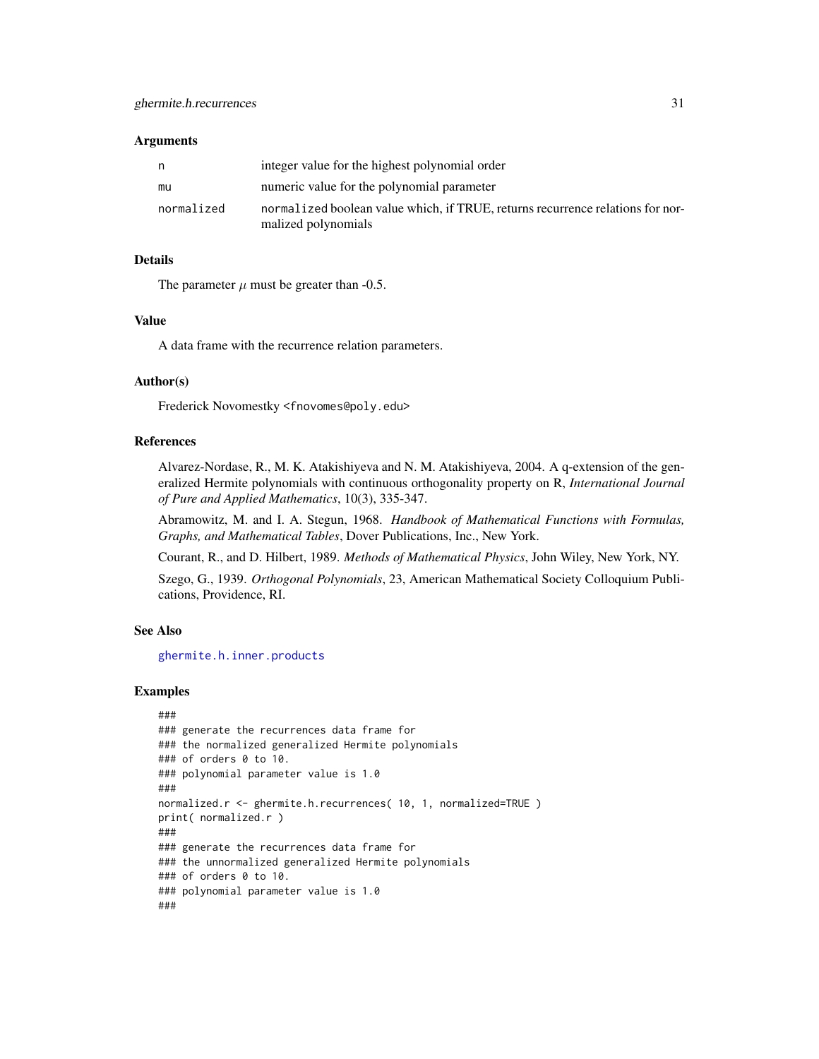## Arguments

| | |
|---|---|
| n | integer value for the highest polynomial order |
| mu | numeric value for the polynomial parameter |
| normalized | normalized boolean value which, if TRUE, returns recurrence relations for normalized polynomials |

## Details

The parameter $\mu$ must be greater than -0.5.

## Value

A data frame with the recurrence relation parameters.

## Author(s)

Frederick Novomestky <fnovomes@poly.edu>

## References

Alvarez-Nordase, R., M. K. Atakishiyeva and N. M. Atakishiyeva, 2004. A q-extension of the generalized Hermite polynomials with continuous orthogonality property on R, *International Journal of Pure and Applied Mathematics*, 10(3), 335-347.

Abramowitz, M. and I. A. Stegun, 1968. *Handbook of Mathematical Functions with Formulas, Graphs, and Mathematical Tables*, Dover Publications, Inc., New York.

Courant, R., and D. Hilbert, 1989. *Methods of Mathematical Physics*, John Wiley, New York, NY.

Szego, G., 1939. *Orthogonal Polynomials*, 23, American Mathematical Society Colloquium Publications, Providence, RI.

## See Also

ghermite.h.inner.products

## Examples

```
###
### generate the recurrences data frame for
### the normalized generalized Hermite polynomials
### of orders 0 to 10.
### polynomial parameter value is 1.0
###
normalized.r <- ghermite.h.recurrences( 10, 1, normalized=TRUE )
print( normalized.r )
###
### generate the recurrences data frame for
### the unnormalized generalized Hermite polynomials
### of orders 0 to 10.
### polynomial parameter value is 1.0
###
```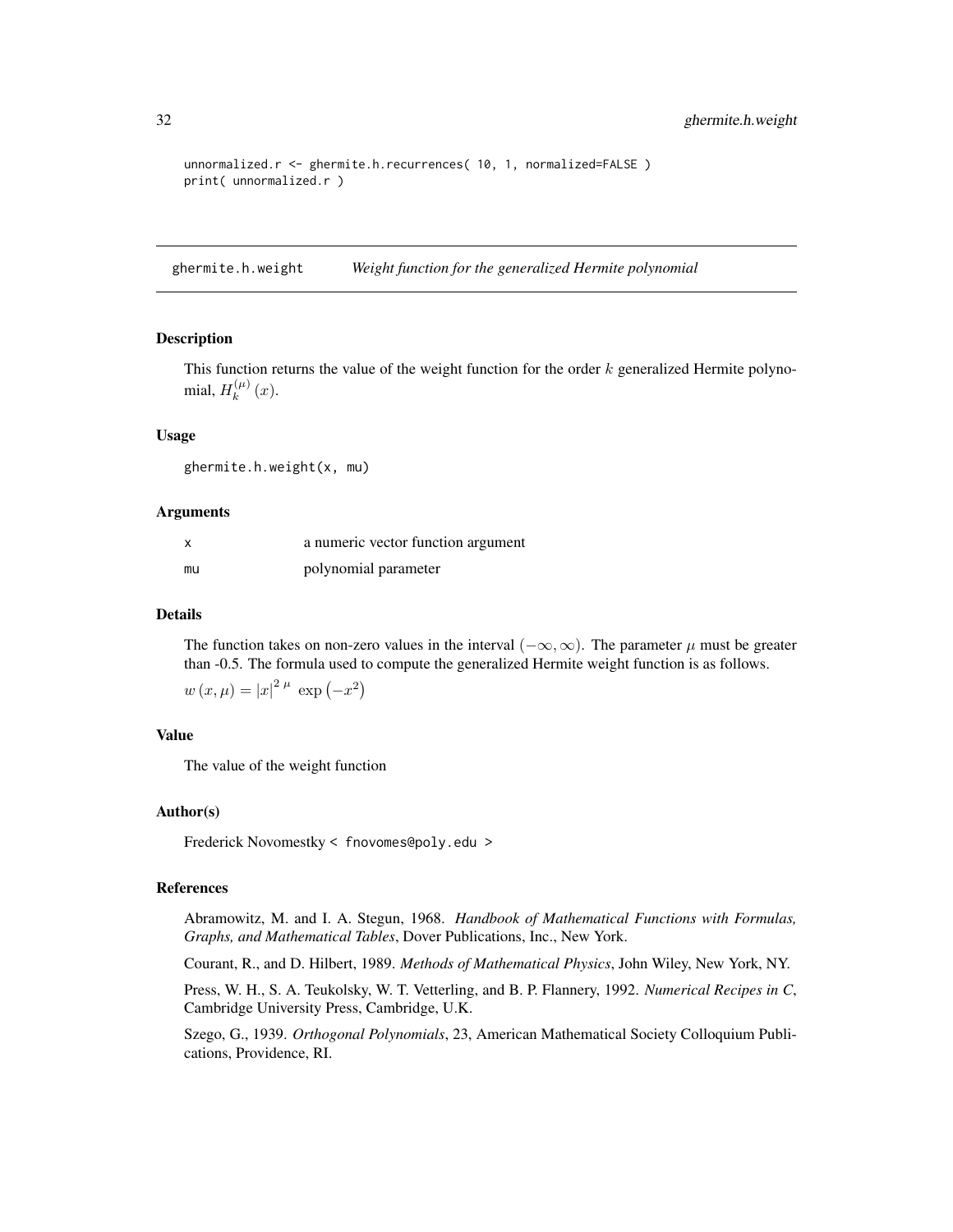```
unnormalized.r <- ghermite.h.recurrences( 10, 1, normalized=FALSE )
print( unnormalized.r )
```

## ghermite.h.weight — *Weight function for the generalized Hermite polynomial*

### Description

This function returns the value of the weight function for the order $k$ generalized Hermite polynomial, $H_k^{(\mu)}(x)$.

### Usage

```
ghermite.h.weight(x, mu)
```

### Arguments

| | |
|---|---|
| x | a numeric vector function argument |
| mu | polynomial parameter |

### Details

The function takes on non-zero values in the interval $(-\infty, \infty)$. The parameter $\mu$ must be greater than -0.5. The formula used to compute the generalized Hermite weight function is as follows.

$w(x, \mu) = |x|^{2\,\mu}\,\exp\left(-x^2\right)$

### Value

The value of the weight function

### Author(s)

Frederick Novomestky < fnovomes@poly.edu >

### References

Abramowitz, M. and I. A. Stegun, 1968. *Handbook of Mathematical Functions with Formulas, Graphs, and Mathematical Tables*, Dover Publications, Inc., New York.

Courant, R., and D. Hilbert, 1989. *Methods of Mathematical Physics*, John Wiley, New York, NY.

Press, W. H., S. A. Teukolsky, W. T. Vetterling, and B. P. Flannery, 1992. *Numerical Recipes in C*, Cambridge University Press, Cambridge, U.K.

Szego, G., 1939. *Orthogonal Polynomials*, 23, American Mathematical Society Colloquium Publications, Providence, RI.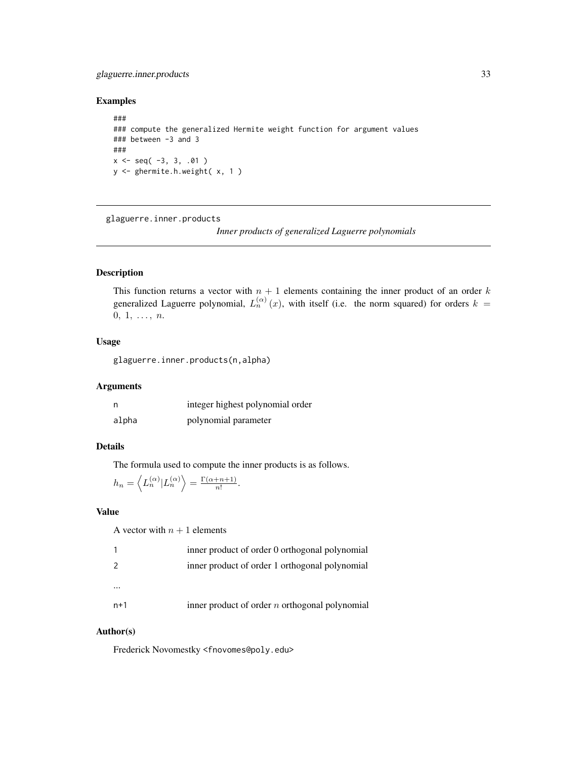## Examples

```
###
### compute the generalized Hermite weight function for argument values
### between -3 and 3
###
x <- seq( -3, 3, .01 )
y <- ghermite.h.weight( x, 1 )
```

---

# glaguerre.inner.products

*Inner products of generalized Laguerre polynomials*

---

## Description

This function returns a vector with $n + 1$ elements containing the inner product of an order $k$ generalized Laguerre polynomial, $L_n^{(\alpha)}(x)$, with itself (i.e. the norm squared) for orders $k = 0, 1, \ldots, n$.

## Usage

```
glaguerre.inner.products(n,alpha)
```

## Arguments

| | |
|---|---|
| n | integer highest polynomial order |
| alpha | polynomial parameter |

## Details

The formula used to compute the inner products is as follows.

$h_n = \left\langle L_n^{(\alpha)} | L_n^{(\alpha)} \right\rangle = \frac{\Gamma(\alpha+n+1)}{n!}$.

## Value

A vector with $n + 1$ elements

| | |
|---|---|
| 1 | inner product of order 0 orthogonal polynomial |
| 2 | inner product of order 1 orthogonal polynomial |
| ... | |
| n+1 | inner product of order $n$ orthogonal polynomial |

## Author(s)

Frederick Novomestky <fnovomes@poly.edu>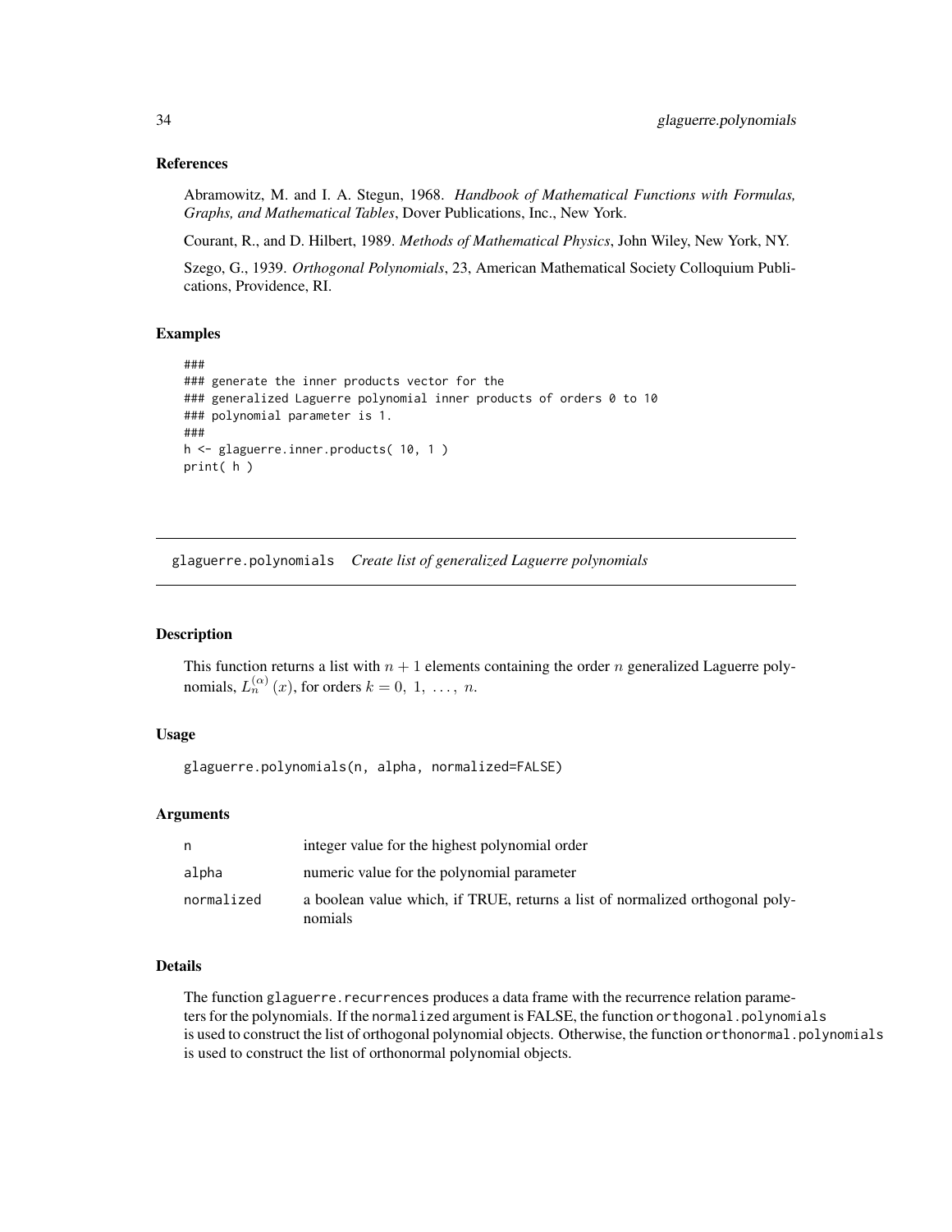### References

Abramowitz, M. and I. A. Stegun, 1968. *Handbook of Mathematical Functions with Formulas, Graphs, and Mathematical Tables*, Dover Publications, Inc., New York.

Courant, R., and D. Hilbert, 1989. *Methods of Mathematical Physics*, John Wiley, New York, NY.

Szego, G., 1939. *Orthogonal Polynomials*, 23, American Mathematical Society Colloquium Publications, Providence, RI.

### Examples

```
###
### generate the inner products vector for the
### generalized Laguerre polynomial inner products of orders 0 to 10
### polynomial parameter is 1.
###
h <- glaguerre.inner.products( 10, 1 )
print( h )
```

---

## glaguerre.polynomials *Create list of generalized Laguerre polynomials*

---

### Description

This function returns a list with $n+1$ elements containing the order $n$ generalized Laguerre polynomials, $L_n^{(\alpha)}(x)$, for orders $k = 0,\ 1,\ \ldots,\ n$.

### Usage

```
glaguerre.polynomials(n, alpha, normalized=FALSE)
```

### Arguments

| | |
|---|---|
| `n` | integer value for the highest polynomial order |
| `alpha` | numeric value for the polynomial parameter |
| `normalized` | a boolean value which, if TRUE, returns a list of normalized orthogonal polynomials |

### Details

The function `glaguerre.recurrences` produces a data frame with the recurrence relation parameters for the polynomials. If the `normalized` argument is FALSE, the function `orthogonal.polynomials` is used to construct the list of orthogonal polynomial objects. Otherwise, the function `orthonormal.polynomials` is used to construct the list of orthonormal polynomial objects.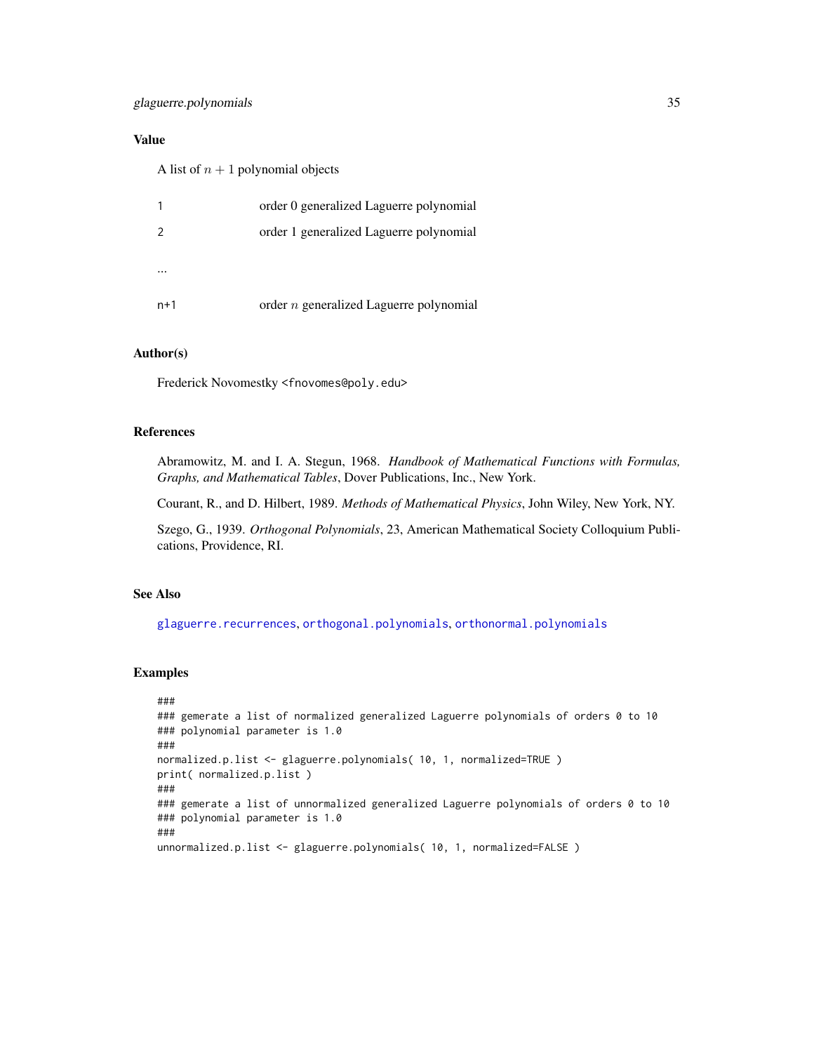### Value

A list of $n + 1$ polynomial objects

| | |
|---|---|
| 1 | order 0 generalized Laguerre polynomial |
| 2 | order 1 generalized Laguerre polynomial |
| ... | |
| n+1 | order $n$ generalized Laguerre polynomial |

### Author(s)

Frederick Novomestky <fnovomes@poly.edu>

### References

Abramowitz, M. and I. A. Stegun, 1968. *Handbook of Mathematical Functions with Formulas, Graphs, and Mathematical Tables*, Dover Publications, Inc., New York.

Courant, R., and D. Hilbert, 1989. *Methods of Mathematical Physics*, John Wiley, New York, NY.

Szego, G., 1939. *Orthogonal Polynomials*, 23, American Mathematical Society Colloquium Publications, Providence, RI.

### See Also

glaguerre.recurrences, orthogonal.polynomials, orthonormal.polynomials

### Examples

```
###
### gemerate a list of normalized generalized Laguerre polynomials of orders 0 to 10
### polynomial parameter is 1.0
###
normalized.p.list <- glaguerre.polynomials( 10, 1, normalized=TRUE )
print( normalized.p.list )
###
### gemerate a list of unnormalized generalized Laguerre polynomials of orders 0 to 10
### polynomial parameter is 1.0
###
unnormalized.p.list <- glaguerre.polynomials( 10, 1, normalized=FALSE )
```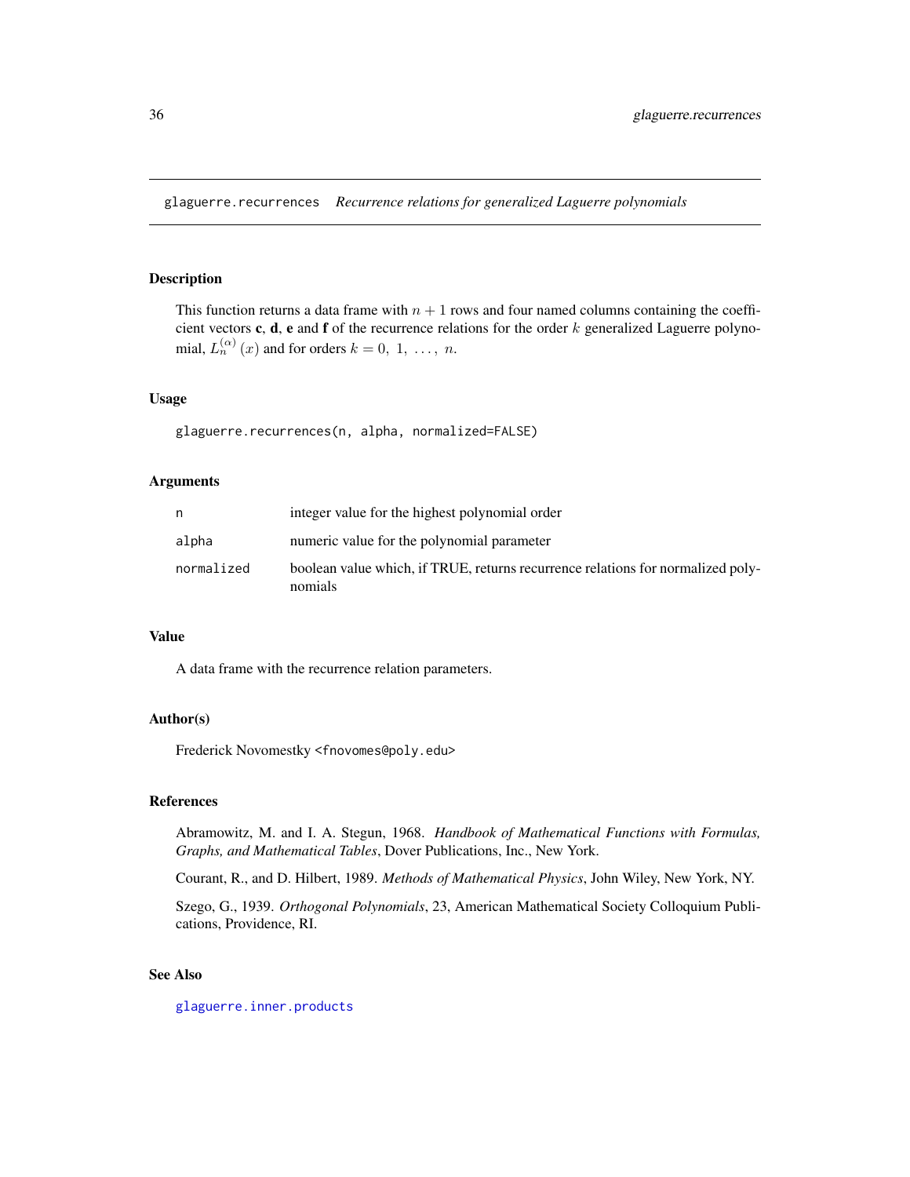glaguerre.recurrences    *Recurrence relations for generalized Laguerre polynomials*

## Description

This function returns a data frame with $n+1$ rows and four named columns containing the coefficient vectors **c**, **d**, **e** and **f** of the recurrence relations for the order $k$ generalized Laguerre polynomial, $L_n^{(\alpha)}(x)$ and for orders $k = 0, 1, \ldots, n$.

## Usage

```
glaguerre.recurrences(n, alpha, normalized=FALSE)
```

## Arguments

| | |
|---|---|
| n | integer value for the highest polynomial order |
| alpha | numeric value for the polynomial parameter |
| normalized | boolean value which, if TRUE, returns recurrence relations for normalized polynomials |

## Value

A data frame with the recurrence relation parameters.

## Author(s)

Frederick Novomestky <fnovomes@poly.edu>

## References

Abramowitz, M. and I. A. Stegun, 1968. *Handbook of Mathematical Functions with Formulas, Graphs, and Mathematical Tables*, Dover Publications, Inc., New York.

Courant, R., and D. Hilbert, 1989. *Methods of Mathematical Physics*, John Wiley, New York, NY.

Szego, G., 1939. *Orthogonal Polynomials*, 23, American Mathematical Society Colloquium Publications, Providence, RI.

## See Also

glaguerre.inner.products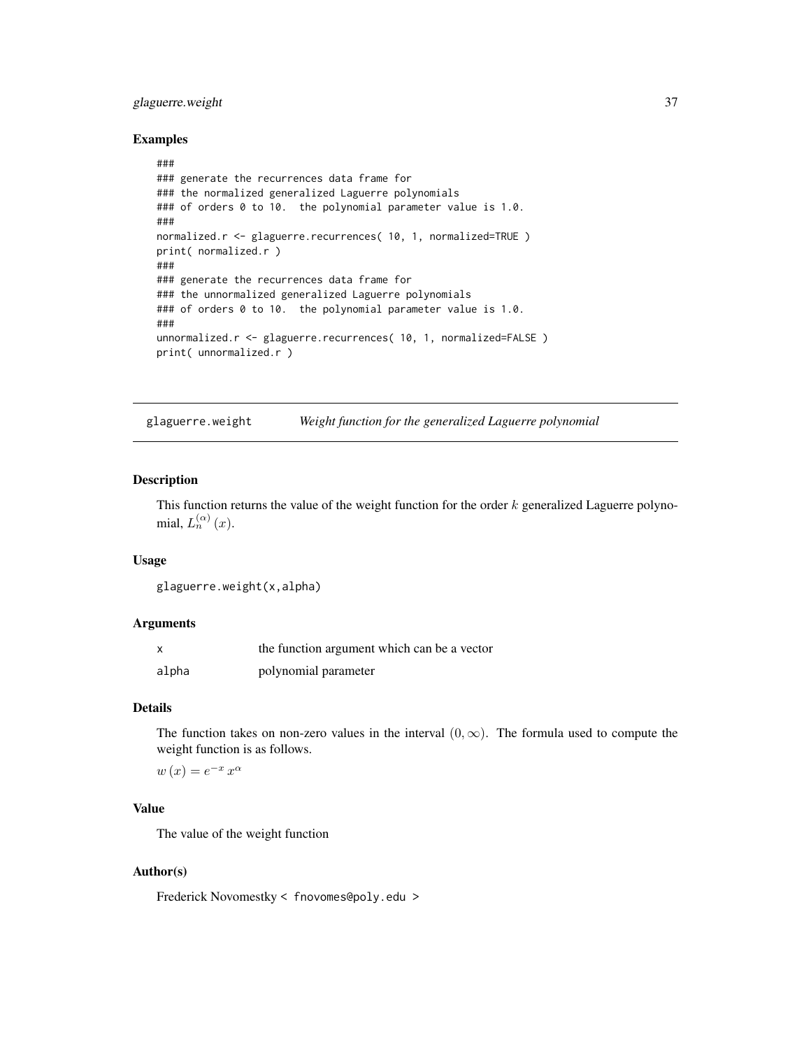## Examples

```
###
### generate the recurrences data frame for
### the normalized generalized Laguerre polynomials
### of orders 0 to 10.  the polynomial parameter value is 1.0.
###
normalized.r <- glaguerre.recurrences( 10, 1, normalized=TRUE )
print( normalized.r )
###
### generate the recurrences data frame for
### the unnormalized generalized Laguerre polynomials
### of orders 0 to 10.  the polynomial parameter value is 1.0.
###
unnormalized.r <- glaguerre.recurrences( 10, 1, normalized=FALSE )
print( unnormalized.r )
```

---

# glaguerre.weight    *Weight function for the generalized Laguerre polynomial*

---

## Description

This function returns the value of the weight function for the order $k$ generalized Laguerre polynomial, $L_n^{(\alpha)}(x)$.

## Usage

```
glaguerre.weight(x,alpha)
```

## Arguments

| | |
|---|---|
| x | the function argument which can be a vector |
| alpha | polynomial parameter |

## Details

The function takes on non-zero values in the interval $(0, \infty)$. The formula used to compute the weight function is as follows.

$w(x) = e^{-x}\, x^{\alpha}$

## Value

The value of the weight function

## Author(s)

Frederick Novomestky < fnovomes@poly.edu >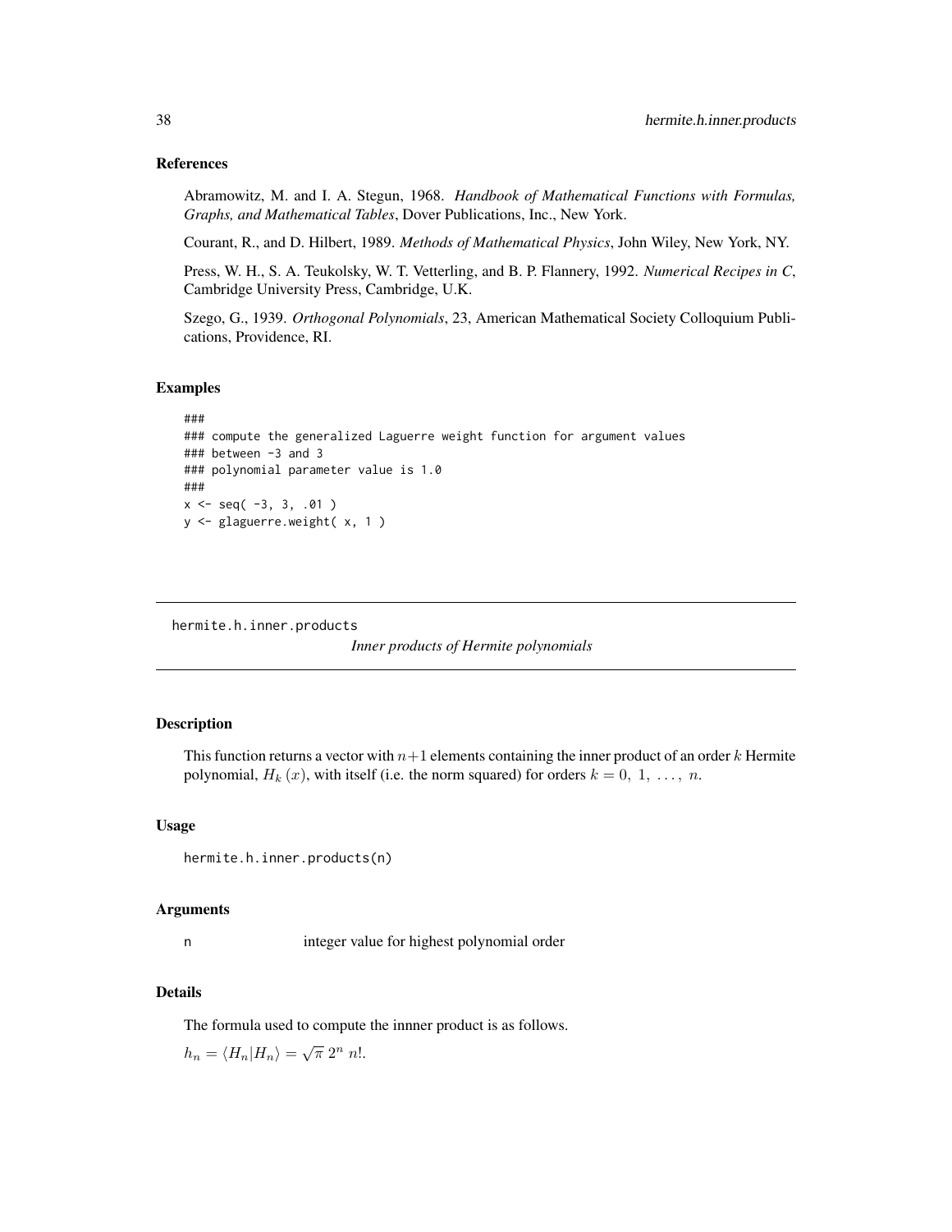### References

Abramowitz, M. and I. A. Stegun, 1968. *Handbook of Mathematical Functions with Formulas, Graphs, and Mathematical Tables*, Dover Publications, Inc., New York.

Courant, R., and D. Hilbert, 1989. *Methods of Mathematical Physics*, John Wiley, New York, NY.

Press, W. H., S. A. Teukolsky, W. T. Vetterling, and B. P. Flannery, 1992. *Numerical Recipes in C*, Cambridge University Press, Cambridge, U.K.

Szego, G., 1939. *Orthogonal Polynomials*, 23, American Mathematical Society Colloquium Publications, Providence, RI.

### Examples

```
###
### compute the generalized Laguerre weight function for argument values
### between -3 and 3
### polynomial parameter value is 1.0
###
x <- seq( -3, 3, .01 )
y <- glaguerre.weight( x, 1 )
```

---

## hermite.h.inner.products

*Inner products of Hermite polynomials*

### Description

This function returns a vector with $n+1$ elements containing the inner product of an order $k$ Hermite polynomial, $H_k(x)$, with itself (i.e. the norm squared) for orders $k = 0, 1, \ldots, n$.

### Usage

```
hermite.h.inner.products(n)
```

### Arguments

n integer value for highest polynomial order

### Details

The formula used to compute the innner product is as follows.

$h_n = \langle H_n | H_n \rangle = \sqrt{\pi}\, 2^n\, n!$.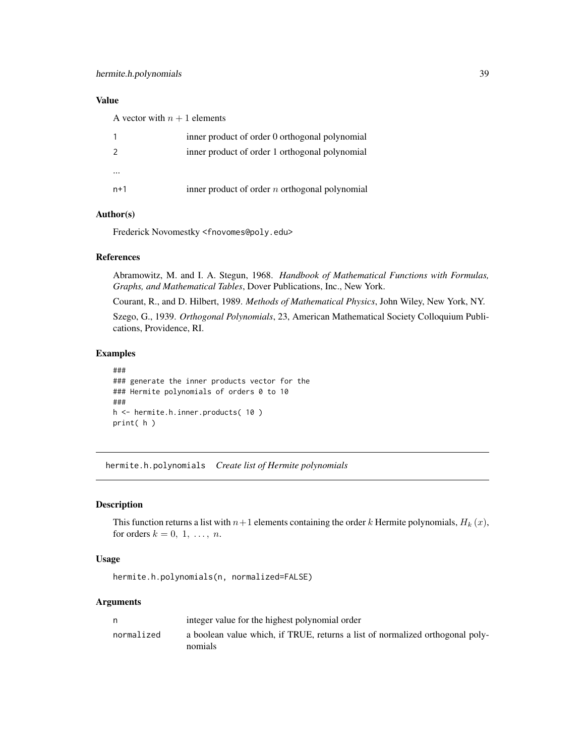### Value

A vector with $n + 1$ elements

| | |
|---|---|
| 1 | inner product of order 0 orthogonal polynomial |
| 2 | inner product of order 1 orthogonal polynomial |
| ... | |
| n+1 | inner product of order $n$ orthogonal polynomial |

### Author(s)

Frederick Novomestky <fnovomes@poly.edu>

### References

Abramowitz, M. and I. A. Stegun, 1968. *Handbook of Mathematical Functions with Formulas, Graphs, and Mathematical Tables*, Dover Publications, Inc., New York.

Courant, R., and D. Hilbert, 1989. *Methods of Mathematical Physics*, John Wiley, New York, NY.

Szego, G., 1939. *Orthogonal Polynomials*, 23, American Mathematical Society Colloquium Publications, Providence, RI.

### Examples

```
###
### generate the inner products vector for the
### Hermite polynomials of orders 0 to 10
###
h <- hermite.h.inner.products( 10 )
print( h )
```

---

## hermite.h.polynomials *Create list of Hermite polynomials*

### Description

This function returns a list with $n+1$ elements containing the order $k$ Hermite polynomials, $H_k(x)$, for orders $k = 0, 1, \ldots, n$.

### Usage

```
hermite.h.polynomials(n, normalized=FALSE)
```

### Arguments

| | |
|---|---|
| n | integer value for the highest polynomial order |
| normalized | a boolean value which, if TRUE, returns a list of normalized orthogonal polynomials |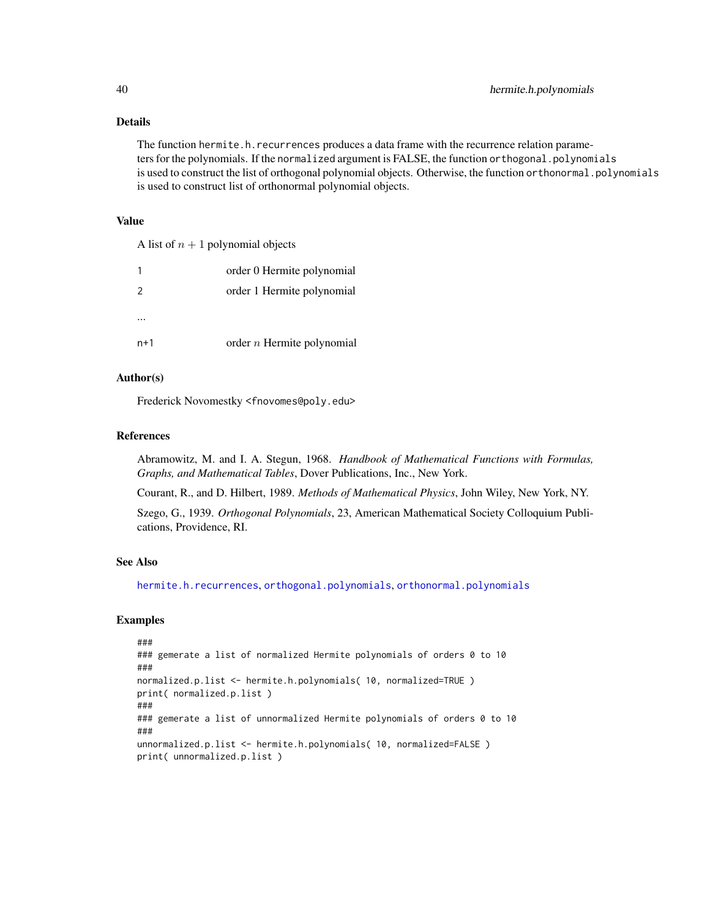### Details

The function `hermite.h.recurrences` produces a data frame with the recurrence relation parameters for the polynomials. If the `normalized` argument is FALSE, the function `orthogonal.polynomials` is used to construct the list of orthogonal polynomial objects. Otherwise, the function `orthonormal.polynomials` is used to construct list of orthonormal polynomial objects.

### Value

A list of $n + 1$ polynomial objects

| | |
|---|---|
| 1 | order 0 Hermite polynomial |
| 2 | order 1 Hermite polynomial |
| ... | |
| n+1 | order $n$ Hermite polynomial |

### Author(s)

Frederick Novomestky <fnovomes@poly.edu>

### References

Abramowitz, M. and I. A. Stegun, 1968. *Handbook of Mathematical Functions with Formulas, Graphs, and Mathematical Tables*, Dover Publications, Inc., New York.

Courant, R., and D. Hilbert, 1989. *Methods of Mathematical Physics*, John Wiley, New York, NY.

Szego, G., 1939. *Orthogonal Polynomials*, 23, American Mathematical Society Colloquium Publications, Providence, RI.

### See Also

`hermite.h.recurrences`, `orthogonal.polynomials`, `orthonormal.polynomials`

### Examples

```
###
### gemerate a list of normalized Hermite polynomials of orders 0 to 10
###
normalized.p.list <- hermite.h.polynomials( 10, normalized=TRUE )
print( normalized.p.list )
###
### gemerate a list of unnormalized Hermite polynomials of orders 0 to 10
###
unnormalized.p.list <- hermite.h.polynomials( 10, normalized=FALSE )
print( unnormalized.p.list )
```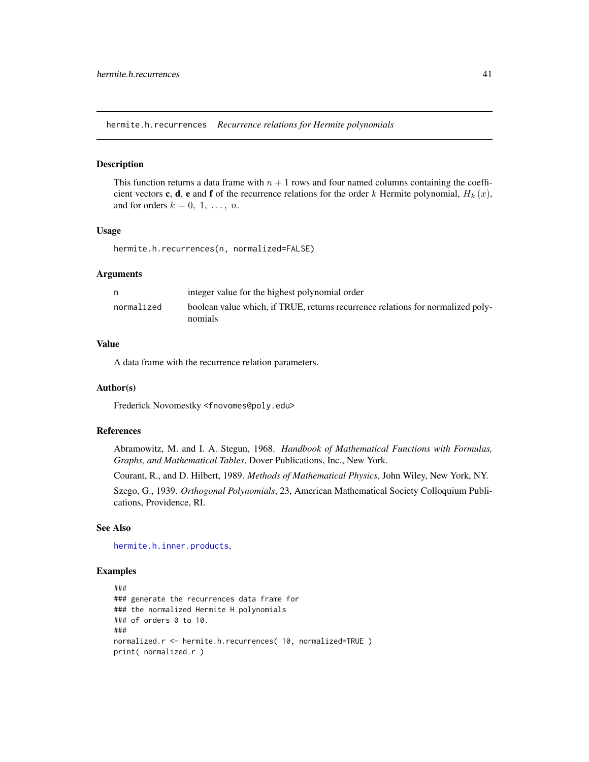hermite.h.recurrences *Recurrence relations for Hermite polynomials*

## Description

This function returns a data frame with $n + 1$ rows and four named columns containing the coefficient vectors **c**, **d**, **e** and **f** of the recurrence relations for the order $k$ Hermite polynomial, $H_k(x)$, and for orders $k = 0, 1, \ldots, n$.

## Usage

```
hermite.h.recurrences(n, normalized=FALSE)
```

## Arguments

| | |
|---|---|
| n | integer value for the highest polynomial order |
| normalized | boolean value which, if TRUE, returns recurrence relations for normalized polynomials |

## Value

A data frame with the recurrence relation parameters.

## Author(s)

Frederick Novomestky <fnovomes@poly.edu>

## References

Abramowitz, M. and I. A. Stegun, 1968. *Handbook of Mathematical Functions with Formulas, Graphs, and Mathematical Tables*, Dover Publications, Inc., New York.

Courant, R., and D. Hilbert, 1989. *Methods of Mathematical Physics*, John Wiley, New York, NY.

Szego, G., 1939. *Orthogonal Polynomials*, 23, American Mathematical Society Colloquium Publications, Providence, RI.

## See Also

hermite.h.inner.products,

## Examples

```
###
### generate the recurrences data frame for
### the normalized Hermite H polynomials
### of orders 0 to 10.
###
normalized.r <- hermite.h.recurrences( 10, normalized=TRUE )
print( normalized.r )
```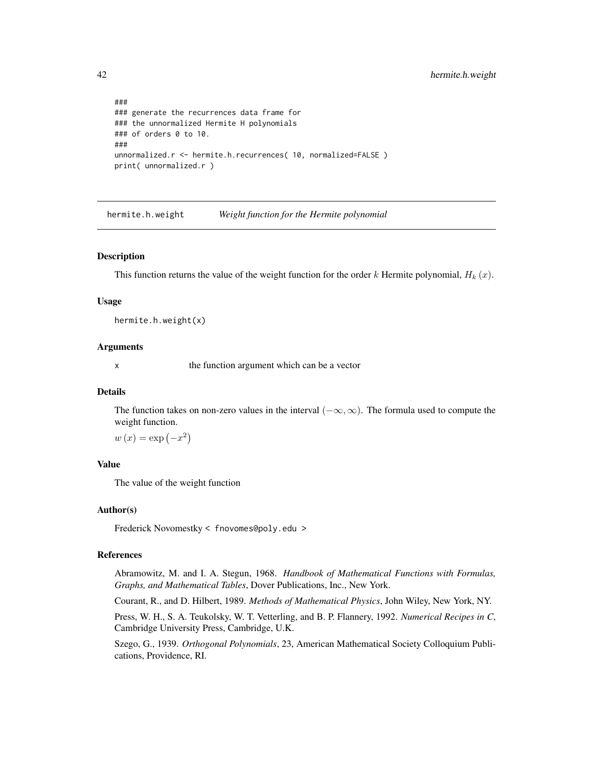```
###
### generate the recurrences data frame for
### the unnormalized Hermite H polynomials
### of orders 0 to 10.
###
unnormalized.r <- hermite.h.recurrences( 10, normalized=FALSE )
print( unnormalized.r )
```

## hermite.h.weight *Weight function for the Hermite polynomial*

### Description

This function returns the value of the weight function for the order $k$ Hermite polynomial, $H_k(x)$.

### Usage

```
hermite.h.weight(x)
```

### Arguments

`x` the function argument which can be a vector

### Details

The function takes on non-zero values in the interval $(-\infty, \infty)$. The formula used to compute the weight function.

$w(x) = \exp(-x^2)$

### Value

The value of the weight function

### Author(s)

Frederick Novomestky < fnovomes@poly.edu >

### References

Abramowitz, M. and I. A. Stegun, 1968. *Handbook of Mathematical Functions with Formulas, Graphs, and Mathematical Tables*, Dover Publications, Inc., New York.

Courant, R., and D. Hilbert, 1989. *Methods of Mathematical Physics*, John Wiley, New York, NY.

Press, W. H., S. A. Teukolsky, W. T. Vetterling, and B. P. Flannery, 1992. *Numerical Recipes in C*, Cambridge University Press, Cambridge, U.K.

Szego, G., 1939. *Orthogonal Polynomials*, 23, American Mathematical Society Colloquium Publications, Providence, RI.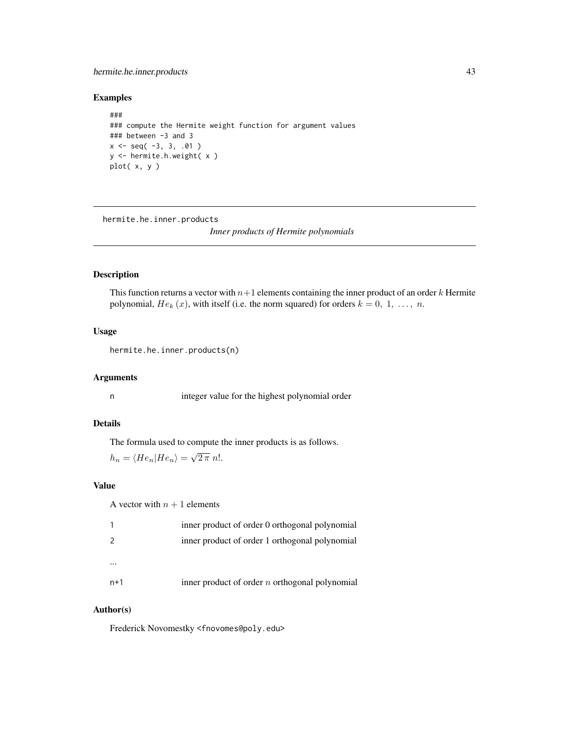## Examples

```
###
### compute the Hermite weight function for argument values
### between -3 and 3
x <- seq( -3, 3, .01 )
y <- hermite.h.weight( x )
plot( x, y )
```

---

hermite.he.inner.products    *Inner products of Hermite polynomials*

---

## Description

This function returns a vector with $n+1$ elements containing the inner product of an order $k$ Hermite polynomial, $He_k(x)$, with itself (i.e. the norm squared) for orders $k = 0, 1, \ldots, n$.

## Usage

```
hermite.he.inner.products(n)
```

## Arguments

| | |
|---|---|
| n | integer value for the highest polynomial order |

## Details

The formula used to compute the inner products is as follows.

$h_n = \langle He_n | He_n \rangle = \sqrt{2\pi}\, n!$.

## Value

A vector with $n + 1$ elements

| | |
|---|---|
| 1 | inner product of order 0 orthogonal polynomial |
| 2 | inner product of order 1 orthogonal polynomial |
| ... | |
| n+1 | inner product of order $n$ orthogonal polynomial |

## Author(s)

Frederick Novomestky <fnovomes@poly.edu>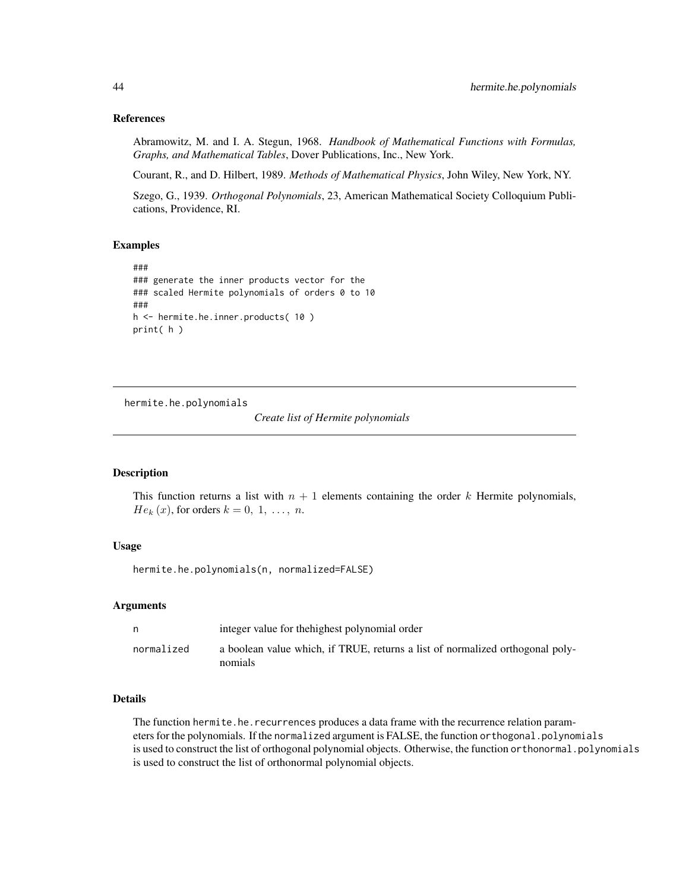### References

Abramowitz, M. and I. A. Stegun, 1968. *Handbook of Mathematical Functions with Formulas, Graphs, and Mathematical Tables*, Dover Publications, Inc., New York.

Courant, R., and D. Hilbert, 1989. *Methods of Mathematical Physics*, John Wiley, New York, NY.

Szego, G., 1939. *Orthogonal Polynomials*, 23, American Mathematical Society Colloquium Publications, Providence, RI.

### Examples

```
###
### generate the inner products vector for the
### scaled Hermite polynomials of orders 0 to 10
###
h <- hermite.he.inner.products( 10 )
print( h )
```

---

## hermite.he.polynomials *Create list of Hermite polynomials*

---

### Description

This function returns a list with $n + 1$ elements containing the order $k$ Hermite polynomials, $He_k(x)$, for orders $k = 0, 1, \ldots, n$.

### Usage

```
hermite.he.polynomials(n, normalized=FALSE)
```

### Arguments

| | |
|---|---|
| n | integer value for thehighest polynomial order |
| normalized | a boolean value which, if TRUE, returns a list of normalized orthogonal polynomials |

### Details

The function `hermite.he.recurrences` produces a data frame with the recurrence relation parameters for the polynomials. If the `normalized` argument is FALSE, the function `orthogonal.polynomials` is used to construct the list of orthogonal polynomial objects. Otherwise, the function `orthonormal.polynomials` is used to construct the list of orthonormal polynomial objects.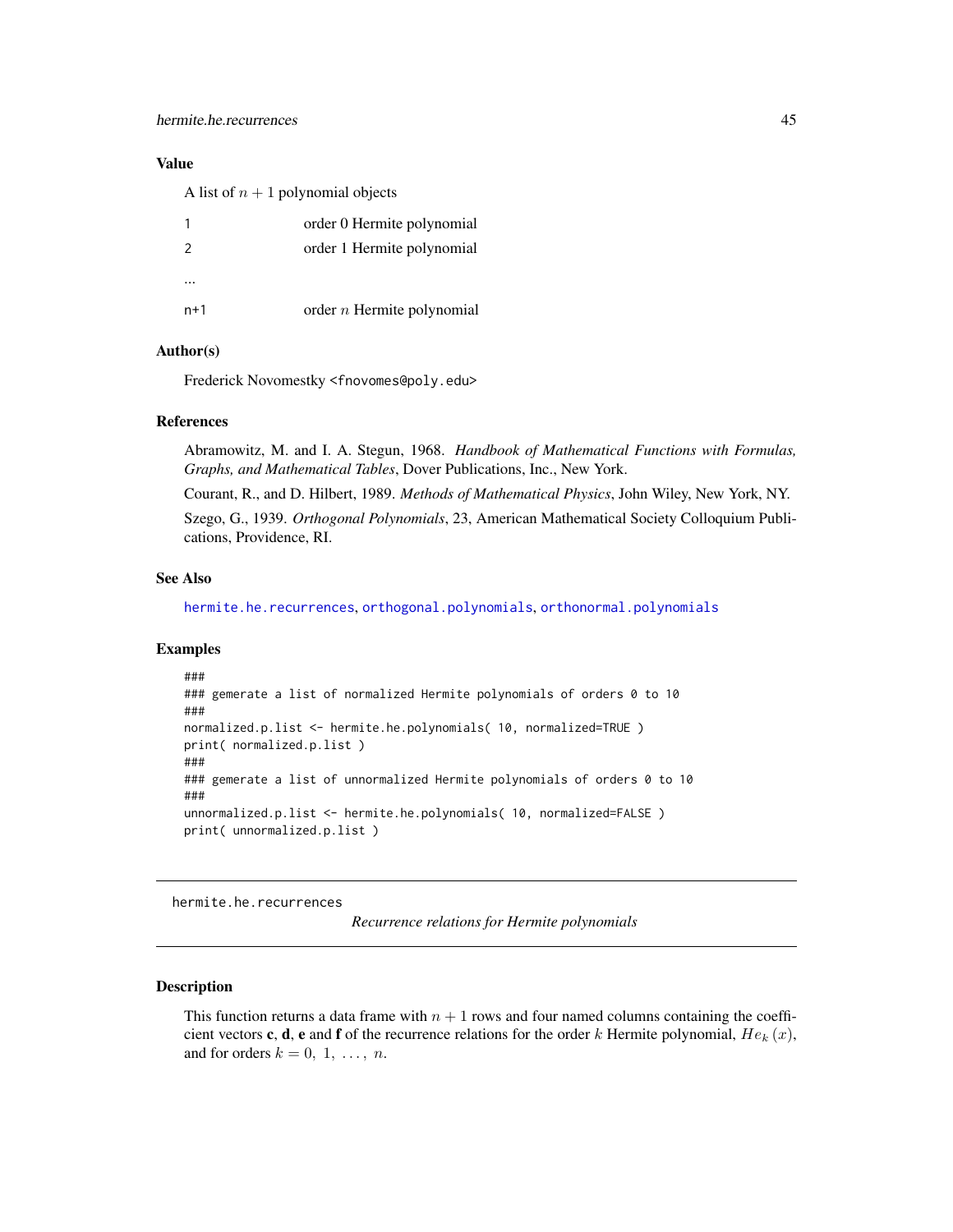## Value

A list of $n + 1$ polynomial objects

| | |
|---|---|
| 1 | order 0 Hermite polynomial |
| 2 | order 1 Hermite polynomial |
| ... | |
| n+1 | order $n$ Hermite polynomial |

## Author(s)

Frederick Novomestky <fnovomes@poly.edu>

## References

Abramowitz, M. and I. A. Stegun, 1968. *Handbook of Mathematical Functions with Formulas, Graphs, and Mathematical Tables*, Dover Publications, Inc., New York.

Courant, R., and D. Hilbert, 1989. *Methods of Mathematical Physics*, John Wiley, New York, NY.

Szego, G., 1939. *Orthogonal Polynomials*, 23, American Mathematical Society Colloquium Publications, Providence, RI.

## See Also

hermite.he.recurrences, orthogonal.polynomials, orthonormal.polynomials

## Examples

```
###
### gemerate a list of normalized Hermite polynomials of orders 0 to 10
###
normalized.p.list <- hermite.he.polynomials( 10, normalized=TRUE )
print( normalized.p.list )
###
### gemerate a list of unnormalized Hermite polynomials of orders 0 to 10
###
unnormalized.p.list <- hermite.he.polynomials( 10, normalized=FALSE )
print( unnormalized.p.list )
```

---

# hermite.he.recurrences

*Recurrence relations for Hermite polynomials*

## Description

This function returns a data frame with $n + 1$ rows and four named columns containing the coefficient vectors **c**, **d**, **e** and **f** of the recurrence relations for the order $k$ Hermite polynomial, $He_k(x)$, and for orders $k = 0,\ 1,\ \ldots,\ n$.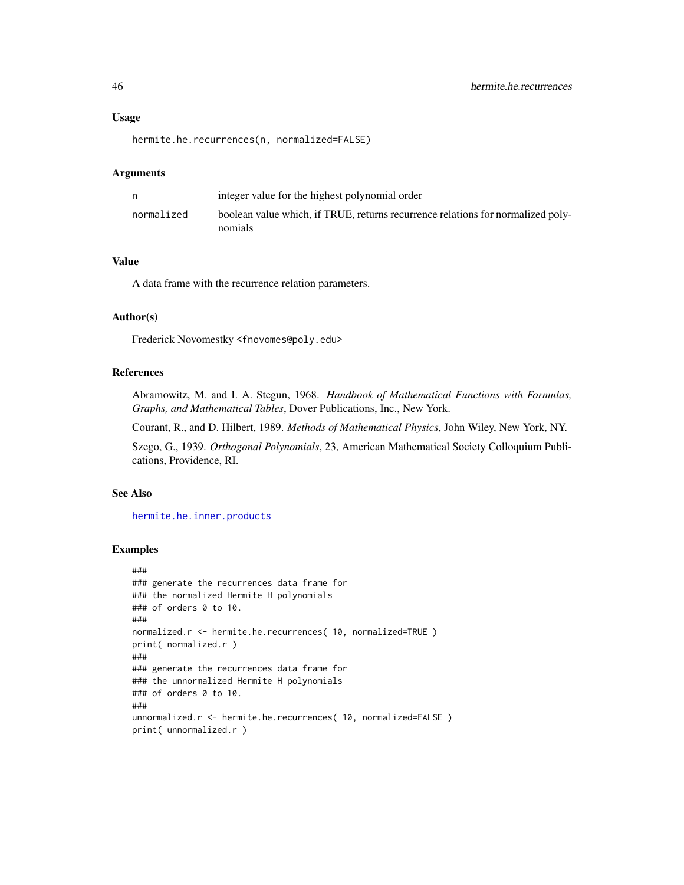## Usage

```
hermite.he.recurrences(n, normalized=FALSE)
```

## Arguments

| | |
|---|---|
| n | integer value for the highest polynomial order |
| normalized | boolean value which, if TRUE, returns recurrence relations for normalized polynomials |

## Value

A data frame with the recurrence relation parameters.

## Author(s)

Frederick Novomestky <fnovomes@poly.edu>

## References

Abramowitz, M. and I. A. Stegun, 1968. *Handbook of Mathematical Functions with Formulas, Graphs, and Mathematical Tables*, Dover Publications, Inc., New York.

Courant, R., and D. Hilbert, 1989. *Methods of Mathematical Physics*, John Wiley, New York, NY.

Szego, G., 1939. *Orthogonal Polynomials*, 23, American Mathematical Society Colloquium Publications, Providence, RI.

## See Also

hermite.he.inner.products

## Examples

```
###
### generate the recurrences data frame for
### the normalized Hermite H polynomials
### of orders 0 to 10.
###
normalized.r <- hermite.he.recurrences( 10, normalized=TRUE )
print( normalized.r )
###
### generate the recurrences data frame for
### the unnormalized Hermite H polynomials
### of orders 0 to 10.
###
unnormalized.r <- hermite.he.recurrences( 10, normalized=FALSE )
print( unnormalized.r )
```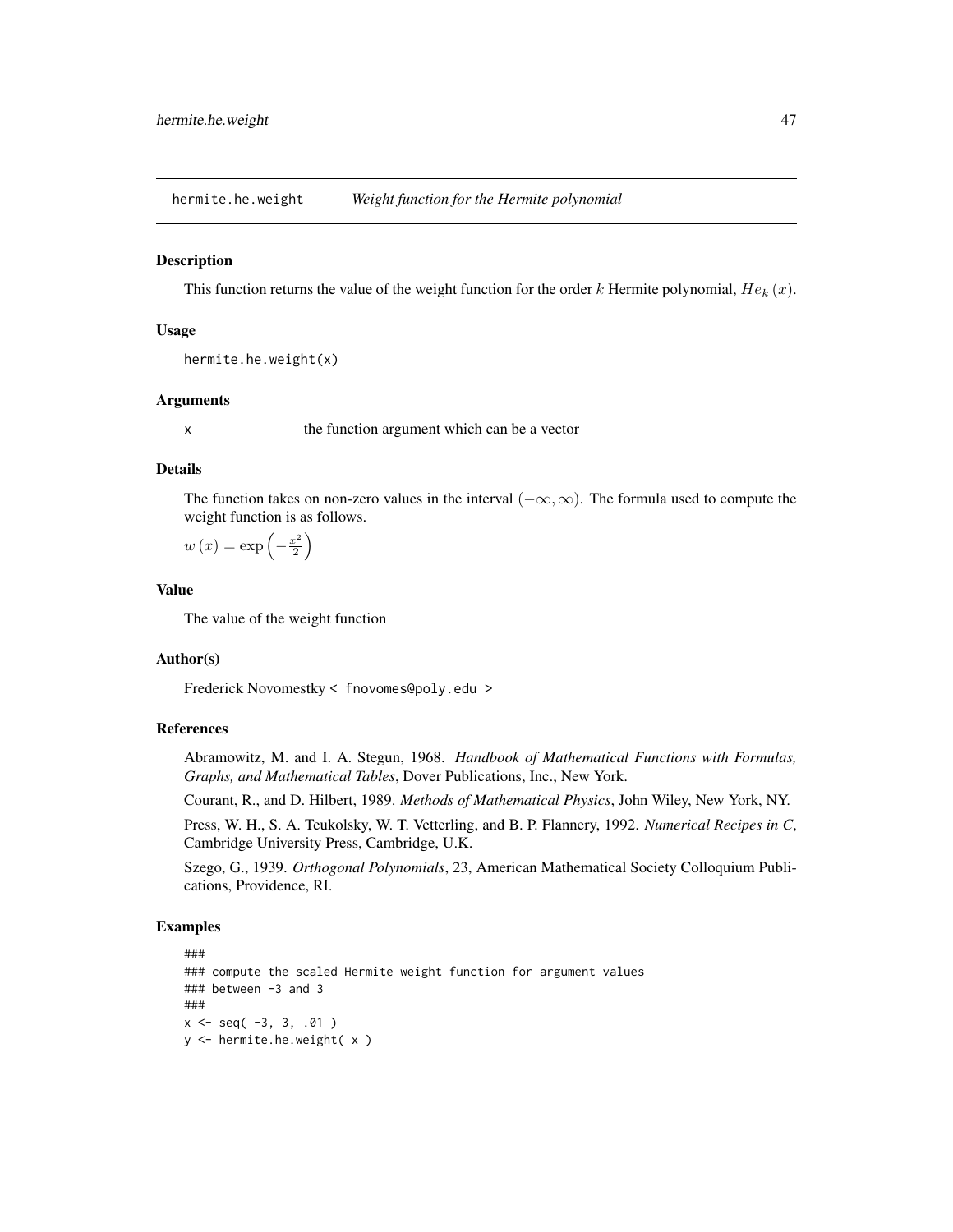hermite.he.weight    *Weight function for the Hermite polynomial*

## Description

This function returns the value of the weight function for the order $k$ Hermite polynomial, $He_k(x)$.

## Usage

```
hermite.he.weight(x)
```

## Arguments

x    the function argument which can be a vector

## Details

The function takes on non-zero values in the interval $(-\infty, \infty)$. The formula used to compute the weight function is as follows.

$w(x) = \exp\left(-\frac{x^2}{2}\right)$

## Value

The value of the weight function

## Author(s)

Frederick Novomestky < fnovomes@poly.edu >

## References

Abramowitz, M. and I. A. Stegun, 1968. *Handbook of Mathematical Functions with Formulas, Graphs, and Mathematical Tables*, Dover Publications, Inc., New York.

Courant, R., and D. Hilbert, 1989. *Methods of Mathematical Physics*, John Wiley, New York, NY.

Press, W. H., S. A. Teukolsky, W. T. Vetterling, and B. P. Flannery, 1992. *Numerical Recipes in C*, Cambridge University Press, Cambridge, U.K.

Szego, G., 1939. *Orthogonal Polynomials*, 23, American Mathematical Society Colloquium Publications, Providence, RI.

## Examples

```
###
### compute the scaled Hermite weight function for argument values
### between -3 and 3
###
x <- seq( -3, 3, .01 )
y <- hermite.he.weight( x )
```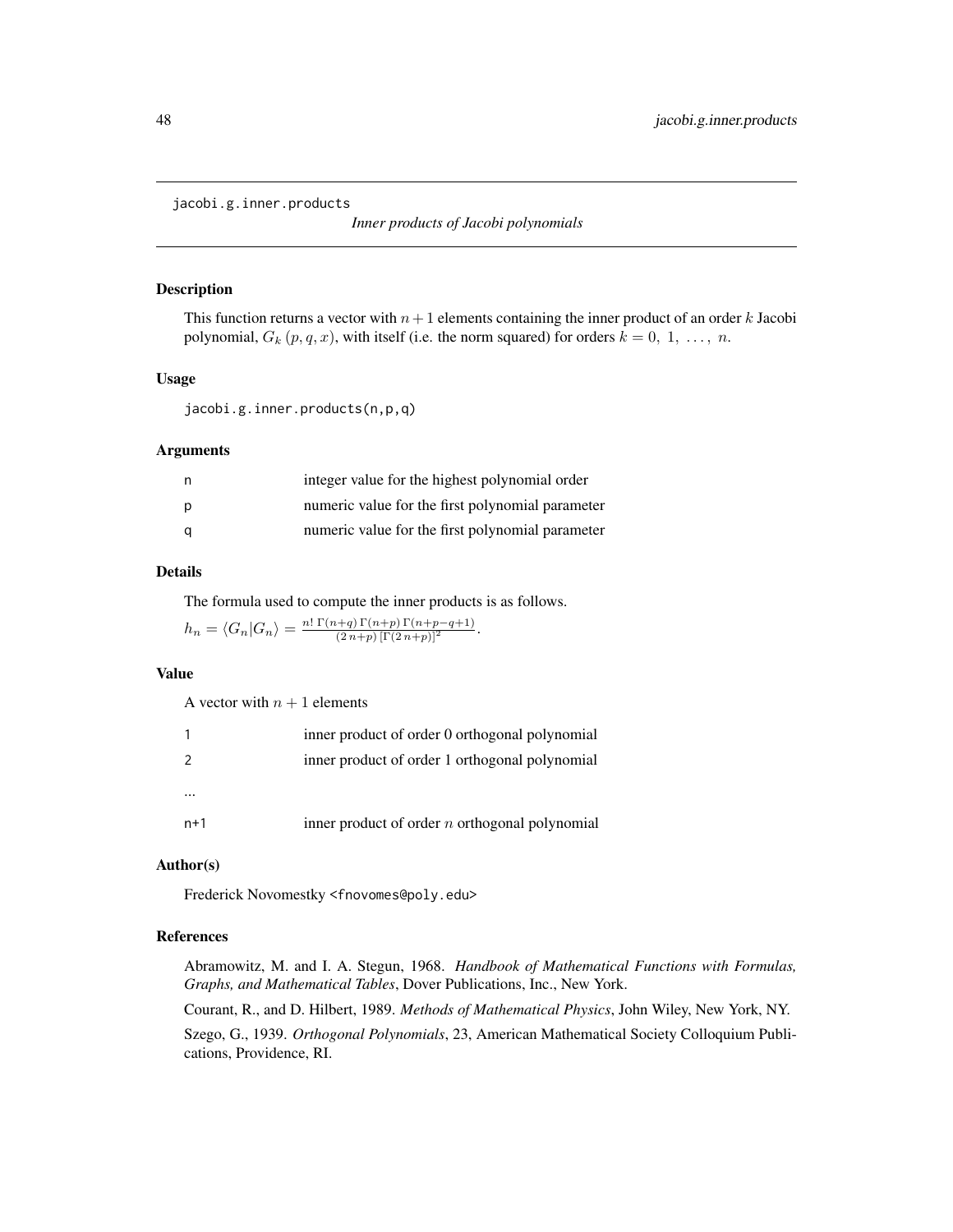`jacobi.g.inner.products` *Inner products of Jacobi polynomials*

## Description

This function returns a vector with $n+1$ elements containing the inner product of an order $k$ Jacobi polynomial, $G_k\left(p,q,x\right)$, with itself (i.e. the norm squared) for orders $k = 0,\ 1,\ \ldots,\ n$.

## Usage

```
jacobi.g.inner.products(n,p,q)
```

## Arguments

| | |
|---|---|
| n | integer value for the highest polynomial order |
| p | numeric value for the first polynomial parameter |
| q | numeric value for the first polynomial parameter |

## Details

The formula used to compute the inner products is as follows.

$h_n = \langle G_n | G_n \rangle = \frac{n!\,\Gamma(n+q)\,\Gamma(n+p)\,\Gamma(n+p-q+1)}{(2\,n+p)\,[\Gamma(2\,n+p)]^2}$.

## Value

A vector with $n+1$ elements

| | |
|---|---|
| 1 | inner product of order 0 orthogonal polynomial |
| 2 | inner product of order 1 orthogonal polynomial |
| ... | |
| n+1 | inner product of order $n$ orthogonal polynomial |

## Author(s)

Frederick Novomestky <fnovomes@poly.edu>

## References

Abramowitz, M. and I. A. Stegun, 1968. *Handbook of Mathematical Functions with Formulas, Graphs, and Mathematical Tables*, Dover Publications, Inc., New York.

Courant, R., and D. Hilbert, 1989. *Methods of Mathematical Physics*, John Wiley, New York, NY.

Szego, G., 1939. *Orthogonal Polynomials*, 23, American Mathematical Society Colloquium Publications, Providence, RI.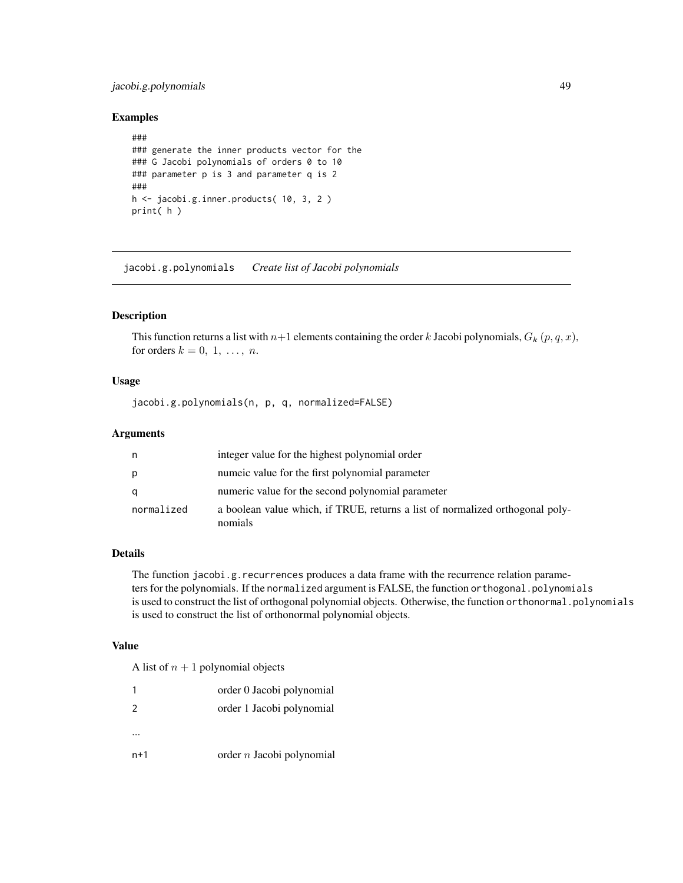## Examples

```
###
### generate the inner products vector for the
### G Jacobi polynomials of orders 0 to 10
### parameter p is 3 and parameter q is 2
###
h <- jacobi.g.inner.products( 10, 3, 2 )
print( h )
```

---

# jacobi.g.polynomials *Create list of Jacobi polynomials*

---

## Description

This function returns a list with $n+1$ elements containing the order $k$ Jacobi polynomials, $G_k\,(p, q, x)$, for orders $k = 0,\ 1,\ \ldots,\ n$.

## Usage

```
jacobi.g.polynomials(n, p, q, normalized=FALSE)
```

## Arguments

| | |
|---|---|
| n | integer value for the highest polynomial order |
| p | numeic value for the first polynomial parameter |
| q | numeric value for the second polynomial parameter |
| normalized | a boolean value which, if TRUE, returns a list of normalized orthogonal polynomials |

## Details

The function `jacobi.g.recurrences` produces a data frame with the recurrence relation parameters for the polynomials. If the `normalized` argument is FALSE, the function `orthogonal.polynomials` is used to construct the list of orthogonal polynomial objects. Otherwise, the function `orthonormal.polynomials` is used to construct the list of orthonormal polynomial objects.

## Value

A list of $n+1$ polynomial objects

| | |
|---|---|
| 1 | order 0 Jacobi polynomial |
| 2 | order 1 Jacobi polynomial |
| ... | |
| n+1 | order $n$ Jacobi polynomial |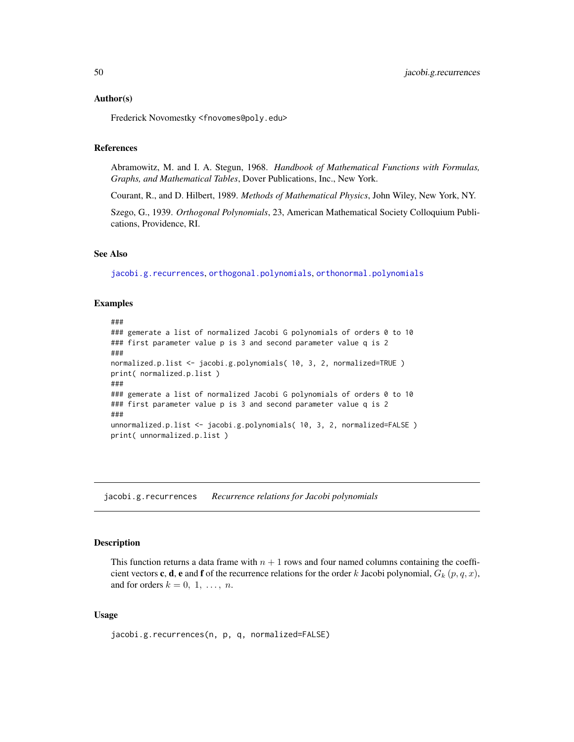## Author(s)

Frederick Novomestky <fnovomes@poly.edu>

## References

Abramowitz, M. and I. A. Stegun, 1968. *Handbook of Mathematical Functions with Formulas, Graphs, and Mathematical Tables*, Dover Publications, Inc., New York.

Courant, R., and D. Hilbert, 1989. *Methods of Mathematical Physics*, John Wiley, New York, NY.

Szego, G., 1939. *Orthogonal Polynomials*, 23, American Mathematical Society Colloquium Publications, Providence, RI.

## See Also

jacobi.g.recurrences, orthogonal.polynomials, orthonormal.polynomials

## Examples

```
###
### gemerate a list of normalized Jacobi G polynomials of orders 0 to 10
### first parameter value p is 3 and second parameter value q is 2
###
normalized.p.list <- jacobi.g.polynomials( 10, 3, 2, normalized=TRUE )
print( normalized.p.list )
###
### gemerate a list of normalized Jacobi G polynomials of orders 0 to 10
### first parameter value p is 3 and second parameter value q is 2
###
unnormalized.p.list <- jacobi.g.polynomials( 10, 3, 2, normalized=FALSE )
print( unnormalized.p.list )
```

---

# jacobi.g.recurrences *Recurrence relations for Jacobi polynomials*

## Description

This function returns a data frame with $n + 1$ rows and four named columns containing the coefficient vectors **c**, **d**, **e** and **f** of the recurrence relations for the order $k$ Jacobi polynomial, $G_k(p, q, x)$, and for orders $k = 0, 1, \ldots, n$.

## Usage

```
jacobi.g.recurrences(n, p, q, normalized=FALSE)
```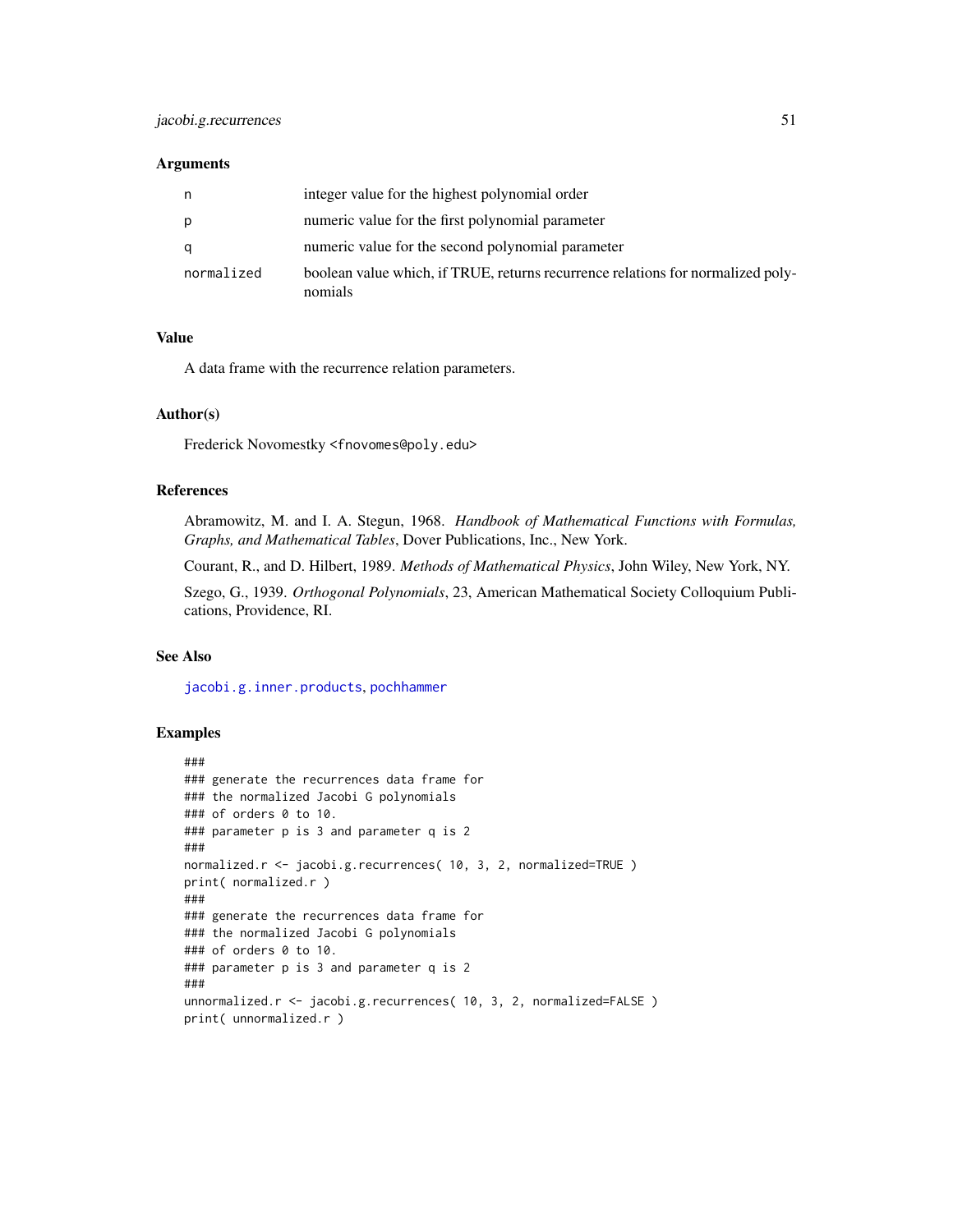## Arguments

| | |
|---|---|
| n | integer value for the highest polynomial order |
| p | numeric value for the first polynomial parameter |
| q | numeric value for the second polynomial parameter |
| normalized | boolean value which, if TRUE, returns recurrence relations for normalized polynomials |

## Value

A data frame with the recurrence relation parameters.

## Author(s)

Frederick Novomestky <fnovomes@poly.edu>

## References

Abramowitz, M. and I. A. Stegun, 1968. *Handbook of Mathematical Functions with Formulas, Graphs, and Mathematical Tables*, Dover Publications, Inc., New York.

Courant, R., and D. Hilbert, 1989. *Methods of Mathematical Physics*, John Wiley, New York, NY.

Szego, G., 1939. *Orthogonal Polynomials*, 23, American Mathematical Society Colloquium Publications, Providence, RI.

## See Also

jacobi.g.inner.products, pochhammer

## Examples

```
###
### generate the recurrences data frame for
### the normalized Jacobi G polynomials
### of orders 0 to 10.
### parameter p is 3 and parameter q is 2
###
normalized.r <- jacobi.g.recurrences( 10, 3, 2, normalized=TRUE )
print( normalized.r )
###
### generate the recurrences data frame for
### the normalized Jacobi G polynomials
### of orders 0 to 10.
### parameter p is 3 and parameter q is 2
###
unnormalized.r <- jacobi.g.recurrences( 10, 3, 2, normalized=FALSE )
print( unnormalized.r )
```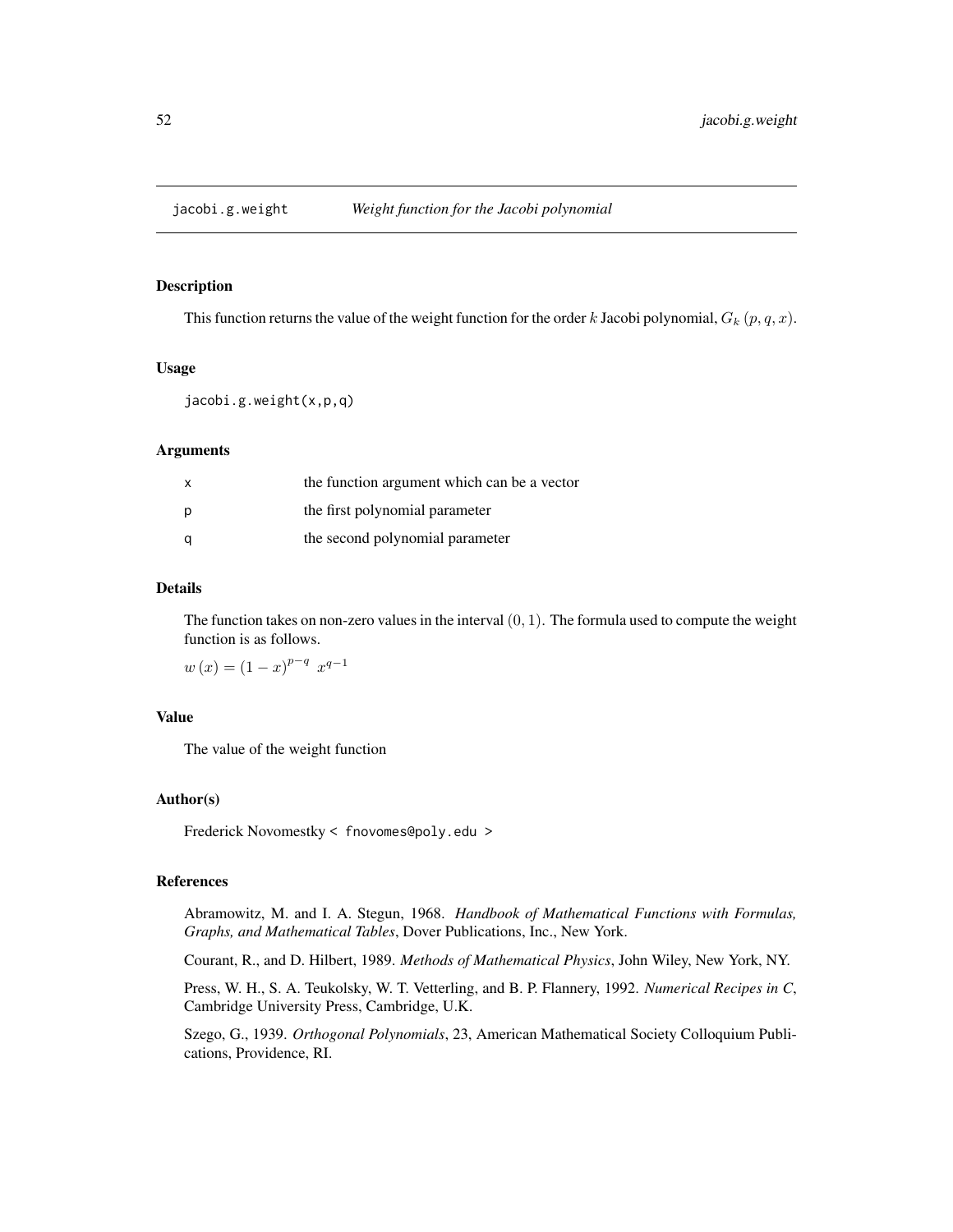jacobi.g.weight    *Weight function for the Jacobi polynomial*

## Description

This function returns the value of the weight function for the order $k$ Jacobi polynomial, $G_k(p, q, x)$.

## Usage

```
jacobi.g.weight(x,p,q)
```

## Arguments

| | |
|---|---|
| x | the function argument which can be a vector |
| p | the first polynomial parameter |
| q | the second polynomial parameter |

## Details

The function takes on non-zero values in the interval $(0, 1)$. The formula used to compute the weight function is as follows.

$w(x) = (1-x)^{p-q} \; x^{q-1}$

## Value

The value of the weight function

## Author(s)

Frederick Novomestky < fnovomes@poly.edu >

## References

Abramowitz, M. and I. A. Stegun, 1968. *Handbook of Mathematical Functions with Formulas, Graphs, and Mathematical Tables*, Dover Publications, Inc., New York.

Courant, R., and D. Hilbert, 1989. *Methods of Mathematical Physics*, John Wiley, New York, NY.

Press, W. H., S. A. Teukolsky, W. T. Vetterling, and B. P. Flannery, 1992. *Numerical Recipes in C*, Cambridge University Press, Cambridge, U.K.

Szego, G., 1939. *Orthogonal Polynomials*, 23, American Mathematical Society Colloquium Publications, Providence, RI.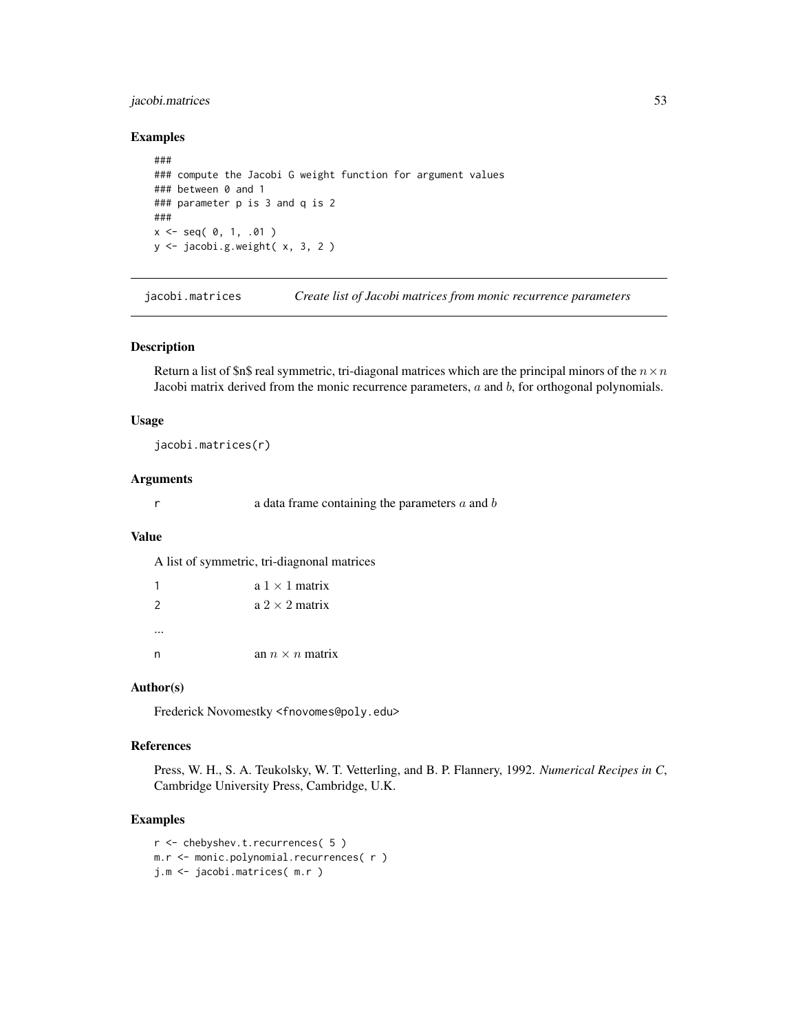## Examples

```
###
### compute the Jacobi G weight function for argument values
### between 0 and 1
### parameter p is 3 and q is 2
###
x <- seq( 0, 1, .01 )
y <- jacobi.g.weight( x, 3, 2 )
```

---

jacobi.matrices        *Create list of Jacobi matrices from monic recurrence parameters*

---

### Description

Return a list of $n$ real symmetric, tri-diagonal matrices which are the principal minors of the $n \times n$ Jacobi matrix derived from the monic recurrence parameters, $a$ and $b$, for orthogonal polynomials.

### Usage

```
jacobi.matrices(r)
```

### Arguments

| | |
|---|---|
| r | a data frame containing the parameters $a$ and $b$ |

### Value

A list of symmetric, tri-diagnonal matrices

| | |
|---|---|
| 1 | a $1 \times 1$ matrix |
| 2 | a $2 \times 2$ matrix |
| ... | |
| n | an $n \times n$ matrix |

### Author(s)

Frederick Novomestky <fnovomes@poly.edu>

### References

Press, W. H., S. A. Teukolsky, W. T. Vetterling, and B. P. Flannery, 1992. *Numerical Recipes in C*, Cambridge University Press, Cambridge, U.K.

### Examples

```
r <- chebyshev.t.recurrences( 5 )
m.r <- monic.polynomial.recurrences( r )
j.m <- jacobi.matrices( m.r )
```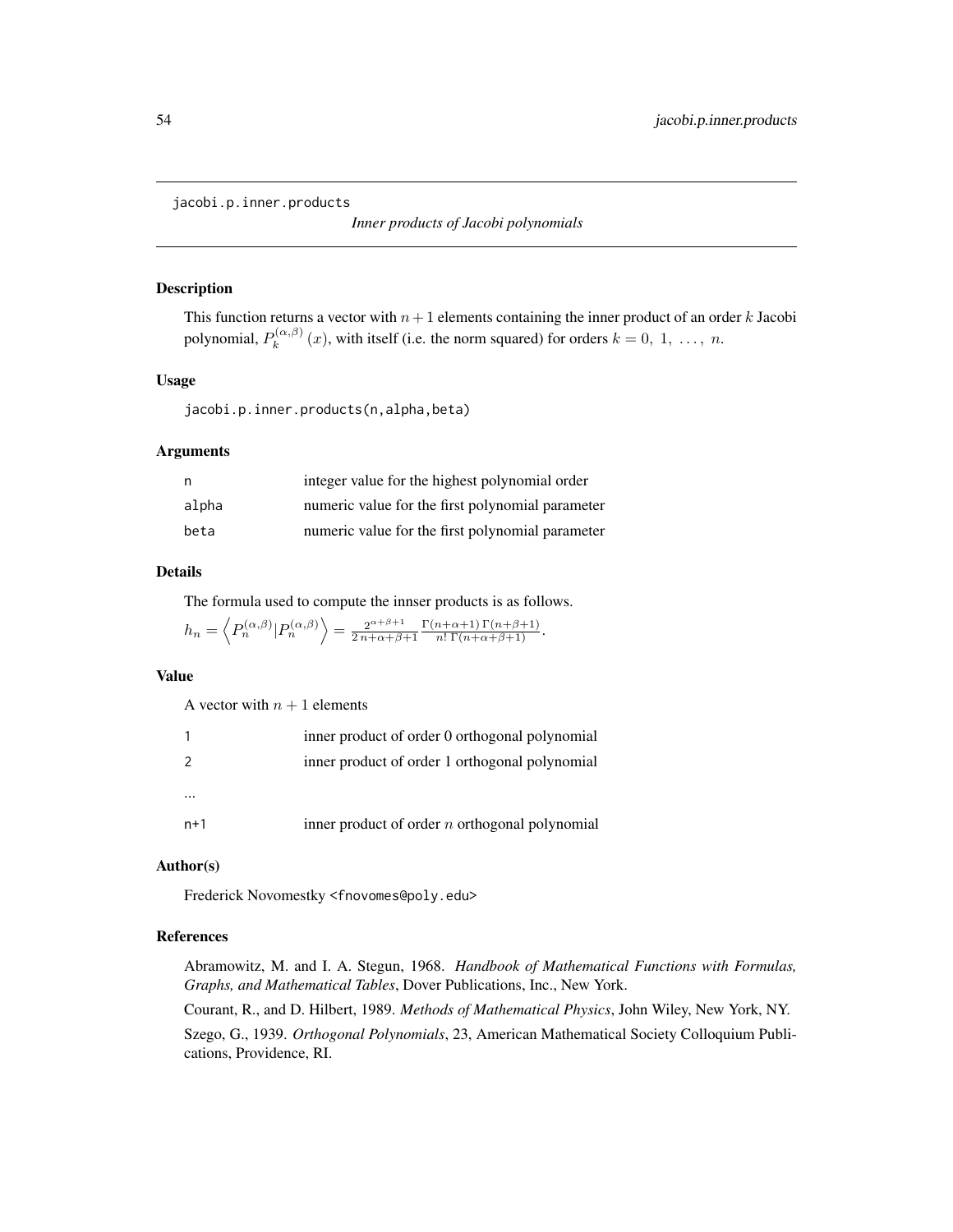jacobi.p.inner.products    *Inner products of Jacobi polynomials*

## Description

This function returns a vector with $n+1$ elements containing the inner product of an order $k$ Jacobi polynomial, $P_k^{(\alpha,\beta)}(x)$, with itself (i.e. the norm squared) for orders $k = 0, 1, \ldots, n$.

## Usage

```
jacobi.p.inner.products(n,alpha,beta)
```

## Arguments

| | |
|---|---|
| n | integer value for the highest polynomial order |
| alpha | numeric value for the first polynomial parameter |
| beta | numeric value for the first polynomial parameter |

## Details

The formula used to compute the innser products is as follows.

$h_n = \left\langle P_n^{(\alpha,\beta)} | P_n^{(\alpha,\beta)} \right\rangle = \frac{2^{\alpha+\beta+1}}{2\,n+\alpha+\beta+1} \frac{\Gamma(n+\alpha+1)\,\Gamma(n+\beta+1)}{n!\,\Gamma(n+\alpha+\beta+1)}$.

## Value

A vector with $n+1$ elements

| | |
|---|---|
| 1 | inner product of order 0 orthogonal polynomial |
| 2 | inner product of order 1 orthogonal polynomial |
| ... | |
| n+1 | inner product of order $n$ orthogonal polynomial |

## Author(s)

Frederick Novomestky <fnovomes@poly.edu>

## References

Abramowitz, M. and I. A. Stegun, 1968. *Handbook of Mathematical Functions with Formulas, Graphs, and Mathematical Tables*, Dover Publications, Inc., New York.

Courant, R., and D. Hilbert, 1989. *Methods of Mathematical Physics*, John Wiley, New York, NY.

Szego, G., 1939. *Orthogonal Polynomials*, 23, American Mathematical Society Colloquium Publications, Providence, RI.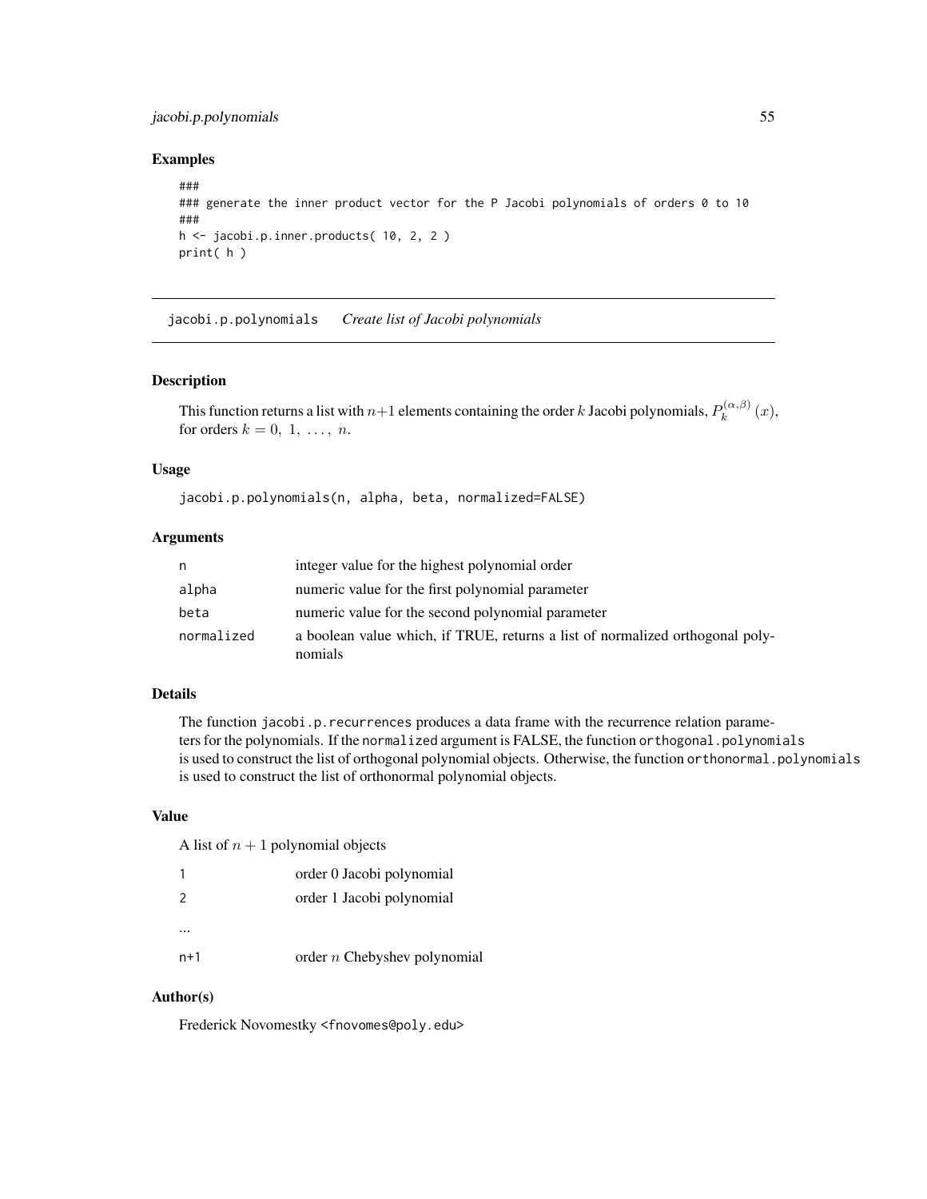## Examples

```
###
### generate the inner product vector for the P Jacobi polynomials of orders 0 to 10
###
h <- jacobi.p.inner.products( 10, 2, 2 )
print( h )
```

---

# jacobi.p.polynomials *Create list of Jacobi polynomials*

## Description

This function returns a list with $n+1$ elements containing the order $k$ Jacobi polynomials, $P_k^{(\alpha,\beta)}(x)$, for orders $k = 0, 1, \ldots, n$.

## Usage

```
jacobi.p.polynomials(n, alpha, beta, normalized=FALSE)
```

## Arguments

| | |
|---|---|
| n | integer value for the highest polynomial order |
| alpha | numeric value for the first polynomial parameter |
| beta | numeric value for the second polynomial parameter |
| normalized | a boolean value which, if TRUE, returns a list of normalized orthogonal polynomials |

## Details

The function `jacobi.p.recurrences` produces a data frame with the recurrence relation parameters for the polynomials. If the `normalized` argument is FALSE, the function `orthogonal.polynomials` is used to construct the list of orthogonal polynomial objects. Otherwise, the function `orthonormal.polynomials` is used to construct the list of orthonormal polynomial objects.

## Value

A list of $n+1$ polynomial objects

| | |
|---|---|
| 1 | order 0 Jacobi polynomial |
| 2 | order 1 Jacobi polynomial |
| ... | |
| n+1 | order $n$ Chebyshev polynomial |

## Author(s)

Frederick Novomestky <fnovomes@poly.edu>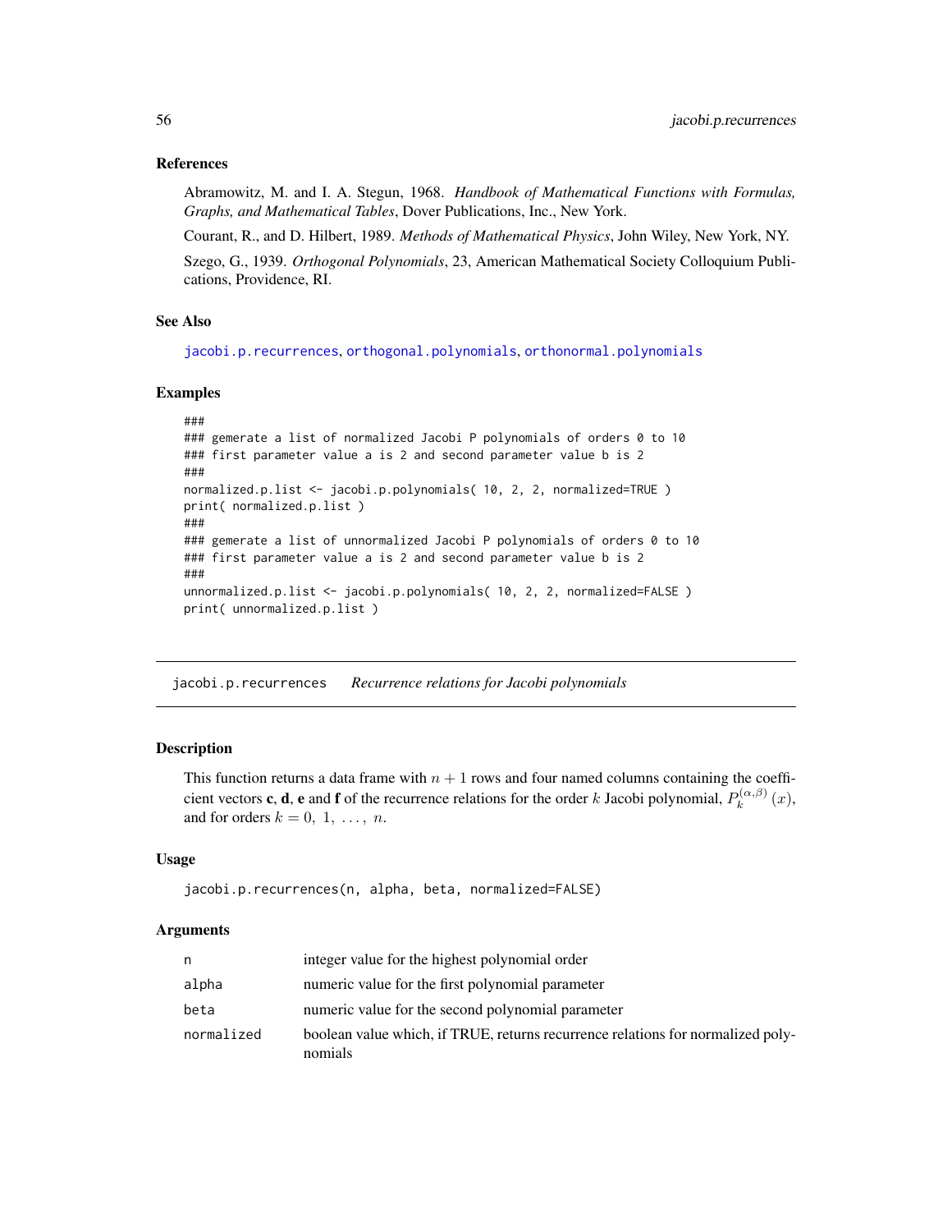## References

Abramowitz, M. and I. A. Stegun, 1968. *Handbook of Mathematical Functions with Formulas, Graphs, and Mathematical Tables*, Dover Publications, Inc., New York.

Courant, R., and D. Hilbert, 1989. *Methods of Mathematical Physics*, John Wiley, New York, NY.

Szego, G., 1939. *Orthogonal Polynomials*, 23, American Mathematical Society Colloquium Publications, Providence, RI.

## See Also

jacobi.p.recurrences, orthogonal.polynomials, orthonormal.polynomials

## Examples

```
###
### gemerate a list of normalized Jacobi P polynomials of orders 0 to 10
### first parameter value a is 2 and second parameter value b is 2
###
normalized.p.list <- jacobi.p.polynomials( 10, 2, 2, normalized=TRUE )
print( normalized.p.list )
###
### gemerate a list of unnormalized Jacobi P polynomials of orders 0 to 10
### first parameter value a is 2 and second parameter value b is 2
###
unnormalized.p.list <- jacobi.p.polynomials( 10, 2, 2, normalized=FALSE )
print( unnormalized.p.list )
```

---

# jacobi.p.recurrences *Recurrence relations for Jacobi polynomials*

## Description

This function returns a data frame with $n + 1$ rows and four named columns containing the coefficient vectors **c**, **d**, **e** and **f** of the recurrence relations for the order $k$ Jacobi polynomial, $P_k^{(\alpha,\beta)}(x)$, and for orders $k = 0, 1, \ldots, n$.

## Usage

```
jacobi.p.recurrences(n, alpha, beta, normalized=FALSE)
```

## Arguments

| | |
|---|---|
| n | integer value for the highest polynomial order |
| alpha | numeric value for the first polynomial parameter |
| beta | numeric value for the second polynomial parameter |
| normalized | boolean value which, if TRUE, returns recurrence relations for normalized polynomials |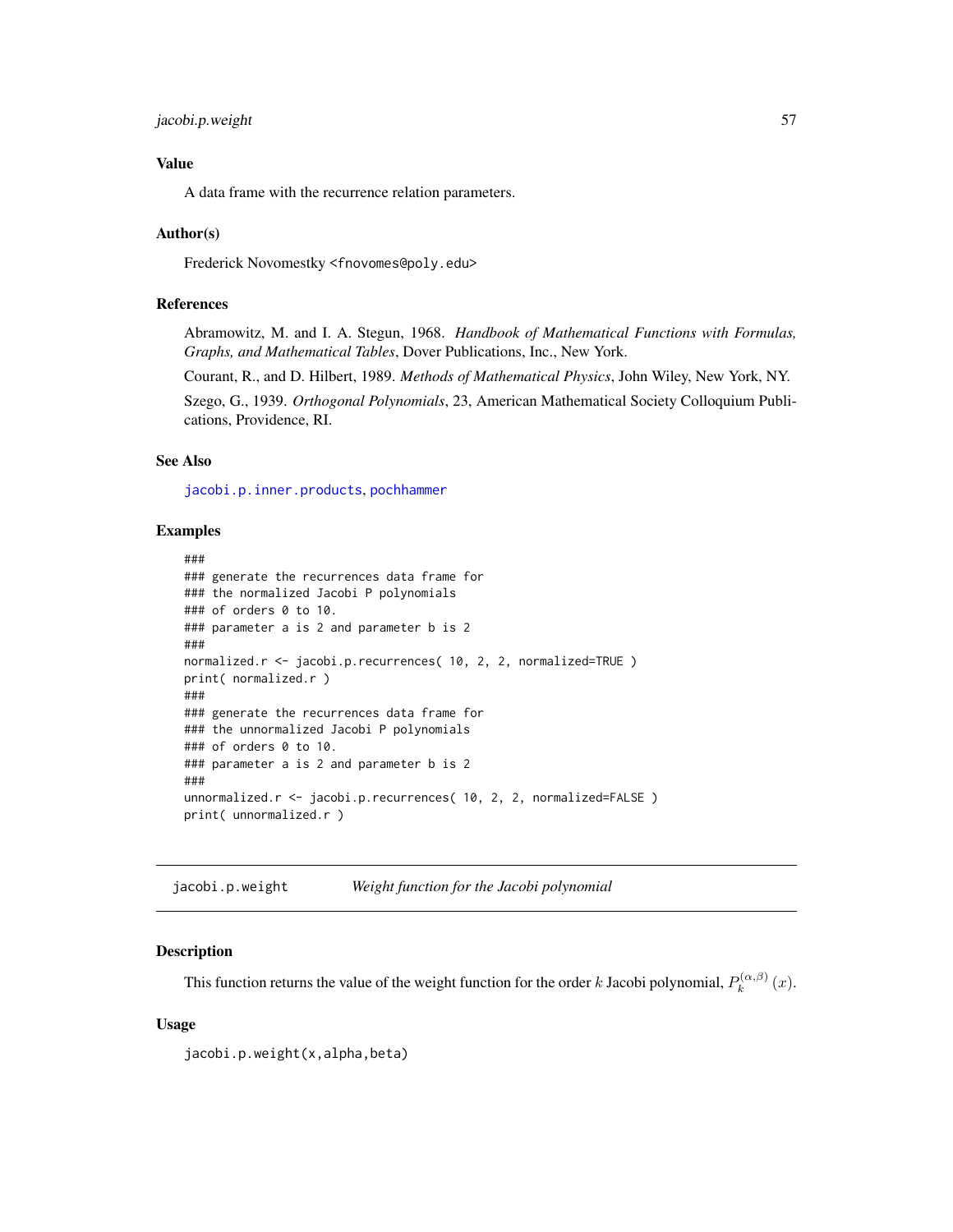## Value

A data frame with the recurrence relation parameters.

## Author(s)

Frederick Novomestky <fnovomes@poly.edu>

## References

Abramowitz, M. and I. A. Stegun, 1968. *Handbook of Mathematical Functions with Formulas, Graphs, and Mathematical Tables*, Dover Publications, Inc., New York.

Courant, R., and D. Hilbert, 1989. *Methods of Mathematical Physics*, John Wiley, New York, NY.

Szego, G., 1939. *Orthogonal Polynomials*, 23, American Mathematical Society Colloquium Publications, Providence, RI.

## See Also

jacobi.p.inner.products, pochhammer

## Examples

```
###
### generate the recurrences data frame for
### the normalized Jacobi P polynomials
### of orders 0 to 10.
### parameter a is 2 and parameter b is 2
###
normalized.r <- jacobi.p.recurrences( 10, 2, 2, normalized=TRUE )
print( normalized.r )
###
### generate the recurrences data frame for
### the unnormalized Jacobi P polynomials
### of orders 0 to 10.
### parameter a is 2 and parameter b is 2
###
unnormalized.r <- jacobi.p.recurrences( 10, 2, 2, normalized=FALSE )
print( unnormalized.r )
```

---

# jacobi.p.weight    *Weight function for the Jacobi polynomial*

## Description

This function returns the value of the weight function for the order $k$ Jacobi polynomial, $P_k^{(\alpha,\beta)}(x)$.

## Usage

```
jacobi.p.weight(x,alpha,beta)
```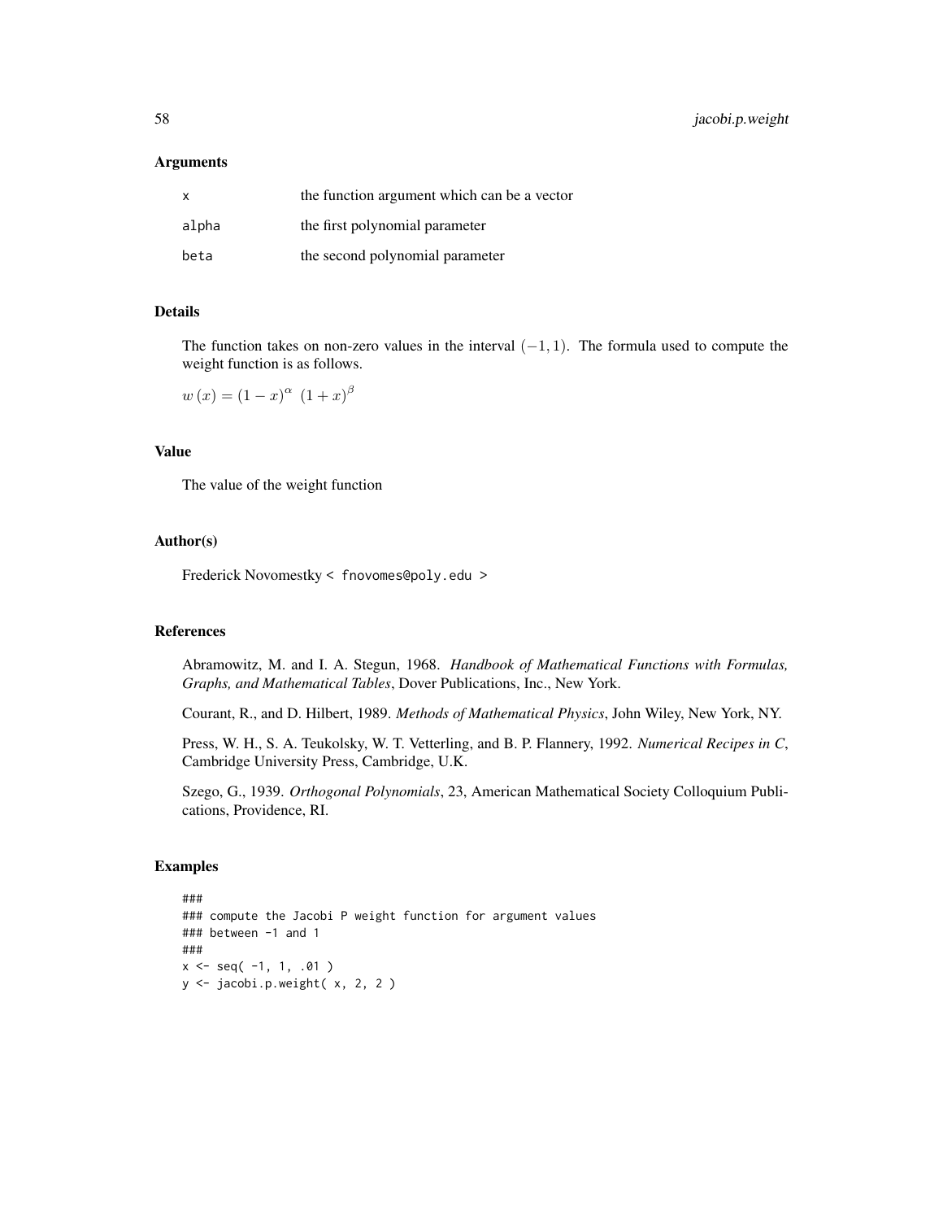## Arguments

| | |
|---|---|
| x | the function argument which can be a vector |
| alpha | the first polynomial parameter |
| beta | the second polynomial parameter |

## Details

The function takes on non-zero values in the interval $(-1, 1)$. The formula used to compute the weight function is as follows.

$w(x) = (1-x)^{\alpha} \ (1+x)^{\beta}$

## Value

The value of the weight function

## Author(s)

Frederick Novomestky < fnovomes@poly.edu >

## References

Abramowitz, M. and I. A. Stegun, 1968. *Handbook of Mathematical Functions with Formulas, Graphs, and Mathematical Tables*, Dover Publications, Inc., New York.

Courant, R., and D. Hilbert, 1989. *Methods of Mathematical Physics*, John Wiley, New York, NY.

Press, W. H., S. A. Teukolsky, W. T. Vetterling, and B. P. Flannery, 1992. *Numerical Recipes in C*, Cambridge University Press, Cambridge, U.K.

Szego, G., 1939. *Orthogonal Polynomials*, 23, American Mathematical Society Colloquium Publications, Providence, RI.

## Examples

```
###
### compute the Jacobi P weight function for argument values
### between -1 and 1
###
x <- seq( -1, 1, .01 )
y <- jacobi.p.weight( x, 2, 2 )
```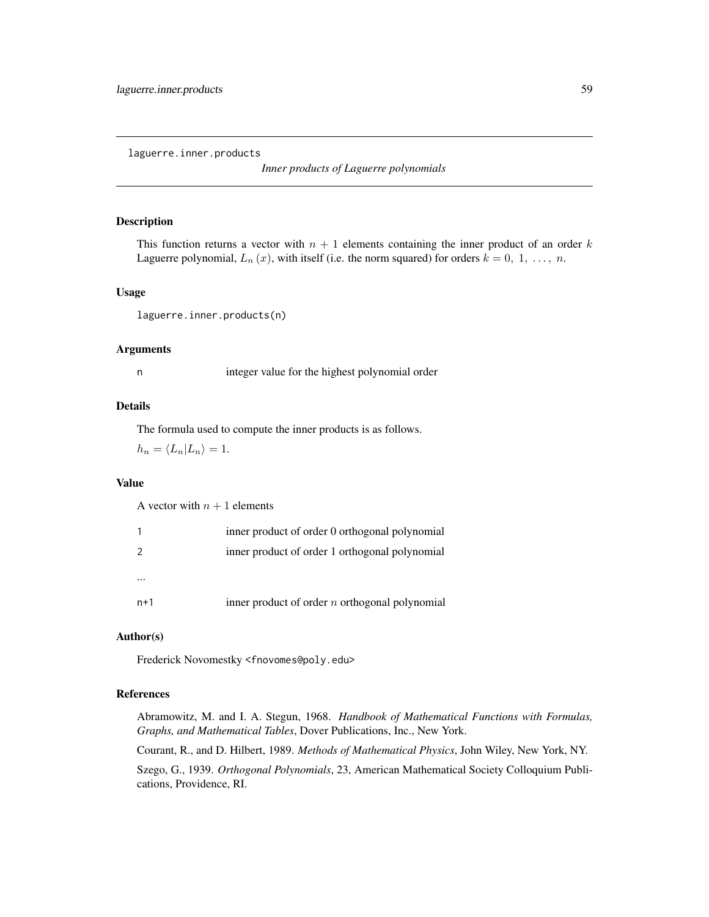laguerre.inner.products

*Inner products of Laguerre polynomials*

## Description

This function returns a vector with $n + 1$ elements containing the inner product of an order $k$ Laguerre polynomial, $L_n(x)$, with itself (i.e. the norm squared) for orders $k = 0, 1, \ldots, n$.

## Usage

```
laguerre.inner.products(n)
```

## Arguments

| | |
|---|---|
| n | integer value for the highest polynomial order |

## Details

The formula used to compute the inner products is as follows.

$h_n = \langle L_n | L_n \rangle = 1.$

## Value

A vector with $n + 1$ elements

| | |
|---|---|
| 1 | inner product of order 0 orthogonal polynomial |
| 2 | inner product of order 1 orthogonal polynomial |
| ... | |
| n+1 | inner product of order $n$ orthogonal polynomial |

## Author(s)

Frederick Novomestky <fnovomes@poly.edu>

## References

Abramowitz, M. and I. A. Stegun, 1968. *Handbook of Mathematical Functions with Formulas, Graphs, and Mathematical Tables*, Dover Publications, Inc., New York.

Courant, R., and D. Hilbert, 1989. *Methods of Mathematical Physics*, John Wiley, New York, NY.

Szego, G., 1939. *Orthogonal Polynomials*, 23, American Mathematical Society Colloquium Publications, Providence, RI.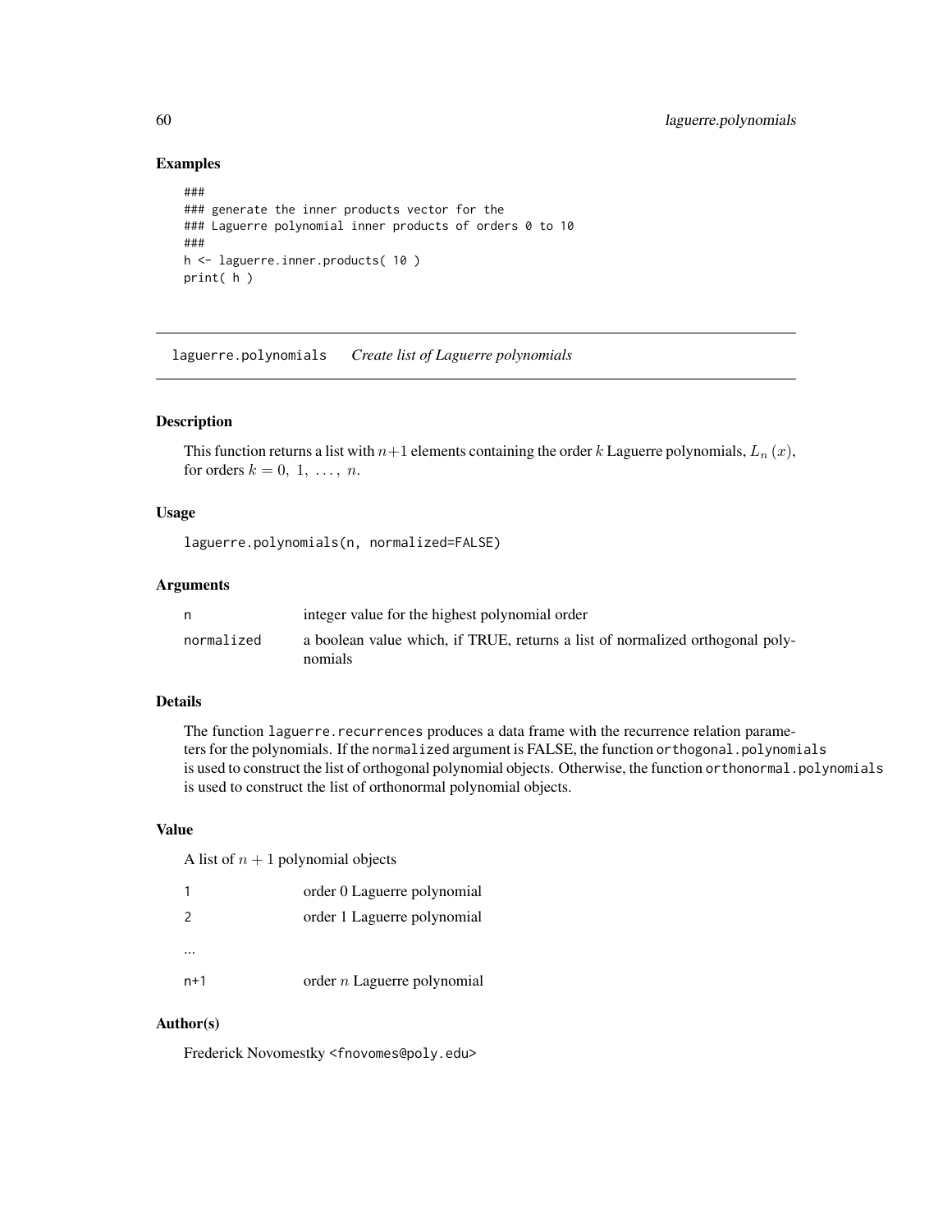## Examples

```
###
### generate the inner products vector for the
### Laguerre polynomial inner products of orders 0 to 10
###
h <- laguerre.inner.products( 10 )
print( h )
```

---

laguerre.polynomials *Create list of Laguerre polynomials*

---

## Description

This function returns a list with $n+1$ elements containing the order $k$ Laguerre polynomials, $L_n(x)$, for orders $k = 0,\ 1,\ \ldots,\ n$.

## Usage

```
laguerre.polynomials(n, normalized=FALSE)
```

## Arguments

| | |
|---|---|
| n | integer value for the highest polynomial order |
| normalized | a boolean value which, if TRUE, returns a list of normalized orthogonal polynomials |

## Details

The function laguerre.recurrences produces a data frame with the recurrence relation parameters for the polynomials. If the normalized argument is FALSE, the function orthogonal.polynomials is used to construct the list of orthogonal polynomial objects. Otherwise, the function orthonormal.polynomials is used to construct the list of orthonormal polynomial objects.

## Value

A list of $n+1$ polynomial objects

| | |
|---|---|
| 1 | order 0 Laguerre polynomial |
| 2 | order 1 Laguerre polynomial |
| ... | |
| n+1 | order $n$ Laguerre polynomial |

## Author(s)

Frederick Novomestky <fnovomes@poly.edu>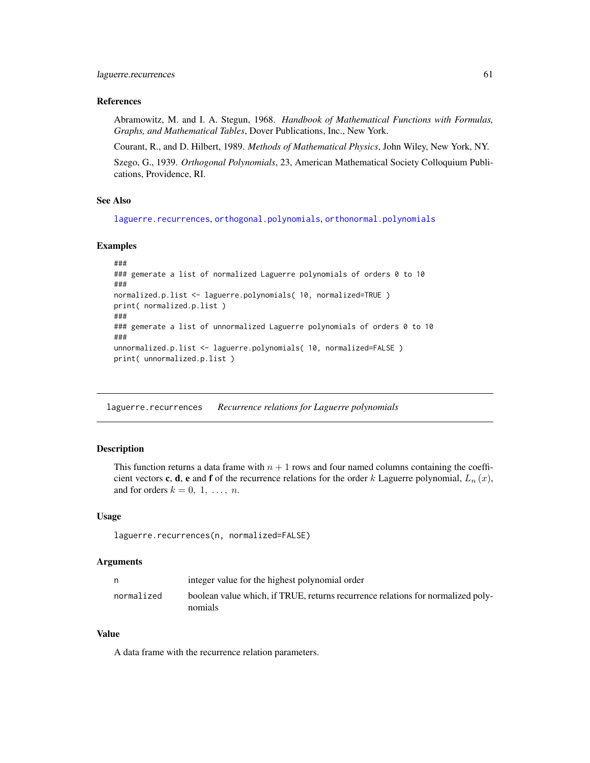### References

Abramowitz, M. and I. A. Stegun, 1968. *Handbook of Mathematical Functions with Formulas, Graphs, and Mathematical Tables*, Dover Publications, Inc., New York.

Courant, R., and D. Hilbert, 1989. *Methods of Mathematical Physics*, John Wiley, New York, NY.

Szego, G., 1939. *Orthogonal Polynomials*, 23, American Mathematical Society Colloquium Publications, Providence, RI.

### See Also

laguerre.recurrences, orthogonal.polynomials, orthonormal.polynomials

### Examples

```
###
### gemerate a list of normalized Laguerre polynomials of orders 0 to 10
###
normalized.p.list <- laguerre.polynomials( 10, normalized=TRUE )
print( normalized.p.list )
###
### gemerate a list of unnormalized Laguerre polynomials of orders 0 to 10
###
unnormalized.p.list <- laguerre.polynomials( 10, normalized=FALSE )
print( unnormalized.p.list )
```

---

## laguerre.recurrences *Recurrence relations for Laguerre polynomials*

### Description

This function returns a data frame with $n + 1$ rows and four named columns containing the coefficient vectors **c**, **d**, **e** and **f** of the recurrence relations for the order $k$ Laguerre polynomial, $L_n(x)$, and for orders $k = 0, 1, \ldots, n$.

### Usage

```
laguerre.recurrences(n, normalized=FALSE)
```

### Arguments

| | |
|---|---|
| n | integer value for the highest polynomial order |
| normalized | boolean value which, if TRUE, returns recurrence relations for normalized polynomials |

### Value

A data frame with the recurrence relation parameters.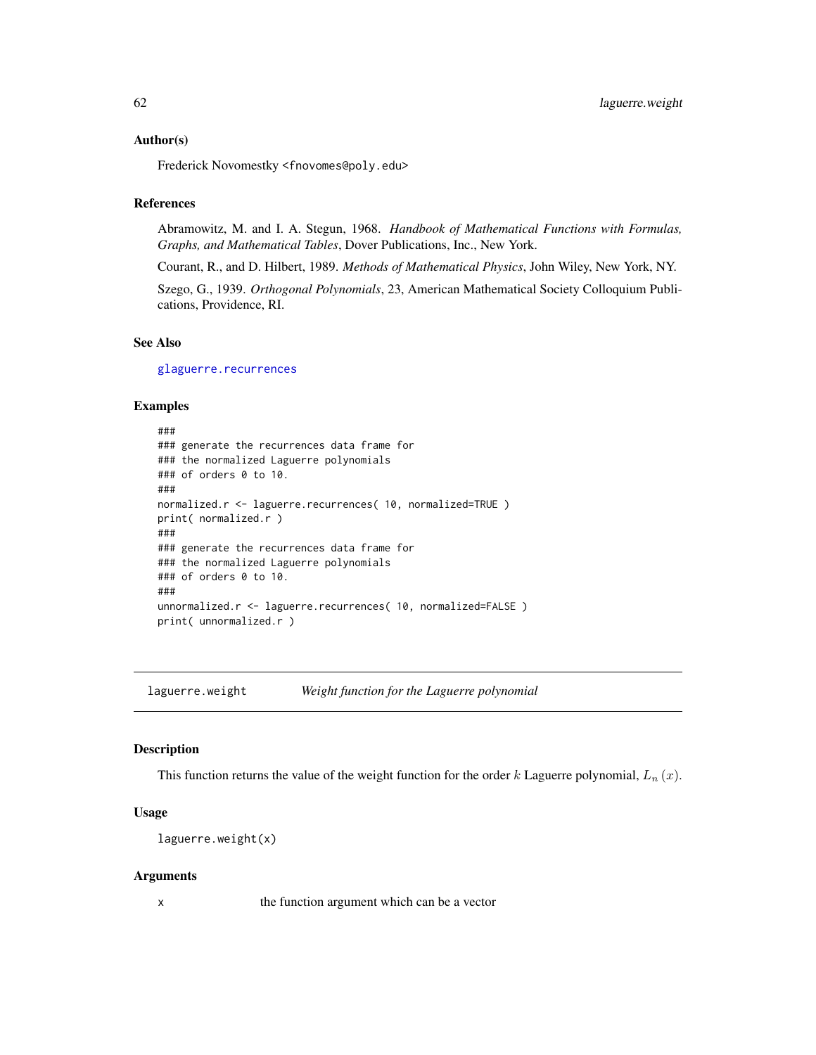### Author(s)

Frederick Novomestky <fnovomes@poly.edu>

### References

Abramowitz, M. and I. A. Stegun, 1968. *Handbook of Mathematical Functions with Formulas, Graphs, and Mathematical Tables*, Dover Publications, Inc., New York.

Courant, R., and D. Hilbert, 1989. *Methods of Mathematical Physics*, John Wiley, New York, NY.

Szego, G., 1939. *Orthogonal Polynomials*, 23, American Mathematical Society Colloquium Publications, Providence, RI.

### See Also

glaguerre.recurrences

### Examples

```
###
### generate the recurrences data frame for
### the normalized Laguerre polynomials
### of orders 0 to 10.
###
normalized.r <- laguerre.recurrences( 10, normalized=TRUE )
print( normalized.r )
###
### generate the recurrences data frame for
### the normalized Laguerre polynomials
### of orders 0 to 10.
###
unnormalized.r <- laguerre.recurrences( 10, normalized=FALSE )
print( unnormalized.r )
```

---

## laguerre.weight — *Weight function for the Laguerre polynomial*

### Description

This function returns the value of the weight function for the order $k$ Laguerre polynomial, $L_n(x)$.

### Usage

```
laguerre.weight(x)
```

### Arguments

| | |
|---|---|
| x | the function argument which can be a vector |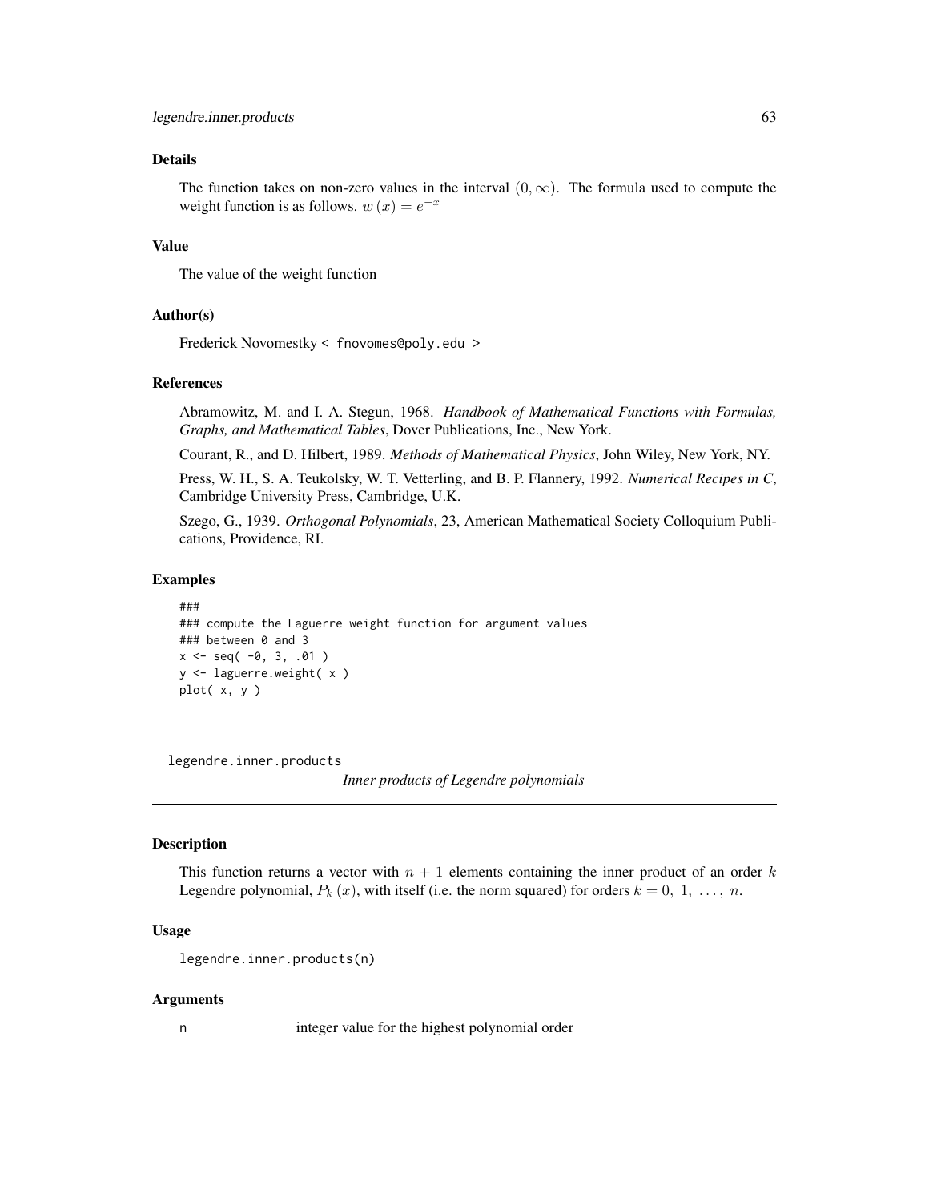## Details

The function takes on non-zero values in the interval $(0, \infty)$. The formula used to compute the weight function is as follows. $w(x) = e^{-x}$

## Value

The value of the weight function

## Author(s)

Frederick Novomestky < fnovomes@poly.edu >

## References

Abramowitz, M. and I. A. Stegun, 1968. *Handbook of Mathematical Functions with Formulas, Graphs, and Mathematical Tables*, Dover Publications, Inc., New York.

Courant, R., and D. Hilbert, 1989. *Methods of Mathematical Physics*, John Wiley, New York, NY.

Press, W. H., S. A. Teukolsky, W. T. Vetterling, and B. P. Flannery, 1992. *Numerical Recipes in C*, Cambridge University Press, Cambridge, U.K.

Szego, G., 1939. *Orthogonal Polynomials*, 23, American Mathematical Society Colloquium Publications, Providence, RI.

## Examples

```
###
### compute the Laguerre weight function for argument values
### between 0 and 3
x <- seq( -0, 3, .01 )
y <- laguerre.weight( x )
plot( x, y )
```

---

legendre.inner.products *Inner products of Legendre polynomials*

---

## Description

This function returns a vector with $n + 1$ elements containing the inner product of an order $k$ Legendre polynomial, $P_k(x)$, with itself (i.e. the norm squared) for orders $k = 0, 1, \ldots, n$.

## Usage

```
legendre.inner.products(n)
```

## Arguments

n integer value for the highest polynomial order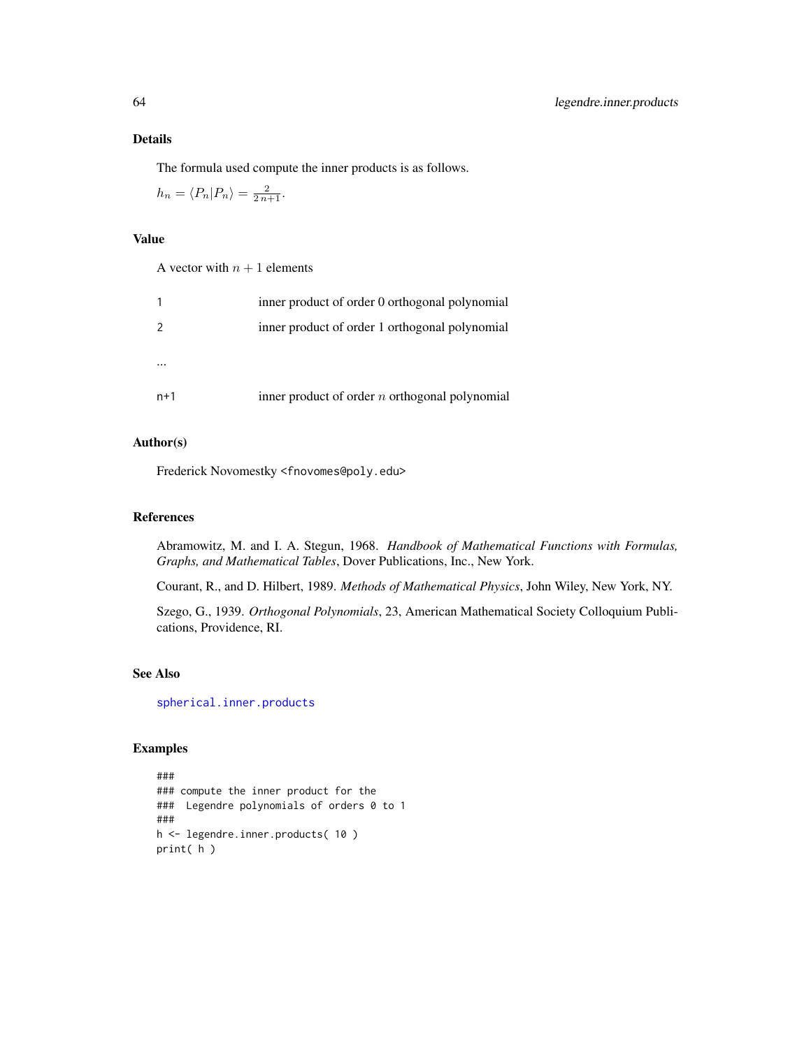## Details

The formula used compute the inner products is as follows.

$h_n = \langle P_n | P_n \rangle = \frac{2}{2\,n+1}$.

## Value

A vector with $n + 1$ elements

| | |
|---|---|
| 1 | inner product of order 0 orthogonal polynomial |
| 2 | inner product of order 1 orthogonal polynomial |
| ... | |
| n+1 | inner product of order $n$ orthogonal polynomial |

## Author(s)

Frederick Novomestky <fnovomes@poly.edu>

## References

Abramowitz, M. and I. A. Stegun, 1968. *Handbook of Mathematical Functions with Formulas, Graphs, and Mathematical Tables*, Dover Publications, Inc., New York.

Courant, R., and D. Hilbert, 1989. *Methods of Mathematical Physics*, John Wiley, New York, NY.

Szego, G., 1939. *Orthogonal Polynomials*, 23, American Mathematical Society Colloquium Publications, Providence, RI.

## See Also

spherical.inner.products

## Examples

```
###
### compute the inner product for the
###  Legendre polynomials of orders 0 to 1
###
h <- legendre.inner.products( 10 )
print( h )
```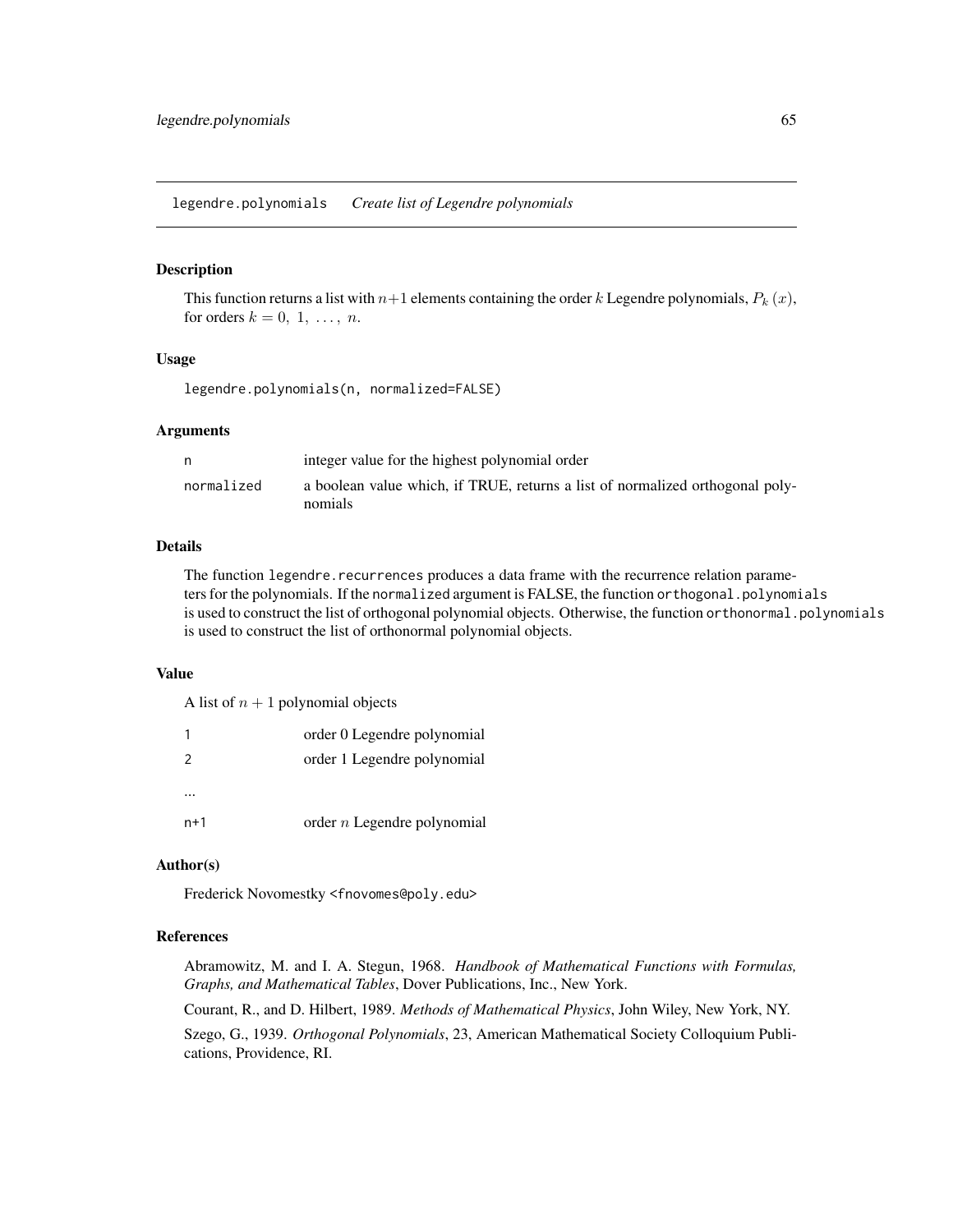legendre.polynomials *Create list of Legendre polynomials*

## Description

This function returns a list with $n+1$ elements containing the order $k$ Legendre polynomials, $P_k(x)$, for orders $k = 0, 1, \ldots, n$.

## Usage

```
legendre.polynomials(n, normalized=FALSE)
```

## Arguments

| | |
|---|---|
| n | integer value for the highest polynomial order |
| normalized | a boolean value which, if TRUE, returns a list of normalized orthogonal polynomials |

## Details

The function legendre.recurrences produces a data frame with the recurrence relation parameters for the polynomials. If the normalized argument is FALSE, the function orthogonal.polynomials is used to construct the list of orthogonal polynomial objects. Otherwise, the function orthonormal.polynomials is used to construct the list of orthonormal polynomial objects.

## Value

A list of $n + 1$ polynomial objects

| | |
|---|---|
| 1 | order 0 Legendre polynomial |
| 2 | order 1 Legendre polynomial |
| ... | |
| n+1 | order $n$ Legendre polynomial |

## Author(s)

Frederick Novomestky <fnovomes@poly.edu>

## References

Abramowitz, M. and I. A. Stegun, 1968. *Handbook of Mathematical Functions with Formulas, Graphs, and Mathematical Tables*, Dover Publications, Inc., New York.

Courant, R., and D. Hilbert, 1989. *Methods of Mathematical Physics*, John Wiley, New York, NY.

Szego, G., 1939. *Orthogonal Polynomials*, 23, American Mathematical Society Colloquium Publications, Providence, RI.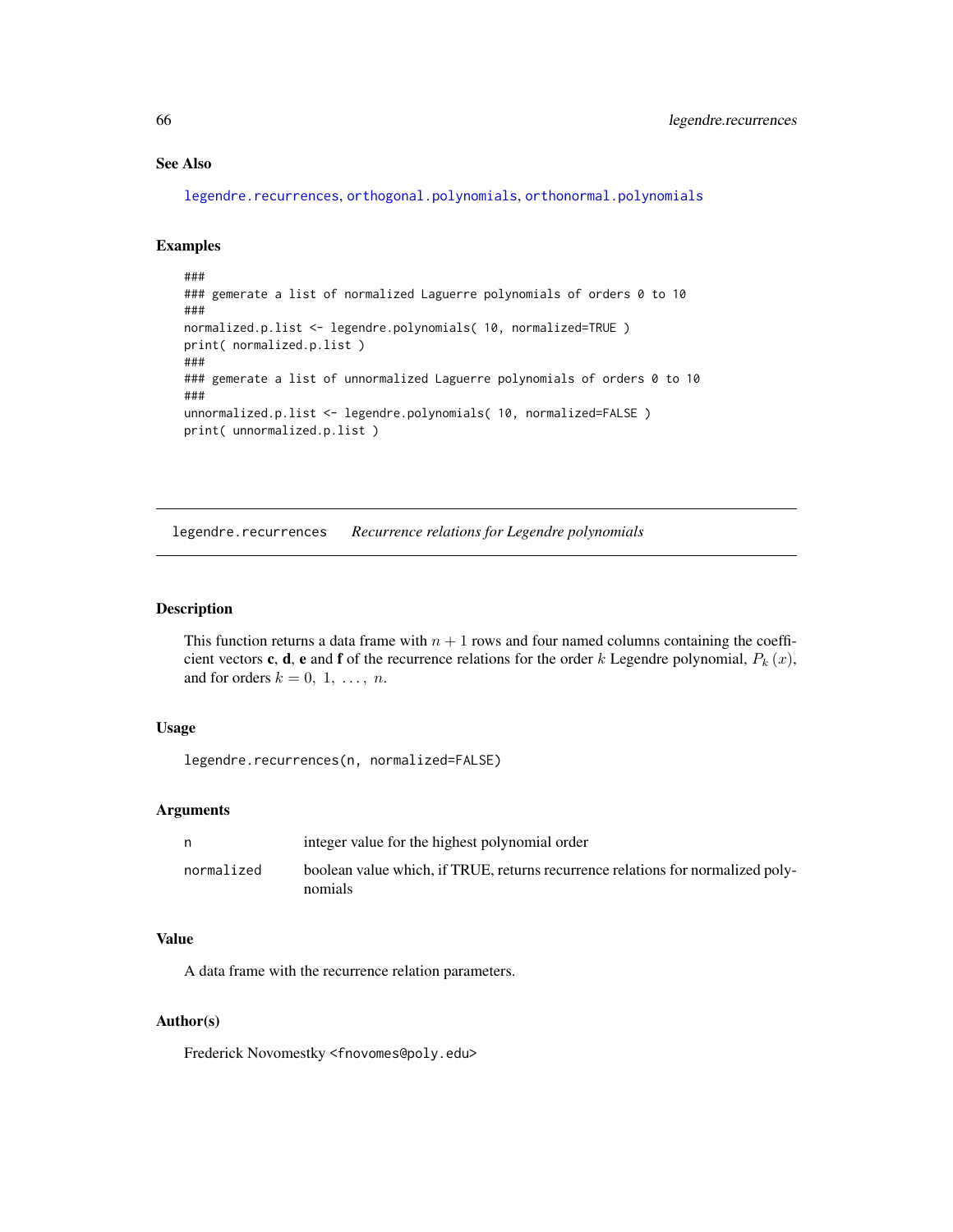## See Also

legendre.recurrences, orthogonal.polynomials, orthonormal.polynomials

## Examples

```
###
### gemerate a list of normalized Laguerre polynomials of orders 0 to 10
###
normalized.p.list <- legendre.polynomials( 10, normalized=TRUE )
print( normalized.p.list )
###
### gemerate a list of unnormalized Laguerre polynomials of orders 0 to 10
###
unnormalized.p.list <- legendre.polynomials( 10, normalized=FALSE )
print( unnormalized.p.list )
```

---

# legendre.recurrences *Recurrence relations for Legendre polynomials*

## Description

This function returns a data frame with $n + 1$ rows and four named columns containing the coefficient vectors **c**, **d**, **e** and **f** of the recurrence relations for the order $k$ Legendre polynomial, $P_k(x)$, and for orders $k = 0, 1, \ldots, n$.

## Usage

```
legendre.recurrences(n, normalized=FALSE)
```

## Arguments

| | |
|---|---|
| n | integer value for the highest polynomial order |
| normalized | boolean value which, if TRUE, returns recurrence relations for normalized polynomials |

## Value

A data frame with the recurrence relation parameters.

## Author(s)

Frederick Novomestky <fnovomes@poly.edu>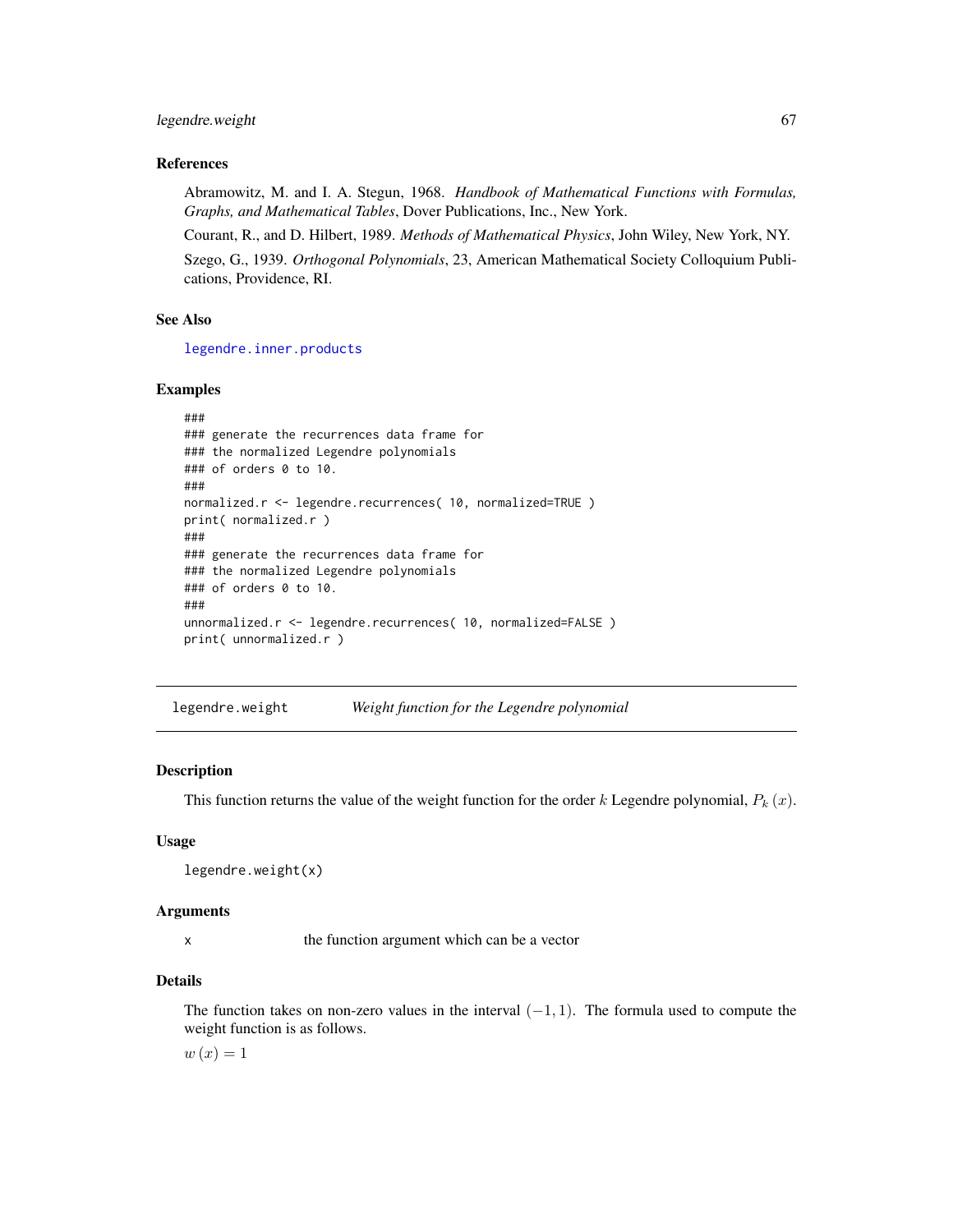### References

Abramowitz, M. and I. A. Stegun, 1968. *Handbook of Mathematical Functions with Formulas, Graphs, and Mathematical Tables*, Dover Publications, Inc., New York.

Courant, R., and D. Hilbert, 1989. *Methods of Mathematical Physics*, John Wiley, New York, NY.

Szego, G., 1939. *Orthogonal Polynomials*, 23, American Mathematical Society Colloquium Publications, Providence, RI.

### See Also

legendre.inner.products

### Examples

```
###
### generate the recurrences data frame for
### the normalized Legendre polynomials
### of orders 0 to 10.
###
normalized.r <- legendre.recurrences( 10, normalized=TRUE )
print( normalized.r )
###
### generate the recurrences data frame for
### the normalized Legendre polynomials
### of orders 0 to 10.
###
unnormalized.r <- legendre.recurrences( 10, normalized=FALSE )
print( unnormalized.r )
```

---

## legendre.weight *Weight function for the Legendre polynomial*

---

### Description

This function returns the value of the weight function for the order $k$ Legendre polynomial, $P_k(x)$.

### Usage

```
legendre.weight(x)
```

### Arguments

| | |
|---|---|
| x | the function argument which can be a vector |

### Details

The function takes on non-zero values in the interval $(-1, 1)$. The formula used to compute the weight function is as follows.

$w(x) = 1$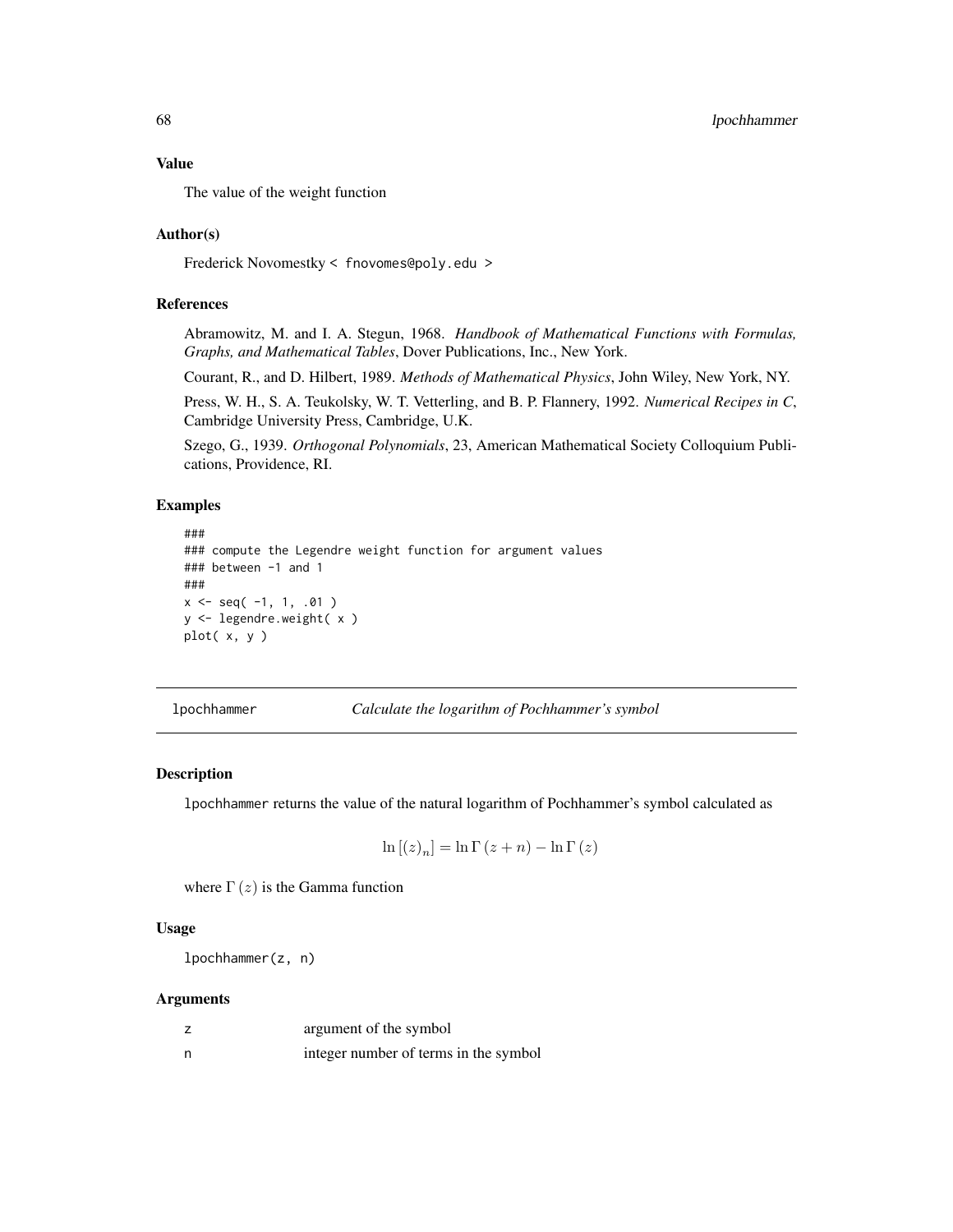### Value

The value of the weight function

### Author(s)

Frederick Novomestky < fnovomes@poly.edu >

### References

Abramowitz, M. and I. A. Stegun, 1968. *Handbook of Mathematical Functions with Formulas, Graphs, and Mathematical Tables*, Dover Publications, Inc., New York.

Courant, R., and D. Hilbert, 1989. *Methods of Mathematical Physics*, John Wiley, New York, NY.

Press, W. H., S. A. Teukolsky, W. T. Vetterling, and B. P. Flannery, 1992. *Numerical Recipes in C*, Cambridge University Press, Cambridge, U.K.

Szego, G., 1939. *Orthogonal Polynomials*, 23, American Mathematical Society Colloquium Publications, Providence, RI.

### Examples

```
###
### compute the Legendre weight function for argument values
### between -1 and 1
###
x <- seq( -1, 1, .01 )
y <- legendre.weight( x )
plot( x, y )
```

---

## lpochhammer — *Calculate the logarithm of Pochhammer's symbol*

### Description

lpochhammer returns the value of the natural logarithm of Pochhammer's symbol calculated as

$$\ln\left[(z)_n\right] = \ln\Gamma\left(z+n\right) - \ln\Gamma\left(z\right)$$

where $\Gamma\left(z\right)$ is the Gamma function

### Usage

```
lpochhammer(z, n)
```

### Arguments

| | |
|---|---|
| z | argument of the symbol |
| n | integer number of terms in the symbol |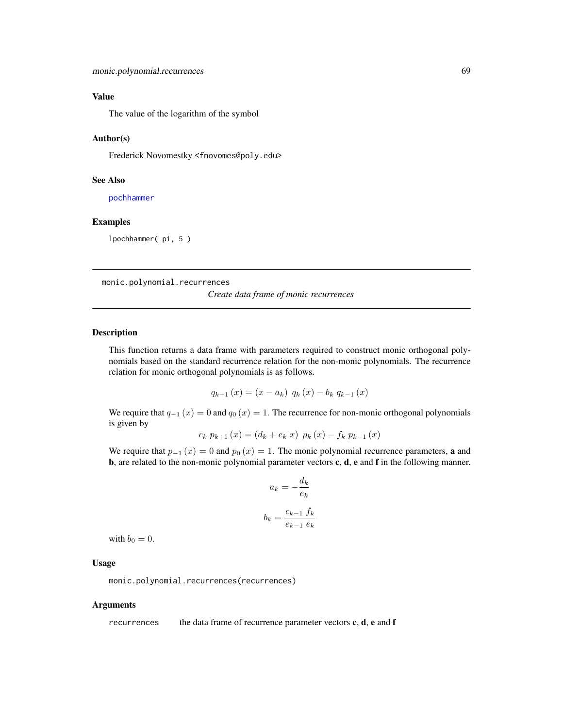### Value

The value of the logarithm of the symbol

### Author(s)

Frederick Novomestky <fnovomes@poly.edu>

### See Also

pochhammer

### Examples

```
lpochhammer( pi, 5 )
```

---

## monic.polynomial.recurrences

*Create data frame of monic recurrences*

---

### Description

This function returns a data frame with parameters required to construct monic orthogonal polynomials based on the standard recurrence relation for the non-monic polynomials. The recurrence relation for monic orthogonal polynomials is as follows.

$$q_{k+1}(x) = (x - a_k)\ q_k(x) - b_k\ q_{k-1}(x)$$

We require that $q_{-1}(x) = 0$ and $q_0(x) = 1$. The recurrence for non-monic orthogonal polynomials is given by

$$c_k\ p_{k+1}(x) = (d_k + e_k\ x)\ p_k(x) - f_k\ p_{k-1}(x)$$

We require that $p_{-1}(x) = 0$ and $p_0(x) = 1$. The monic polynomial recurrence parameters, **a** and **b**, are related to the non-monic polynomial parameter vectors **c**, **d**, **e** and **f** in the following manner.

$$a_k = -\frac{d_k}{e_k}$$

$$b_k = \frac{c_{k-1}\ f_k}{e_{k-1}\ e_k}$$

with $b_0 = 0$.

### Usage

```
monic.polynomial.recurrences(recurrences)
```

### Arguments

recurrences — the data frame of recurrence parameter vectors **c**, **d**, **e** and **f**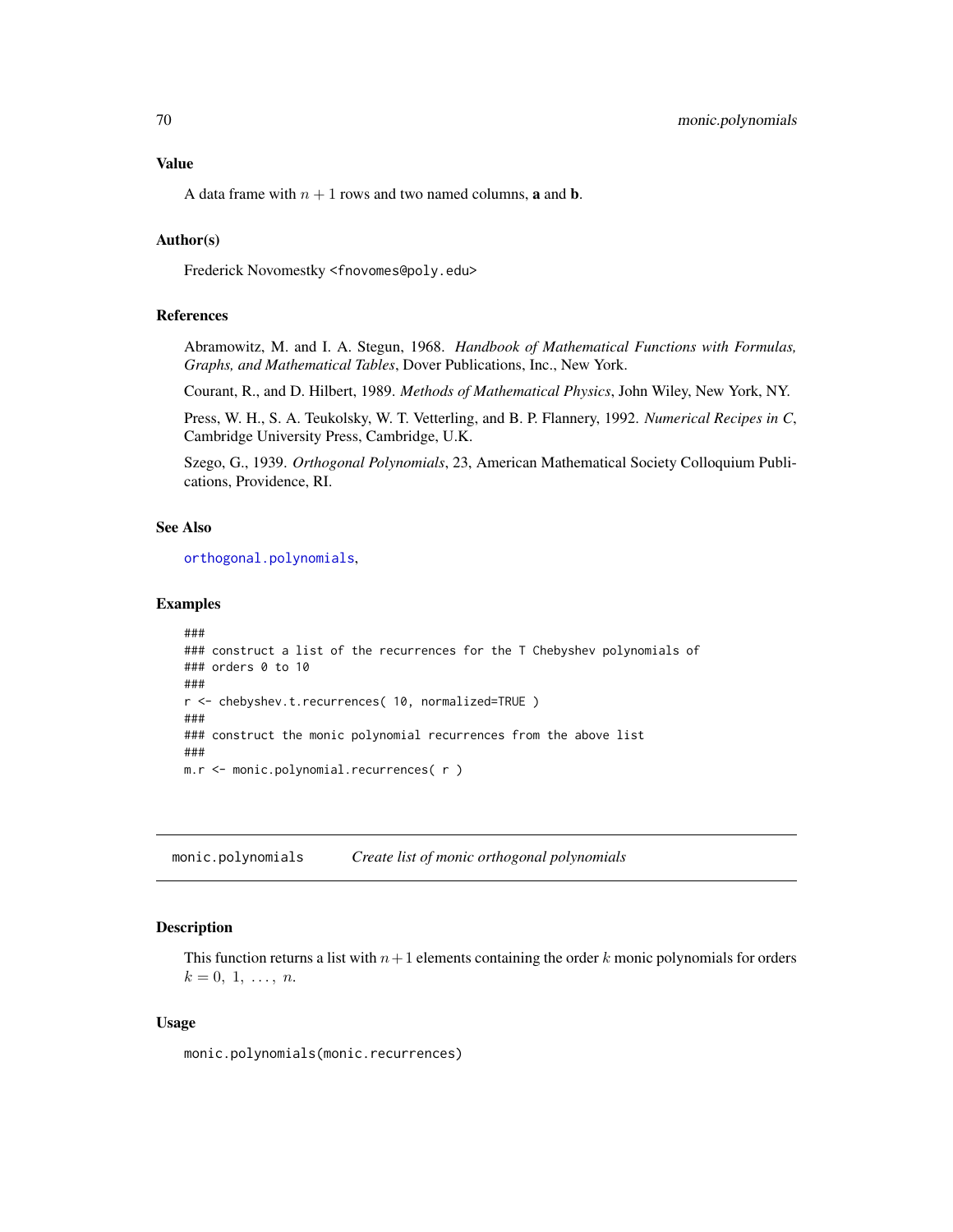## Value

A data frame with $n + 1$ rows and two named columns, **a** and **b**.

## Author(s)

Frederick Novomestky <fnovomes@poly.edu>

## References

Abramowitz, M. and I. A. Stegun, 1968. *Handbook of Mathematical Functions with Formulas, Graphs, and Mathematical Tables*, Dover Publications, Inc., New York.

Courant, R., and D. Hilbert, 1989. *Methods of Mathematical Physics*, John Wiley, New York, NY.

Press, W. H., S. A. Teukolsky, W. T. Vetterling, and B. P. Flannery, 1992. *Numerical Recipes in C*, Cambridge University Press, Cambridge, U.K.

Szego, G., 1939. *Orthogonal Polynomials*, 23, American Mathematical Society Colloquium Publications, Providence, RI.

## See Also

orthogonal.polynomials,

## Examples

```
###
### construct a list of the recurrences for the T Chebyshev polynomials of
### orders 0 to 10
###
r <- chebyshev.t.recurrences( 10, normalized=TRUE )
###
### construct the monic polynomial recurrences from the above list
###
m.r <- monic.polynomial.recurrences( r )
```

---

# monic.polynomials *Create list of monic orthogonal polynomials*

## Description

This function returns a list with $n+1$ elements containing the order $k$ monic polynomials for orders $k = 0, 1, \ldots, n$.

## Usage

```
monic.polynomials(monic.recurrences)
```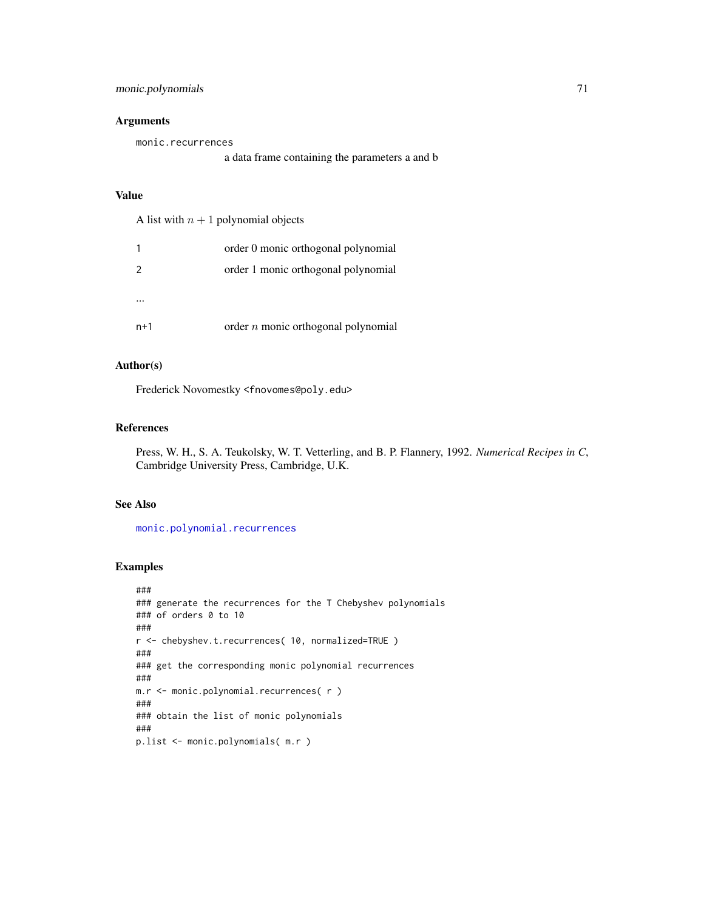## Arguments

`monic.recurrences`
: a data frame containing the parameters a and b

## Value

A list with $n + 1$ polynomial objects

| | |
|---|---|
| 1 | order 0 monic orthogonal polynomial |
| 2 | order 1 monic orthogonal polynomial |
| ... | |
| n+1 | order $n$ monic orthogonal polynomial |

## Author(s)

Frederick Novomestky <fnovomes@poly.edu>

## References

Press, W. H., S. A. Teukolsky, W. T. Vetterling, and B. P. Flannery, 1992. *Numerical Recipes in C*, Cambridge University Press, Cambridge, U.K.

## See Also

`monic.polynomial.recurrences`

## Examples

```
###
### generate the recurrences for the T Chebyshev polynomials
### of orders 0 to 10
###
r <- chebyshev.t.recurrences( 10, normalized=TRUE )
###
### get the corresponding monic polynomial recurrences
###
m.r <- monic.polynomial.recurrences( r )
###
### obtain the list of monic polynomials
###
p.list <- monic.polynomials( m.r )
```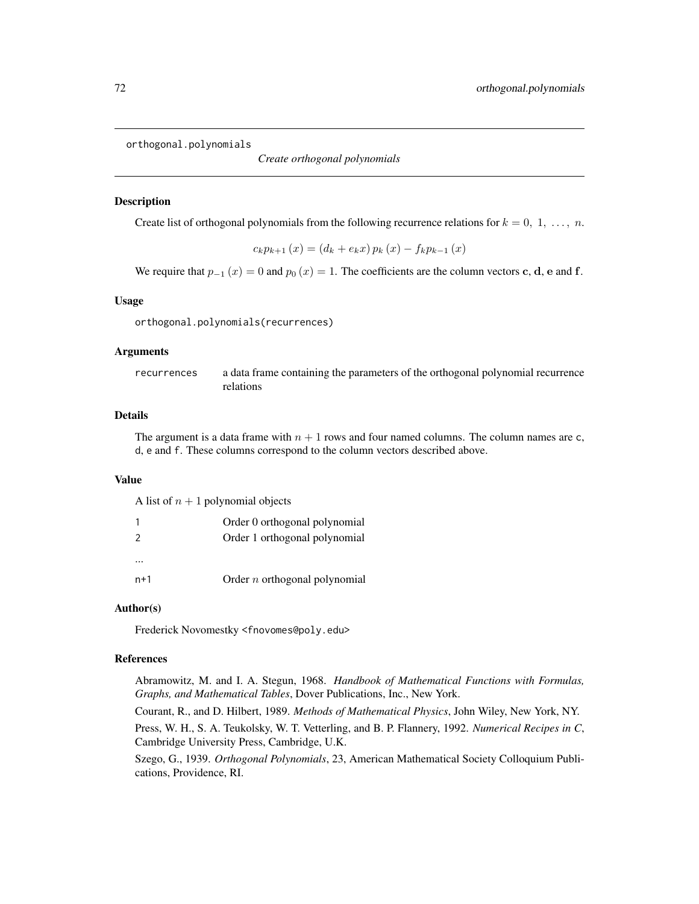orthogonal.polynomials

*Create orthogonal polynomials*

### Description

Create list of orthogonal polynomials from the following recurrence relations for $k = 0,\ 1,\ \ldots,\ n$.

$$c_k p_{k+1}(x) = (d_k + e_k x)\, p_k(x) - f_k p_{k-1}(x)$$

We require that $p_{-1}(x) = 0$ and $p_0(x) = 1$. The coefficients are the column vectors $\mathbf{c}$, $\mathbf{d}$, $\mathbf{e}$ and $\mathbf{f}$.

### Usage

```
orthogonal.polynomials(recurrences)
```

### Arguments

| | |
|---|---|
| recurrences | a data frame containing the parameters of the orthogonal polynomial recurrence relations |

### Details

The argument is a data frame with $n + 1$ rows and four named columns. The column names are c, d, e and f. These columns correspond to the column vectors described above.

### Value

A list of $n + 1$ polynomial objects

| | |
|---|---|
| 1 | Order 0 orthogonal polynomial |
| 2 | Order 1 orthogonal polynomial |
| ... | |
| n+1 | Order $n$ orthogonal polynomial |

### Author(s)

Frederick Novomestky <fnovomes@poly.edu>

### References

Abramowitz, M. and I. A. Stegun, 1968. *Handbook of Mathematical Functions with Formulas, Graphs, and Mathematical Tables*, Dover Publications, Inc., New York.

Courant, R., and D. Hilbert, 1989. *Methods of Mathematical Physics*, John Wiley, New York, NY.

Press, W. H., S. A. Teukolsky, W. T. Vetterling, and B. P. Flannery, 1992. *Numerical Recipes in C*, Cambridge University Press, Cambridge, U.K.

Szego, G., 1939. *Orthogonal Polynomials*, 23, American Mathematical Society Colloquium Publications, Providence, RI.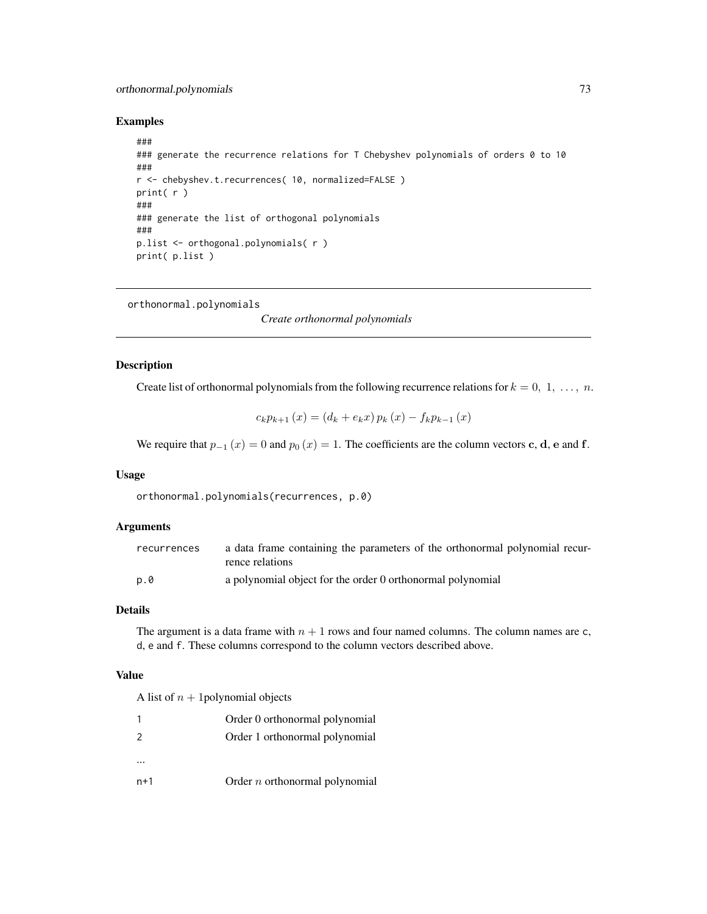## Examples

```
###
### generate the recurrence relations for T Chebyshev polynomials of orders 0 to 10
###
r <- chebyshev.t.recurrences( 10, normalized=FALSE )
print( r )
###
### generate the list of orthogonal polynomials
###
p.list <- orthogonal.polynomials( r )
print( p.list )
```

---

# orthonormal.polynomials *Create orthonormal polynomials*

---

## Description

Create list of orthonormal polynomials from the following recurrence relations for $k = 0,\ 1,\ \ldots,\ n$.

$$c_k p_{k+1}(x) = (d_k + e_k x)\, p_k(x) - f_k p_{k-1}(x)$$

We require that $p_{-1}(x) = 0$ and $p_0(x) = 1$. The coefficients are the column vectors $\mathbf{c}$, $\mathbf{d}$, $\mathbf{e}$ and $\mathbf{f}$.

## Usage

```
orthonormal.polynomials(recurrences, p.0)
```

## Arguments

| | |
|---|---|
| recurrences | a data frame containing the parameters of the orthonormal polynomial recurrence relations |
| p.0 | a polynomial object for the order 0 orthonormal polynomial |

## Details

The argument is a data frame with $n + 1$ rows and four named columns. The column names are `c`, `d`, `e` and `f`. These columns correspond to the column vectors described above.

## Value

A list of $n + 1$polynomial objects

| | |
|---|---|
| 1 | Order 0 orthonormal polynomial |
| 2 | Order 1 orthonormal polynomial |
| ... | |
| n+1 | Order $n$ orthonormal polynomial |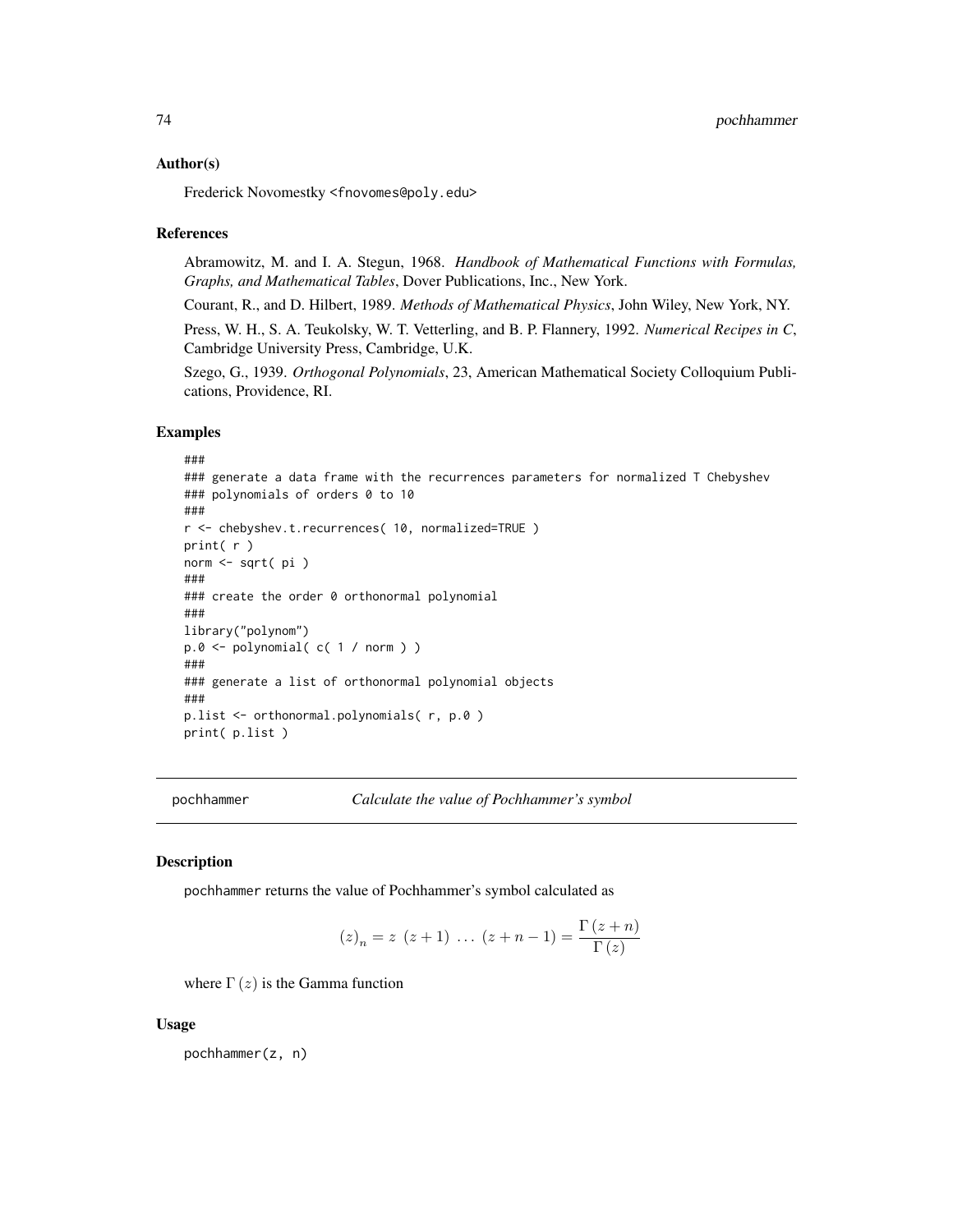### Author(s)

Frederick Novomestky <fnovomes@poly.edu>

### References

Abramowitz, M. and I. A. Stegun, 1968. *Handbook of Mathematical Functions with Formulas, Graphs, and Mathematical Tables*, Dover Publications, Inc., New York.

Courant, R., and D. Hilbert, 1989. *Methods of Mathematical Physics*, John Wiley, New York, NY.

Press, W. H., S. A. Teukolsky, W. T. Vetterling, and B. P. Flannery, 1992. *Numerical Recipes in C*, Cambridge University Press, Cambridge, U.K.

Szego, G., 1939. *Orthogonal Polynomials*, 23, American Mathematical Society Colloquium Publications, Providence, RI.

### Examples

```
###
### generate a data frame with the recurrences parameters for normalized T Chebyshev
### polynomials of orders 0 to 10
###
r <- chebyshev.t.recurrences( 10, normalized=TRUE )
print( r )
norm <- sqrt( pi )
###
### create the order 0 orthonormal polynomial
###
library("polynom")
p.0 <- polynomial( c( 1 / norm ) )
###
### generate a list of orthonormal polynomial objects
###
p.list <- orthonormal.polynomials( r, p.0 )
print( p.list )
```

---

## pochhammer *Calculate the value of Pochhammer's symbol*

### Description

pochhammer returns the value of Pochhammer's symbol calculated as

$$(z)_n = z\ (z+1)\ \ldots\ (z+n-1) = \frac{\Gamma(z+n)}{\Gamma(z)}$$

where $\Gamma(z)$ is the Gamma function

### Usage

```
pochhammer(z, n)
```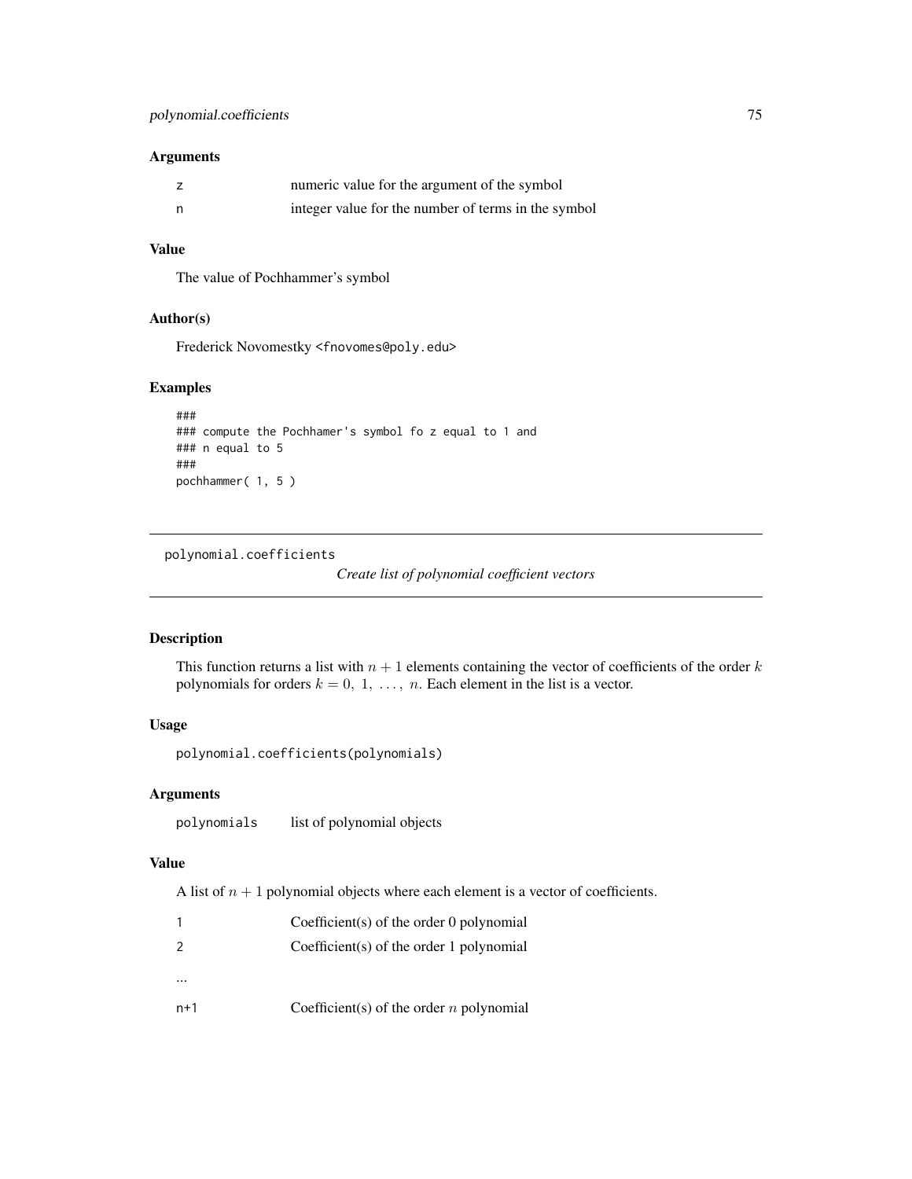### Arguments

| | |
|---|---|
| z | numeric value for the argument of the symbol |
| n | integer value for the number of terms in the symbol |

### Value

The value of Pochhammer's symbol

### Author(s)

Frederick Novomestky <fnovomes@poly.edu>

### Examples

```
###
### compute the Pochhamer's symbol fo z equal to 1 and
### n equal to 5
###
pochhammer( 1, 5 )
```

---

## polynomial.coefficients &emsp; *Create list of polynomial coefficient vectors*

---

### Description

This function returns a list with $n + 1$ elements containing the vector of coefficients of the order $k$ polynomials for orders $k = 0,\ 1,\ \ldots,\ n$. Each element in the list is a vector.

### Usage

```
polynomial.coefficients(polynomials)
```

### Arguments

| | |
|---|---|
| polynomials | list of polynomial objects |

### Value

A list of $n + 1$ polynomial objects where each element is a vector of coefficients.

| | |
|---|---|
| 1 | Coefficient(s) of the order 0 polynomial |
| 2 | Coefficient(s) of the order 1 polynomial |
| ... | |
| n+1 | Coefficient(s) of the order $n$ polynomial |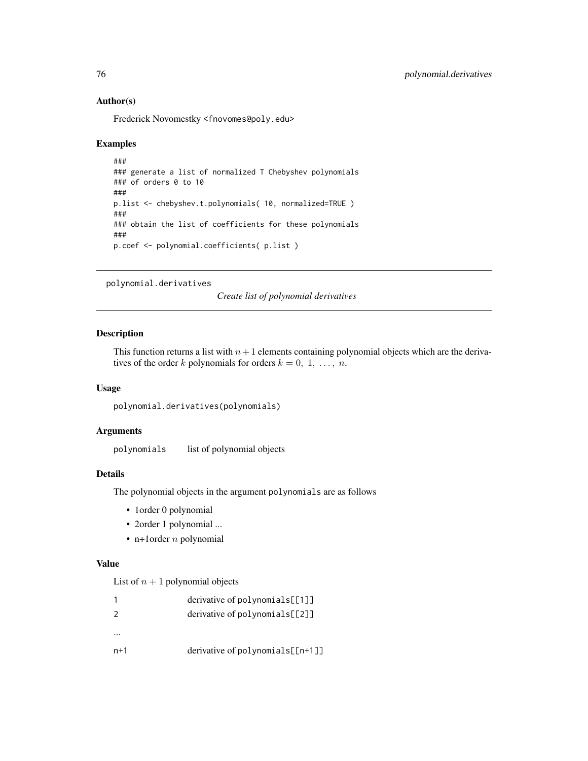## Author(s)

Frederick Novomestky <fnovomes@poly.edu>

## Examples

```
###
### generate a list of normalized T Chebyshev polynomials
### of orders 0 to 10
###
p.list <- chebyshev.t.polynomials( 10, normalized=TRUE )
###
### obtain the list of coefficients for these polynomials
###
p.coef <- polynomial.coefficients( p.list )
```

---

# polynomial.derivatives

*Create list of polynomial derivatives*

---

## Description

This function returns a list with $n + 1$ elements containing polynomial objects which are the derivatives of the order $k$ polynomials for orders $k = 0, 1, \ldots, n$.

## Usage

```
polynomial.derivatives(polynomials)
```

## Arguments

| | |
|---|---|
| `polynomials` | list of polynomial objects |

## Details

The polynomial objects in the argument `polynomials` are as follows

- 1order 0 polynomial
- 2order 1 polynomial ...
- n+1order $n$ polynomial

## Value

List of $n + 1$ polynomial objects

| | |
|---|---|
| 1 | derivative of `polynomials[[1]]` |
| 2 | derivative of `polynomials[[2]]` |
| ... | |
| n+1 | derivative of `polynomials[[n+1]]` |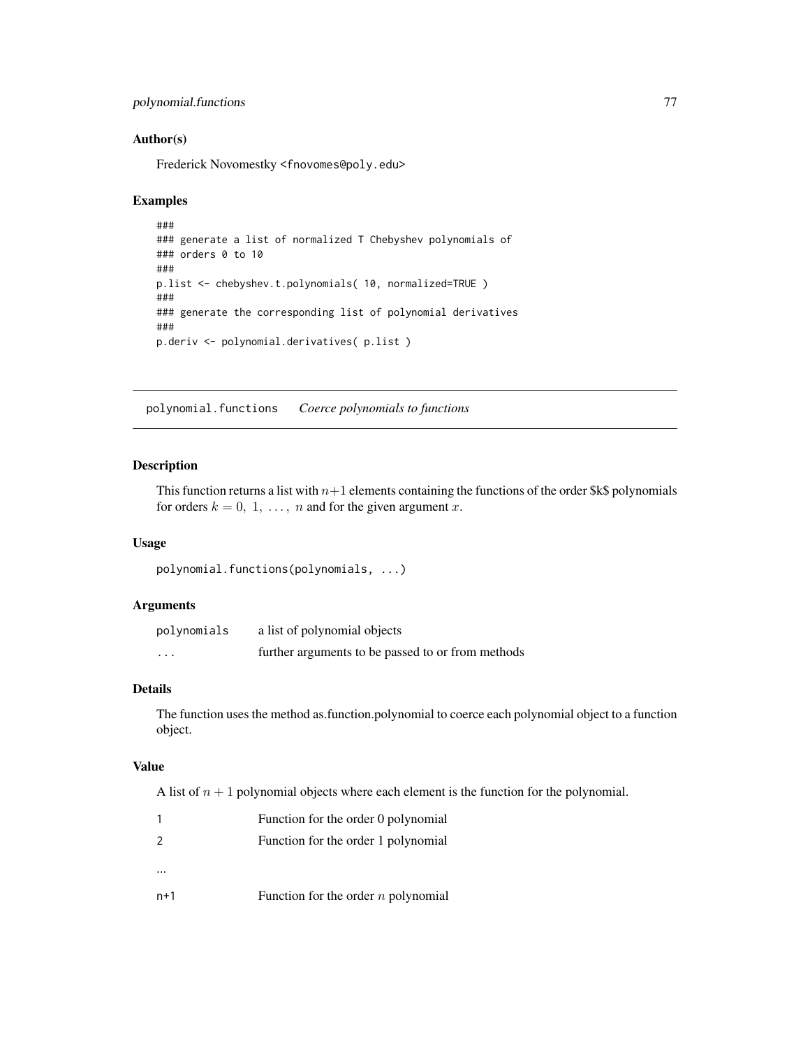## Author(s)

Frederick Novomestky <fnovomes@poly.edu>

## Examples

```
###
### generate a list of normalized T Chebyshev polynomials of
### orders 0 to 10
###
p.list <- chebyshev.t.polynomials( 10, normalized=TRUE )
###
### generate the corresponding list of polynomial derivatives
###
p.deriv <- polynomial.derivatives( p.list )
```

---

# polynomial.functions    *Coerce polynomials to functions*

## Description

This function returns a list with $n+1$ elements containing the functions of the order $k$ polynomials for orders $k = 0, 1, \ldots, n$ and for the given argument $x$.

## Usage

```
polynomial.functions(polynomials, ...)
```

## Arguments

| | |
|---|---|
| `polynomials` | a list of polynomial objects |
| `...` | further arguments to be passed to or from methods |

## Details

The function uses the method as.function.polynomial to coerce each polynomial object to a function object.

## Value

A list of $n + 1$ polynomial objects where each element is the function for the polynomial.

| | |
|---|---|
| `1` | Function for the order 0 polynomial |
| `2` | Function for the order 1 polynomial |
| ... | |
| `n+1` | Function for the order $n$ polynomial |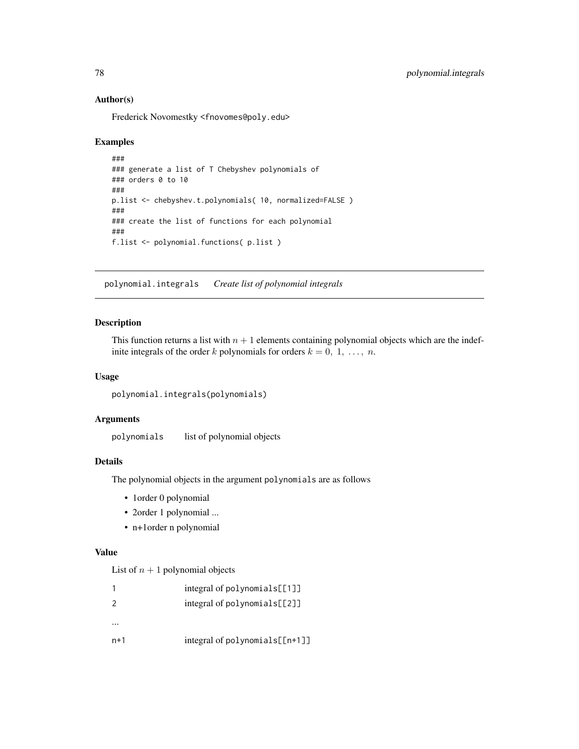## Author(s)

Frederick Novomestky <fnovomes@poly.edu>

## Examples

```
###
### generate a list of T Chebyshev polynomials of
### orders 0 to 10
###
p.list <- chebyshev.t.polynomials( 10, normalized=FALSE )
###
### create the list of functions for each polynomial
###
f.list <- polynomial.functions( p.list )
```

---

# polynomial.integrals *Create list of polynomial integrals*

---

## Description

This function returns a list with $n + 1$ elements containing polynomial objects which are the indefinite integrals of the order $k$ polynomials for orders $k = 0, 1, \ldots, n$.

## Usage

```
polynomial.integrals(polynomials)
```

## Arguments

| | |
|---|---|
| `polynomials` | list of polynomial objects |

## Details

The polynomial objects in the argument `polynomials` are as follows

- 1order 0 polynomial
- 2order 1 polynomial ...
- n+1order n polynomial

## Value

List of $n + 1$ polynomial objects

| | |
|---|---|
| 1 | integral of `polynomials[[1]]` |
| 2 | integral of `polynomials[[2]]` |
| ... | |
| n+1 | integral of `polynomials[[n+1]]` |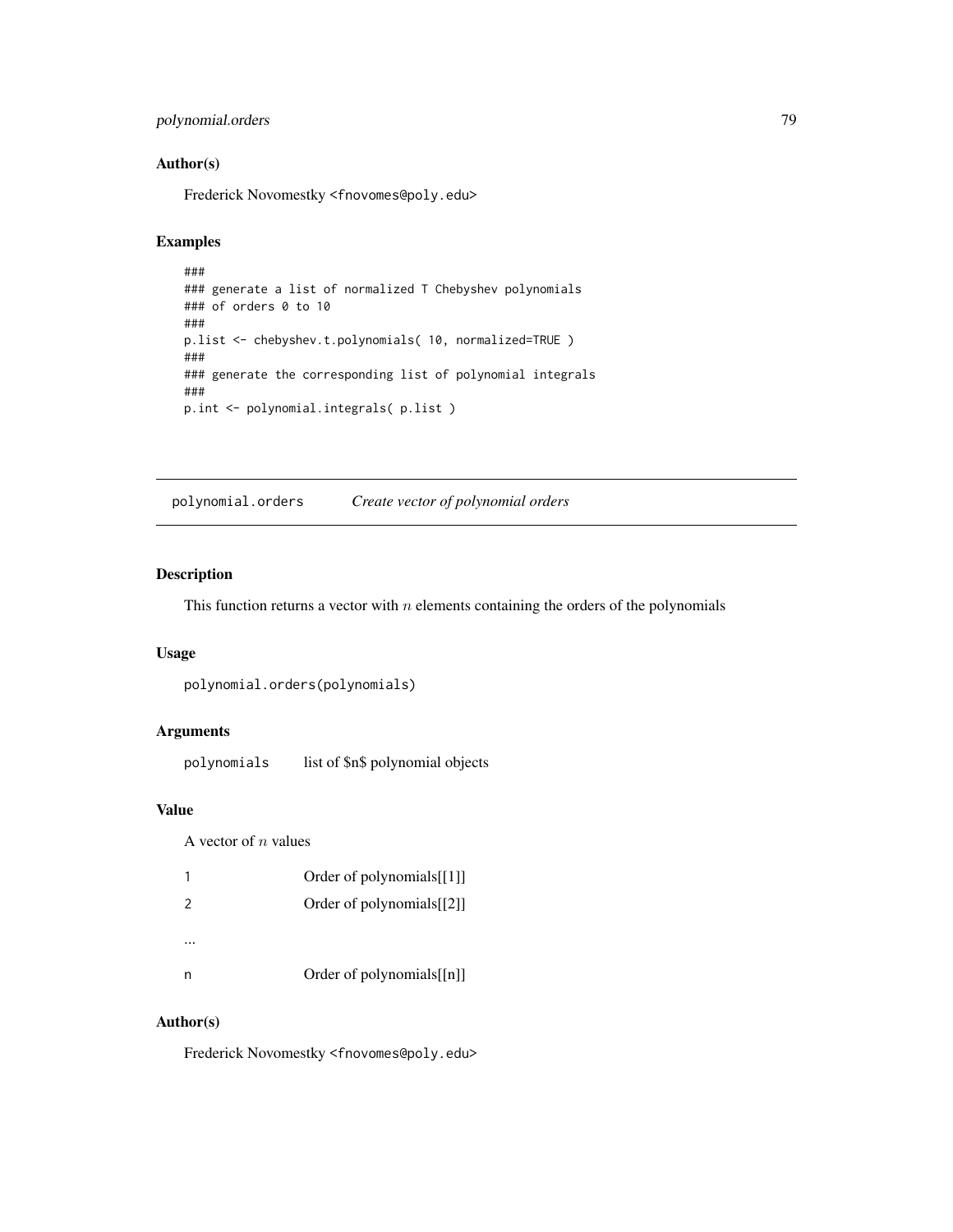## Author(s)

Frederick Novomestky <fnovomes@poly.edu>

## Examples

```
###
### generate a list of normalized T Chebyshev polynomials
### of orders 0 to 10
###
p.list <- chebyshev.t.polynomials( 10, normalized=TRUE )
###
### generate the corresponding list of polynomial integrals
###
p.int <- polynomial.integrals( p.list )
```

---

# polynomial.orders *Create vector of polynomial orders*

---

## Description

This function returns a vector with $n$ elements containing the orders of the polynomials

## Usage

```
polynomial.orders(polynomials)
```

## Arguments

| | |
|---|---|
| polynomials | list of $n$ polynomial objects |

## Value

A vector of $n$ values

| | |
|---|---|
| 1 | Order of polynomials[[1]] |
| 2 | Order of polynomials[[2]] |
| ... | |
| n | Order of polynomials[[n]] |

## Author(s)

Frederick Novomestky <fnovomes@poly.edu>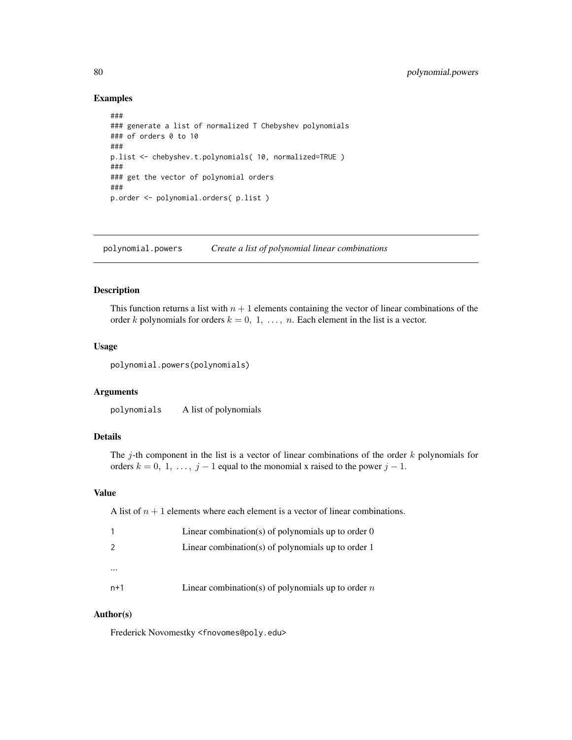## Examples

```
###
### generate a list of normalized T Chebyshev polynomials
### of orders 0 to 10
###
p.list <- chebyshev.t.polynomials( 10, normalized=TRUE )
###
### get the vector of polynomial orders
###
p.order <- polynomial.orders( p.list )
```

---

# polynomial.powers *Create a list of polynomial linear combinations*

---

## Description

This function returns a list with $n + 1$ elements containing the vector of linear combinations of the order $k$ polynomials for orders $k = 0,\ 1,\ \ldots,\ n$. Each element in the list is a vector.

## Usage

```
polynomial.powers(polynomials)
```

## Arguments

| | |
|---|---|
| polynomials | A list of polynomials |

## Details

The $j$-th component in the list is a vector of linear combinations of the order $k$ polynomials for orders $k = 0,\ 1,\ \ldots,\ j - 1$ equal to the monomial x raised to the power $j - 1$.

## Value

A list of $n + 1$ elements where each element is a vector of linear combinations.

| | |
|---|---|
| 1 | Linear combination(s) of polynomials up to order 0 |
| 2 | Linear combination(s) of polynomials up to order 1 |
| ... | |
| n+1 | Linear combination(s) of polynomials up to order $n$ |

## Author(s)

Frederick Novomestky <fnovomes@poly.edu>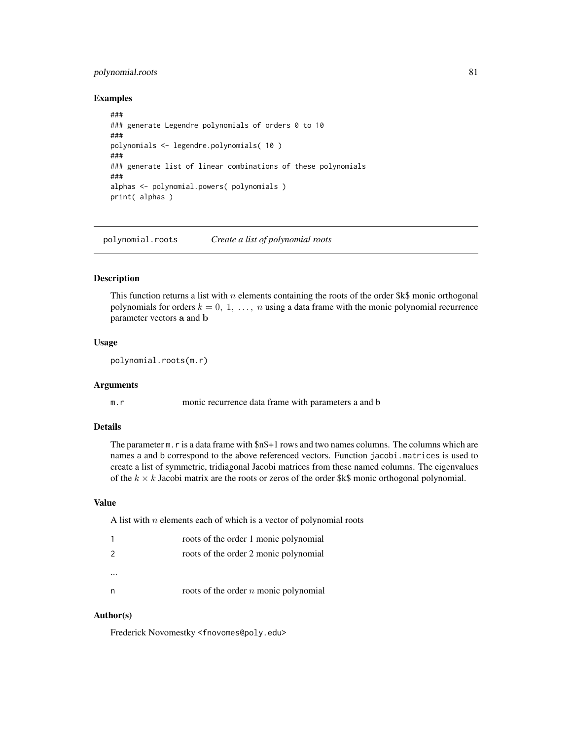## Examples

```
###
### generate Legendre polynomials of orders 0 to 10
###
polynomials <- legendre.polynomials( 10 )
###
### generate list of linear combinations of these polynomials
###
alphas <- polynomial.powers( polynomials )
print( alphas )
```

---

# polynomial.roots *Create a list of polynomial roots*

---

## Description

This function returns a list with $n$ elements containing the roots of the order $k$ monic orthogonal polynomials for orders $k = 0,\ 1,\ \ldots,\ n$ using a data frame with the monic polynomial recurrence parameter vectors $\mathbf{a}$ and $\mathbf{b}$

## Usage

```
polynomial.roots(m.r)
```

## Arguments

| | |
|---|---|
| `m.r` | monic recurrence data frame with parameters a and b |

## Details

The parameter `m.r` is a data frame with $n$+1 rows and two names columns. The columns which are names `a` and `b` correspond to the above referenced vectors. Function `jacobi.matrices` is used to create a list of symmetric, tridiagonal Jacobi matrices from these named columns. The eigenvalues of the $k \times k$ Jacobi matrix are the roots or zeros of the order $k$ monic orthogonal polynomial.

## Value

A list with $n$ elements each of which is a vector of polynomial roots

| | |
|---|---|
| 1 | roots of the order 1 monic polynomial |
| 2 | roots of the order 2 monic polynomial |
| ... | |
| n | roots of the order $n$ monic polynomial |

## Author(s)

Frederick Novomestky <fnovomes@poly.edu>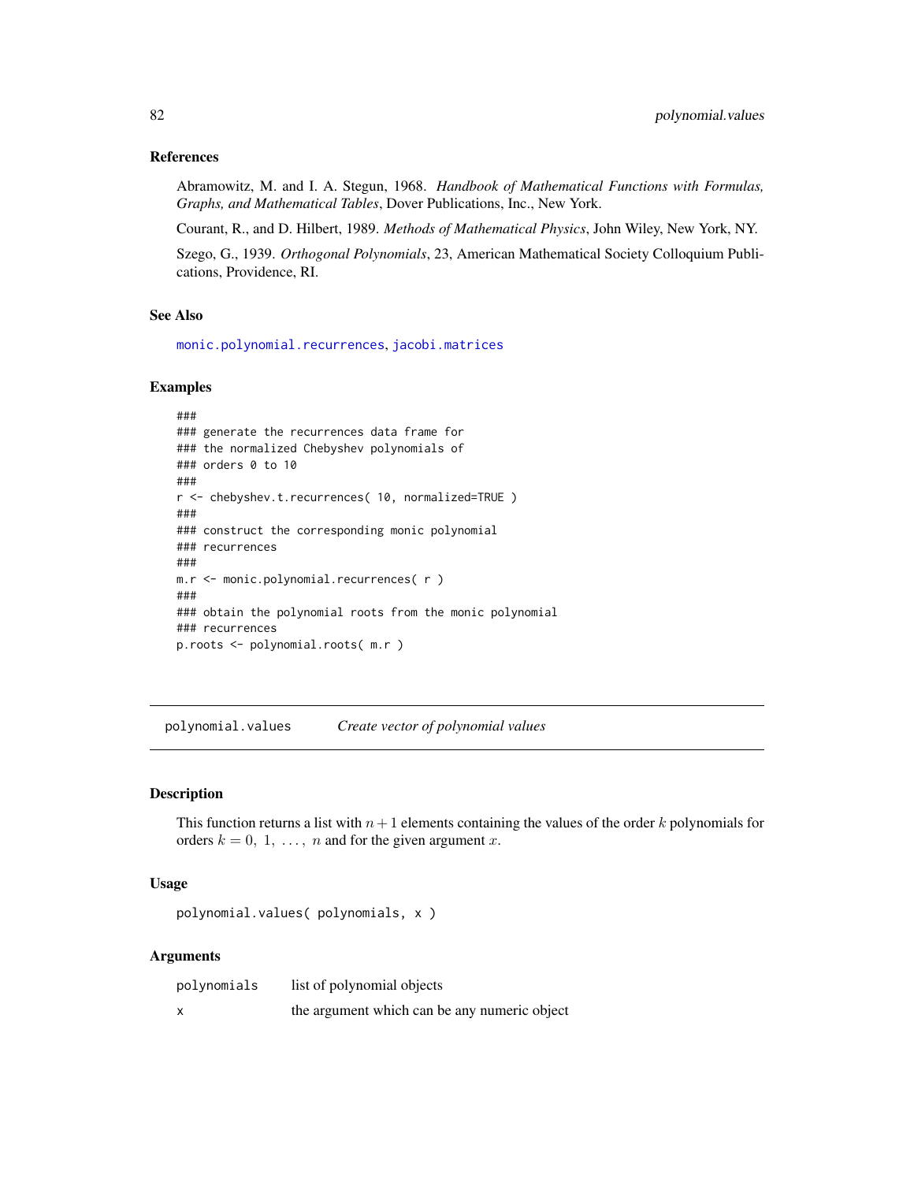### References

Abramowitz, M. and I. A. Stegun, 1968. *Handbook of Mathematical Functions with Formulas, Graphs, and Mathematical Tables*, Dover Publications, Inc., New York.

Courant, R., and D. Hilbert, 1989. *Methods of Mathematical Physics*, John Wiley, New York, NY.

Szego, G., 1939. *Orthogonal Polynomials*, 23, American Mathematical Society Colloquium Publications, Providence, RI.

### See Also

monic.polynomial.recurrences, jacobi.matrices

### Examples

```
###
### generate the recurrences data frame for
### the normalized Chebyshev polynomials of
### orders 0 to 10
###
r <- chebyshev.t.recurrences( 10, normalized=TRUE )
###
### construct the corresponding monic polynomial
### recurrences
###
m.r <- monic.polynomial.recurrences( r )
###
### obtain the polynomial roots from the monic polynomial
### recurrences
p.roots <- polynomial.roots( m.r )
```

---

## polynomial.values *Create vector of polynomial values*

### Description

This function returns a list with $n+1$ elements containing the values of the order $k$ polynomials for orders $k = 0, 1, \ldots, n$ and for the given argument $x$.

### Usage

```
polynomial.values( polynomials, x )
```

### Arguments

| | |
|---|---|
| polynomials | list of polynomial objects |
| x | the argument which can be any numeric object |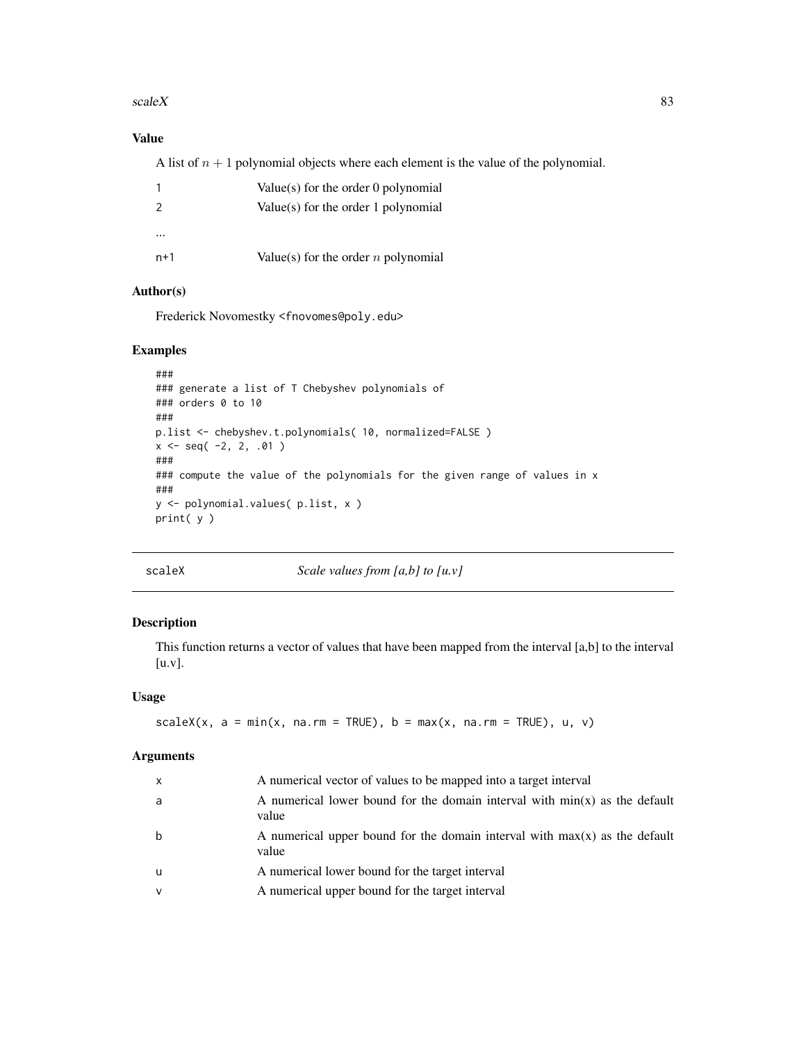## Value

A list of $n+1$ polynomial objects where each element is the value of the polynomial.

| | |
|---|---|
| 1 | Value(s) for the order 0 polynomial |
| 2 | Value(s) for the order 1 polynomial |
| ... | |
| n+1 | Value(s) for the order $n$ polynomial |

## Author(s)

Frederick Novomestky <fnovomes@poly.edu>

## Examples

```
###
### generate a list of T Chebyshev polynomials of
### orders 0 to 10
###
p.list <- chebyshev.t.polynomials( 10, normalized=FALSE )
x <- seq( -2, 2, .01 )
###
### compute the value of the polynomials for the given range of values in x
###
y <- polynomial.values( p.list, x )
print( y )
```

---

# scaleX — *Scale values from [a,b] to [u.v]*

## Description

This function returns a vector of values that have been mapped from the interval [a,b] to the interval [u.v].

## Usage

```
scaleX(x, a = min(x, na.rm = TRUE), b = max(x, na.rm = TRUE), u, v)
```

## Arguments

| | |
|---|---|
| x | A numerical vector of values to be mapped into a target interval |
| a | A numerical lower bound for the domain interval with min(x) as the default value |
| b | A numerical upper bound for the domain interval with max(x) as the default value |
| u | A numerical lower bound for the target interval |
| v | A numerical upper bound for the target interval |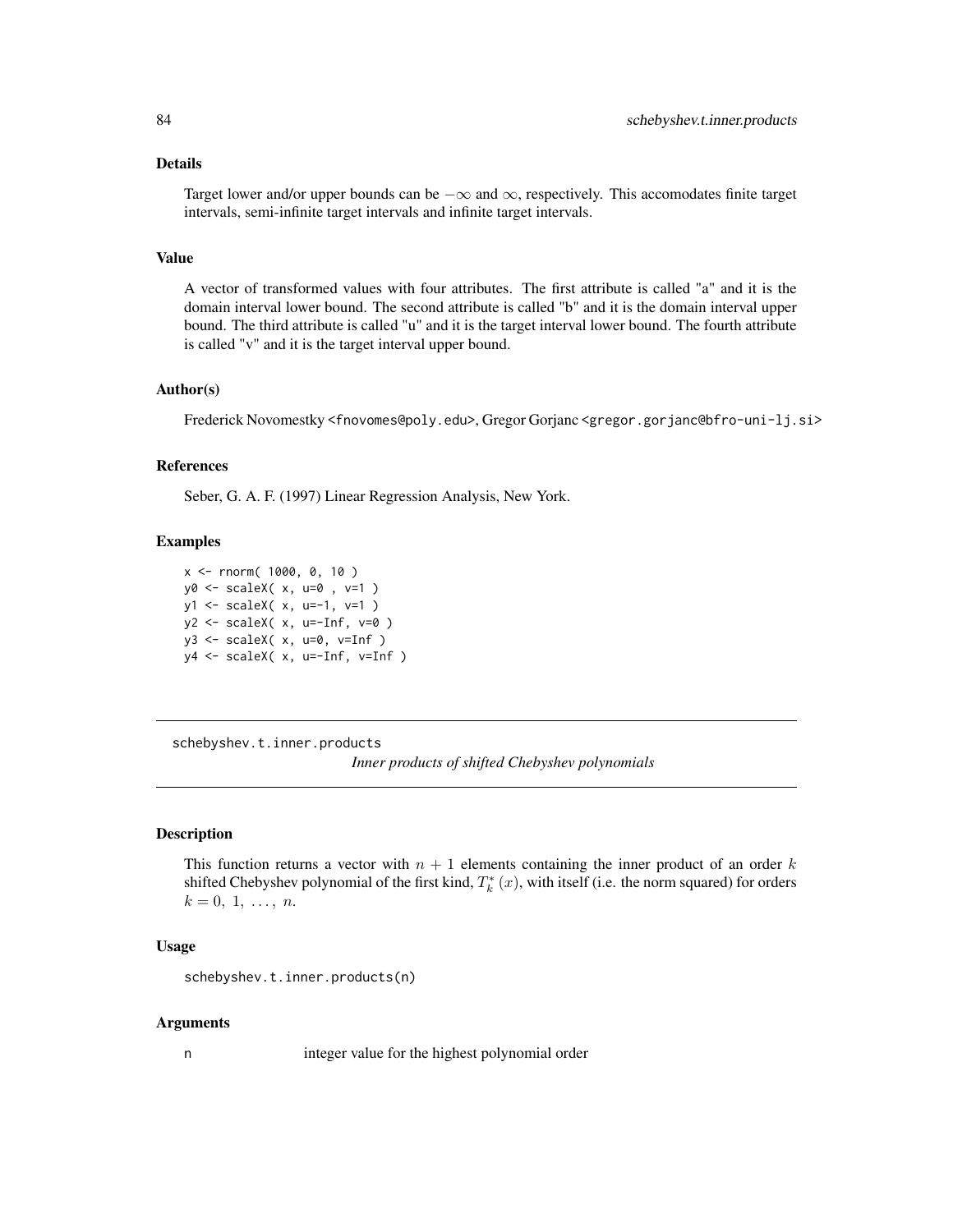### Details

Target lower and/or upper bounds can be $-\infty$ and $\infty$, respectively. This accomodates finite target intervals, semi-infinite target intervals and infinite target intervals.

### Value

A vector of transformed values with four attributes. The first attribute is called "a" and it is the domain interval lower bound. The second attribute is called "b" and it is the domain interval upper bound. The third attribute is called "u" and it is the target interval lower bound. The fourth attribute is called "v" and it is the target interval upper bound.

### Author(s)

Frederick Novomestky <fnovomes@poly.edu>, Gregor Gorjanc <gregor.gorjanc@bfro-uni-lj.si>

### References

Seber, G. A. F. (1997) Linear Regression Analysis, New York.

### Examples

```
x <- rnorm( 1000, 0, 10 )
y0 <- scaleX( x, u=0 , v=1 )
y1 <- scaleX( x, u=-1, v=1 )
y2 <- scaleX( x, u=-Inf, v=0 )
y3 <- scaleX( x, u=0, v=Inf )
y4 <- scaleX( x, u=-Inf, v=Inf )
```

---

## schebyshev.t.inner.products *Inner products of shifted Chebyshev polynomials*

---

### Description

This function returns a vector with $n + 1$ elements containing the inner product of an order $k$ shifted Chebyshev polynomial of the first kind, $T_k^*(x)$, with itself (i.e. the norm squared) for orders $k = 0, 1, \ldots, n$.

### Usage

```
schebyshev.t.inner.products(n)
```

### Arguments

n integer value for the highest polynomial order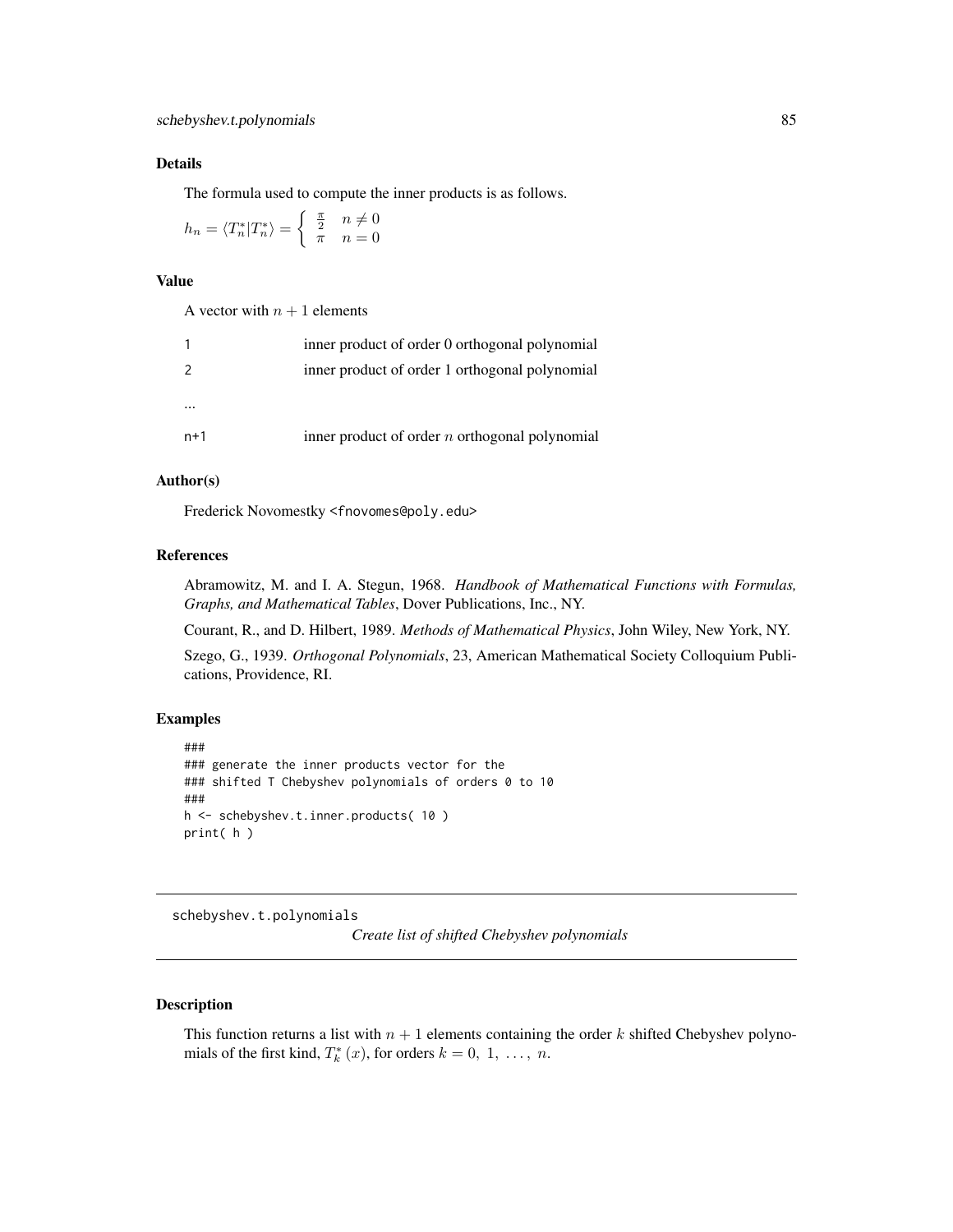## Details

The formula used to compute the inner products is as follows.

$h_n = \langle T_n^* | T_n^* \rangle = \begin{cases} \frac{\pi}{2} & n \neq 0 \\ \pi & n = 0 \end{cases}$

## Value

A vector with $n+1$ elements

| | |
|---|---|
| 1 | inner product of order 0 orthogonal polynomial |
| 2 | inner product of order 1 orthogonal polynomial |
| ... | |
| n+1 | inner product of order $n$ orthogonal polynomial |

## Author(s)

Frederick Novomestky <fnovomes@poly.edu>

## References

Abramowitz, M. and I. A. Stegun, 1968. *Handbook of Mathematical Functions with Formulas, Graphs, and Mathematical Tables*, Dover Publications, Inc., NY.

Courant, R., and D. Hilbert, 1989. *Methods of Mathematical Physics*, John Wiley, New York, NY.

Szego, G., 1939. *Orthogonal Polynomials*, 23, American Mathematical Society Colloquium Publications, Providence, RI.

## Examples

```
###
### generate the inner products vector for the
### shifted T Chebyshev polynomials of orders 0 to 10
###
h <- schebyshev.t.inner.products( 10 )
print( h )
```

---

# schebyshev.t.polynomials

*Create list of shifted Chebyshev polynomials*

---

## Description

This function returns a list with $n+1$ elements containing the order $k$ shifted Chebyshev polynomials of the first kind, $T_k^*(x)$, for orders $k = 0, 1, \ldots, n$.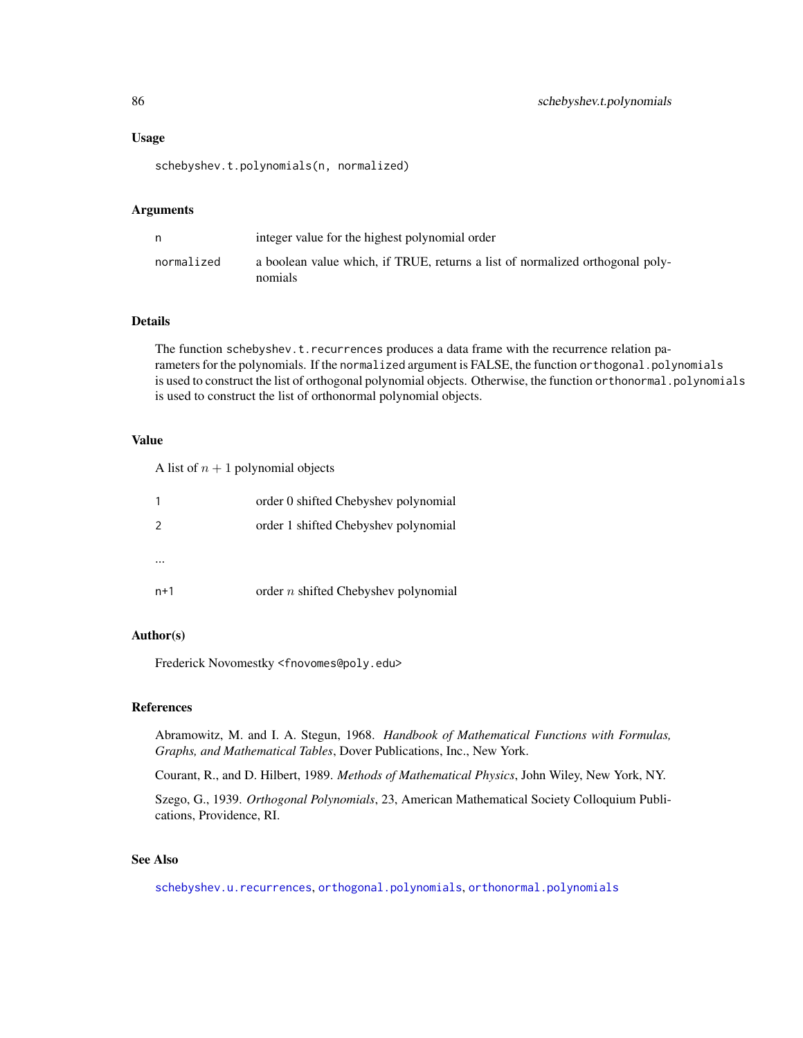## Usage

```
schebyshev.t.polynomials(n, normalized)
```

## Arguments

| | |
|---|---|
| n | integer value for the highest polynomial order |
| normalized | a boolean value which, if TRUE, returns a list of normalized orthogonal polynomials |

## Details

The function `schebyshev.t.recurrences` produces a data frame with the recurrence relation parameters for the polynomials. If the `normalized` argument is FALSE, the function `orthogonal.polynomials` is used to construct the list of orthogonal polynomial objects. Otherwise, the function `orthonormal.polynomials` is used to construct the list of orthonormal polynomial objects.

## Value

A list of $n + 1$ polynomial objects

| | |
|---|---|
| 1 | order 0 shifted Chebyshev polynomial |
| 2 | order 1 shifted Chebyshev polynomial |
| ... | |
| n+1 | order $n$ shifted Chebyshev polynomial |

## Author(s)

Frederick Novomestky <fnovomes@poly.edu>

## References

Abramowitz, M. and I. A. Stegun, 1968. *Handbook of Mathematical Functions with Formulas, Graphs, and Mathematical Tables*, Dover Publications, Inc., New York.

Courant, R., and D. Hilbert, 1989. *Methods of Mathematical Physics*, John Wiley, New York, NY.

Szego, G., 1939. *Orthogonal Polynomials*, 23, American Mathematical Society Colloquium Publications, Providence, RI.

## See Also

`schebyshev.u.recurrences`, `orthogonal.polynomials`, `orthonormal.polynomials`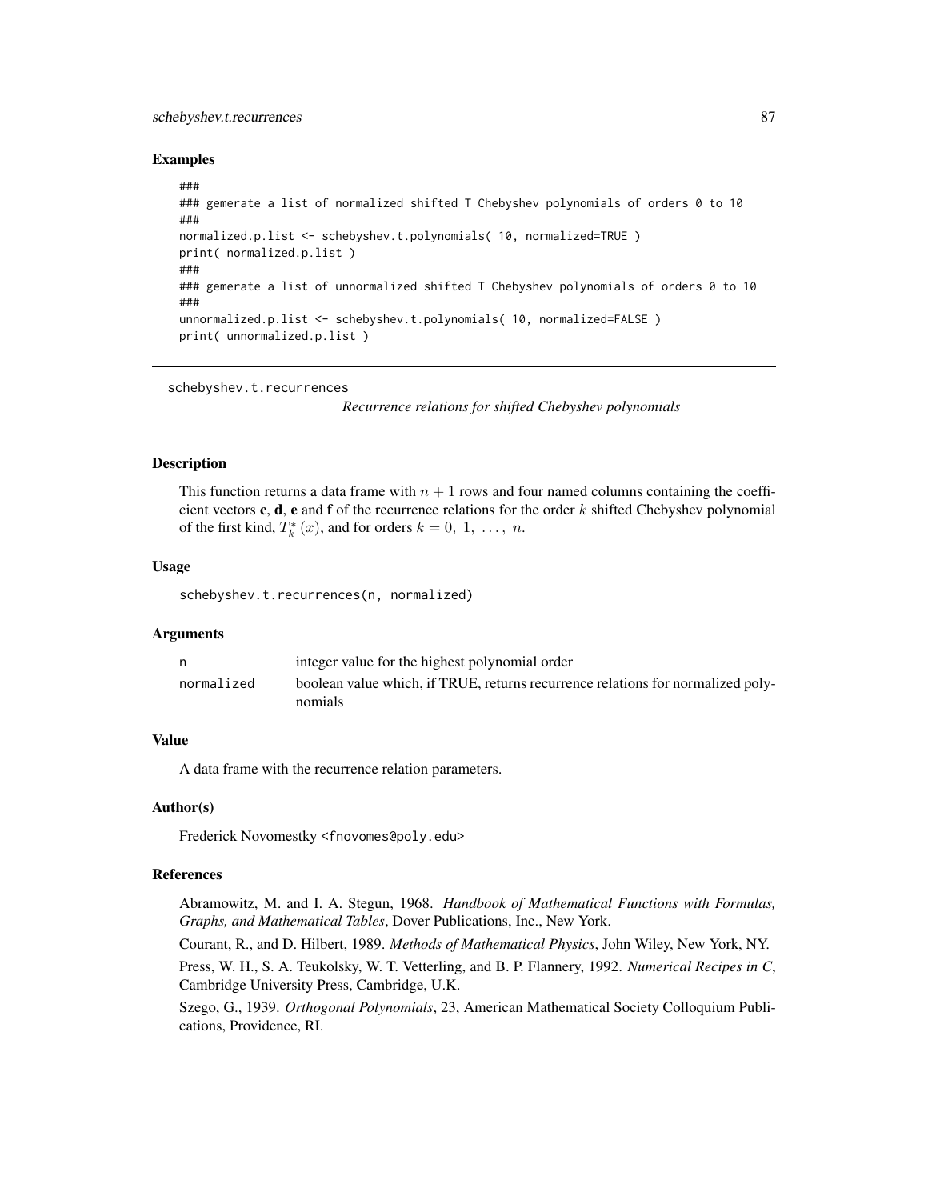## Examples

```
###
### gemerate a list of normalized shifted T Chebyshev polynomials of orders 0 to 10
###
normalized.p.list <- schebyshev.t.polynomials( 10, normalized=TRUE )
print( normalized.p.list )
###
### gemerate a list of unnormalized shifted T Chebyshev polynomials of orders 0 to 10
###
unnormalized.p.list <- schebyshev.t.polynomials( 10, normalized=FALSE )
print( unnormalized.p.list )
```

---

# schebyshev.t.recurrences

*Recurrence relations for shifted Chebyshev polynomials*

---

## Description

This function returns a data frame with $n+1$ rows and four named columns containing the coefficient vectors **c**, **d**, **e** and **f** of the recurrence relations for the order $k$ shifted Chebyshev polynomial of the first kind, $T_k^*(x)$, and for orders $k = 0, 1, \ldots, n$.

## Usage

```
schebyshev.t.recurrences(n, normalized)
```

## Arguments

| | |
|---|---|
| n | integer value for the highest polynomial order |
| normalized | boolean value which, if TRUE, returns recurrence relations for normalized polynomials |

## Value

A data frame with the recurrence relation parameters.

## Author(s)

Frederick Novomestky <fnovomes@poly.edu>

## References

Abramowitz, M. and I. A. Stegun, 1968. *Handbook of Mathematical Functions with Formulas, Graphs, and Mathematical Tables*, Dover Publications, Inc., New York.

Courant, R., and D. Hilbert, 1989. *Methods of Mathematical Physics*, John Wiley, New York, NY.

Press, W. H., S. A. Teukolsky, W. T. Vetterling, and B. P. Flannery, 1992. *Numerical Recipes in C*, Cambridge University Press, Cambridge, U.K.

Szego, G., 1939. *Orthogonal Polynomials*, 23, American Mathematical Society Colloquium Publications, Providence, RI.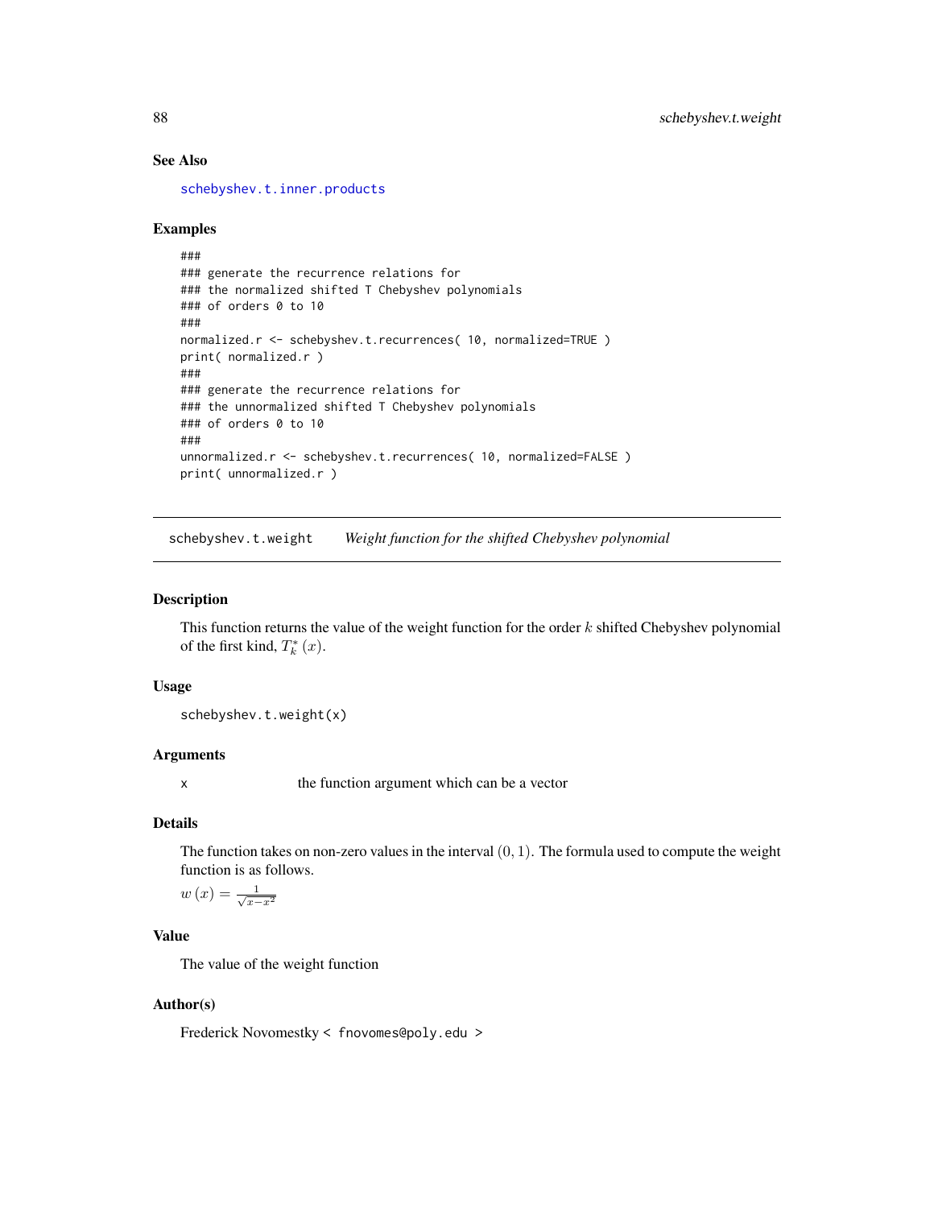## See Also

schebyshev.t.inner.products

## Examples

```
###
### generate the recurrence relations for
### the normalized shifted T Chebyshev polynomials
### of orders 0 to 10
###
normalized.r <- schebyshev.t.recurrences( 10, normalized=TRUE )
print( normalized.r )
###
### generate the recurrence relations for
### the unnormalized shifted T Chebyshev polynomials
### of orders 0 to 10
###
unnormalized.r <- schebyshev.t.recurrences( 10, normalized=FALSE )
print( unnormalized.r )
```

---

# schebyshev.t.weight *Weight function for the shifted Chebyshev polynomial*

---

## Description

This function returns the value of the weight function for the order $k$ shifted Chebyshev polynomial of the first kind, $T_k^*(x)$.

## Usage

```
schebyshev.t.weight(x)
```

## Arguments

| | |
|---|---|
| x | the function argument which can be a vector |

## Details

The function takes on non-zero values in the interval $(0,1)$. The formula used to compute the weight function is as follows.

$w(x) = \frac{1}{\sqrt{x-x^2}}$

## Value

The value of the weight function

## Author(s)

Frederick Novomestky < fnovomes@poly.edu >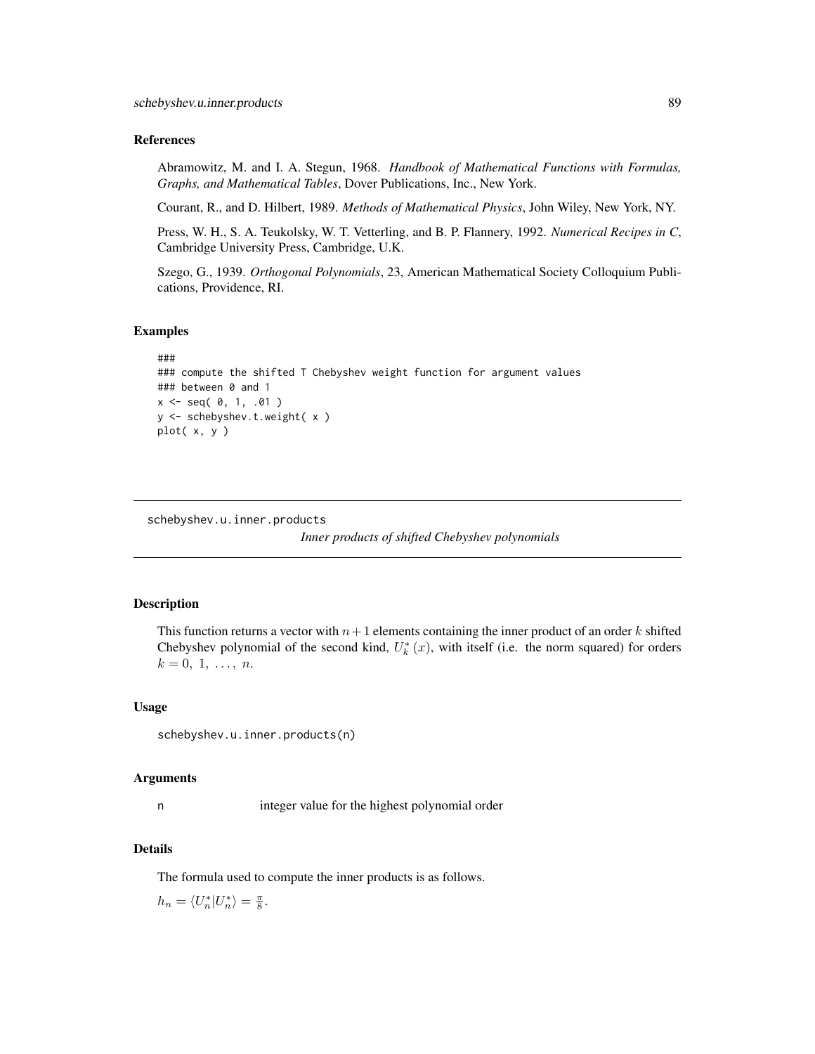## References

Abramowitz, M. and I. A. Stegun, 1968. *Handbook of Mathematical Functions with Formulas, Graphs, and Mathematical Tables*, Dover Publications, Inc., New York.

Courant, R., and D. Hilbert, 1989. *Methods of Mathematical Physics*, John Wiley, New York, NY.

Press, W. H., S. A. Teukolsky, W. T. Vetterling, and B. P. Flannery, 1992. *Numerical Recipes in C*, Cambridge University Press, Cambridge, U.K.

Szego, G., 1939. *Orthogonal Polynomials*, 23, American Mathematical Society Colloquium Publications, Providence, RI.

## Examples

```
###
### compute the shifted T Chebyshev weight function for argument values
### between 0 and 1
x <- seq( 0, 1, .01 )
y <- schebyshev.t.weight( x )
plot( x, y )
```

---

schebyshev.u.inner.products    *Inner products of shifted Chebyshev polynomials*

---

## Description

This function returns a vector with $n+1$ elements containing the inner product of an order $k$ shifted Chebyshev polynomial of the second kind, $U_k^*(x)$, with itself (i.e. the norm squared) for orders $k = 0,\ 1,\ \ldots,\ n$.

## Usage

```
schebyshev.u.inner.products(n)
```

## Arguments

| | |
|---|---|
| n | integer value for the highest polynomial order |

## Details

The formula used to compute the inner products is as follows.

$h_n = \langle U_n^* | U_n^* \rangle = \frac{\pi}{8}$.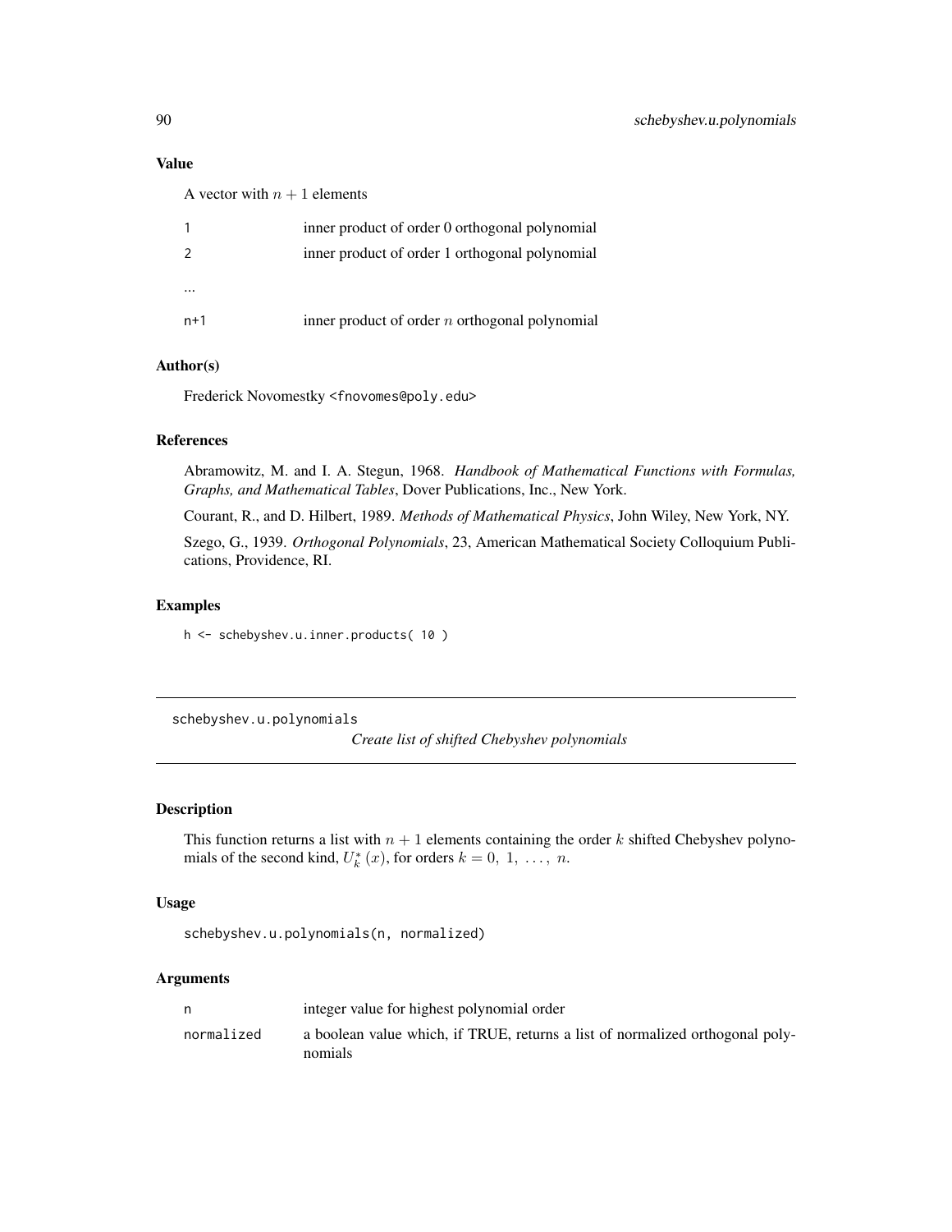### Value

A vector with $n+1$ elements

| | |
|---|---|
| 1 | inner product of order 0 orthogonal polynomial |
| 2 | inner product of order 1 orthogonal polynomial |
| ... | |
| n+1 | inner product of order $n$ orthogonal polynomial |

### Author(s)

Frederick Novomestky <fnovomes@poly.edu>

### References

Abramowitz, M. and I. A. Stegun, 1968. *Handbook of Mathematical Functions with Formulas, Graphs, and Mathematical Tables*, Dover Publications, Inc., New York.

Courant, R., and D. Hilbert, 1989. *Methods of Mathematical Physics*, John Wiley, New York, NY.

Szego, G., 1939. *Orthogonal Polynomials*, 23, American Mathematical Society Colloquium Publications, Providence, RI.

### Examples

```
h <- schebyshev.u.inner.products( 10 )
```

---

## schebyshev.u.polynomials

*Create list of shifted Chebyshev polynomials*

---

### Description

This function returns a list with $n+1$ elements containing the order $k$ shifted Chebyshev polynomials of the second kind, $U_k^*(x)$, for orders $k = 0, 1, \ldots, n$.

### Usage

```
schebyshev.u.polynomials(n, normalized)
```

### Arguments

| | |
|---|---|
| n | integer value for highest polynomial order |
| normalized | a boolean value which, if TRUE, returns a list of normalized orthogonal polynomials |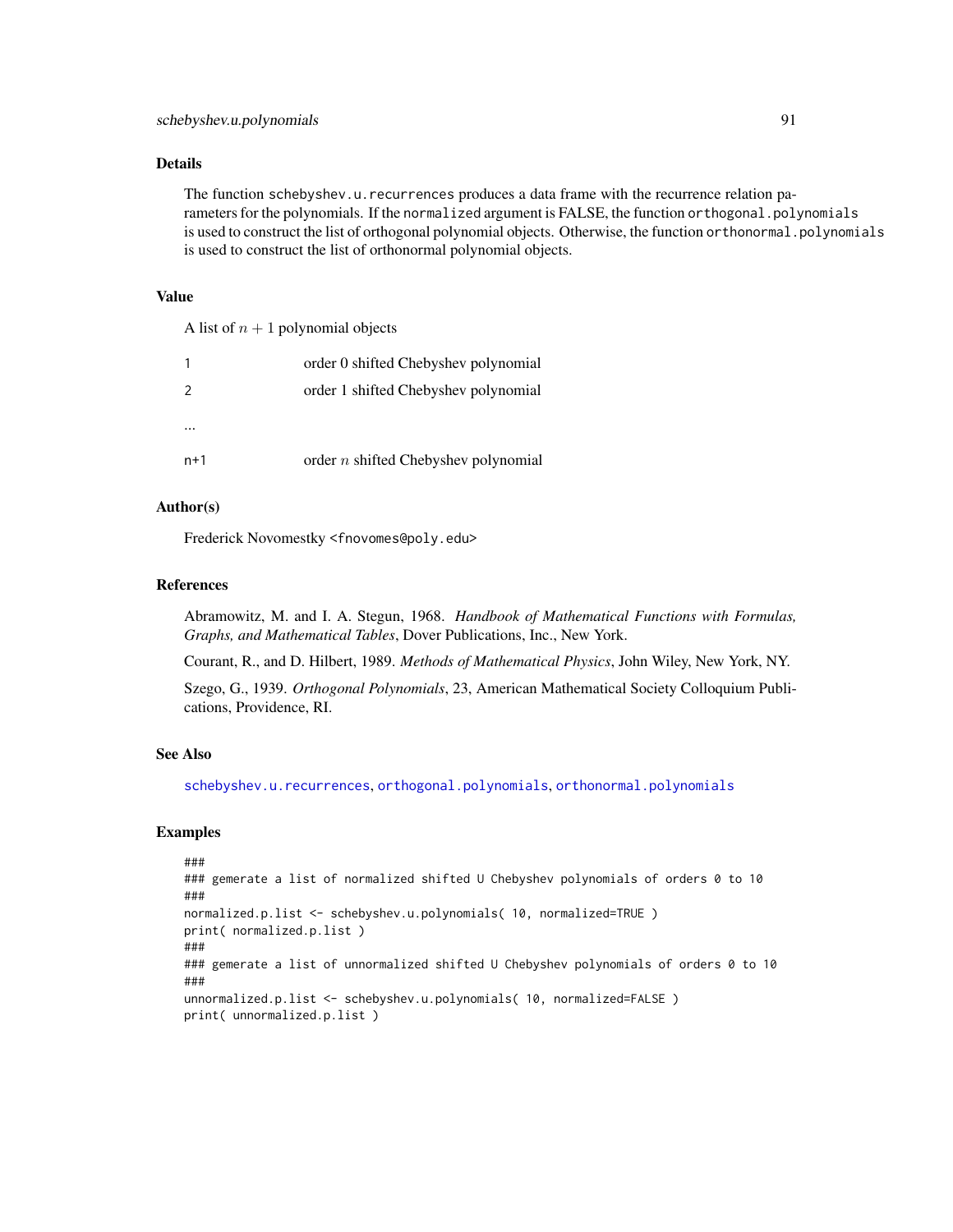## Details

The function `schebyshev.u.recurrences` produces a data frame with the recurrence relation parameters for the polynomials. If the `normalized` argument is FALSE, the function `orthogonal.polynomials` is used to construct the list of orthogonal polynomial objects. Otherwise, the function `orthonormal.polynomials` is used to construct the list of orthonormal polynomial objects.

## Value

A list of $n+1$ polynomial objects

| | |
|---|---|
| 1 | order 0 shifted Chebyshev polynomial |
| 2 | order 1 shifted Chebyshev polynomial |
| ... | |
| n+1 | order $n$ shifted Chebyshev polynomial |

## Author(s)

Frederick Novomestky <fnovomes@poly.edu>

## References

Abramowitz, M. and I. A. Stegun, 1968. *Handbook of Mathematical Functions with Formulas, Graphs, and Mathematical Tables*, Dover Publications, Inc., New York.

Courant, R., and D. Hilbert, 1989. *Methods of Mathematical Physics*, John Wiley, New York, NY.

Szego, G., 1939. *Orthogonal Polynomials*, 23, American Mathematical Society Colloquium Publications, Providence, RI.

## See Also

`schebyshev.u.recurrences`, `orthogonal.polynomials`, `orthonormal.polynomials`

## Examples

```
###
### gemerate a list of normalized shifted U Chebyshev polynomials of orders 0 to 10
###
normalized.p.list <- schebyshev.u.polynomials( 10, normalized=TRUE )
print( normalized.p.list )
###
### gemerate a list of unnormalized shifted U Chebyshev polynomials of orders 0 to 10
###
unnormalized.p.list <- schebyshev.u.polynomials( 10, normalized=FALSE )
print( unnormalized.p.list )
```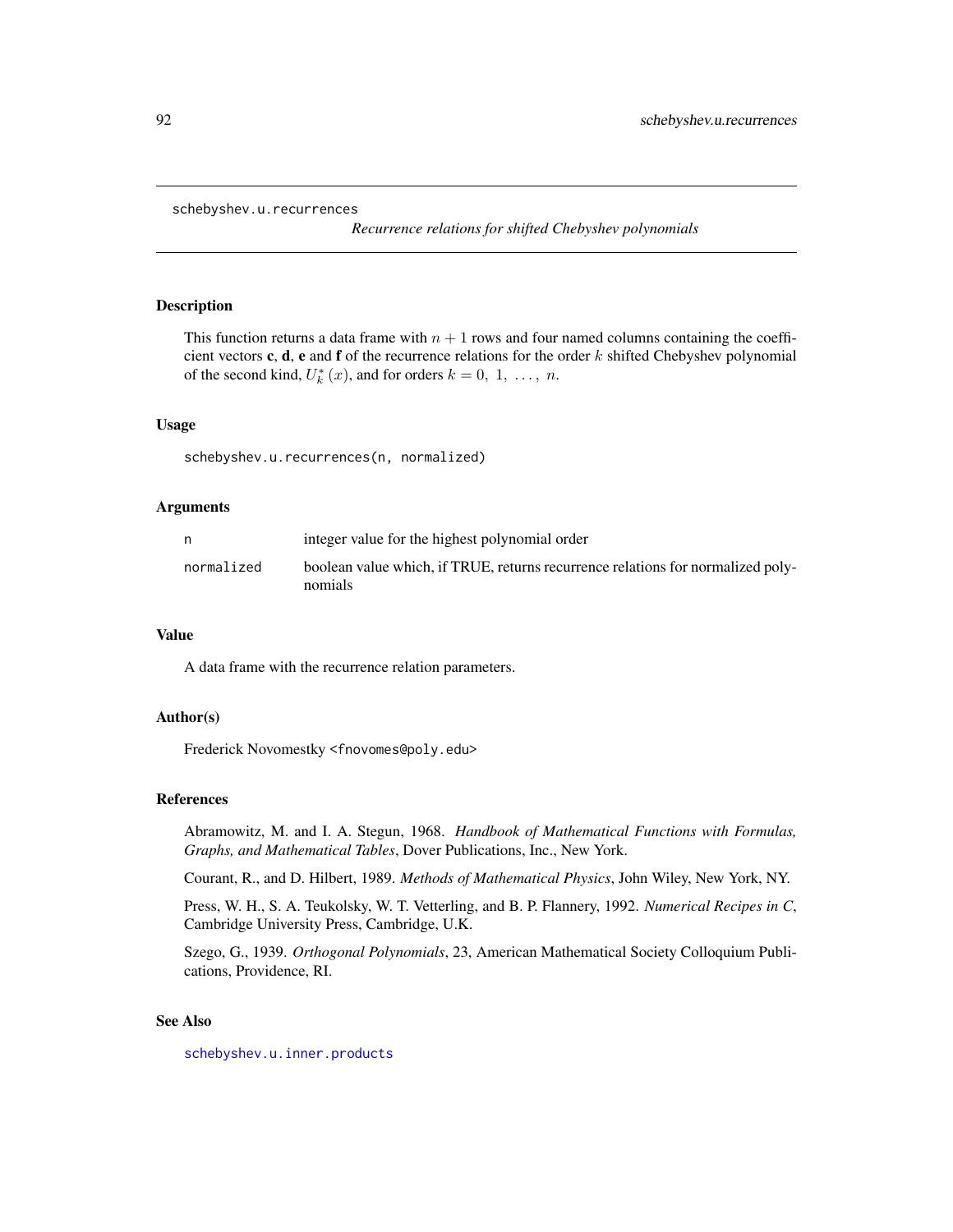schebyshev.u.recurrences

*Recurrence relations for shifted Chebyshev polynomials*

## Description

This function returns a data frame with $n+1$ rows and four named columns containing the coefficient vectors **c**, **d**, **e** and **f** of the recurrence relations for the order $k$ shifted Chebyshev polynomial of the second kind, $U_k^*(x)$, and for orders $k = 0, 1, \ldots, n$.

## Usage

```
schebyshev.u.recurrences(n, normalized)
```

## Arguments

| | |
|---|---|
| n | integer value for the highest polynomial order |
| normalized | boolean value which, if TRUE, returns recurrence relations for normalized polynomials |

## Value

A data frame with the recurrence relation parameters.

## Author(s)

Frederick Novomestky <fnovomes@poly.edu>

## References

Abramowitz, M. and I. A. Stegun, 1968. *Handbook of Mathematical Functions with Formulas, Graphs, and Mathematical Tables*, Dover Publications, Inc., New York.

Courant, R., and D. Hilbert, 1989. *Methods of Mathematical Physics*, John Wiley, New York, NY.

Press, W. H., S. A. Teukolsky, W. T. Vetterling, and B. P. Flannery, 1992. *Numerical Recipes in C*, Cambridge University Press, Cambridge, U.K.

Szego, G., 1939. *Orthogonal Polynomials*, 23, American Mathematical Society Colloquium Publications, Providence, RI.

## See Also

schebyshev.u.inner.products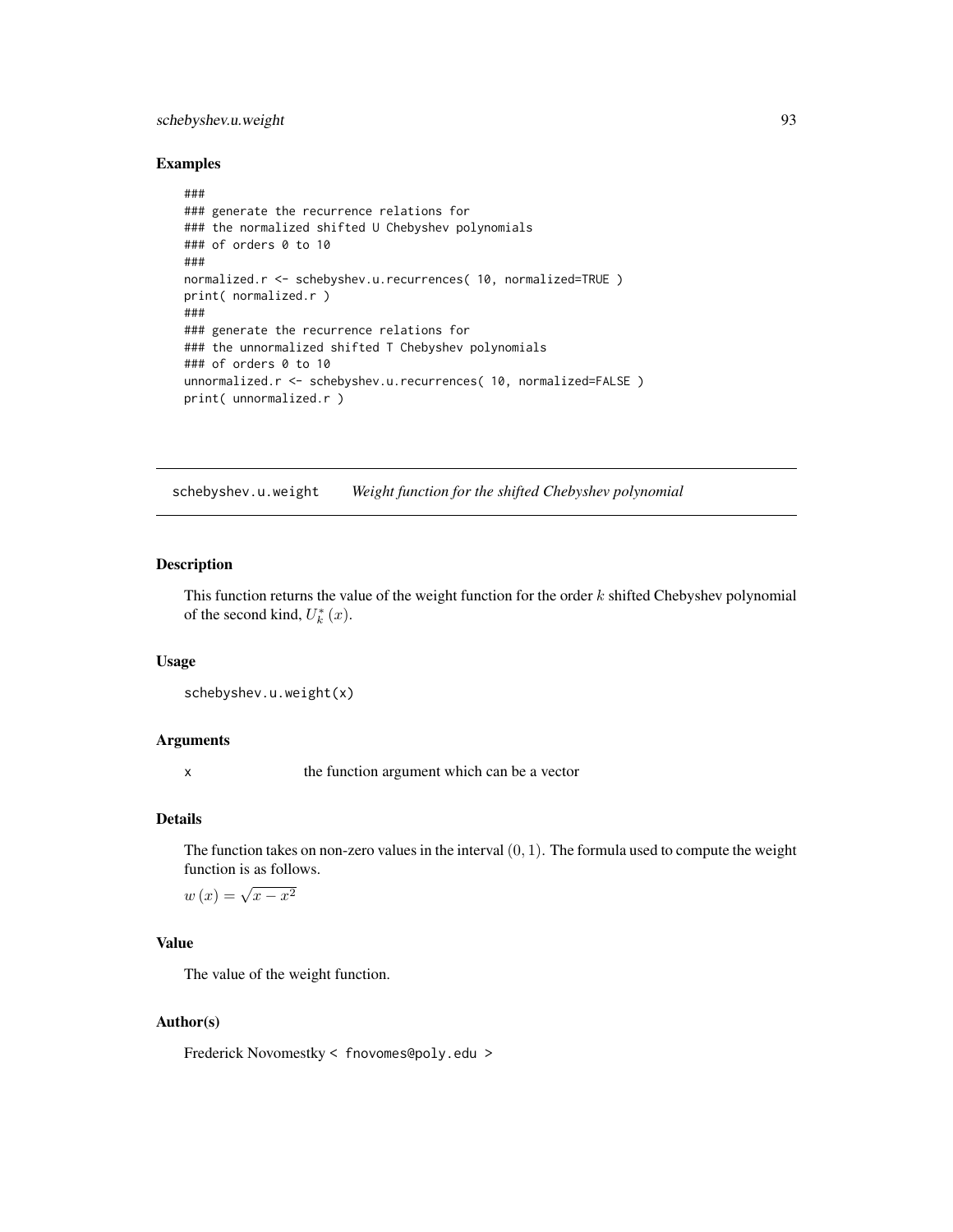## Examples

```
###
### generate the recurrence relations for
### the normalized shifted U Chebyshev polynomials
### of orders 0 to 10
###
normalized.r <- schebyshev.u.recurrences( 10, normalized=TRUE )
print( normalized.r )
###
### generate the recurrence relations for
### the unnormalized shifted T Chebyshev polynomials
### of orders 0 to 10
unnormalized.r <- schebyshev.u.recurrences( 10, normalized=FALSE )
print( unnormalized.r )
```

---

# schebyshev.u.weight *Weight function for the shifted Chebyshev polynomial*

---

## Description

This function returns the value of the weight function for the order $k$ shifted Chebyshev polynomial of the second kind, $U_k^*(x)$.

## Usage

```
schebyshev.u.weight(x)
```

## Arguments

| | |
|---|---|
| x | the function argument which can be a vector |

## Details

The function takes on non-zero values in the interval $(0, 1)$. The formula used to compute the weight function is as follows.

$w(x) = \sqrt{x - x^2}$

## Value

The value of the weight function.

## Author(s)

Frederick Novomestky < fnovomes@poly.edu >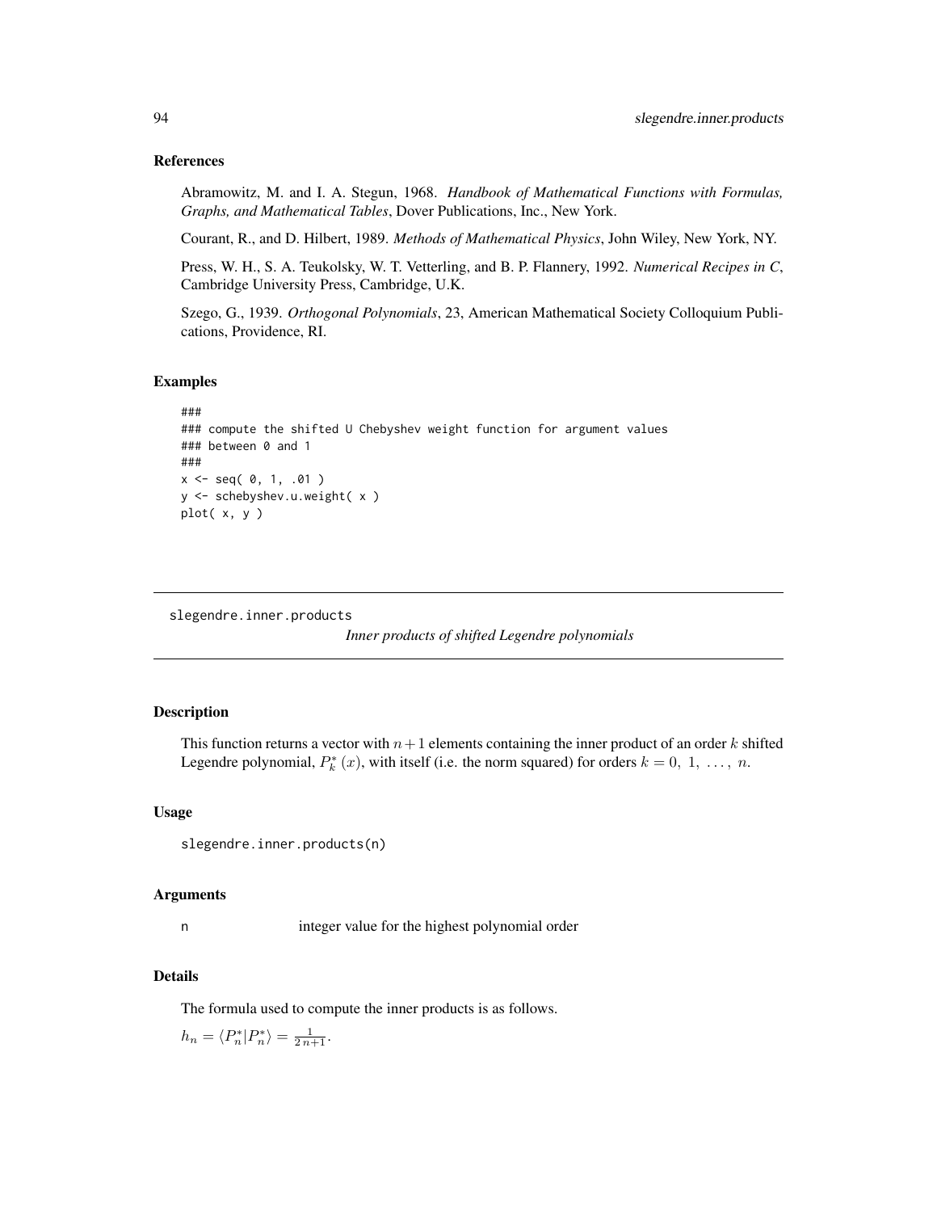### References

Abramowitz, M. and I. A. Stegun, 1968. *Handbook of Mathematical Functions with Formulas, Graphs, and Mathematical Tables*, Dover Publications, Inc., New York.

Courant, R., and D. Hilbert, 1989. *Methods of Mathematical Physics*, John Wiley, New York, NY.

Press, W. H., S. A. Teukolsky, W. T. Vetterling, and B. P. Flannery, 1992. *Numerical Recipes in C*, Cambridge University Press, Cambridge, U.K.

Szego, G., 1939. *Orthogonal Polynomials*, 23, American Mathematical Society Colloquium Publications, Providence, RI.

### Examples

```
###
### compute the shifted U Chebyshev weight function for argument values
### between 0 and 1
###
x <- seq( 0, 1, .01 )
y <- schebyshev.u.weight( x )
plot( x, y )
```

---

## slegendre.inner.products

*Inner products of shifted Legendre polynomials*

---

### Description

This function returns a vector with $n+1$ elements containing the inner product of an order $k$ shifted Legendre polynomial, $P_k^*(x)$, with itself (i.e. the norm squared) for orders $k = 0,\ 1,\ \ldots,\ n$.

### Usage

```
slegendre.inner.products(n)
```

### Arguments

n integer value for the highest polynomial order

### Details

The formula used to compute the inner products is as follows.

$h_n = \langle P_n^* | P_n^* \rangle = \frac{1}{2\,n+1}$.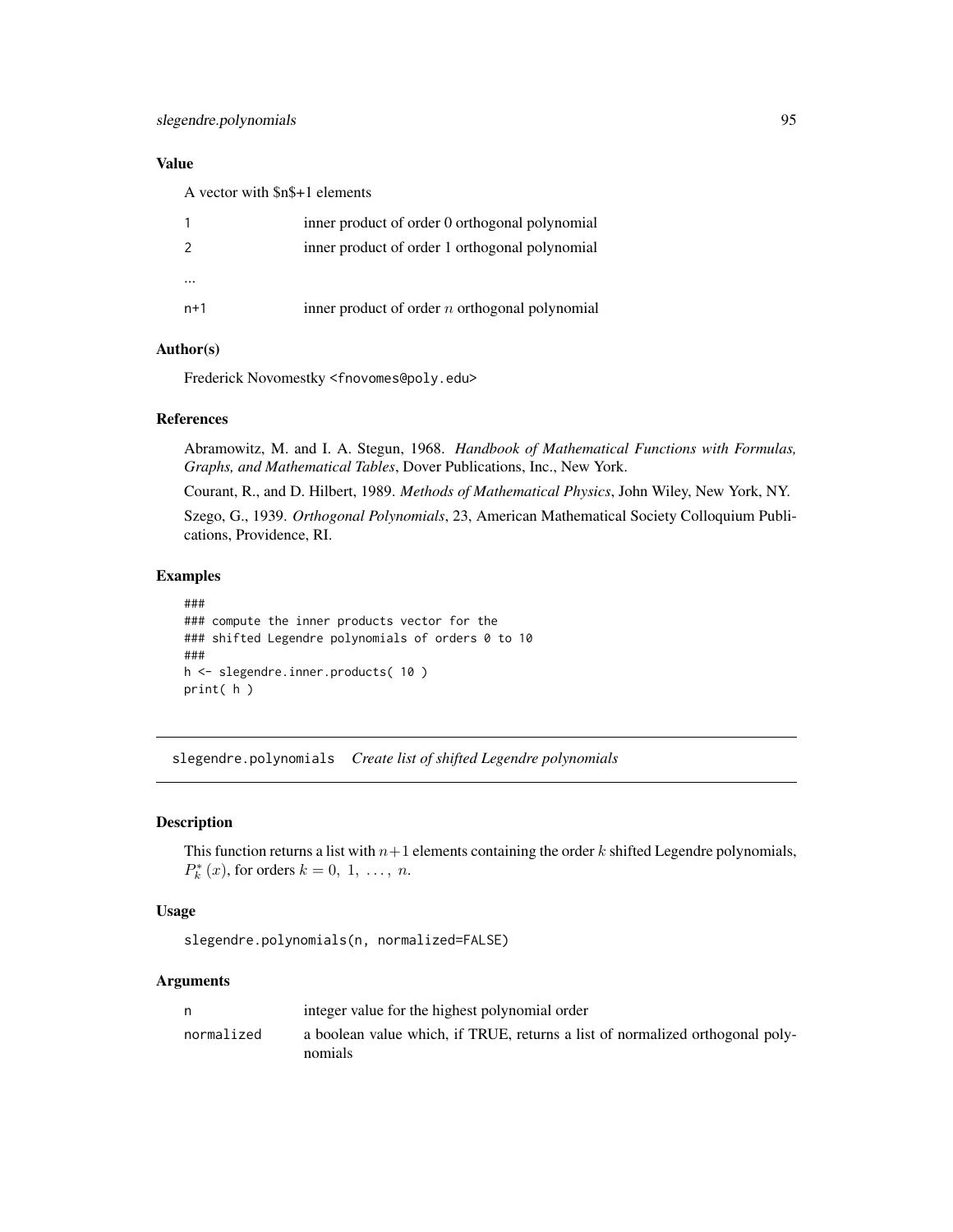### Value

A vector with $n$+1 elements

| | |
|---|---|
| 1 | inner product of order 0 orthogonal polynomial |
| 2 | inner product of order 1 orthogonal polynomial |
| ... | |
| n+1 | inner product of order $n$ orthogonal polynomial |

### Author(s)

Frederick Novomestky <fnovomes@poly.edu>

### References

Abramowitz, M. and I. A. Stegun, 1968. *Handbook of Mathematical Functions with Formulas, Graphs, and Mathematical Tables*, Dover Publications, Inc., New York.

Courant, R., and D. Hilbert, 1989. *Methods of Mathematical Physics*, John Wiley, New York, NY.

Szego, G., 1939. *Orthogonal Polynomials*, 23, American Mathematical Society Colloquium Publications, Providence, RI.

### Examples

```
###
### compute the inner products vector for the
### shifted Legendre polynomials of orders 0 to 10
###
h <- slegendre.inner.products( 10 )
print( h )
```

---

## slegendre.polynomials *Create list of shifted Legendre polynomials*

---

### Description

This function returns a list with $n+1$ elements containing the order $k$ shifted Legendre polynomials, $P_k^*(x)$, for orders $k = 0, 1, \ldots, n$.

### Usage

```
slegendre.polynomials(n, normalized=FALSE)
```

### Arguments

| | |
|---|---|
| n | integer value for the highest polynomial order |
| normalized | a boolean value which, if TRUE, returns a list of normalized orthogonal polynomials |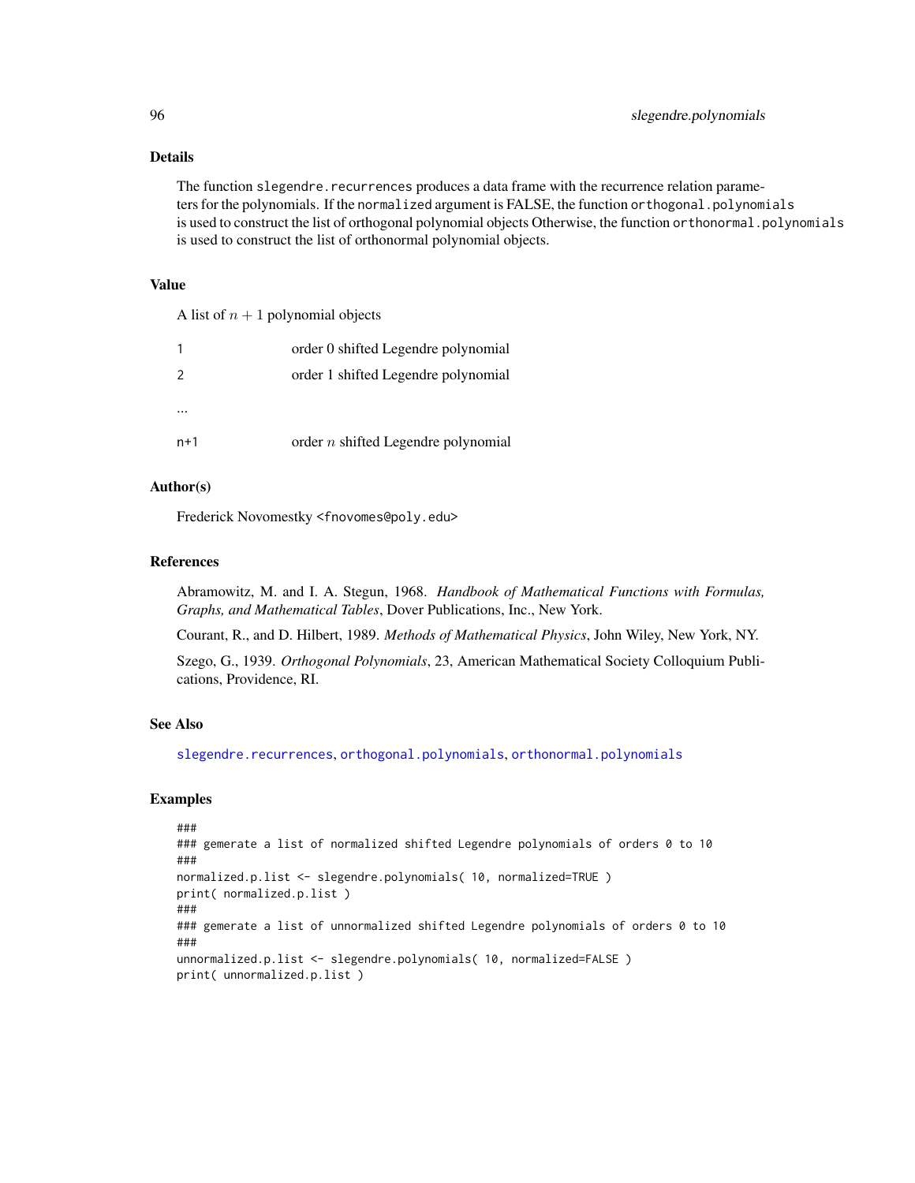## Details

The function `slegendre.recurrences` produces a data frame with the recurrence relation parameters for the polynomials. If the `normalized` argument is FALSE, the function `orthogonal.polynomials` is used to construct the list of orthogonal polynomial objects Otherwise, the function `orthonormal.polynomials` is used to construct the list of orthonormal polynomial objects.

## Value

A list of $n + 1$ polynomial objects

| | |
|---|---|
| 1 | order 0 shifted Legendre polynomial |
| 2 | order 1 shifted Legendre polynomial |
| ... | |
| n+1 | order $n$ shifted Legendre polynomial |

## Author(s)

Frederick Novomestky <fnovomes@poly.edu>

## References

Abramowitz, M. and I. A. Stegun, 1968. *Handbook of Mathematical Functions with Formulas, Graphs, and Mathematical Tables*, Dover Publications, Inc., New York.

Courant, R., and D. Hilbert, 1989. *Methods of Mathematical Physics*, John Wiley, New York, NY.

Szego, G., 1939. *Orthogonal Polynomials*, 23, American Mathematical Society Colloquium Publications, Providence, RI.

## See Also

`slegendre.recurrences`, `orthogonal.polynomials`, `orthonormal.polynomials`

## Examples

```
###
### gemerate a list of normalized shifted Legendre polynomials of orders 0 to 10
###
normalized.p.list <- slegendre.polynomials( 10, normalized=TRUE )
print( normalized.p.list )
###
### gemerate a list of unnormalized shifted Legendre polynomials of orders 0 to 10
###
unnormalized.p.list <- slegendre.polynomials( 10, normalized=FALSE )
print( unnormalized.p.list )
```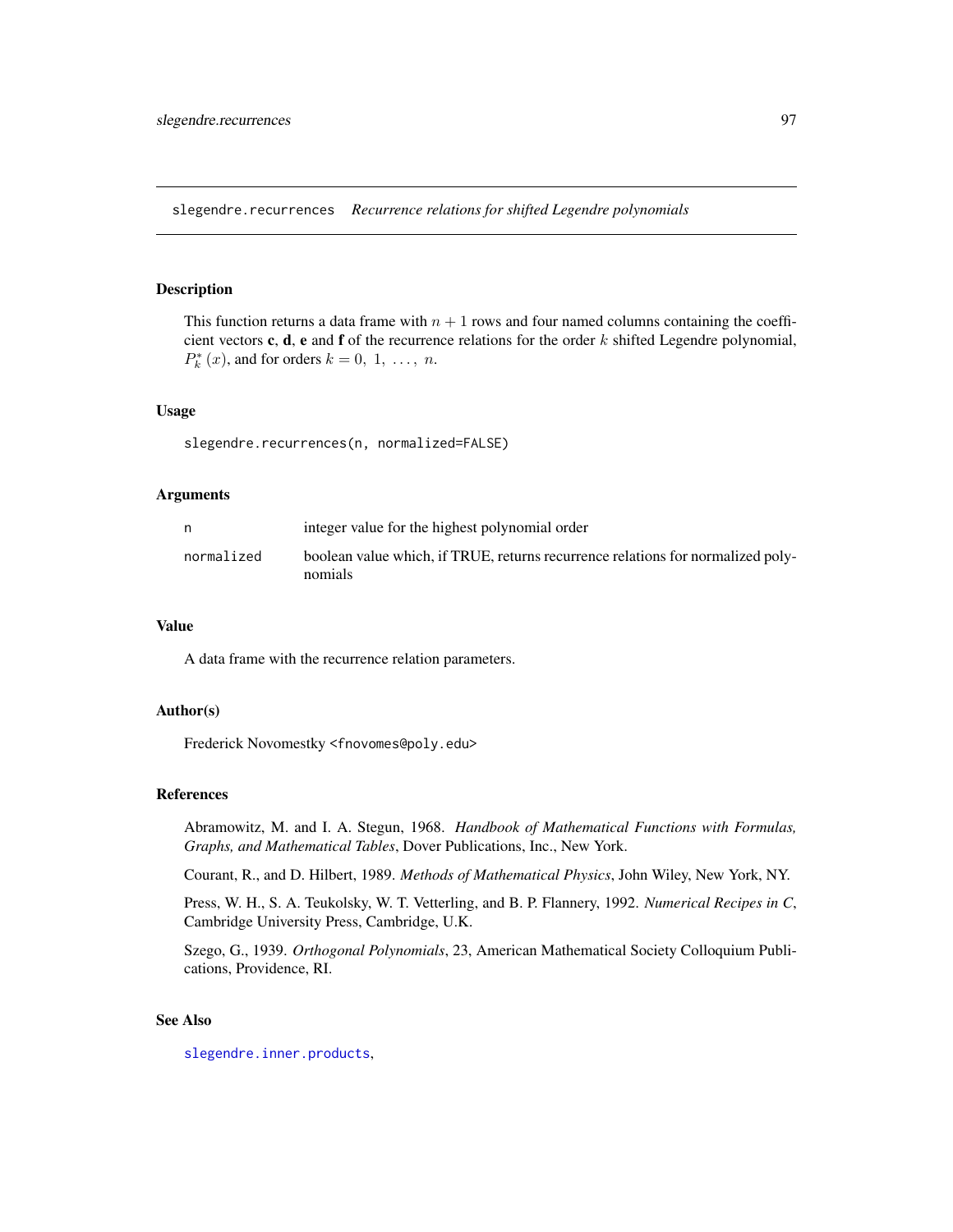slegendre.recurrences    *Recurrence relations for shifted Legendre polynomials*

## Description

This function returns a data frame with $n + 1$ rows and four named columns containing the coefficient vectors **c**, **d**, **e** and **f** of the recurrence relations for the order $k$ shifted Legendre polynomial, $P_k^*(x)$, and for orders $k = 0, 1, \ldots, n$.

## Usage

```
slegendre.recurrences(n, normalized=FALSE)
```

## Arguments

| | |
|---|---|
| `n` | integer value for the highest polynomial order |
| `normalized` | boolean value which, if TRUE, returns recurrence relations for normalized polynomials |

## Value

A data frame with the recurrence relation parameters.

## Author(s)

Frederick Novomestky <fnovomes@poly.edu>

## References

Abramowitz, M. and I. A. Stegun, 1968. *Handbook of Mathematical Functions with Formulas, Graphs, and Mathematical Tables*, Dover Publications, Inc., New York.

Courant, R., and D. Hilbert, 1989. *Methods of Mathematical Physics*, John Wiley, New York, NY.

Press, W. H., S. A. Teukolsky, W. T. Vetterling, and B. P. Flannery, 1992. *Numerical Recipes in C*, Cambridge University Press, Cambridge, U.K.

Szego, G., 1939. *Orthogonal Polynomials*, 23, American Mathematical Society Colloquium Publications, Providence, RI.

## See Also

`slegendre.inner.products`,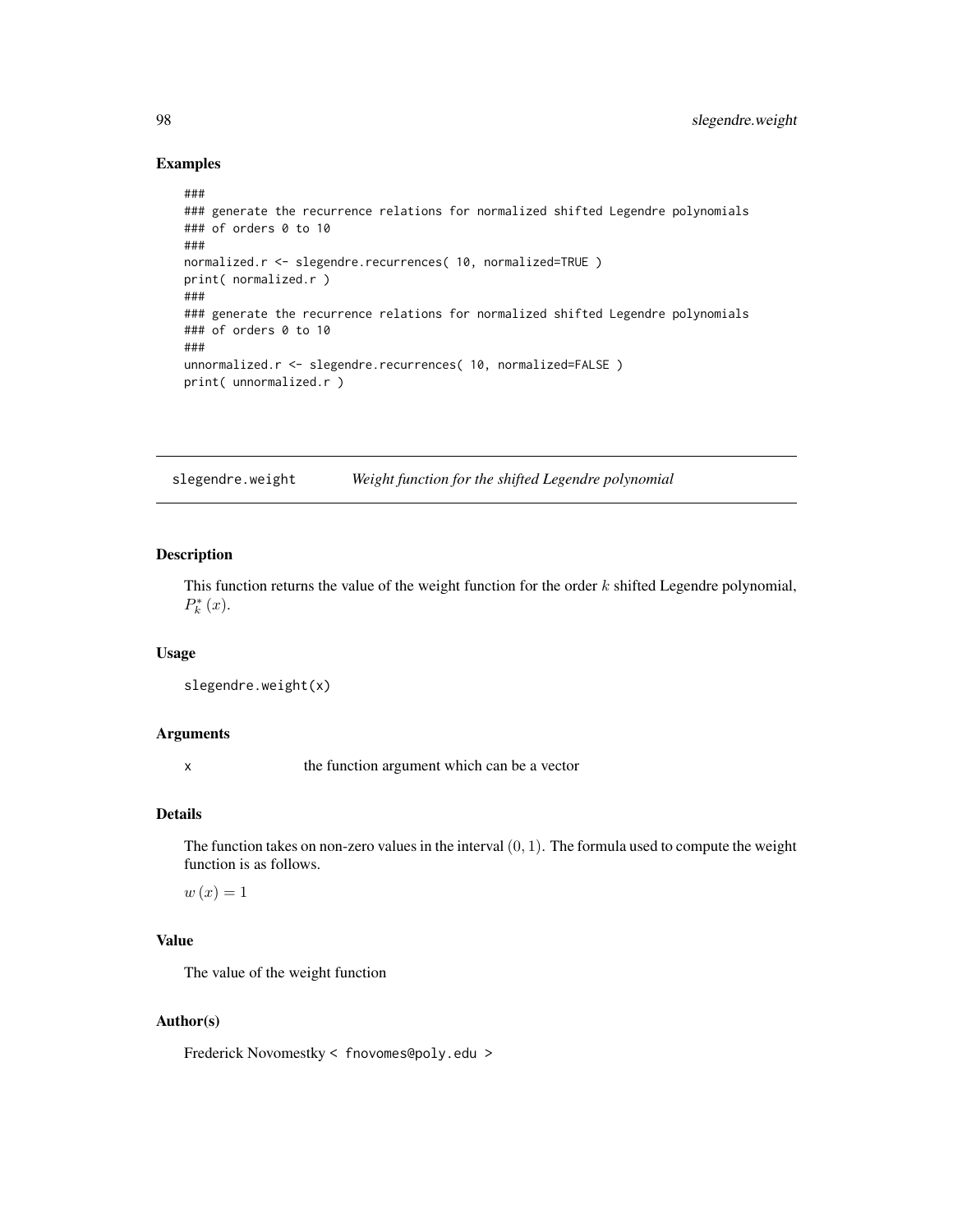## Examples

```
###
### generate the recurrence relations for normalized shifted Legendre polynomials
### of orders 0 to 10
###
normalized.r <- slegendre.recurrences( 10, normalized=TRUE )
print( normalized.r )
###
### generate the recurrence relations for normalized shifted Legendre polynomials
### of orders 0 to 10
###
unnormalized.r <- slegendre.recurrences( 10, normalized=FALSE )
print( unnormalized.r )
```

---

`slegendre.weight` *Weight function for the shifted Legendre polynomial*

---

## Description

This function returns the value of the weight function for the order $k$ shifted Legendre polynomial, $P_k^*(x)$.

## Usage

```
slegendre.weight(x)
```

## Arguments

| | |
|---|---|
| x | the function argument which can be a vector |

## Details

The function takes on non-zero values in the interval $(0, 1)$. The formula used to compute the weight function is as follows.

$w(x) = 1$

## Value

The value of the weight function

## Author(s)

Frederick Novomestky < fnovomes@poly.edu >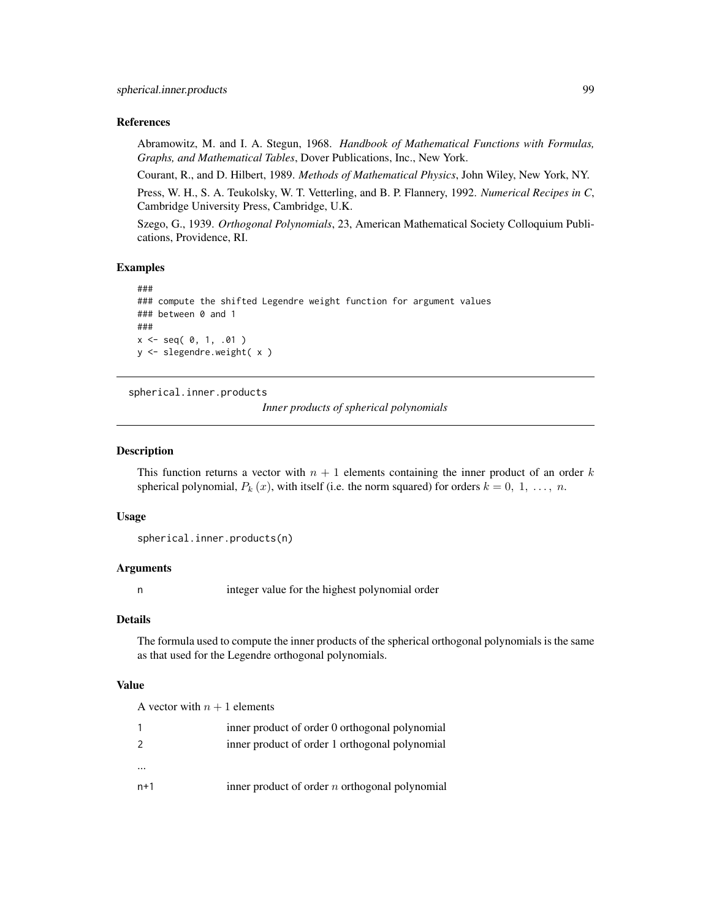## References

Abramowitz, M. and I. A. Stegun, 1968. *Handbook of Mathematical Functions with Formulas, Graphs, and Mathematical Tables*, Dover Publications, Inc., New York.

Courant, R., and D. Hilbert, 1989. *Methods of Mathematical Physics*, John Wiley, New York, NY.

Press, W. H., S. A. Teukolsky, W. T. Vetterling, and B. P. Flannery, 1992. *Numerical Recipes in C*, Cambridge University Press, Cambridge, U.K.

Szego, G., 1939. *Orthogonal Polynomials*, 23, American Mathematical Society Colloquium Publications, Providence, RI.

## Examples

```
###
### compute the shifted Legendre weight function for argument values
### between 0 and 1
###
x <- seq( 0, 1, .01 )
y <- slegendre.weight( x )
```

---

# spherical.inner.products *Inner products of spherical polynomials*

## Description

This function returns a vector with $n + 1$ elements containing the inner product of an order $k$ spherical polynomial, $P_k(x)$, with itself (i.e. the norm squared) for orders $k = 0, 1, \ldots, n$.

## Usage

```
spherical.inner.products(n)
```

## Arguments

| | |
|---|---|
| n | integer value for the highest polynomial order |

## Details

The formula used to compute the inner products of the spherical orthogonal polynomials is the same as that used for the Legendre orthogonal polynomials.

## Value

A vector with $n + 1$ elements

| | |
|---|---|
| 1 | inner product of order 0 orthogonal polynomial |
| 2 | inner product of order 1 orthogonal polynomial |
| ... | |
| n+1 | inner product of order $n$ orthogonal polynomial |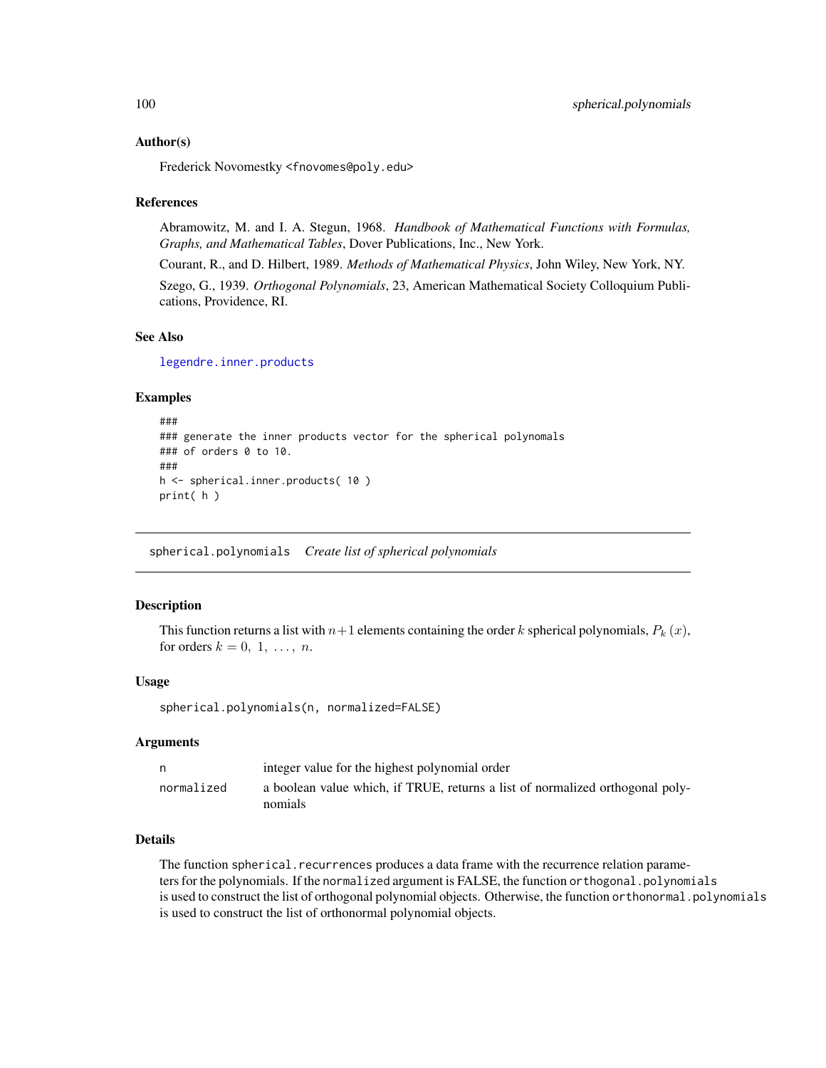## Author(s)

Frederick Novomestky <fnovomes@poly.edu>

## References

Abramowitz, M. and I. A. Stegun, 1968. *Handbook of Mathematical Functions with Formulas, Graphs, and Mathematical Tables*, Dover Publications, Inc., New York.

Courant, R., and D. Hilbert, 1989. *Methods of Mathematical Physics*, John Wiley, New York, NY.

Szego, G., 1939. *Orthogonal Polynomials*, 23, American Mathematical Society Colloquium Publications, Providence, RI.

## See Also

legendre.inner.products

## Examples

```
###
### generate the inner products vector for the spherical polynomals
### of orders 0 to 10.
###
h <- spherical.inner.products( 10 )
print( h )
```

---

# spherical.polynomials *Create list of spherical polynomials*

---

## Description

This function returns a list with $n+1$ elements containing the order $k$ spherical polynomials, $P_k(x)$, for orders $k = 0, 1, \ldots, n$.

## Usage

```
spherical.polynomials(n, normalized=FALSE)
```

## Arguments

| | |
|---|---|
| n | integer value for the highest polynomial order |
| normalized | a boolean value which, if TRUE, returns a list of normalized orthogonal polynomials |

## Details

The function `spherical.recurrences` produces a data frame with the recurrence relation parameters for the polynomials. If the `normalized` argument is FALSE, the function `orthogonal.polynomials` is used to construct the list of orthogonal polynomial objects. Otherwise, the function `orthonormal.polynomials` is used to construct the list of orthonormal polynomial objects.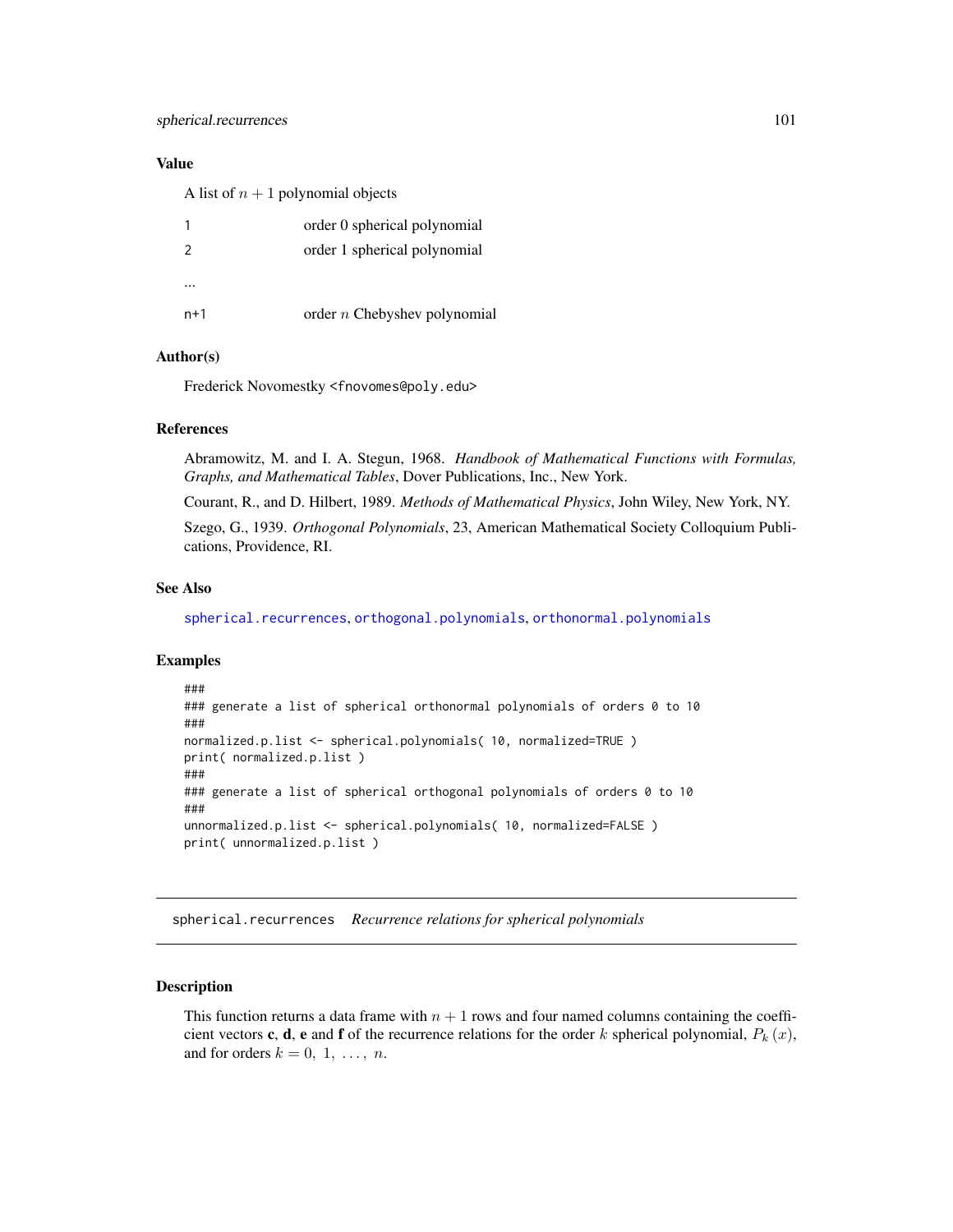### Value

A list of $n + 1$ polynomial objects

| | |
|---|---|
| 1 | order 0 spherical polynomial |
| 2 | order 1 spherical polynomial |
| ... | |
| n+1 | order $n$ Chebyshev polynomial |

### Author(s)

Frederick Novomestky <fnovomes@poly.edu>

### References

Abramowitz, M. and I. A. Stegun, 1968. *Handbook of Mathematical Functions with Formulas, Graphs, and Mathematical Tables*, Dover Publications, Inc., New York.

Courant, R., and D. Hilbert, 1989. *Methods of Mathematical Physics*, John Wiley, New York, NY.

Szego, G., 1939. *Orthogonal Polynomials*, 23, American Mathematical Society Colloquium Publications, Providence, RI.

### See Also

spherical.recurrences, orthogonal.polynomials, orthonormal.polynomials

### Examples

```
###
### generate a list of spherical orthonormal polynomials of orders 0 to 10
###
normalized.p.list <- spherical.polynomials( 10, normalized=TRUE )
print( normalized.p.list )
###
### generate a list of spherical orthogonal polynomials of orders 0 to 10
###
unnormalized.p.list <- spherical.polynomials( 10, normalized=FALSE )
print( unnormalized.p.list )
```

---

## spherical.recurrences &nbsp;&nbsp; *Recurrence relations for spherical polynomials*

---

### Description

This function returns a data frame with $n + 1$ rows and four named columns containing the coefficient vectors **c**, **d**, **e** and **f** of the recurrence relations for the order $k$ spherical polynomial, $P_k(x)$, and for orders $k = 0, 1, \ldots, n$.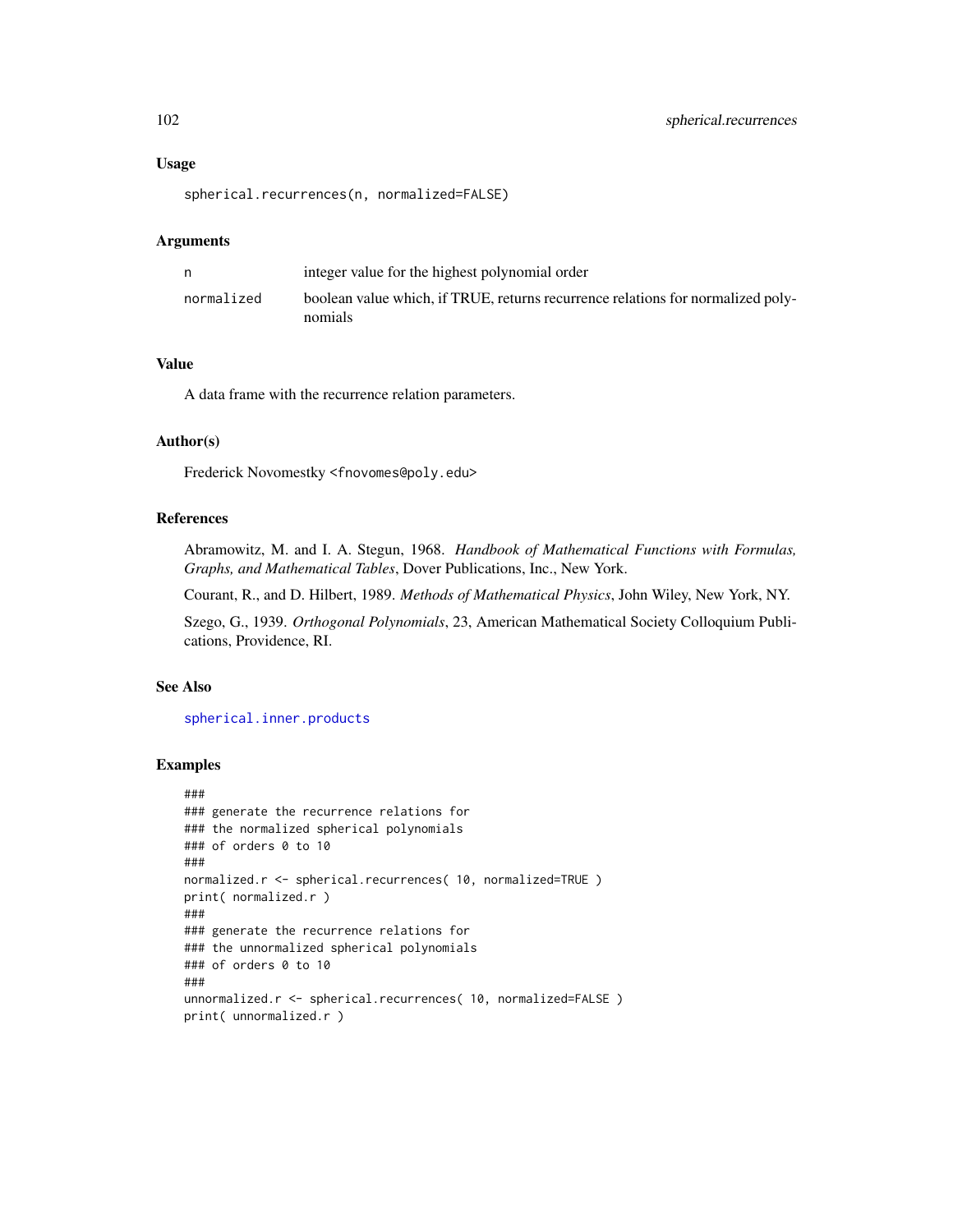## Usage

```
spherical.recurrences(n, normalized=FALSE)
```

## Arguments

| | |
|---|---|
| n | integer value for the highest polynomial order |
| normalized | boolean value which, if TRUE, returns recurrence relations for normalized polynomials |

## Value

A data frame with the recurrence relation parameters.

## Author(s)

Frederick Novomestky <fnovomes@poly.edu>

## References

Abramowitz, M. and I. A. Stegun, 1968. *Handbook of Mathematical Functions with Formulas, Graphs, and Mathematical Tables*, Dover Publications, Inc., New York.

Courant, R., and D. Hilbert, 1989. *Methods of Mathematical Physics*, John Wiley, New York, NY.

Szego, G., 1939. *Orthogonal Polynomials*, 23, American Mathematical Society Colloquium Publications, Providence, RI.

## See Also

spherical.inner.products

## Examples

```
###
### generate the recurrence relations for
### the normalized spherical polynomials
### of orders 0 to 10
###
normalized.r <- spherical.recurrences( 10, normalized=TRUE )
print( normalized.r )
###
### generate the recurrence relations for
### the unnormalized spherical polynomials
### of orders 0 to 10
###
unnormalized.r <- spherical.recurrences( 10, normalized=FALSE )
print( unnormalized.r )
```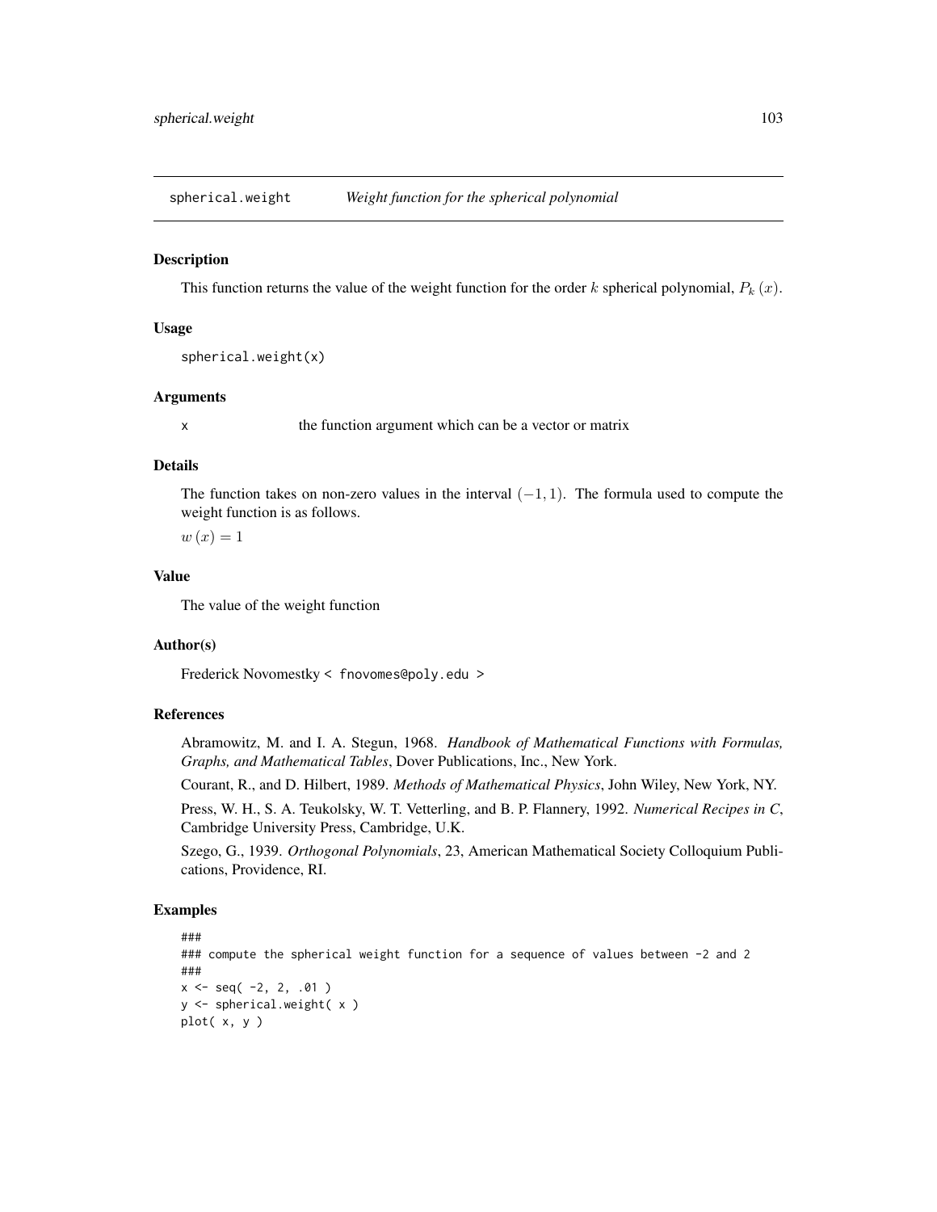`spherical.weight` *Weight function for the spherical polynomial*

## Description

This function returns the value of the weight function for the order $k$ spherical polynomial, $P_k(x)$.

## Usage

```
spherical.weight(x)
```

## Arguments

`x` the function argument which can be a vector or matrix

## Details

The function takes on non-zero values in the interval $(-1, 1)$. The formula used to compute the weight function is as follows.

$w(x) = 1$

## Value

The value of the weight function

## Author(s)

Frederick Novomestky < fnovomes@poly.edu >

## References

Abramowitz, M. and I. A. Stegun, 1968. *Handbook of Mathematical Functions with Formulas, Graphs, and Mathematical Tables*, Dover Publications, Inc., New York.

Courant, R., and D. Hilbert, 1989. *Methods of Mathematical Physics*, John Wiley, New York, NY.

Press, W. H., S. A. Teukolsky, W. T. Vetterling, and B. P. Flannery, 1992. *Numerical Recipes in C*, Cambridge University Press, Cambridge, U.K.

Szego, G., 1939. *Orthogonal Polynomials*, 23, American Mathematical Society Colloquium Publications, Providence, RI.

## Examples

```
###
### compute the spherical weight function for a sequence of values between -2 and 2
###
x <- seq( -2, 2, .01 )
y <- spherical.weight( x )
plot( x, y )
```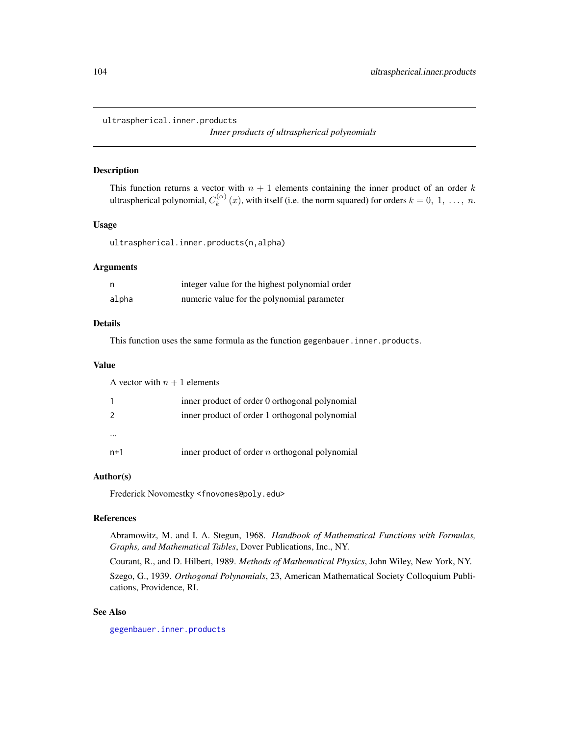```
ultraspherical.inner.products
```

*Inner products of ultraspherical polynomials*

## Description

This function returns a vector with $n + 1$ elements containing the inner product of an order $k$ ultraspherical polynomial, $C_k^{(\alpha)}(x)$, with itself (i.e. the norm squared) for orders $k = 0, 1, \ldots, n$.

## Usage

```
ultraspherical.inner.products(n,alpha)
```

## Arguments

| | |
|---|---|
| n | integer value for the highest polynomial order |
| alpha | numeric value for the polynomial parameter |

## Details

This function uses the same formula as the function `gegenbauer.inner.products`.

## Value

A vector with $n + 1$ elements

| | |
|---|---|
| 1 | inner product of order 0 orthogonal polynomial |
| 2 | inner product of order 1 orthogonal polynomial |
| ... | |
| n+1 | inner product of order $n$ orthogonal polynomial |

## Author(s)

Frederick Novomestky <fnovomes@poly.edu>

## References

Abramowitz, M. and I. A. Stegun, 1968. *Handbook of Mathematical Functions with Formulas, Graphs, and Mathematical Tables*, Dover Publications, Inc., NY.

Courant, R., and D. Hilbert, 1989. *Methods of Mathematical Physics*, John Wiley, New York, NY.

Szego, G., 1939. *Orthogonal Polynomials*, 23, American Mathematical Society Colloquium Publications, Providence, RI.

## See Also

`gegenbauer.inner.products`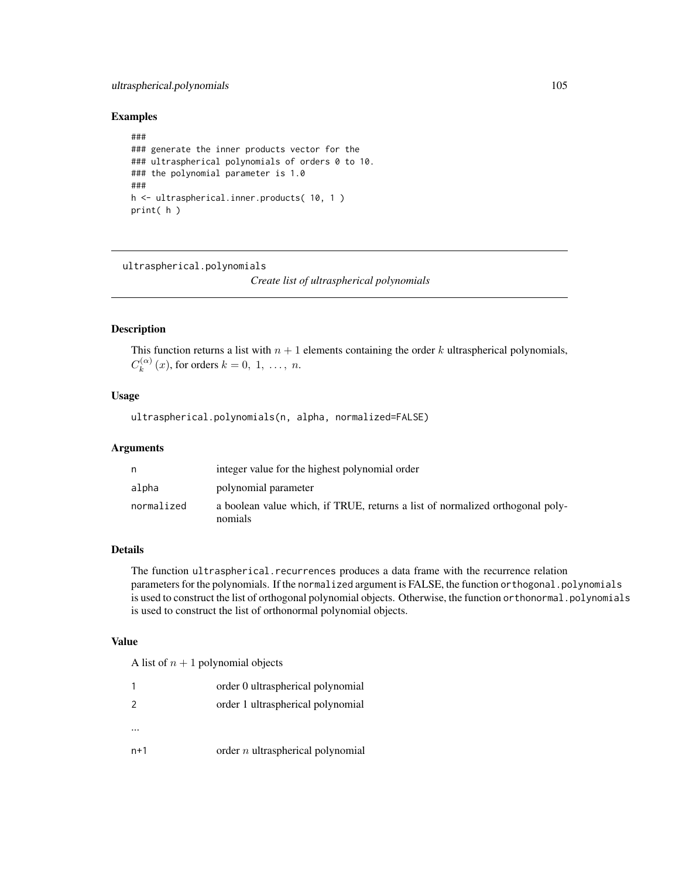## Examples

```
###
### generate the inner products vector for the
### ultraspherical polynomials of orders 0 to 10.
### the polynomial parameter is 1.0
###
h <- ultraspherical.inner.products( 10, 1 )
print( h )
```

---

`ultraspherical.polynomials` &nbsp;&nbsp;&nbsp; *Create list of ultraspherical polynomials*

---

### Description

This function returns a list with $n+1$ elements containing the order $k$ ultraspherical polynomials, $C_k^{(\alpha)}(x)$, for orders $k = 0, 1, \ldots, n$.

### Usage

```
ultraspherical.polynomials(n, alpha, normalized=FALSE)
```

### Arguments

| | |
|---|---|
| `n` | integer value for the highest polynomial order |
| `alpha` | polynomial parameter |
| `normalized` | a boolean value which, if TRUE, returns a list of normalized orthogonal polynomials |

### Details

The function `ultraspherical.recurrences` produces a data frame with the recurrence relation parameters for the polynomials. If the `normalized` argument is FALSE, the function `orthogonal.polynomials` is used to construct the list of orthogonal polynomial objects. Otherwise, the function `orthonormal.polynomials` is used to construct the list of orthonormal polynomial objects.

### Value

A list of $n+1$ polynomial objects

| | |
|---|---|
| `1` | order 0 ultraspherical polynomial |
| `2` | order 1 ultraspherical polynomial |
| ... | |
| `n+1` | order $n$ ultraspherical polynomial |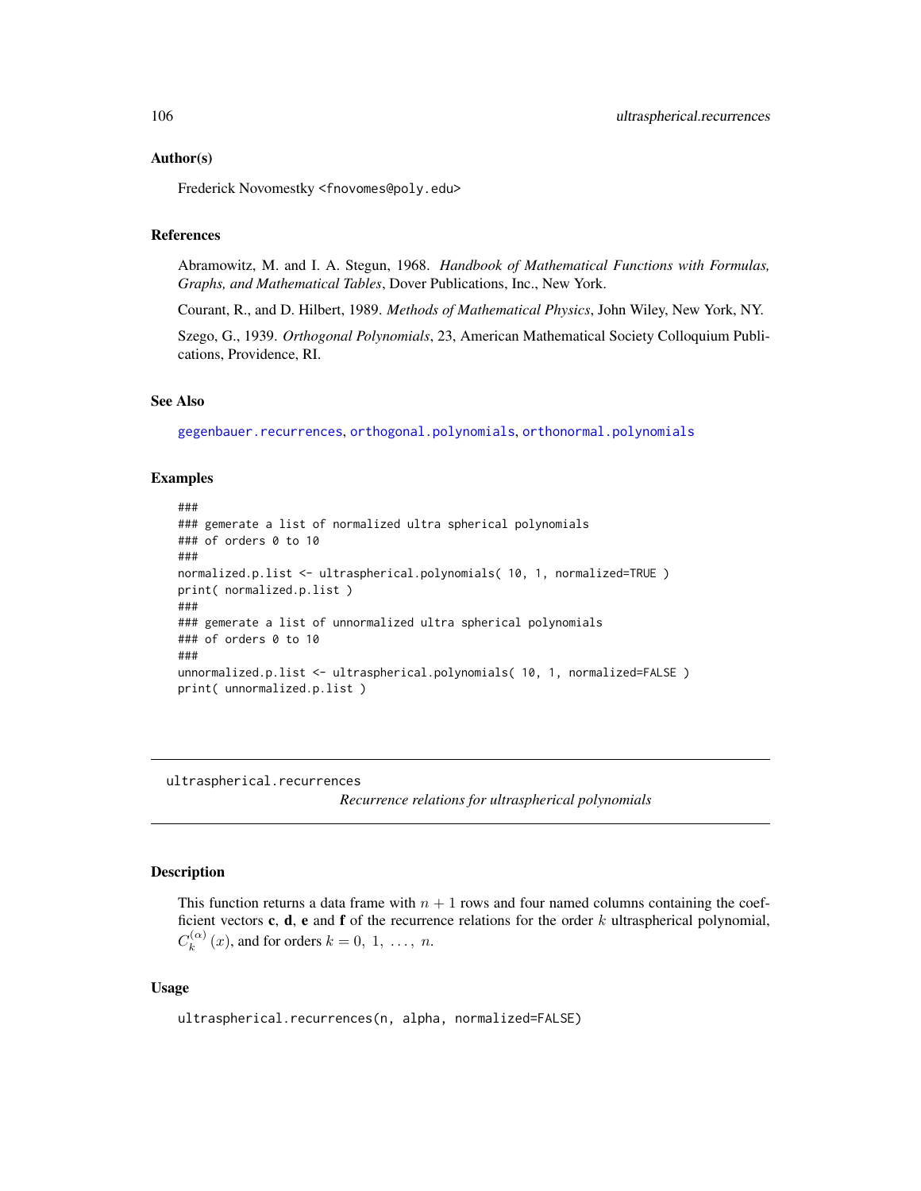### Author(s)

Frederick Novomestky <fnovomes@poly.edu>

### References

Abramowitz, M. and I. A. Stegun, 1968. *Handbook of Mathematical Functions with Formulas, Graphs, and Mathematical Tables*, Dover Publications, Inc., New York.

Courant, R., and D. Hilbert, 1989. *Methods of Mathematical Physics*, John Wiley, New York, NY.

Szego, G., 1939. *Orthogonal Polynomials*, 23, American Mathematical Society Colloquium Publications, Providence, RI.

### See Also

gegenbauer.recurrences, orthogonal.polynomials, orthonormal.polynomials

### Examples

```
###
### gemerate a list of normalized ultra spherical polynomials
### of orders 0 to 10
###
normalized.p.list <- ultraspherical.polynomials( 10, 1, normalized=TRUE )
print( normalized.p.list )
###
### gemerate a list of unnormalized ultra spherical polynomials
### of orders 0 to 10
###
unnormalized.p.list <- ultraspherical.polynomials( 10, 1, normalized=FALSE )
print( unnormalized.p.list )
```

---

## ultraspherical.recurrences — *Recurrence relations for ultraspherical polynomials*

### Description

This function returns a data frame with $n + 1$ rows and four named columns containing the coefficient vectors **c**, **d**, **e** and **f** of the recurrence relations for the order $k$ ultraspherical polynomial, $C_k^{(\alpha)}(x)$, and for orders $k = 0,\ 1,\ \ldots,\ n$.

### Usage

```
ultraspherical.recurrences(n, alpha, normalized=FALSE)
```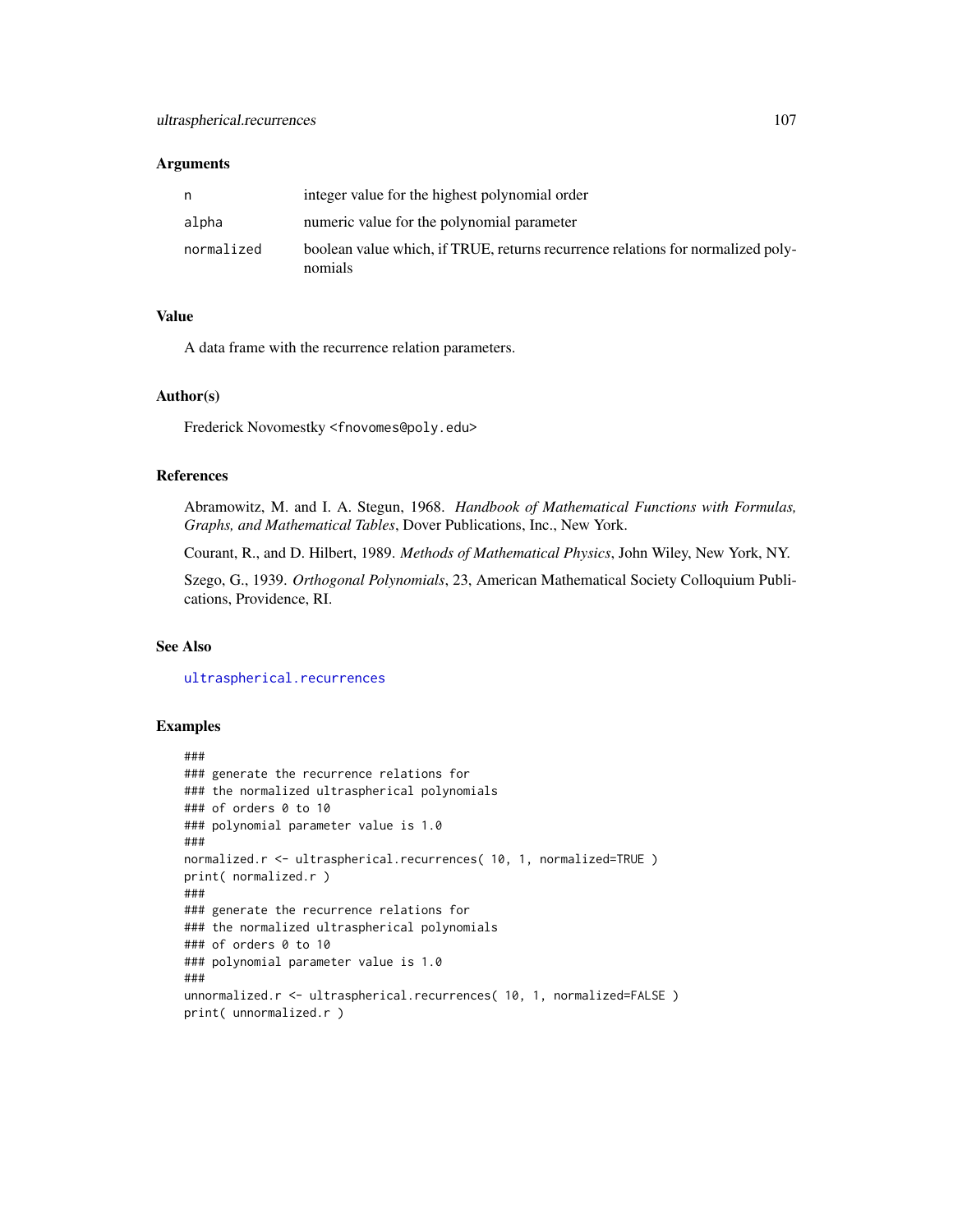## Arguments

| | |
|---|---|
| n | integer value for the highest polynomial order |
| alpha | numeric value for the polynomial parameter |
| normalized | boolean value which, if TRUE, returns recurrence relations for normalized polynomials |

## Value

A data frame with the recurrence relation parameters.

## Author(s)

Frederick Novomestky <fnovomes@poly.edu>

## References

Abramowitz, M. and I. A. Stegun, 1968. *Handbook of Mathematical Functions with Formulas, Graphs, and Mathematical Tables*, Dover Publications, Inc., New York.

Courant, R., and D. Hilbert, 1989. *Methods of Mathematical Physics*, John Wiley, New York, NY.

Szego, G., 1939. *Orthogonal Polynomials*, 23, American Mathematical Society Colloquium Publications, Providence, RI.

## See Also

ultraspherical.recurrences

## Examples

```
###
### generate the recurrence relations for
### the normalized ultraspherical polynomials
### of orders 0 to 10
### polynomial parameter value is 1.0
###
normalized.r <- ultraspherical.recurrences( 10, 1, normalized=TRUE )
print( normalized.r )
###
### generate the recurrence relations for
### the normalized ultraspherical polynomials
### of orders 0 to 10
### polynomial parameter value is 1.0
###
unnormalized.r <- ultraspherical.recurrences( 10, 1, normalized=FALSE )
print( unnormalized.r )
```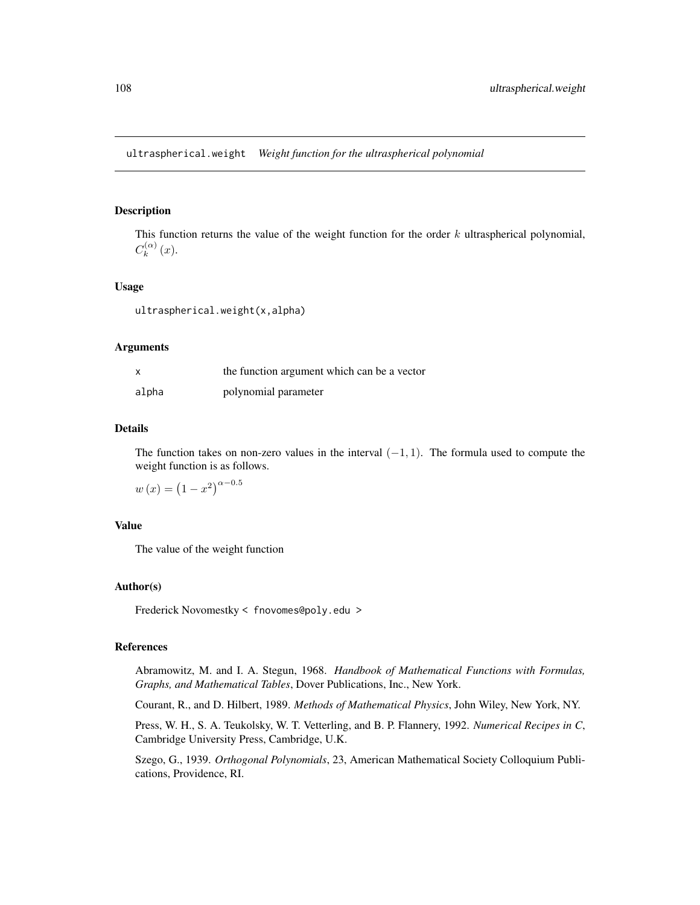# ultraspherical.weight *Weight function for the ultraspherical polynomial*

## Description

This function returns the value of the weight function for the order $k$ ultraspherical polynomial, $C_k^{(\alpha)}(x)$.

## Usage

```
ultraspherical.weight(x,alpha)
```

## Arguments

| | |
|---|---|
| x | the function argument which can be a vector |
| alpha | polynomial parameter |

## Details

The function takes on non-zero values in the interval $(-1, 1)$. The formula used to compute the weight function is as follows.

$w(x) = \left(1 - x^2\right)^{\alpha - 0.5}$

## Value

The value of the weight function

## Author(s)

Frederick Novomestky < fnovomes@poly.edu >

## References

Abramowitz, M. and I. A. Stegun, 1968. *Handbook of Mathematical Functions with Formulas, Graphs, and Mathematical Tables*, Dover Publications, Inc., New York.

Courant, R., and D. Hilbert, 1989. *Methods of Mathematical Physics*, John Wiley, New York, NY.

Press, W. H., S. A. Teukolsky, W. T. Vetterling, and B. P. Flannery, 1992. *Numerical Recipes in C*, Cambridge University Press, Cambridge, U.K.

Szego, G., 1939. *Orthogonal Polynomials*, 23, American Mathematical Society Colloquium Publications, Providence, RI.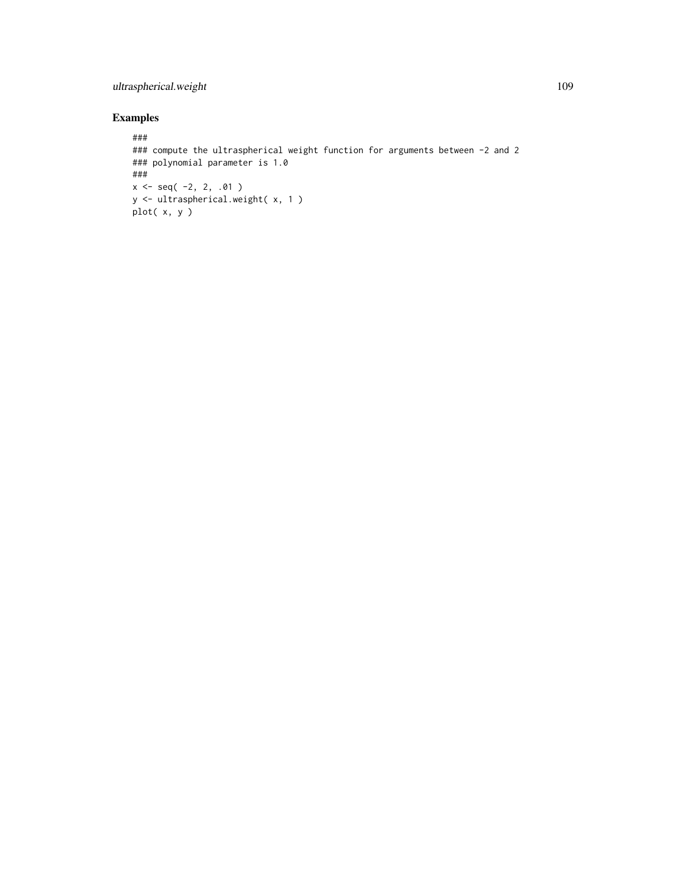## Examples

```
###
### compute the ultraspherical weight function for arguments between -2 and 2
### polynomial parameter is 1.0
###
x <- seq( -2, 2, .01 )
y <- ultraspherical.weight( x, 1 )
plot( x, y )
```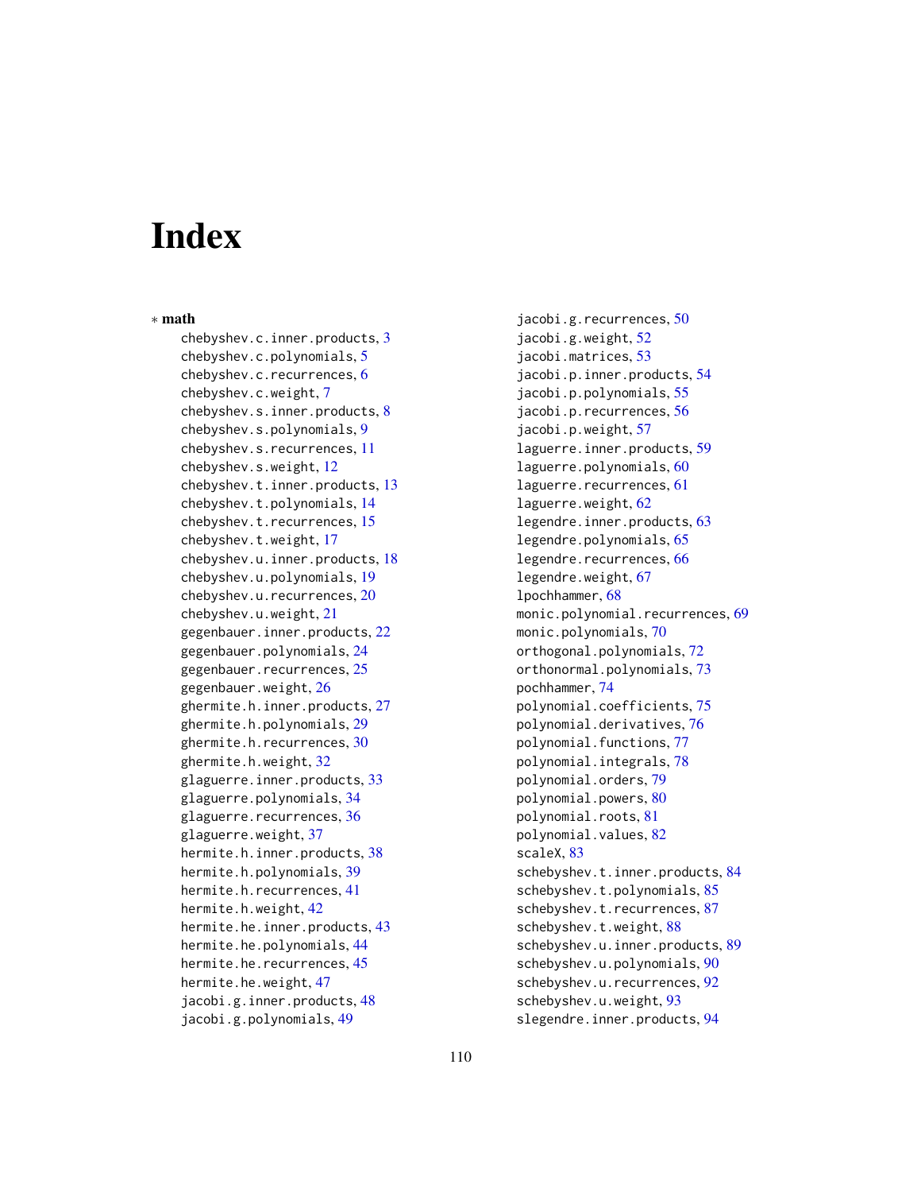# Index

∗ **math**

chebyshev.c.inner.products, 3
chebyshev.c.polynomials, 5
chebyshev.c.recurrences, 6
chebyshev.c.weight, 7
chebyshev.s.inner.products, 8
chebyshev.s.polynomials, 9
chebyshev.s.recurrences, 11
chebyshev.s.weight, 12
chebyshev.t.inner.products, 13
chebyshev.t.polynomials, 14
chebyshev.t.recurrences, 15
chebyshev.t.weight, 17
chebyshev.u.inner.products, 18
chebyshev.u.polynomials, 19
chebyshev.u.recurrences, 20
chebyshev.u.weight, 21
gegenbauer.inner.products, 22
gegenbauer.polynomials, 24
gegenbauer.recurrences, 25
gegenbauer.weight, 26
ghermite.h.inner.products, 27
ghermite.h.polynomials, 29
ghermite.h.recurrences, 30
ghermite.h.weight, 32
glaguerre.inner.products, 33
glaguerre.polynomials, 34
glaguerre.recurrences, 36
glaguerre.weight, 37
hermite.h.inner.products, 38
hermite.h.polynomials, 39
hermite.h.recurrences, 41
hermite.h.weight, 42
hermite.he.inner.products, 43
hermite.he.polynomials, 44
hermite.he.recurrences, 45
hermite.he.weight, 47
jacobi.g.inner.products, 48
jacobi.g.polynomials, 49
jacobi.g.recurrences, 50
jacobi.g.weight, 52
jacobi.matrices, 53
jacobi.p.inner.products, 54
jacobi.p.polynomials, 55
jacobi.p.recurrences, 56
jacobi.p.weight, 57
laguerre.inner.products, 59
laguerre.polynomials, 60
laguerre.recurrences, 61
laguerre.weight, 62
legendre.inner.products, 63
legendre.polynomials, 65
legendre.recurrences, 66
legendre.weight, 67
lpochhammer, 68
monic.polynomial.recurrences, 69
monic.polynomials, 70
orthogonal.polynomials, 72
orthonormal.polynomials, 73
pochhammer, 74
polynomial.coefficients, 75
polynomial.derivatives, 76
polynomial.functions, 77
polynomial.integrals, 78
polynomial.orders, 79
polynomial.powers, 80
polynomial.roots, 81
polynomial.values, 82
scaleX, 83
schebyshev.t.inner.products, 84
schebyshev.t.polynomials, 85
schebyshev.t.recurrences, 87
schebyshev.t.weight, 88
schebyshev.u.inner.products, 89
schebyshev.u.polynomials, 90
schebyshev.u.recurrences, 92
schebyshev.u.weight, 93
slegendre.inner.products, 94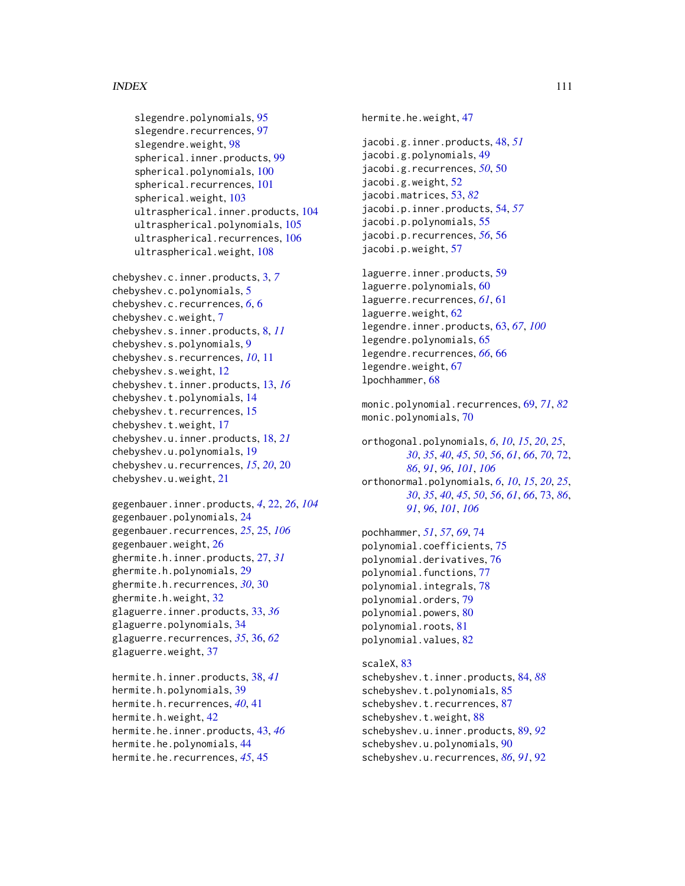slegendre.polynomials, 95
slegendre.recurrences, 97
slegendre.weight, 98
spherical.inner.products, 99
spherical.polynomials, 100
spherical.recurrences, 101
spherical.weight, 103
ultraspherical.inner.products, 104
ultraspherical.polynomials, 105
ultraspherical.recurrences, 106
ultraspherical.weight, 108

chebyshev.c.inner.products, 3, *7*
chebyshev.c.polynomials, 5
chebyshev.c.recurrences, *6*, 6
chebyshev.c.weight, 7
chebyshev.s.inner.products, 8, *11*
chebyshev.s.polynomials, 9
chebyshev.s.recurrences, *10*, 11
chebyshev.s.weight, 12
chebyshev.t.inner.products, 13, *16*
chebyshev.t.polynomials, 14
chebyshev.t.recurrences, 15
chebyshev.t.weight, 17
chebyshev.u.inner.products, 18, *21*
chebyshev.u.polynomials, 19
chebyshev.u.recurrences, *15*, *20*, 20
chebyshev.u.weight, 21

gegenbauer.inner.products, *4*, 22, *26*, *104*
gegenbauer.polynomials, 24
gegenbauer.recurrences, *25*, 25, *106*
gegenbauer.weight, 26
ghermite.h.inner.products, 27, *31*
ghermite.h.polynomials, 29
ghermite.h.recurrences, *30*, 30
ghermite.h.weight, 32
glaguerre.inner.products, 33, *36*
glaguerre.polynomials, 34
glaguerre.recurrences, *35*, 36, *62*
glaguerre.weight, 37

hermite.h.inner.products, 38, *41*
hermite.h.polynomials, 39
hermite.h.recurrences, *40*, 41
hermite.h.weight, 42
hermite.he.inner.products, 43, *46*
hermite.he.polynomials, 44
hermite.he.recurrences, *45*, 45
hermite.he.weight, 47

jacobi.g.inner.products, 48, *51*
jacobi.g.polynomials, 49
jacobi.g.recurrences, *50*, 50
jacobi.g.weight, 52
jacobi.matrices, 53, *82*
jacobi.p.inner.products, 54, *57*
jacobi.p.polynomials, 55
jacobi.p.recurrences, *56*, 56
jacobi.p.weight, 57

laguerre.inner.products, 59
laguerre.polynomials, 60
laguerre.recurrences, *61*, 61
laguerre.weight, 62
legendre.inner.products, 63, *67*, *100*
legendre.polynomials, 65
legendre.recurrences, *66*, 66
legendre.weight, 67
lpochhammer, 68

monic.polynomial.recurrences, 69, *71*, *82*
monic.polynomials, 70

orthogonal.polynomials, *6*, *10*, *15*, *20*, *25*, *30*, *35*, *40*, *45*, *50*, *56*, *61*, *66*, *70*, 72, *86*, *91*, *96*, *101*, *106*
orthonormal.polynomials, *6*, *10*, *15*, *20*, *25*, *30*, *35*, *40*, *45*, *50*, *56*, *61*, *66*, 73, *86*, *91*, *96*, *101*, *106*

pochhammer, *51*, *57*, *69*, 74
polynomial.coefficients, 75
polynomial.derivatives, 76
polynomial.functions, 77
polynomial.integrals, 78
polynomial.orders, 79
polynomial.powers, 80
polynomial.roots, 81
polynomial.values, 82

scaleX, 83
schebyshev.t.inner.products, 84, *88*
schebyshev.t.polynomials, 85
schebyshev.t.recurrences, 87
schebyshev.t.weight, 88
schebyshev.u.inner.products, 89, *92*
schebyshev.u.polynomials, 90
schebyshev.u.recurrences, *86*, *91*, 92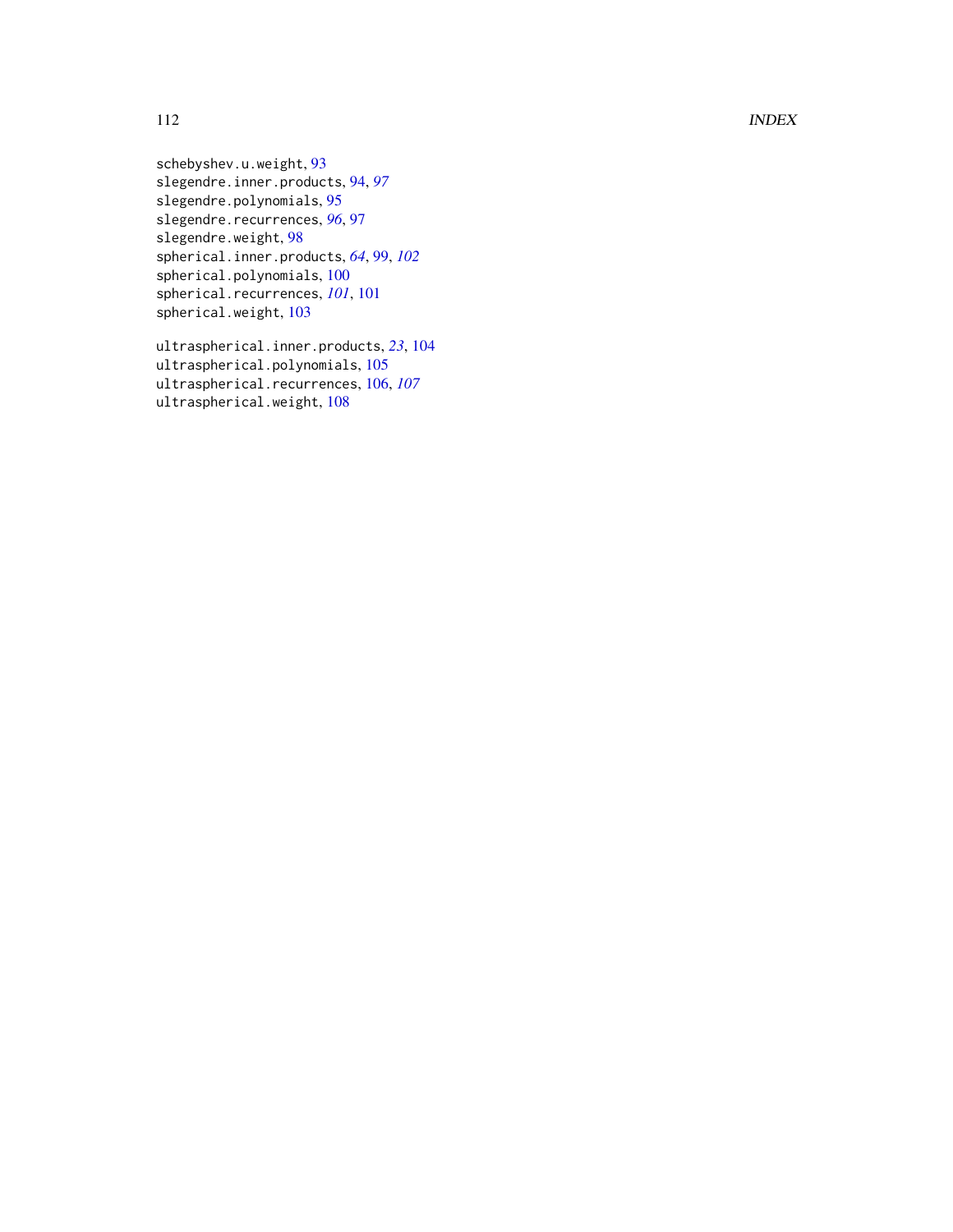schebyshev.u.weight, 93  
slegendre.inner.products, 94, *97*  
slegendre.polynomials, 95  
slegendre.recurrences, *96*, 97  
slegendre.weight, 98  
spherical.inner.products, *64*, 99, *102*  
spherical.polynomials, 100  
spherical.recurrences, *101*, 101  
spherical.weight, 103

ultraspherical.inner.products, *23*, 104  
ultraspherical.polynomials, 105  
ultraspherical.recurrences, 106, *107*  
ultraspherical.weight, 108